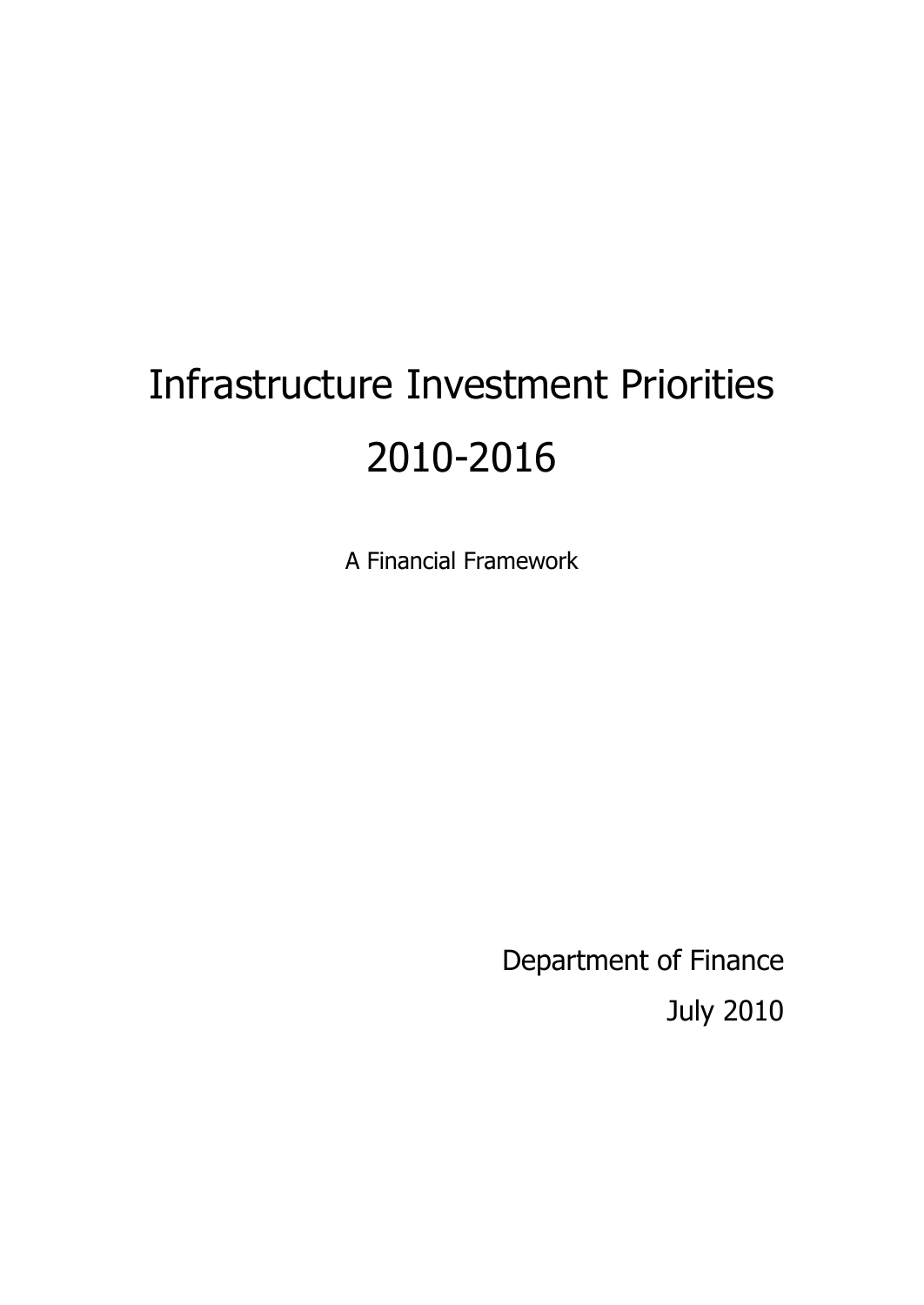# Infrastructure Investment Priorities 2010-2016

A Financial Framework

Department of Finance

July 2010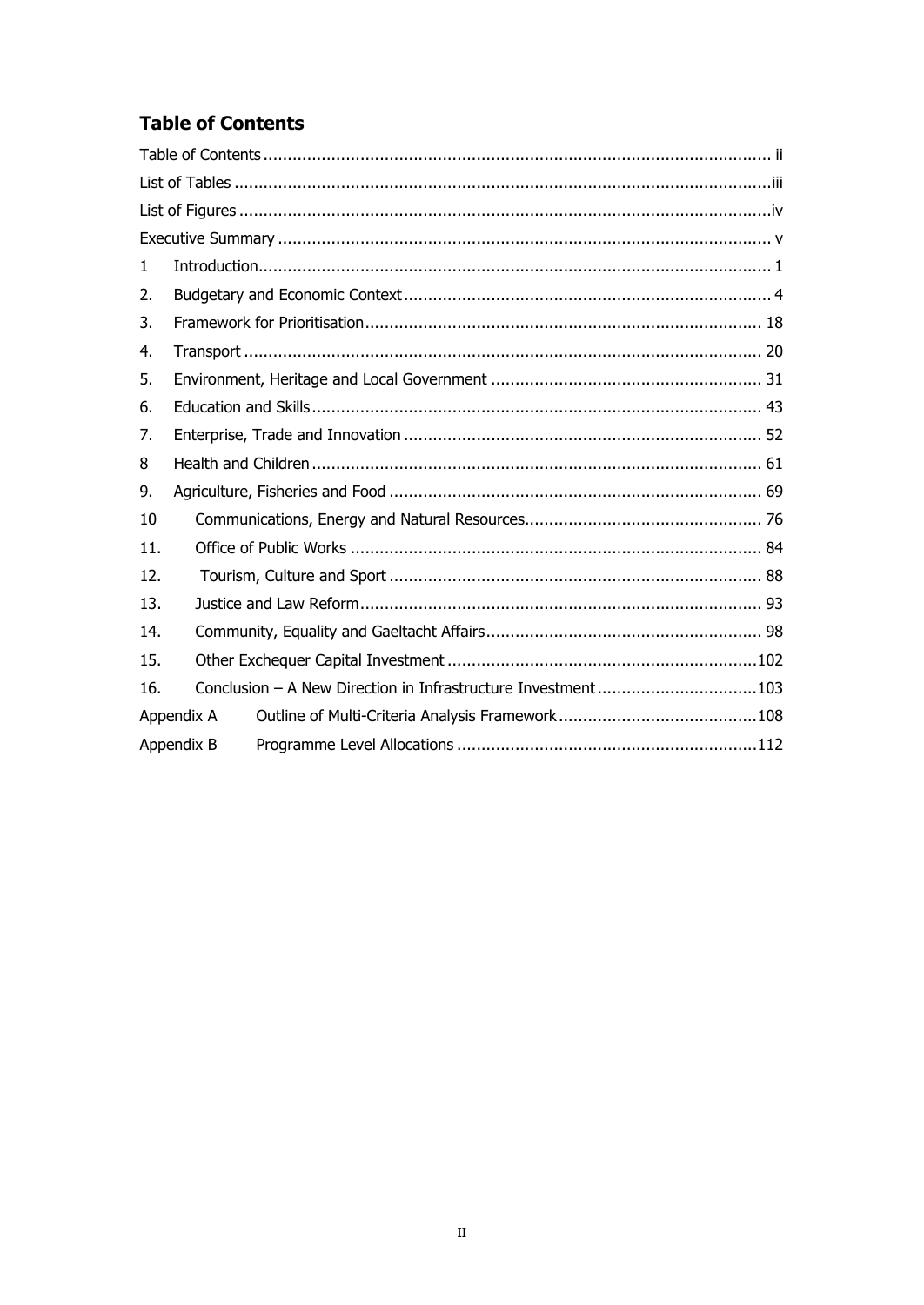## Table of Contents

| | | |
|---|---|---|
| Table of Contents | | ii |
| List of Tables | | iii |
| List of Figures | | iv |
| Executive Summary | | v |
| 1 | Introduction | 1 |
| 2. | Budgetary and Economic Context | 4 |
| 3. | Framework for Prioritisation | 18 |
| 4. | Transport | 20 |
| 5. | Environment, Heritage and Local Government | 31 |
| 6. | Education and Skills | 43 |
| 7. | Enterprise, Trade and Innovation | 52 |
| 8 | Health and Children | 61 |
| 9. | Agriculture, Fisheries and Food | 69 |
| 10 | Communications, Energy and Natural Resources | 76 |
| 11. | Office of Public Works | 84 |
| 12. | Tourism, Culture and Sport | 88 |
| 13. | Justice and Law Reform | 93 |
| 14. | Community, Equality and Gaeltacht Affairs | 98 |
| 15. | Other Exchequer Capital Investment | 102 |
| 16. | Conclusion – A New Direction in Infrastructure Investment | 103 |
| Appendix A | Outline of Multi-Criteria Analysis Framework | 108 |
| Appendix B | Programme Level Allocations | 112 |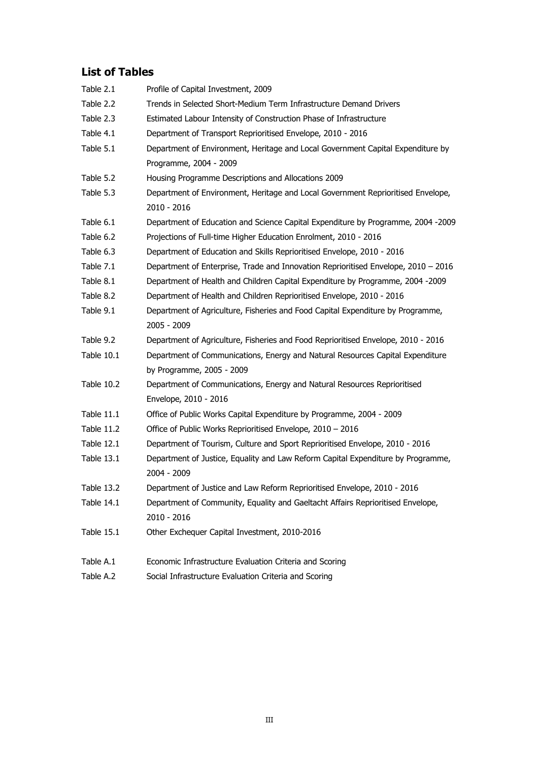## List of Tables

| | |
|---|---|
| Table 2.1 | Profile of Capital Investment, 2009 |
| Table 2.2 | Trends in Selected Short-Medium Term Infrastructure Demand Drivers |
| Table 2.3 | Estimated Labour Intensity of Construction Phase of Infrastructure |
| Table 4.1 | Department of Transport Reprioritised Envelope, 2010 - 2016 |
| Table 5.1 | Department of Environment, Heritage and Local Government Capital Expenditure by Programme, 2004 - 2009 |
| Table 5.2 | Housing Programme Descriptions and Allocations 2009 |
| Table 5.3 | Department of Environment, Heritage and Local Government Reprioritised Envelope, 2010 - 2016 |
| Table 6.1 | Department of Education and Science Capital Expenditure by Programme, 2004 -2009 |
| Table 6.2 | Projections of Full-time Higher Education Enrolment, 2010 - 2016 |
| Table 6.3 | Department of Education and Skills Reprioritised Envelope, 2010 - 2016 |
| Table 7.1 | Department of Enterprise, Trade and Innovation Reprioritised Envelope, 2010 – 2016 |
| Table 8.1 | Department of Health and Children Capital Expenditure by Programme, 2004 -2009 |
| Table 8.2 | Department of Health and Children Reprioritised Envelope, 2010 - 2016 |
| Table 9.1 | Department of Agriculture, Fisheries and Food Capital Expenditure by Programme, 2005 - 2009 |
| Table 9.2 | Department of Agriculture, Fisheries and Food Reprioritised Envelope, 2010 - 2016 |
| Table 10.1 | Department of Communications, Energy and Natural Resources Capital Expenditure by Programme, 2005 - 2009 |
| Table 10.2 | Department of Communications, Energy and Natural Resources Reprioritised Envelope, 2010 - 2016 |
| Table 11.1 | Office of Public Works Capital Expenditure by Programme, 2004 - 2009 |
| Table 11.2 | Office of Public Works Reprioritised Envelope, 2010 – 2016 |
| Table 12.1 | Department of Tourism, Culture and Sport Reprioritised Envelope, 2010 - 2016 |
| Table 13.1 | Department of Justice, Equality and Law Reform Capital Expenditure by Programme, 2004 - 2009 |
| Table 13.2 | Department of Justice and Law Reform Reprioritised Envelope, 2010 - 2016 |
| Table 14.1 | Department of Community, Equality and Gaeltacht Affairs Reprioritised Envelope, 2010 - 2016 |
| Table 15.1 | Other Exchequer Capital Investment, 2010-2016 |
| Table A.1 | Economic Infrastructure Evaluation Criteria and Scoring |
| Table A.2 | Social Infrastructure Evaluation Criteria and Scoring |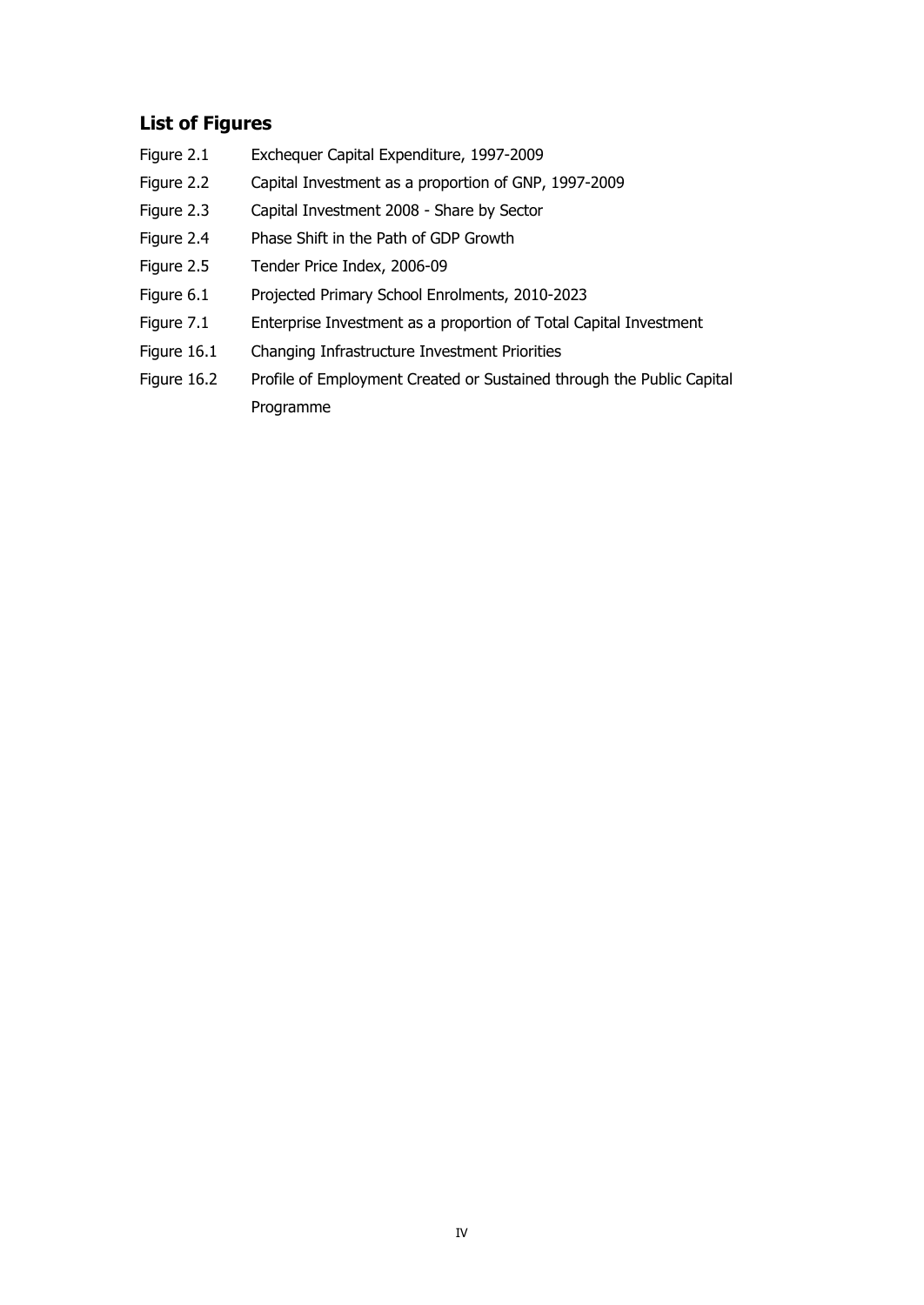## List of Figures

| | |
|---|---|
| Figure 2.1 | Exchequer Capital Expenditure, 1997-2009 |
| Figure 2.2 | Capital Investment as a proportion of GNP, 1997-2009 |
| Figure 2.3 | Capital Investment 2008 - Share by Sector |
| Figure 2.4 | Phase Shift in the Path of GDP Growth |
| Figure 2.5 | Tender Price Index, 2006-09 |
| Figure 6.1 | Projected Primary School Enrolments, 2010-2023 |
| Figure 7.1 | Enterprise Investment as a proportion of Total Capital Investment |
| Figure 16.1 | Changing Infrastructure Investment Priorities |
| Figure 16.2 | Profile of Employment Created or Sustained through the Public Capital Programme |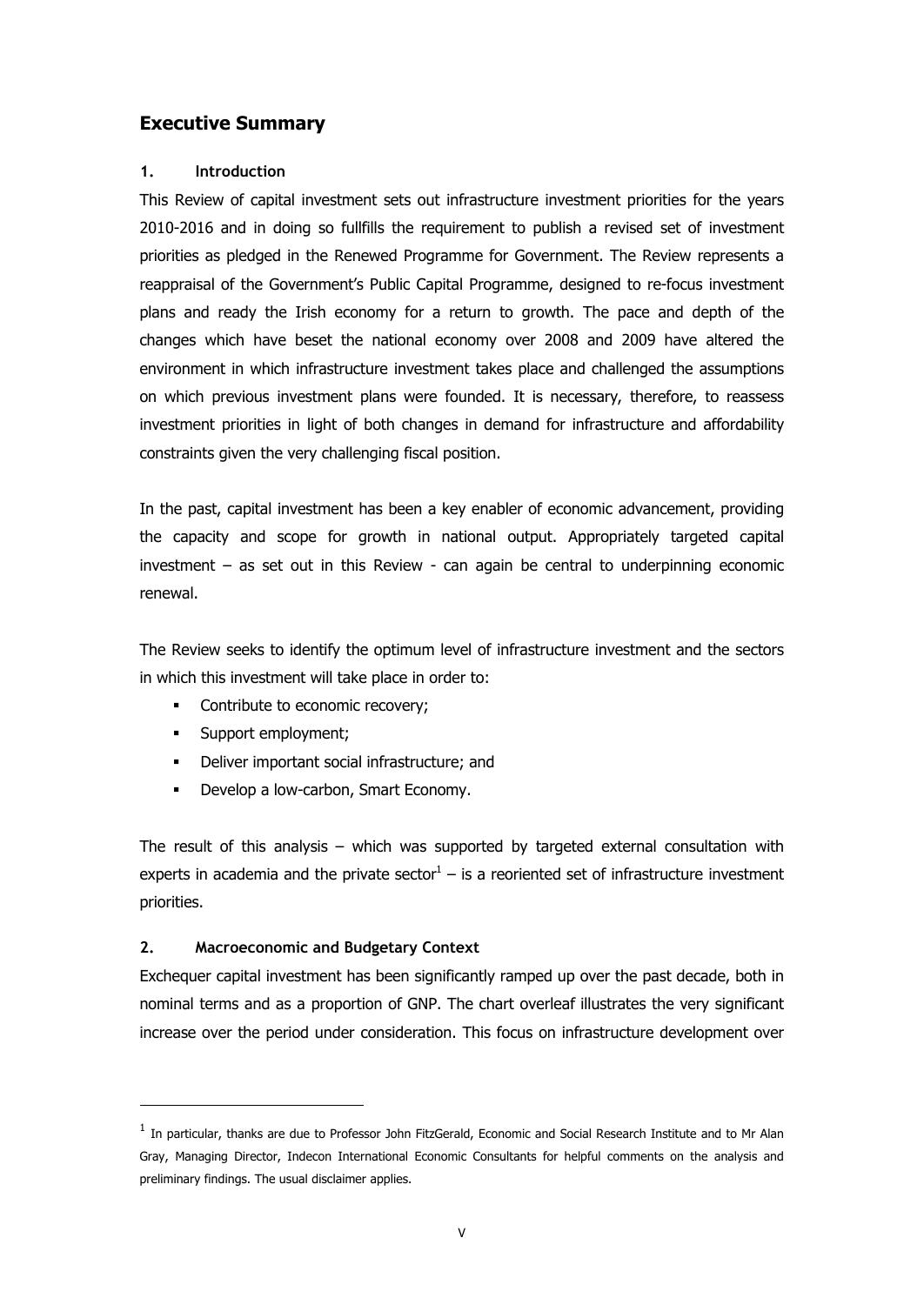## Executive Summary

### 1. Introduction

This Review of capital investment sets out infrastructure investment priorities for the years 2010-2016 and in doing so fullfills the requirement to publish a revised set of investment priorities as pledged in the Renewed Programme for Government. The Review represents a reappraisal of the Government's Public Capital Programme, designed to re-focus investment plans and ready the Irish economy for a return to growth. The pace and depth of the changes which have beset the national economy over 2008 and 2009 have altered the environment in which infrastructure investment takes place and challenged the assumptions on which previous investment plans were founded. It is necessary, therefore, to reassess investment priorities in light of both changes in demand for infrastructure and affordability constraints given the very challenging fiscal position.

In the past, capital investment has been a key enabler of economic advancement, providing the capacity and scope for growth in national output. Appropriately targeted capital investment – as set out in this Review - can again be central to underpinning economic renewal.

The Review seeks to identify the optimum level of infrastructure investment and the sectors in which this investment will take place in order to:

- Contribute to economic recovery;
- Support employment;
- Deliver important social infrastructure; and
- Develop a low-carbon, Smart Economy.

The result of this analysis – which was supported by targeted external consultation with experts in academia and the private sector[1] – is a reoriented set of infrastructure investment priorities.

### 2. Macroeconomic and Budgetary Context

Exchequer capital investment has been significantly ramped up over the past decade, both in nominal terms and as a proportion of GNP. The chart overleaf illustrates the very significant increase over the period under consideration. This focus on infrastructure development over

---

[1] In particular, thanks are due to Professor John FitzGerald, Economic and Social Research Institute and to Mr Alan Gray, Managing Director, Indecon International Economic Consultants for helpful comments on the analysis and preliminary findings. The usual disclaimer applies.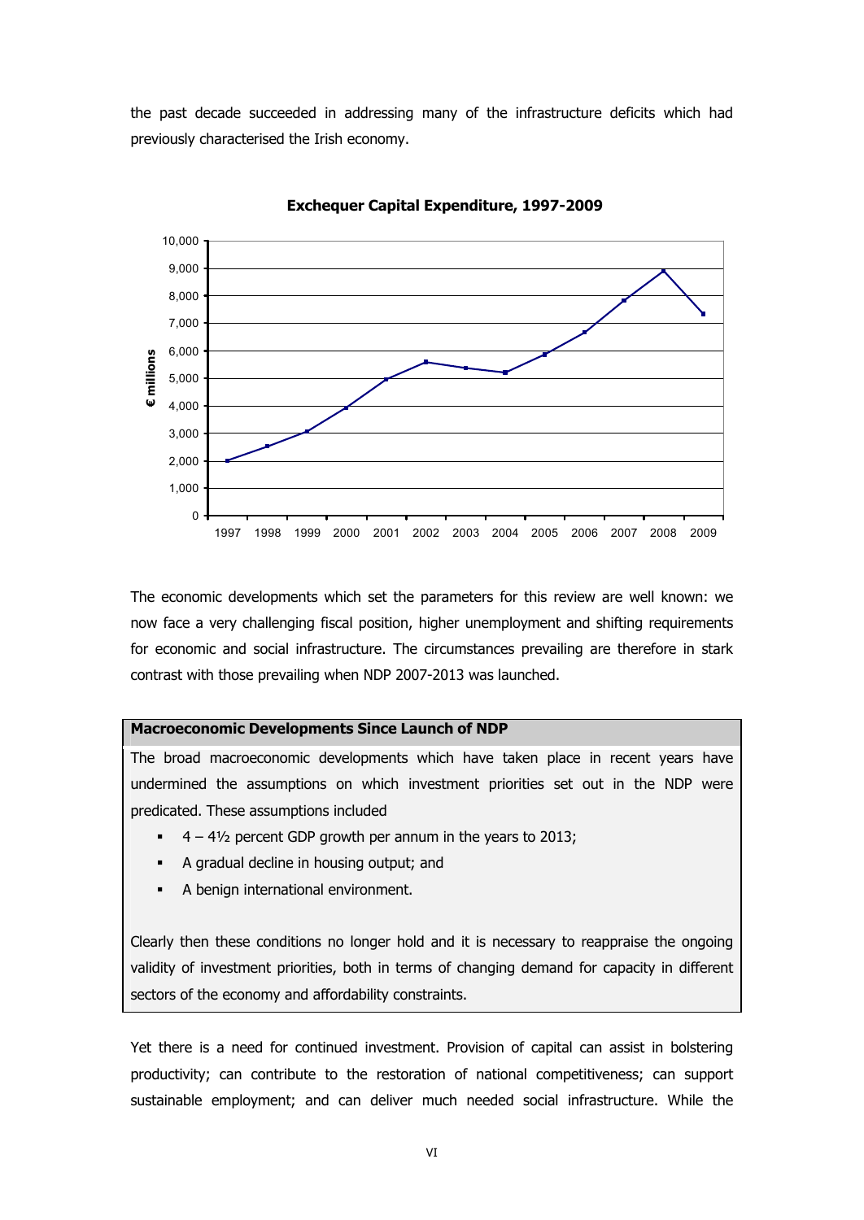the past decade succeeded in addressing many of the infrastructure deficits which had previously characterised the Irish economy.

**Exchequer Capital Expenditure, 1997-2009**

The economic developments which set the parameters for this review are well known: we now face a very challenging fiscal position, higher unemployment and shifting requirements for economic and social infrastructure. The circumstances prevailing are therefore in stark contrast with those prevailing when NDP 2007-2013 was launched.

**Macroeconomic Developments Since Launch of NDP**

The broad macroeconomic developments which have taken place in recent years have undermined the assumptions on which investment priorities set out in the NDP were predicated. These assumptions included

- 4 – 4½ percent GDP growth per annum in the years to 2013;
- A gradual decline in housing output; and
- A benign international environment.

Clearly then these conditions no longer hold and it is necessary to reappraise the ongoing validity of investment priorities, both in terms of changing demand for capacity in different sectors of the economy and affordability constraints.

Yet there is a need for continued investment. Provision of capital can assist in bolstering productivity; can contribute to the restoration of national competitiveness; can support sustainable employment; and can deliver much needed social infrastructure. While the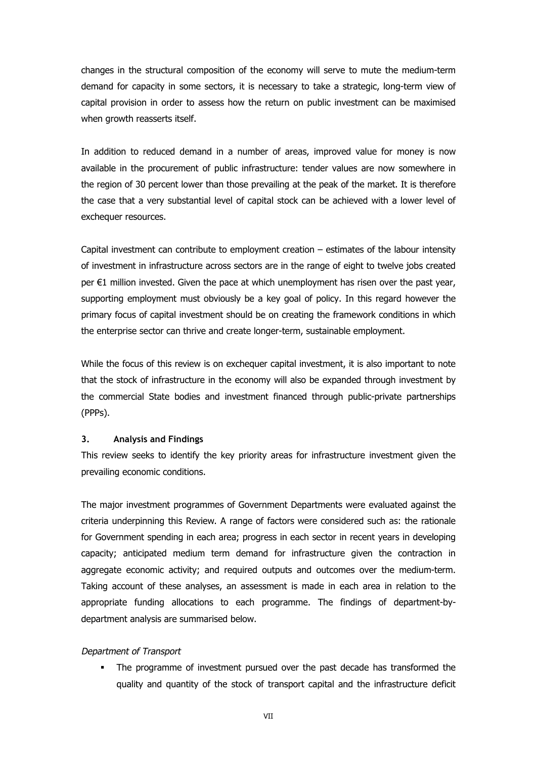changes in the structural composition of the economy will serve to mute the medium-term demand for capacity in some sectors, it is necessary to take a strategic, long-term view of capital provision in order to assess how the return on public investment can be maximised when growth reasserts itself.

In addition to reduced demand in a number of areas, improved value for money is now available in the procurement of public infrastructure: tender values are now somewhere in the region of 30 percent lower than those prevailing at the peak of the market. It is therefore the case that a very substantial level of capital stock can be achieved with a lower level of exchequer resources.

Capital investment can contribute to employment creation – estimates of the labour intensity of investment in infrastructure across sectors are in the range of eight to twelve jobs created per €1 million invested. Given the pace at which unemployment has risen over the past year, supporting employment must obviously be a key goal of policy. In this regard however the primary focus of capital investment should be on creating the framework conditions in which the enterprise sector can thrive and create longer-term, sustainable employment.

While the focus of this review is on exchequer capital investment, it is also important to note that the stock of infrastructure in the economy will also be expanded through investment by the commercial State bodies and investment financed through public-private partnerships (PPPs).

### 3. Analysis and Findings

This review seeks to identify the key priority areas for infrastructure investment given the prevailing economic conditions.

The major investment programmes of Government Departments were evaluated against the criteria underpinning this Review. A range of factors were considered such as: the rationale for Government spending in each area; progress in each sector in recent years in developing capacity; anticipated medium term demand for infrastructure given the contraction in aggregate economic activity; and required outputs and outcomes over the medium-term. Taking account of these analyses, an assessment is made in each area in relation to the appropriate funding allocations to each programme. The findings of department-by-department analysis are summarised below.

*Department of Transport*

- The programme of investment pursued over the past decade has transformed the quality and quantity of the stock of transport capital and the infrastructure deficit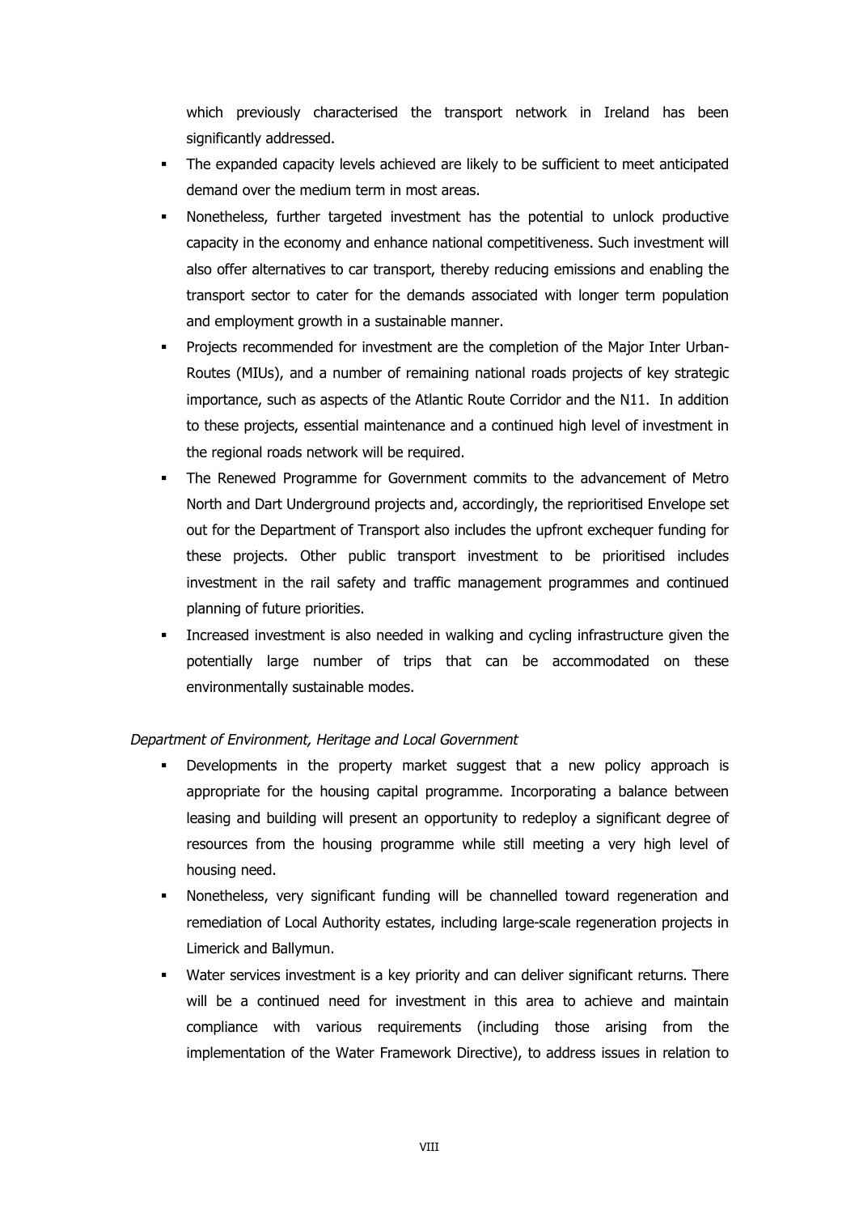which previously characterised the transport network in Ireland has been significantly addressed.

- The expanded capacity levels achieved are likely to be sufficient to meet anticipated demand over the medium term in most areas.
- Nonetheless, further targeted investment has the potential to unlock productive capacity in the economy and enhance national competitiveness. Such investment will also offer alternatives to car transport, thereby reducing emissions and enabling the transport sector to cater for the demands associated with longer term population and employment growth in a sustainable manner.
- Projects recommended for investment are the completion of the Major Inter Urban-Routes (MIUs), and a number of remaining national roads projects of key strategic importance, such as aspects of the Atlantic Route Corridor and the N11. In addition to these projects, essential maintenance and a continued high level of investment in the regional roads network will be required.
- The Renewed Programme for Government commits to the advancement of Metro North and Dart Underground projects and, accordingly, the reprioritised Envelope set out for the Department of Transport also includes the upfront exchequer funding for these projects. Other public transport investment to be prioritised includes investment in the rail safety and traffic management programmes and continued planning of future priorities.
- Increased investment is also needed in walking and cycling infrastructure given the potentially large number of trips that can be accommodated on these environmentally sustainable modes.

*Department of Environment, Heritage and Local Government*

- Developments in the property market suggest that a new policy approach is appropriate for the housing capital programme. Incorporating a balance between leasing and building will present an opportunity to redeploy a significant degree of resources from the housing programme while still meeting a very high level of housing need.
- Nonetheless, very significant funding will be channelled toward regeneration and remediation of Local Authority estates, including large-scale regeneration projects in Limerick and Ballymun.
- Water services investment is a key priority and can deliver significant returns. There will be a continued need for investment in this area to achieve and maintain compliance with various requirements (including those arising from the implementation of the Water Framework Directive), to address issues in relation to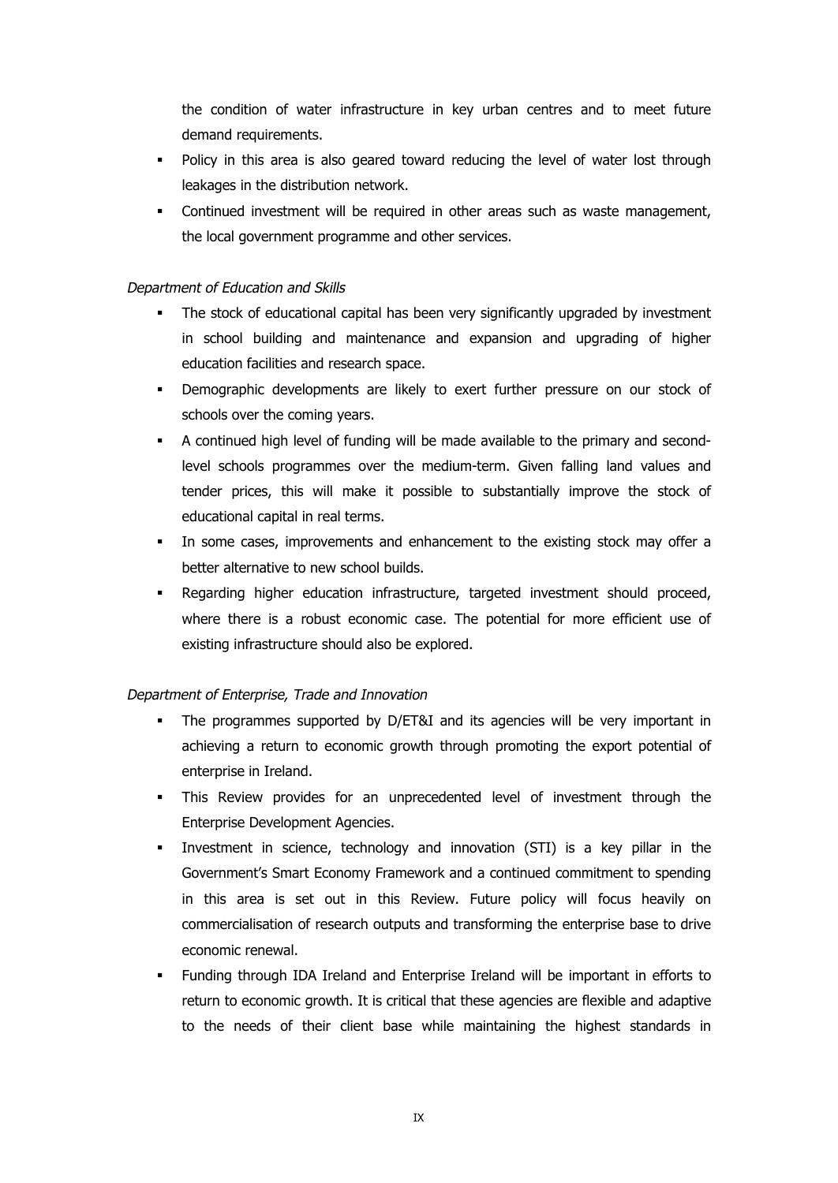the condition of water infrastructure in key urban centres and to meet future demand requirements.

- Policy in this area is also geared toward reducing the level of water lost through leakages in the distribution network.
- Continued investment will be required in other areas such as waste management, the local government programme and other services.

*Department of Education and Skills*

- The stock of educational capital has been very significantly upgraded by investment in school building and maintenance and expansion and upgrading of higher education facilities and research space.
- Demographic developments are likely to exert further pressure on our stock of schools over the coming years.
- A continued high level of funding will be made available to the primary and second-level schools programmes over the medium-term. Given falling land values and tender prices, this will make it possible to substantially improve the stock of educational capital in real terms.
- In some cases, improvements and enhancement to the existing stock may offer a better alternative to new school builds.
- Regarding higher education infrastructure, targeted investment should proceed, where there is a robust economic case. The potential for more efficient use of existing infrastructure should also be explored.

*Department of Enterprise, Trade and Innovation*

- The programmes supported by D/ET&I and its agencies will be very important in achieving a return to economic growth through promoting the export potential of enterprise in Ireland.
- This Review provides for an unprecedented level of investment through the Enterprise Development Agencies.
- Investment in science, technology and innovation (STI) is a key pillar in the Government's Smart Economy Framework and a continued commitment to spending in this area is set out in this Review. Future policy will focus heavily on commercialisation of research outputs and transforming the enterprise base to drive economic renewal.
- Funding through IDA Ireland and Enterprise Ireland will be important in efforts to return to economic growth. It is critical that these agencies are flexible and adaptive to the needs of their client base while maintaining the highest standards in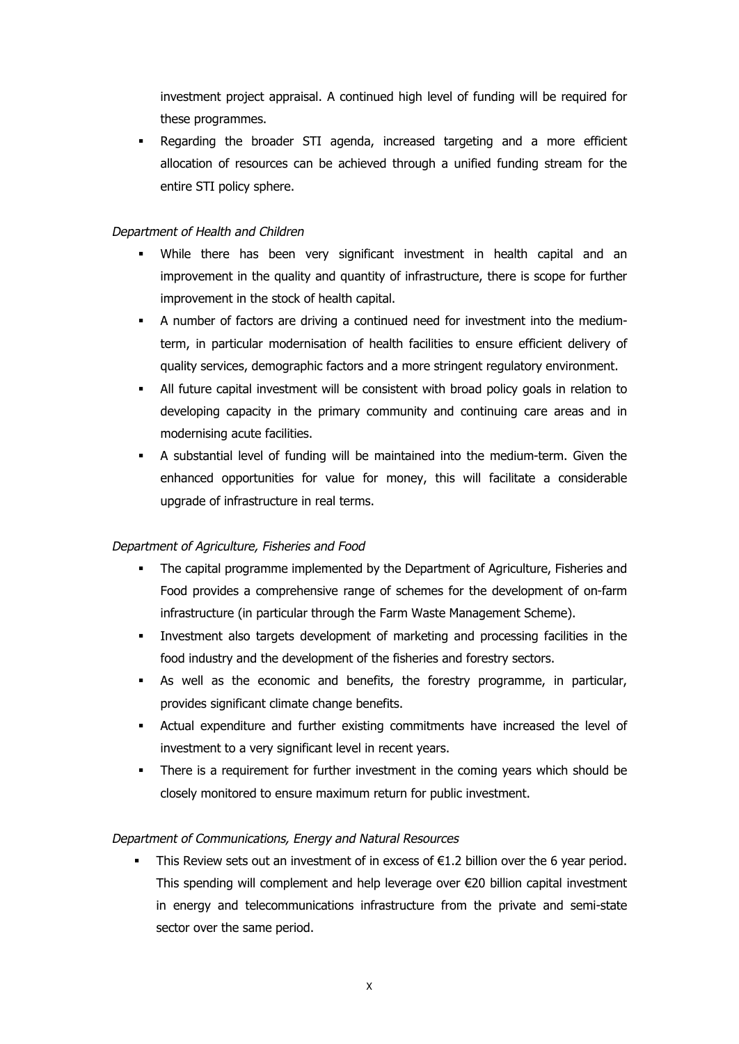investment project appraisal. A continued high level of funding will be required for these programmes.

- Regarding the broader STI agenda, increased targeting and a more efficient allocation of resources can be achieved through a unified funding stream for the entire STI policy sphere.

*Department of Health and Children*

- While there has been very significant investment in health capital and an improvement in the quality and quantity of infrastructure, there is scope for further improvement in the stock of health capital.
- A number of factors are driving a continued need for investment into the medium-term, in particular modernisation of health facilities to ensure efficient delivery of quality services, demographic factors and a more stringent regulatory environment.
- All future capital investment will be consistent with broad policy goals in relation to developing capacity in the primary community and continuing care areas and in modernising acute facilities.
- A substantial level of funding will be maintained into the medium-term. Given the enhanced opportunities for value for money, this will facilitate a considerable upgrade of infrastructure in real terms.

*Department of Agriculture, Fisheries and Food*

- The capital programme implemented by the Department of Agriculture, Fisheries and Food provides a comprehensive range of schemes for the development of on-farm infrastructure (in particular through the Farm Waste Management Scheme).
- Investment also targets development of marketing and processing facilities in the food industry and the development of the fisheries and forestry sectors.
- As well as the economic and benefits, the forestry programme, in particular, provides significant climate change benefits.
- Actual expenditure and further existing commitments have increased the level of investment to a very significant level in recent years.
- There is a requirement for further investment in the coming years which should be closely monitored to ensure maximum return for public investment.

*Department of Communications, Energy and Natural Resources*

- This Review sets out an investment of in excess of €1.2 billion over the 6 year period. This spending will complement and help leverage over €20 billion capital investment in energy and telecommunications infrastructure from the private and semi-state sector over the same period.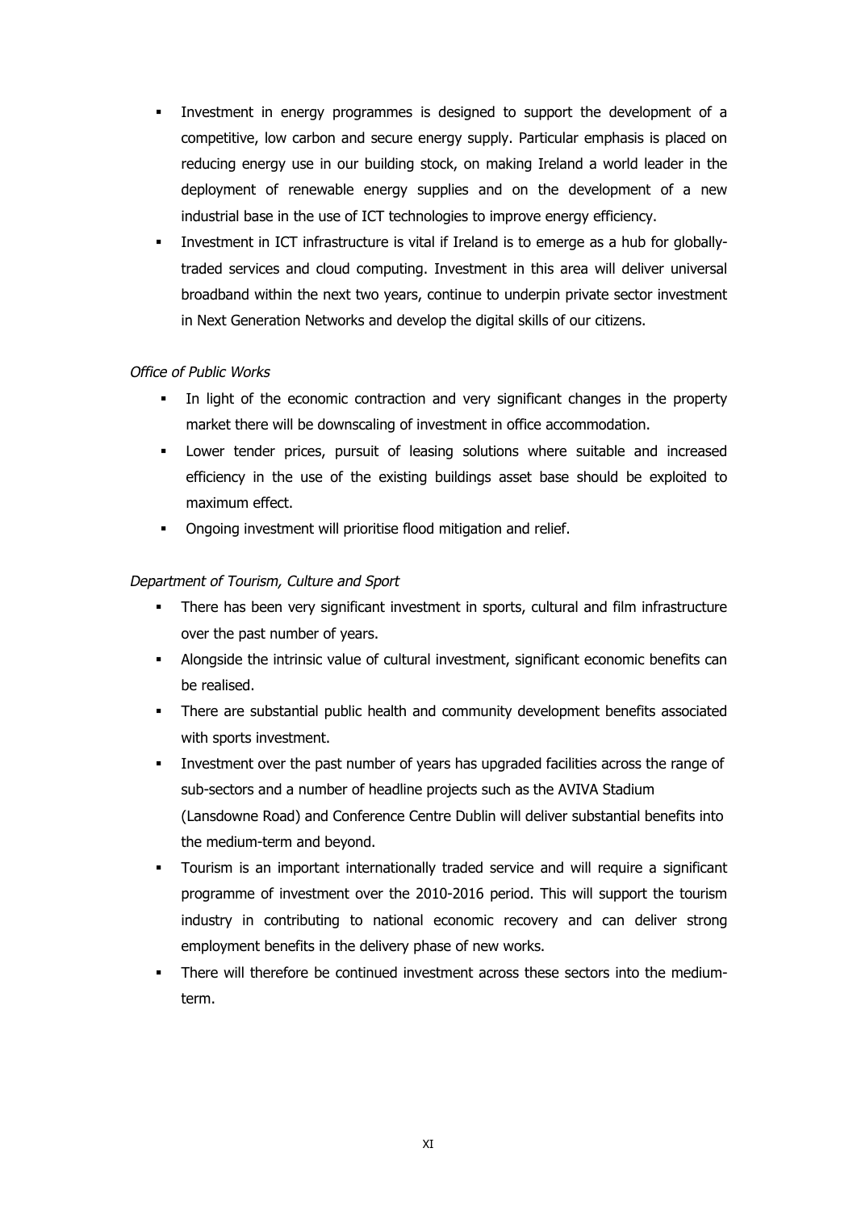- Investment in energy programmes is designed to support the development of a competitive, low carbon and secure energy supply. Particular emphasis is placed on reducing energy use in our building stock, on making Ireland a world leader in the deployment of renewable energy supplies and on the development of a new industrial base in the use of ICT technologies to improve energy efficiency.
- Investment in ICT infrastructure is vital if Ireland is to emerge as a hub for globally-traded services and cloud computing. Investment in this area will deliver universal broadband within the next two years, continue to underpin private sector investment in Next Generation Networks and develop the digital skills of our citizens.

*Office of Public Works*

- In light of the economic contraction and very significant changes in the property market there will be downscaling of investment in office accommodation.
- Lower tender prices, pursuit of leasing solutions where suitable and increased efficiency in the use of the existing buildings asset base should be exploited to maximum effect.
- Ongoing investment will prioritise flood mitigation and relief.

*Department of Tourism, Culture and Sport*

- There has been very significant investment in sports, cultural and film infrastructure over the past number of years.
- Alongside the intrinsic value of cultural investment, significant economic benefits can be realised.
- There are substantial public health and community development benefits associated with sports investment.
- Investment over the past number of years has upgraded facilities across the range of sub-sectors and a number of headline projects such as the AVIVA Stadium (Lansdowne Road) and Conference Centre Dublin will deliver substantial benefits into the medium-term and beyond.
- Tourism is an important internationally traded service and will require a significant programme of investment over the 2010-2016 period. This will support the tourism industry in contributing to national economic recovery and can deliver strong employment benefits in the delivery phase of new works.
- There will therefore be continued investment across these sectors into the medium-term.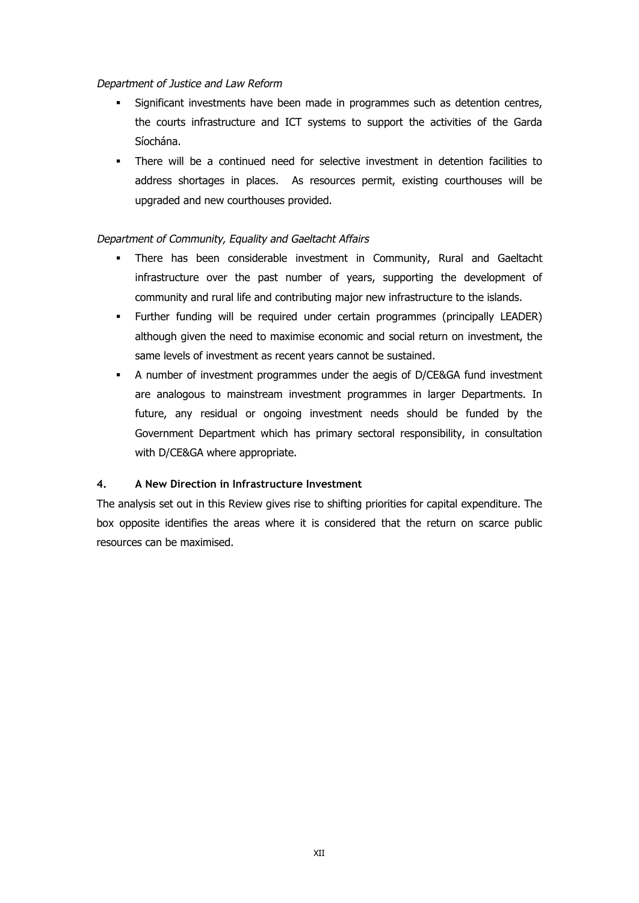*Department of Justice and Law Reform*

- Significant investments have been made in programmes such as detention centres, the courts infrastructure and ICT systems to support the activities of the Garda Síochána.
- There will be a continued need for selective investment in detention facilities to address shortages in places. As resources permit, existing courthouses will be upgraded and new courthouses provided.

*Department of Community, Equality and Gaeltacht Affairs*

- There has been considerable investment in Community, Rural and Gaeltacht infrastructure over the past number of years, supporting the development of community and rural life and contributing major new infrastructure to the islands.
- Further funding will be required under certain programmes (principally LEADER) although given the need to maximise economic and social return on investment, the same levels of investment as recent years cannot be sustained.
- A number of investment programmes under the aegis of D/CE&GA fund investment are analogous to mainstream investment programmes in larger Departments. In future, any residual or ongoing investment needs should be funded by the Government Department which has primary sectoral responsibility, in consultation with D/CE&GA where appropriate.

### 4. A New Direction in Infrastructure Investment

The analysis set out in this Review gives rise to shifting priorities for capital expenditure. The box opposite identifies the areas where it is considered that the return on scarce public resources can be maximised.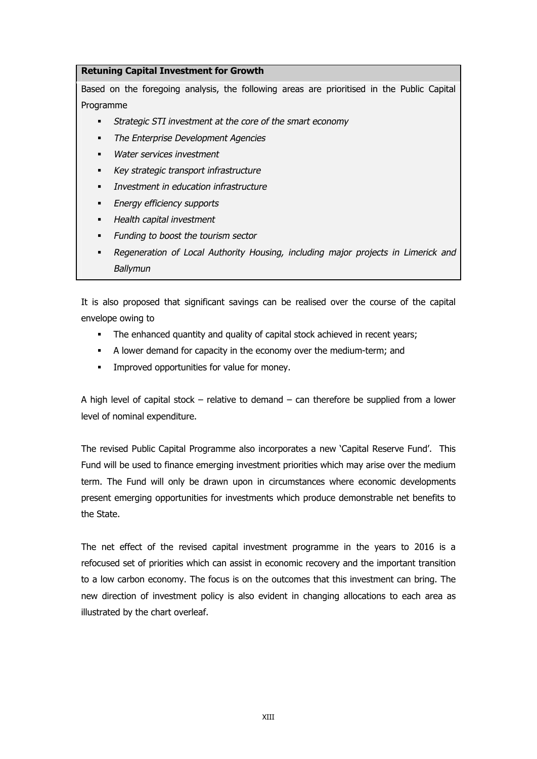**Retuning Capital Investment for Growth**

Based on the foregoing analysis, the following areas are prioritised in the Public Capital Programme

- *Strategic STI investment at the core of the smart economy*
- *The Enterprise Development Agencies*
- *Water services investment*
- *Key strategic transport infrastructure*
- *Investment in education infrastructure*
- *Energy efficiency supports*
- *Health capital investment*
- *Funding to boost the tourism sector*
- *Regeneration of Local Authority Housing, including major projects in Limerick and Ballymun*

It is also proposed that significant savings can be realised over the course of the capital envelope owing to

- The enhanced quantity and quality of capital stock achieved in recent years;
- A lower demand for capacity in the economy over the medium-term; and
- Improved opportunities for value for money.

A high level of capital stock – relative to demand – can therefore be supplied from a lower level of nominal expenditure.

The revised Public Capital Programme also incorporates a new 'Capital Reserve Fund'. This Fund will be used to finance emerging investment priorities which may arise over the medium term. The Fund will only be drawn upon in circumstances where economic developments present emerging opportunities for investments which produce demonstrable net benefits to the State.

The net effect of the revised capital investment programme in the years to 2016 is a refocused set of priorities which can assist in economic recovery and the important transition to a low carbon economy. The focus is on the outcomes that this investment can bring. The new direction of investment policy is also evident in changing allocations to each area as illustrated by the chart overleaf.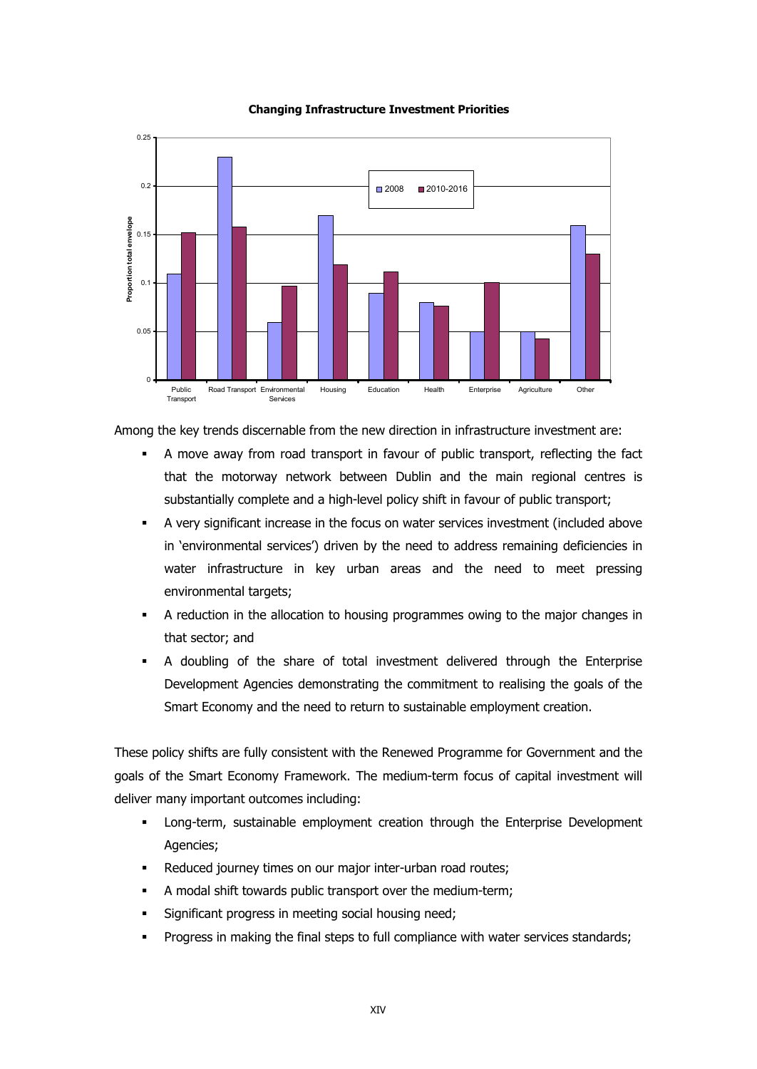**Changing Infrastructure Investment Priorities**

Among the key trends discernable from the new direction in infrastructure investment are:

- A move away from road transport in favour of public transport, reflecting the fact that the motorway network between Dublin and the main regional centres is substantially complete and a high-level policy shift in favour of public transport;
- A very significant increase in the focus on water services investment (included above in 'environmental services') driven by the need to address remaining deficiencies in water infrastructure in key urban areas and the need to meet pressing environmental targets;
- A reduction in the allocation to housing programmes owing to the major changes in that sector; and
- A doubling of the share of total investment delivered through the Enterprise Development Agencies demonstrating the commitment to realising the goals of the Smart Economy and the need to return to sustainable employment creation.

These policy shifts are fully consistent with the Renewed Programme for Government and the goals of the Smart Economy Framework. The medium-term focus of capital investment will deliver many important outcomes including:

- Long-term, sustainable employment creation through the Enterprise Development Agencies;
- Reduced journey times on our major inter-urban road routes;
- A modal shift towards public transport over the medium-term;
- Significant progress in meeting social housing need;
- Progress in making the final steps to full compliance with water services standards;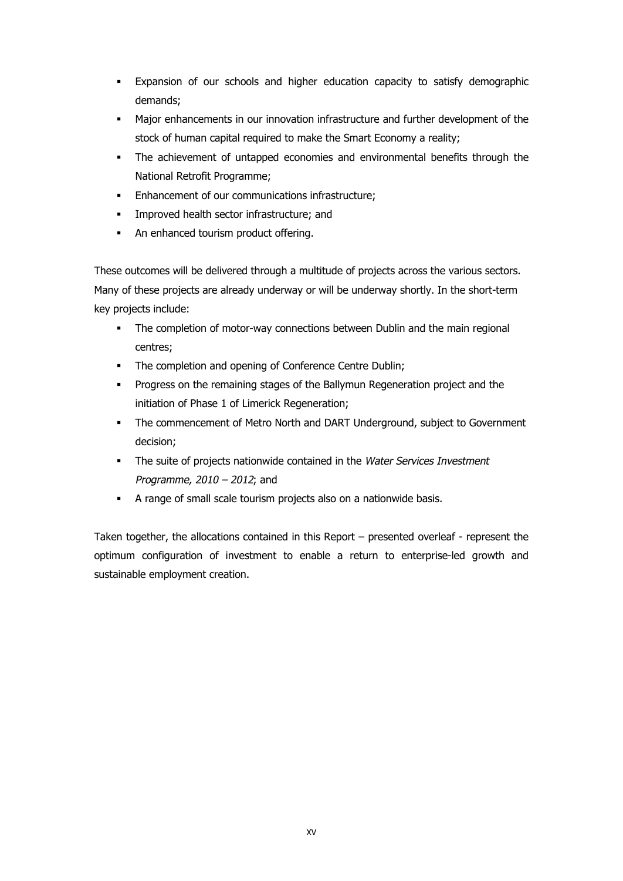- Expansion of our schools and higher education capacity to satisfy demographic demands;
- Major enhancements in our innovation infrastructure and further development of the stock of human capital required to make the Smart Economy a reality;
- The achievement of untapped economies and environmental benefits through the National Retrofit Programme;
- Enhancement of our communications infrastructure;
- Improved health sector infrastructure; and
- An enhanced tourism product offering.

These outcomes will be delivered through a multitude of projects across the various sectors. Many of these projects are already underway or will be underway shortly. In the short-term key projects include:

- The completion of motor-way connections between Dublin and the main regional centres;
- The completion and opening of Conference Centre Dublin;
- Progress on the remaining stages of the Ballymun Regeneration project and the initiation of Phase 1 of Limerick Regeneration;
- The commencement of Metro North and DART Underground, subject to Government decision;
- The suite of projects nationwide contained in the *Water Services Investment Programme, 2010 – 2012*; and
- A range of small scale tourism projects also on a nationwide basis.

Taken together, the allocations contained in this Report – presented overleaf - represent the optimum configuration of investment to enable a return to enterprise-led growth and sustainable employment creation.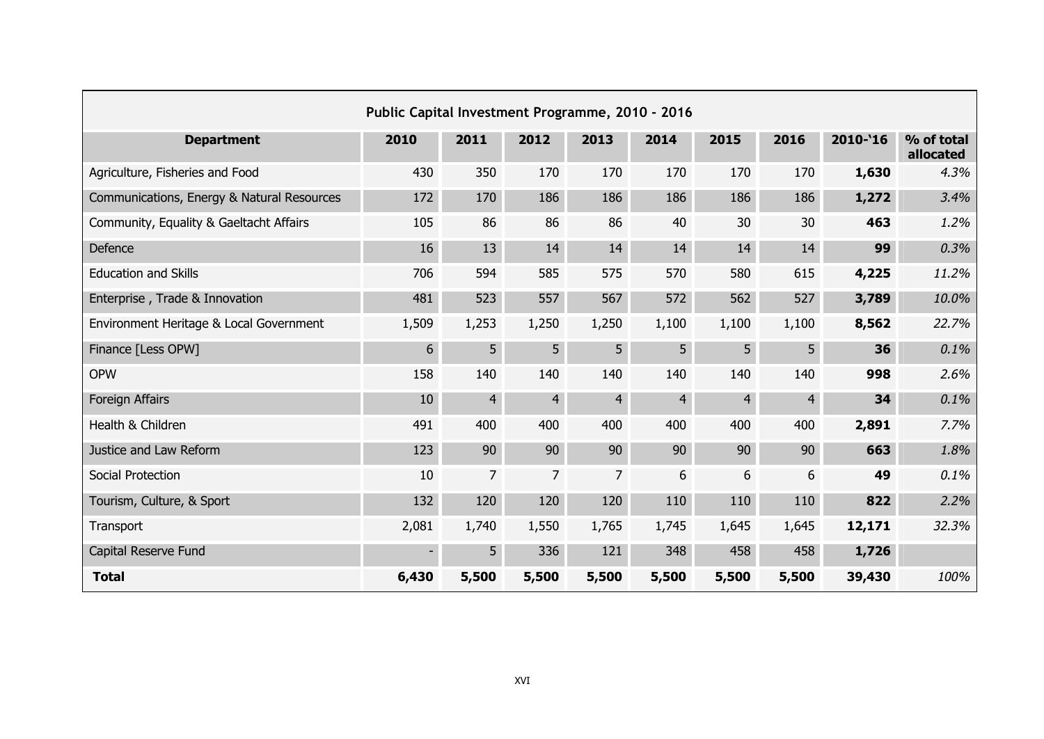| Public Capital Investment Programme, 2010 - 2016 | | | | | | | | | |
|---|---|---|---|---|---|---|---|---|---|
| **Department** | **2010** | **2011** | **2012** | **2013** | **2014** | **2015** | **2016** | **2010-'16** | **% of total allocated** |
| Agriculture, Fisheries and Food | 430 | 350 | 170 | 170 | 170 | 170 | 170 | **1,630** | *4.3%* |
| Communications, Energy & Natural Resources | 172 | 170 | 186 | 186 | 186 | 186 | 186 | **1,272** | *3.4%* |
| Community, Equality & Gaeltacht Affairs | 105 | 86 | 86 | 86 | 40 | 30 | 30 | **463** | *1.2%* |
| Defence | 16 | 13 | 14 | 14 | 14 | 14 | 14 | **99** | *0.3%* |
| Education and Skills | 706 | 594 | 585 | 575 | 570 | 580 | 615 | **4,225** | *11.2%* |
| Enterprise , Trade & Innovation | 481 | 523 | 557 | 567 | 572 | 562 | 527 | **3,789** | *10.0%* |
| Environment Heritage & Local Government | 1,509 | 1,253 | 1,250 | 1,250 | 1,100 | 1,100 | 1,100 | **8,562** | *22.7%* |
| Finance [Less OPW] | 6 | 5 | 5 | 5 | 5 | 5 | 5 | **36** | *0.1%* |
| OPW | 158 | 140 | 140 | 140 | 140 | 140 | 140 | **998** | *2.6%* |
| Foreign Affairs | 10 | 4 | 4 | 4 | 4 | 4 | 4 | **34** | *0.1%* |
| Health & Children | 491 | 400 | 400 | 400 | 400 | 400 | 400 | **2,891** | *7.7%* |
| Justice and Law Reform | 123 | 90 | 90 | 90 | 90 | 90 | 90 | **663** | *1.8%* |
| Social Protection | 10 | 7 | 7 | 7 | 6 | 6 | 6 | **49** | *0.1%* |
| Tourism, Culture, & Sport | 132 | 120 | 120 | 120 | 110 | 110 | 110 | **822** | *2.2%* |
| Transport | 2,081 | 1,740 | 1,550 | 1,765 | 1,745 | 1,645 | 1,645 | **12,171** | *32.3%* |
| Capital Reserve Fund | - | 5 | 336 | 121 | 348 | 458 | 458 | **1,726** | |
| **Total** | **6,430** | **5,500** | **5,500** | **5,500** | **5,500** | **5,500** | **5,500** | **39,430** | *100%* |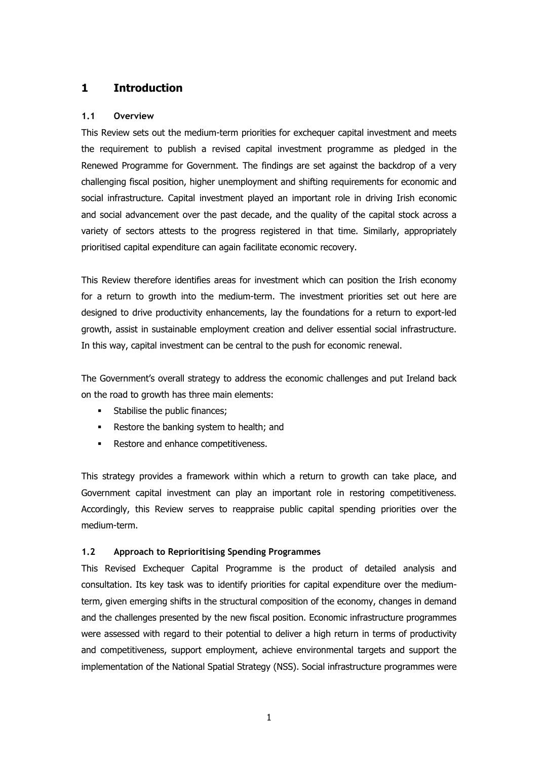# 1 Introduction

## 1.1 Overview

This Review sets out the medium-term priorities for exchequer capital investment and meets the requirement to publish a revised capital investment programme as pledged in the Renewed Programme for Government. The findings are set against the backdrop of a very challenging fiscal position, higher unemployment and shifting requirements for economic and social infrastructure. Capital investment played an important role in driving Irish economic and social advancement over the past decade, and the quality of the capital stock across a variety of sectors attests to the progress registered in that time. Similarly, appropriately prioritised capital expenditure can again facilitate economic recovery.

This Review therefore identifies areas for investment which can position the Irish economy for a return to growth into the medium-term. The investment priorities set out here are designed to drive productivity enhancements, lay the foundations for a return to export-led growth, assist in sustainable employment creation and deliver essential social infrastructure. In this way, capital investment can be central to the push for economic renewal.

The Government's overall strategy to address the economic challenges and put Ireland back on the road to growth has three main elements:

- Stabilise the public finances;
- Restore the banking system to health; and
- Restore and enhance competitiveness.

This strategy provides a framework within which a return to growth can take place, and Government capital investment can play an important role in restoring competitiveness. Accordingly, this Review serves to reappraise public capital spending priorities over the medium-term.

## 1.2 Approach to Reprioritising Spending Programmes

This Revised Exchequer Capital Programme is the product of detailed analysis and consultation. Its key task was to identify priorities for capital expenditure over the medium-term, given emerging shifts in the structural composition of the economy, changes in demand and the challenges presented by the new fiscal position. Economic infrastructure programmes were assessed with regard to their potential to deliver a high return in terms of productivity and competitiveness, support employment, achieve environmental targets and support the implementation of the National Spatial Strategy (NSS). Social infrastructure programmes were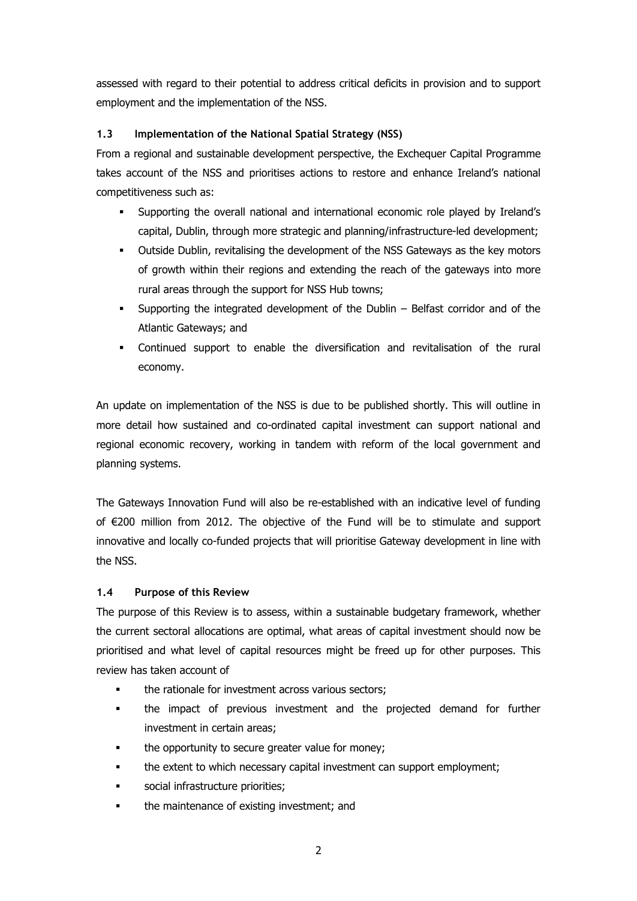assessed with regard to their potential to address critical deficits in provision and to support employment and the implementation of the NSS.

### 1.3 Implementation of the National Spatial Strategy (NSS)

From a regional and sustainable development perspective, the Exchequer Capital Programme takes account of the NSS and prioritises actions to restore and enhance Ireland's national competitiveness such as:

- Supporting the overall national and international economic role played by Ireland's capital, Dublin, through more strategic and planning/infrastructure-led development;
- Outside Dublin, revitalising the development of the NSS Gateways as the key motors of growth within their regions and extending the reach of the gateways into more rural areas through the support for NSS Hub towns;
- Supporting the integrated development of the Dublin – Belfast corridor and of the Atlantic Gateways; and
- Continued support to enable the diversification and revitalisation of the rural economy.

An update on implementation of the NSS is due to be published shortly. This will outline in more detail how sustained and co-ordinated capital investment can support national and regional economic recovery, working in tandem with reform of the local government and planning systems.

The Gateways Innovation Fund will also be re-established with an indicative level of funding of €200 million from 2012. The objective of the Fund will be to stimulate and support innovative and locally co-funded projects that will prioritise Gateway development in line with the NSS.

### 1.4 Purpose of this Review

The purpose of this Review is to assess, within a sustainable budgetary framework, whether the current sectoral allocations are optimal, what areas of capital investment should now be prioritised and what level of capital resources might be freed up for other purposes. This review has taken account of

- the rationale for investment across various sectors;
- the impact of previous investment and the projected demand for further investment in certain areas;
- the opportunity to secure greater value for money;
- the extent to which necessary capital investment can support employment;
- social infrastructure priorities;
- the maintenance of existing investment; and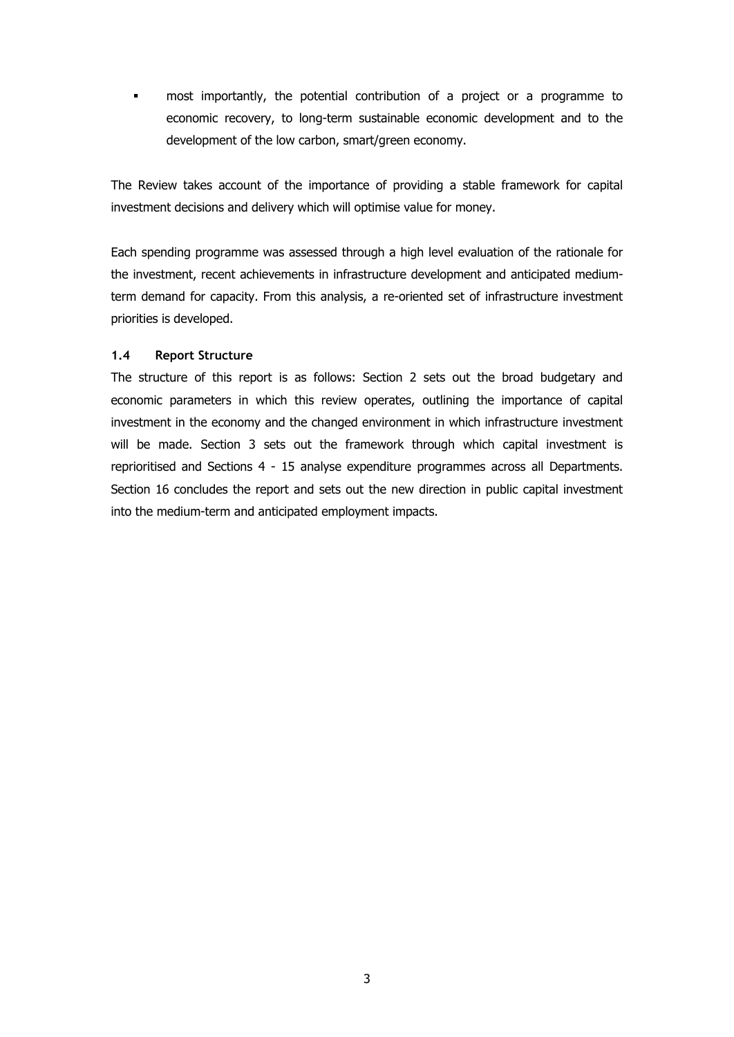- most importantly, the potential contribution of a project or a programme to economic recovery, to long-term sustainable economic development and to the development of the low carbon, smart/green economy.

The Review takes account of the importance of providing a stable framework for capital investment decisions and delivery which will optimise value for money.

Each spending programme was assessed through a high level evaluation of the rationale for the investment, recent achievements in infrastructure development and anticipated medium-term demand for capacity. From this analysis, a re-oriented set of infrastructure investment priorities is developed.

### 1.4 Report Structure

The structure of this report is as follows: Section 2 sets out the broad budgetary and economic parameters in which this review operates, outlining the importance of capital investment in the economy and the changed environment in which infrastructure investment will be made. Section 3 sets out the framework through which capital investment is reprioritised and Sections 4 - 15 analyse expenditure programmes across all Departments. Section 16 concludes the report and sets out the new direction in public capital investment into the medium-term and anticipated employment impacts.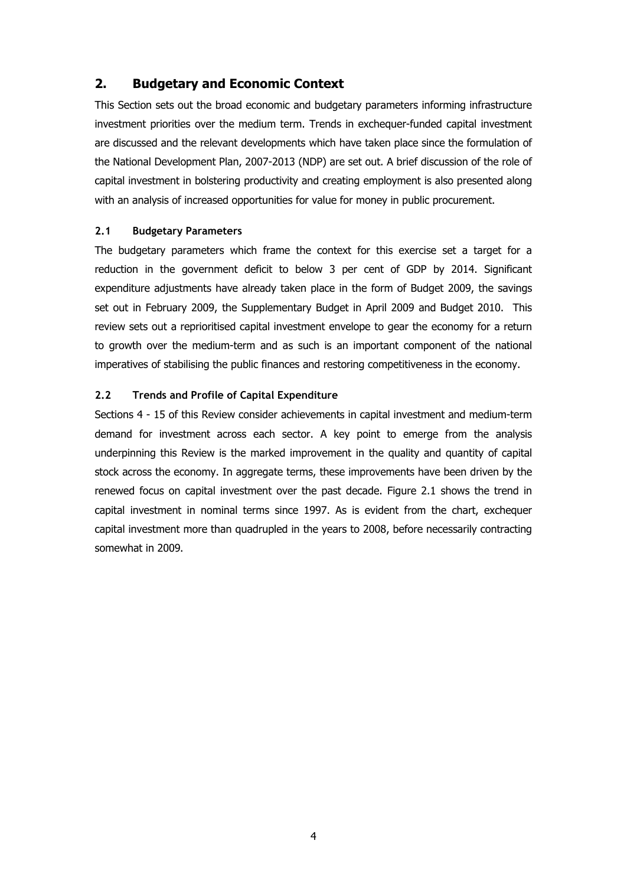## 2. Budgetary and Economic Context

This Section sets out the broad economic and budgetary parameters informing infrastructure investment priorities over the medium term. Trends in exchequer-funded capital investment are discussed and the relevant developments which have taken place since the formulation of the National Development Plan, 2007-2013 (NDP) are set out. A brief discussion of the role of capital investment in bolstering productivity and creating employment is also presented along with an analysis of increased opportunities for value for money in public procurement.

### 2.1 Budgetary Parameters

The budgetary parameters which frame the context for this exercise set a target for a reduction in the government deficit to below 3 per cent of GDP by 2014. Significant expenditure adjustments have already taken place in the form of Budget 2009, the savings set out in February 2009, the Supplementary Budget in April 2009 and Budget 2010. This review sets out a reprioritised capital investment envelope to gear the economy for a return to growth over the medium-term and as such is an important component of the national imperatives of stabilising the public finances and restoring competitiveness in the economy.

### 2.2 Trends and Profile of Capital Expenditure

Sections 4 - 15 of this Review consider achievements in capital investment and medium-term demand for investment across each sector. A key point to emerge from the analysis underpinning this Review is the marked improvement in the quality and quantity of capital stock across the economy. In aggregate terms, these improvements have been driven by the renewed focus on capital investment over the past decade. Figure 2.1 shows the trend in capital investment in nominal terms since 1997. As is evident from the chart, exchequer capital investment more than quadrupled in the years to 2008, before necessarily contracting somewhat in 2009.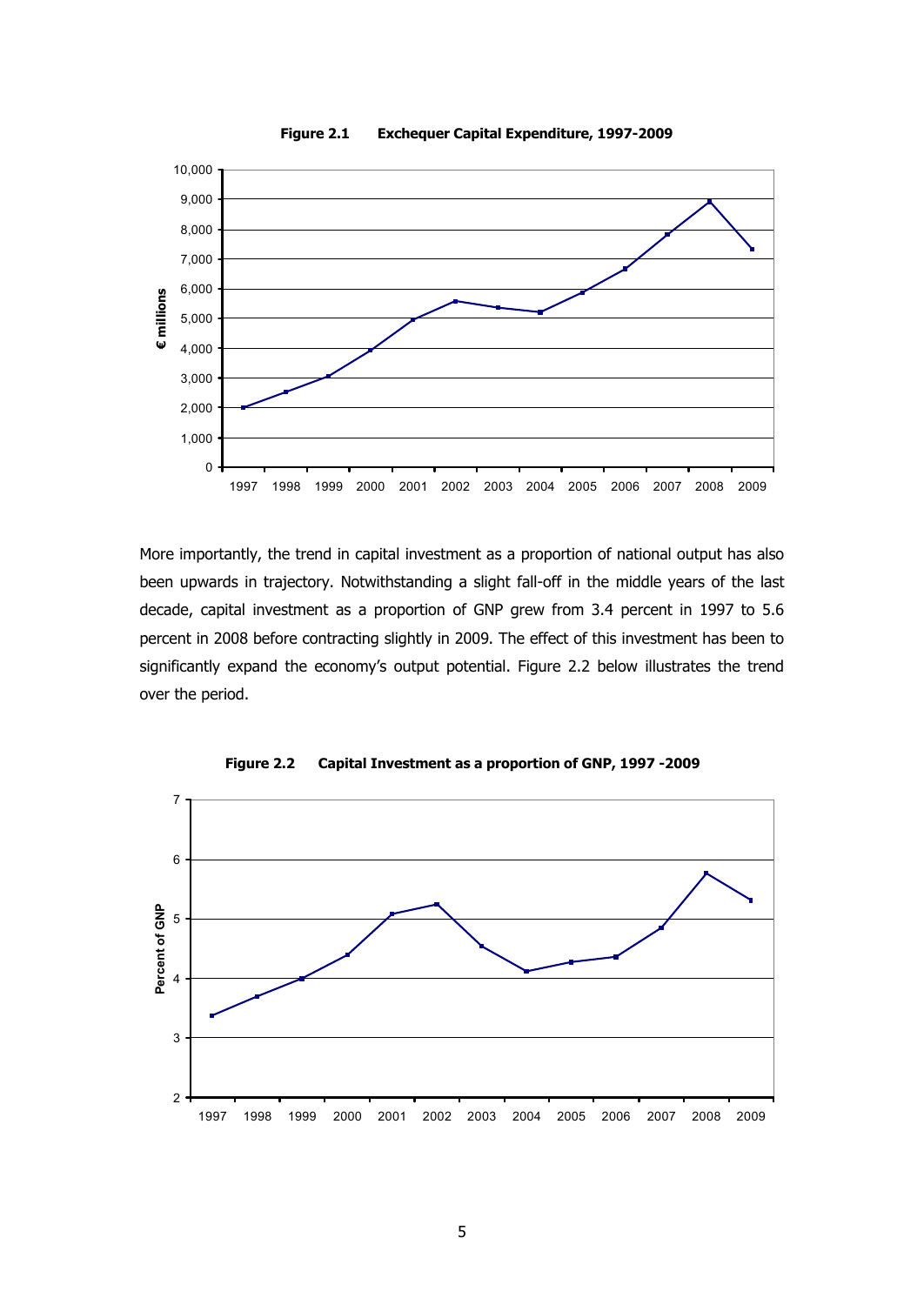**Figure 2.1 Exchequer Capital Expenditure, 1997-2009**

More importantly, the trend in capital investment as a proportion of national output has also been upwards in trajectory. Notwithstanding a slight fall-off in the middle years of the last decade, capital investment as a proportion of GNP grew from 3.4 percent in 1997 to 5.6 percent in 2008 before contracting slightly in 2009. The effect of this investment has been to significantly expand the economy's output potential. Figure 2.2 below illustrates the trend over the period.

**Figure 2.2 Capital Investment as a proportion of GNP, 1997 -2009**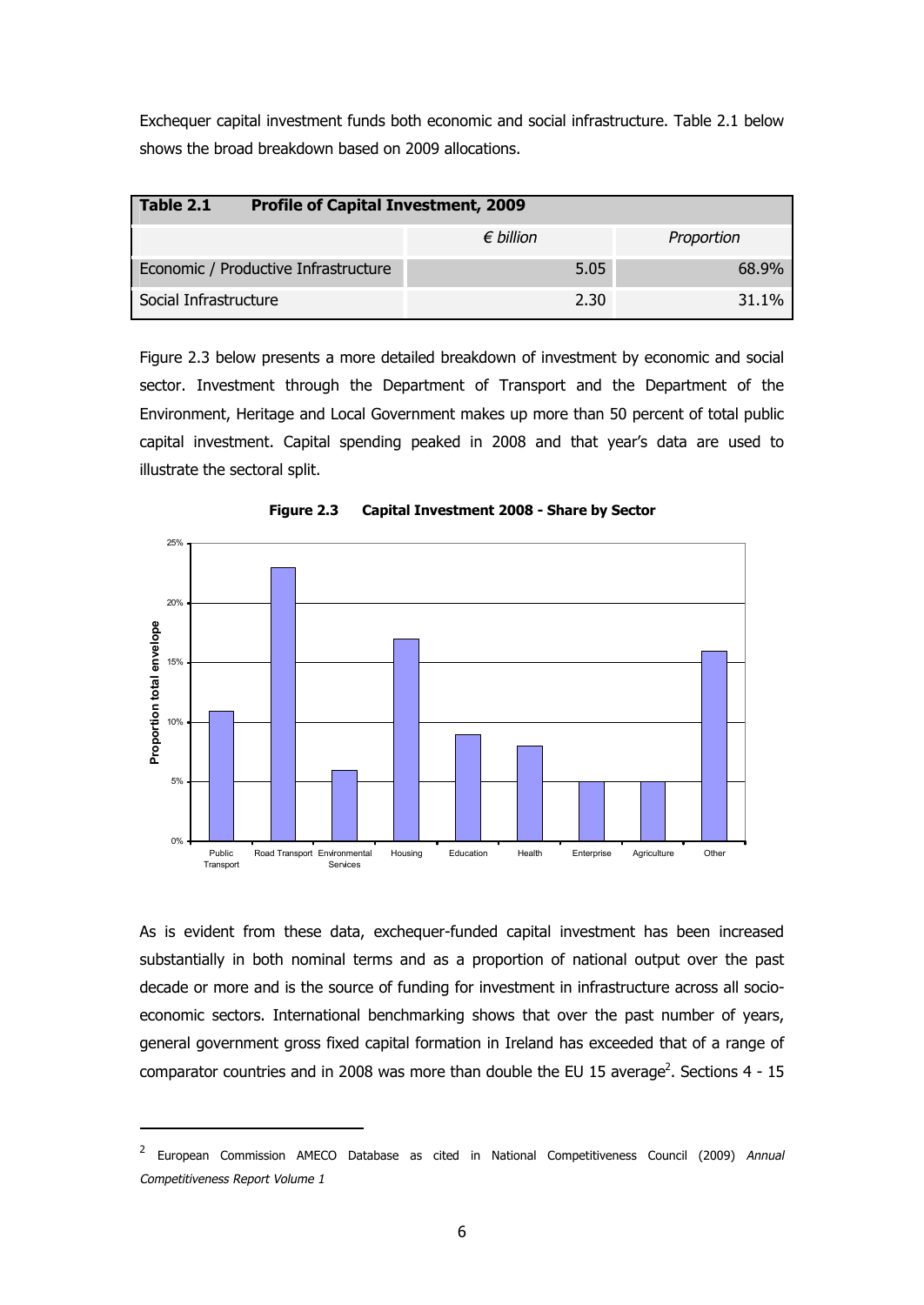Exchequer capital investment funds both economic and social infrastructure. Table 2.1 below shows the broad breakdown based on 2009 allocations.

**Table 2.1 Profile of Capital Investment, 2009**

| | *€ billion* | *Proportion* |
|---|---|---|
| Economic / Productive Infrastructure | 5.05 | 68.9% |
| Social Infrastructure | 2.30 | 31.1% |

Figure 2.3 below presents a more detailed breakdown of investment by economic and social sector. Investment through the Department of Transport and the Department of the Environment, Heritage and Local Government makes up more than 50 percent of total public capital investment. Capital spending peaked in 2008 and that year's data are used to illustrate the sectoral split.

**Figure 2.3 Capital Investment 2008 - Share by Sector**

As is evident from these data, exchequer-funded capital investment has been increased substantially in both nominal terms and as a proportion of national output over the past decade or more and is the source of funding for investment in infrastructure across all socio-economic sectors. International benchmarking shows that over the past number of years, general government gross fixed capital formation in Ireland has exceeded that of a range of comparator countries and in 2008 was more than double the EU 15 average[2]. Sections 4 - 15

---

[2] European Commission AMECO Database as cited in National Competitiveness Council (2009) *Annual Competitiveness Report Volume 1*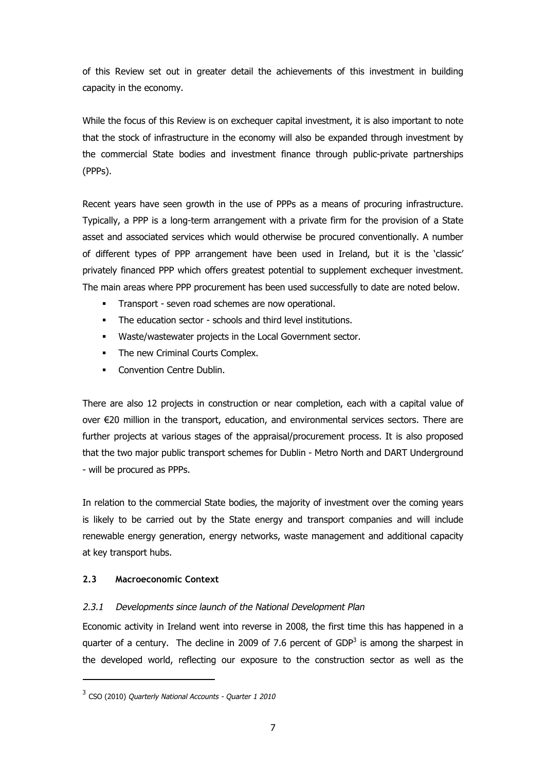of this Review set out in greater detail the achievements of this investment in building capacity in the economy.

While the focus of this Review is on exchequer capital investment, it is also important to note that the stock of infrastructure in the economy will also be expanded through investment by the commercial State bodies and investment finance through public-private partnerships (PPPs).

Recent years have seen growth in the use of PPPs as a means of procuring infrastructure. Typically, a PPP is a long-term arrangement with a private firm for the provision of a State asset and associated services which would otherwise be procured conventionally. A number of different types of PPP arrangement have been used in Ireland, but it is the 'classic' privately financed PPP which offers greatest potential to supplement exchequer investment. The main areas where PPP procurement has been used successfully to date are noted below.

- Transport - seven road schemes are now operational.
- The education sector - schools and third level institutions.
- Waste/wastewater projects in the Local Government sector.
- The new Criminal Courts Complex.
- Convention Centre Dublin.

There are also 12 projects in construction or near completion, each with a capital value of over €20 million in the transport, education, and environmental services sectors. There are further projects at various stages of the appraisal/procurement process. It is also proposed that the two major public transport schemes for Dublin - Metro North and DART Underground - will be procured as PPPs.

In relation to the commercial State bodies, the majority of investment over the coming years is likely to be carried out by the State energy and transport companies and will include renewable energy generation, energy networks, waste management and additional capacity at key transport hubs.

### 2.3 Macroeconomic Context

#### *2.3.1 Developments since launch of the National Development Plan*

Economic activity in Ireland went into reverse in 2008, the first time this has happened in a quarter of a century. The decline in 2009 of 7.6 percent of GDP[3] is among the sharpest in the developed world, reflecting our exposure to the construction sector as well as the

---

[3] CSO (2010) *Quarterly National Accounts - Quarter 1 2010*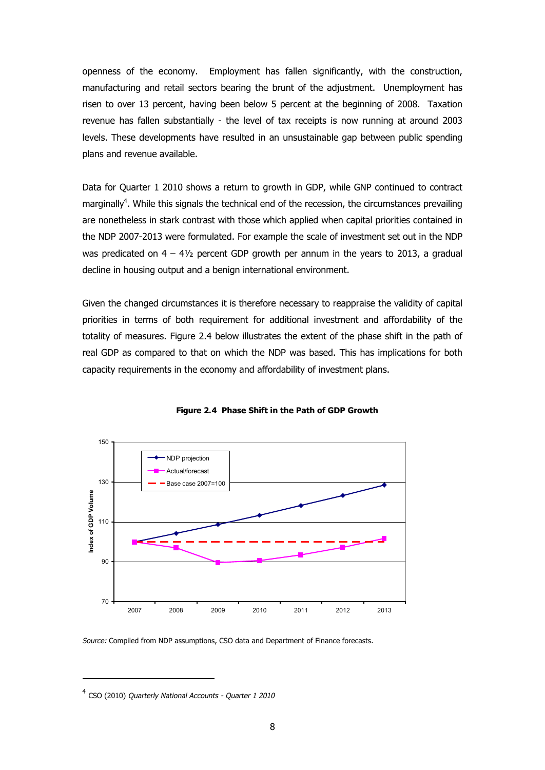openness of the economy. Employment has fallen significantly, with the construction, manufacturing and retail sectors bearing the brunt of the adjustment. Unemployment has risen to over 13 percent, having been below 5 percent at the beginning of 2008. Taxation revenue has fallen substantially - the level of tax receipts is now running at around 2003 levels. These developments have resulted in an unsustainable gap between public spending plans and revenue available.

Data for Quarter 1 2010 shows a return to growth in GDP, while GNP continued to contract marginally[4]. While this signals the technical end of the recession, the circumstances prevailing are nonetheless in stark contrast with those which applied when capital priorities contained in the NDP 2007-2013 were formulated. For example the scale of investment set out in the NDP was predicated on 4 – 4½ percent GDP growth per annum in the years to 2013, a gradual decline in housing output and a benign international environment.

Given the changed circumstances it is therefore necessary to reappraise the validity of capital priorities in terms of both requirement for additional investment and affordability of the totality of measures. Figure 2.4 below illustrates the extent of the phase shift in the path of real GDP as compared to that on which the NDP was based. This has implications for both capacity requirements in the economy and affordability of investment plans.

**Figure 2.4 Phase Shift in the Path of GDP Growth**

*Source:* Compiled from NDP assumptions, CSO data and Department of Finance forecasts.

---

[4] CSO (2010) *Quarterly National Accounts - Quarter 1 2010*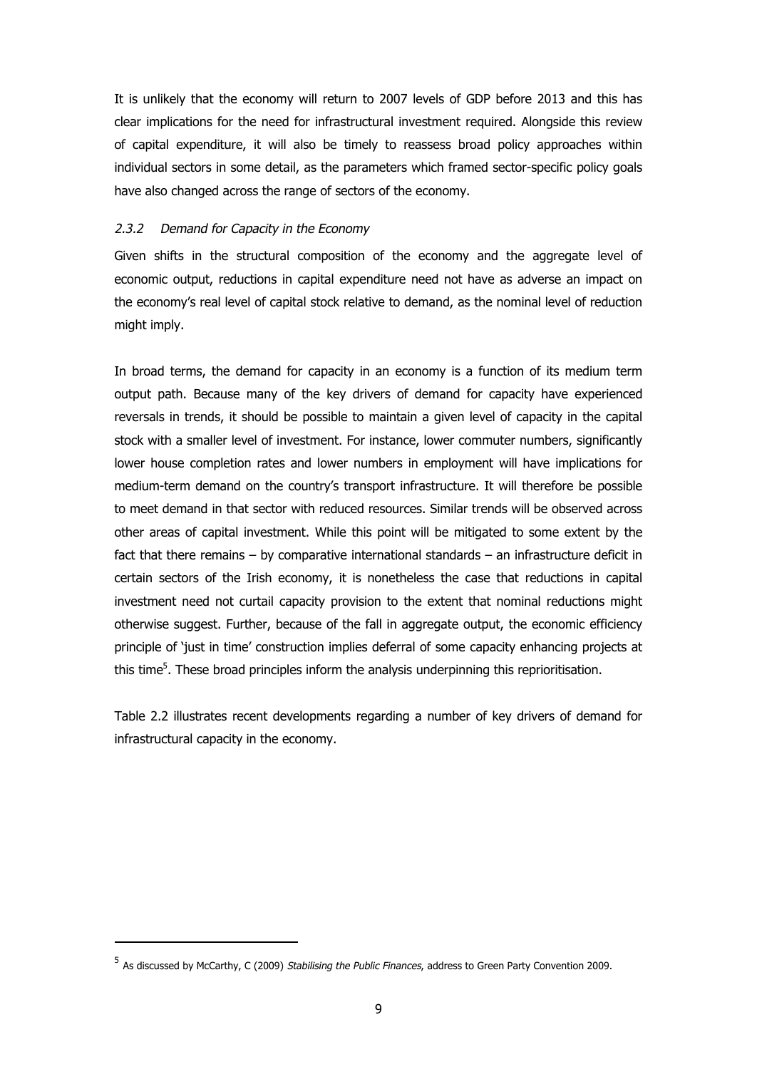It is unlikely that the economy will return to 2007 levels of GDP before 2013 and this has clear implications for the need for infrastructural investment required. Alongside this review of capital expenditure, it will also be timely to reassess broad policy approaches within individual sectors in some detail, as the parameters which framed sector-specific policy goals have also changed across the range of sectors of the economy.

### *2.3.2 Demand for Capacity in the Economy*

Given shifts in the structural composition of the economy and the aggregate level of economic output, reductions in capital expenditure need not have as adverse an impact on the economy's real level of capital stock relative to demand, as the nominal level of reduction might imply.

In broad terms, the demand for capacity in an economy is a function of its medium term output path. Because many of the key drivers of demand for capacity have experienced reversals in trends, it should be possible to maintain a given level of capacity in the capital stock with a smaller level of investment. For instance, lower commuter numbers, significantly lower house completion rates and lower numbers in employment will have implications for medium-term demand on the country's transport infrastructure. It will therefore be possible to meet demand in that sector with reduced resources. Similar trends will be observed across other areas of capital investment. While this point will be mitigated to some extent by the fact that there remains – by comparative international standards – an infrastructure deficit in certain sectors of the Irish economy, it is nonetheless the case that reductions in capital investment need not curtail capacity provision to the extent that nominal reductions might otherwise suggest. Further, because of the fall in aggregate output, the economic efficiency principle of 'just in time' construction implies deferral of some capacity enhancing projects at this time[5]. These broad principles inform the analysis underpinning this reprioritisation.

Table 2.2 illustrates recent developments regarding a number of key drivers of demand for infrastructural capacity in the economy.

[5] As discussed by McCarthy, C (2009) *Stabilising the Public Finances*, address to Green Party Convention 2009.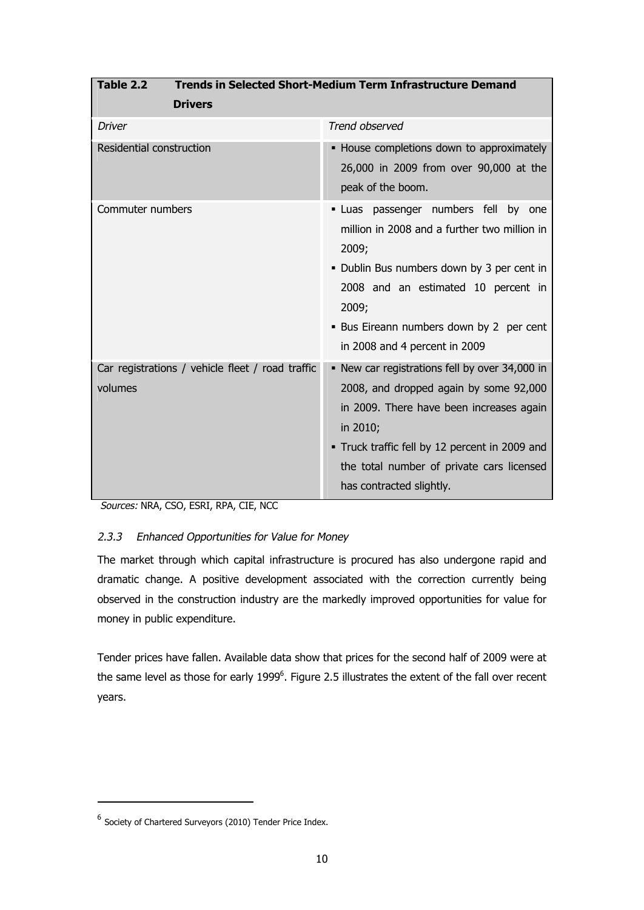| **Table 2.2 Trends in Selected Short-Medium Term Infrastructure Demand Drivers** | |
|---|---|
| *Driver* | *Trend observed* |
| Residential construction | ▪ House completions down to approximately 26,000 in 2009 from over 90,000 at the peak of the boom. |
| Commuter numbers | ▪ Luas passenger numbers fell by one million in 2008 and a further two million in 2009;<br>▪ Dublin Bus numbers down by 3 per cent in 2008 and an estimated 10 percent in 2009;<br>▪ Bus Eireann numbers down by 2 per cent in 2008 and 4 percent in 2009 |
| Car registrations / vehicle fleet / road traffic volumes | ▪ New car registrations fell by over 34,000 in 2008, and dropped again by some 92,000 in 2009. There have been increases again in 2010;<br>▪ Truck traffic fell by 12 percent in 2009 and the total number of private cars licensed has contracted slightly. |

*Sources:* NRA, CSO, ESRI, RPA, CIE, NCC

### 2.3.3 *Enhanced Opportunities for Value for Money*

The market through which capital infrastructure is procured has also undergone rapid and dramatic change. A positive development associated with the correction currently being observed in the construction industry are the markedly improved opportunities for value for money in public expenditure.

Tender prices have fallen. Available data show that prices for the second half of 2009 were at the same level as those for early 1999[6]. Figure 2.5 illustrates the extent of the fall over recent years.

[6] Society of Chartered Surveyors (2010) Tender Price Index.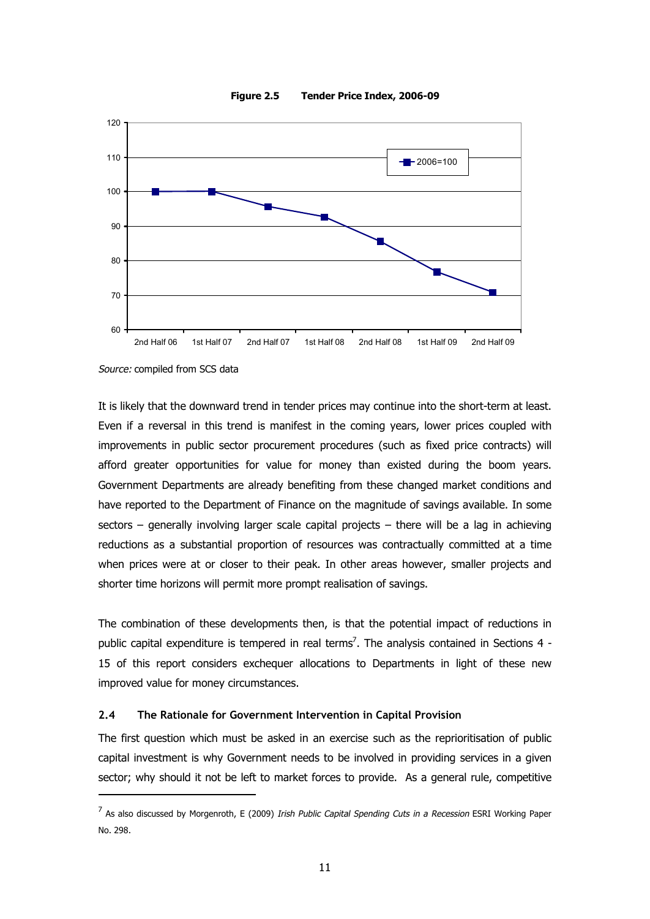**Figure 2.5 Tender Price Index, 2006-09**

*Source:* compiled from SCS data

It is likely that the downward trend in tender prices may continue into the short-term at least. Even if a reversal in this trend is manifest in the coming years, lower prices coupled with improvements in public sector procurement procedures (such as fixed price contracts) will afford greater opportunities for value for money than existed during the boom years. Government Departments are already benefiting from these changed market conditions and have reported to the Department of Finance on the magnitude of savings available. In some sectors – generally involving larger scale capital projects – there will be a lag in achieving reductions as a substantial proportion of resources was contractually committed at a time when prices were at or closer to their peak. In other areas however, smaller projects and shorter time horizons will permit more prompt realisation of savings.

The combination of these developments then, is that the potential impact of reductions in public capital expenditure is tempered in real terms[7]. The analysis contained in Sections 4 - 15 of this report considers exchequer allocations to Departments in light of these new improved value for money circumstances.

### 2.4 The Rationale for Government Intervention in Capital Provision

The first question which must be asked in an exercise such as the reprioritisation of public capital investment is why Government needs to be involved in providing services in a given sector; why should it not be left to market forces to provide. As a general rule, competitive

---

[7] As also discussed by Morgenroth, E (2009) *Irish Public Capital Spending Cuts in a Recession* ESRI Working Paper No. 298.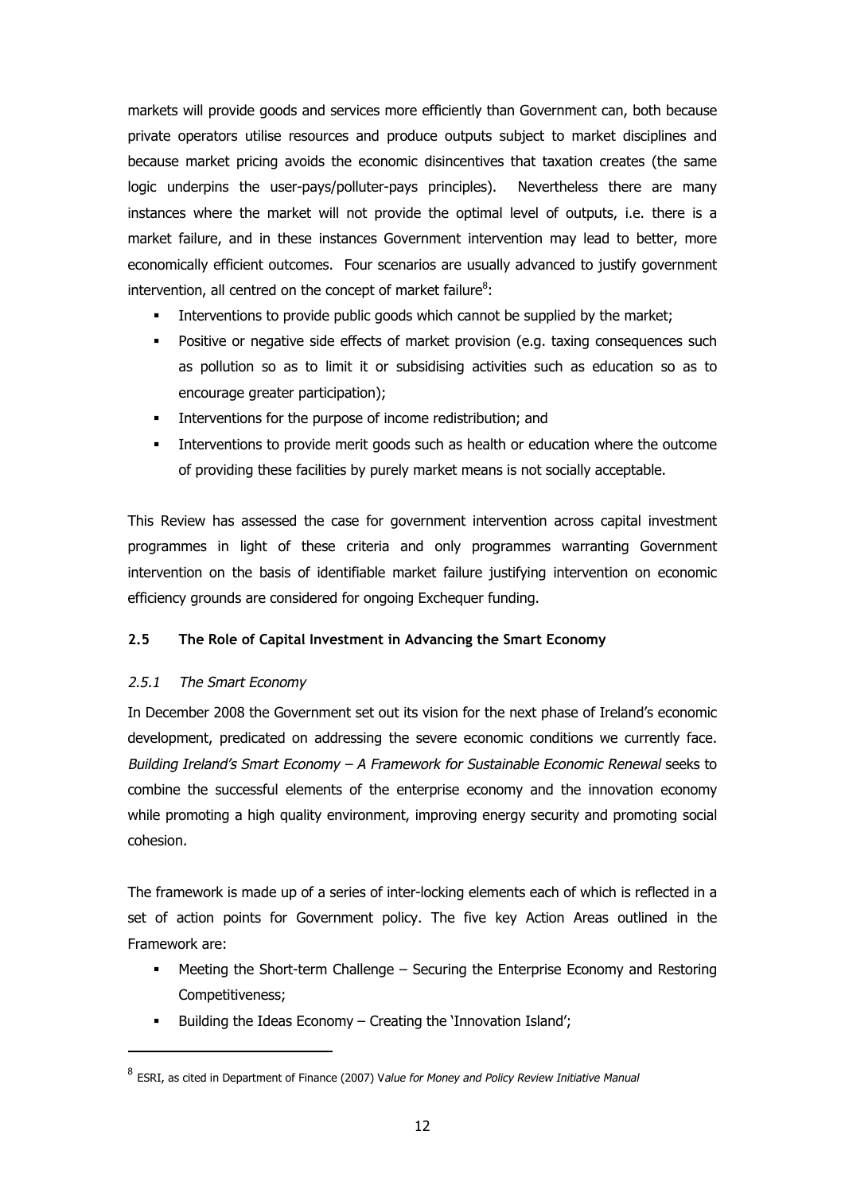markets will provide goods and services more efficiently than Government can, both because private operators utilise resources and produce outputs subject to market disciplines and because market pricing avoids the economic disincentives that taxation creates (the same logic underpins the user-pays/polluter-pays principles). Nevertheless there are many instances where the market will not provide the optimal level of outputs, i.e. there is a market failure, and in these instances Government intervention may lead to better, more economically efficient outcomes. Four scenarios are usually advanced to justify government intervention, all centred on the concept of market failure[8]:

- Interventions to provide public goods which cannot be supplied by the market;
- Positive or negative side effects of market provision (e.g. taxing consequences such as pollution so as to limit it or subsidising activities such as education so as to encourage greater participation);
- Interventions for the purpose of income redistribution; and
- Interventions to provide merit goods such as health or education where the outcome of providing these facilities by purely market means is not socially acceptable.

This Review has assessed the case for government intervention across capital investment programmes in light of these criteria and only programmes warranting Government intervention on the basis of identifiable market failure justifying intervention on economic efficiency grounds are considered for ongoing Exchequer funding.

## 2.5 The Role of Capital Investment in Advancing the Smart Economy

### *2.5.1 The Smart Economy*

In December 2008 the Government set out its vision for the next phase of Ireland's economic development, predicated on addressing the severe economic conditions we currently face. *Building Ireland's Smart Economy – A Framework for Sustainable Economic Renewal* seeks to combine the successful elements of the enterprise economy and the innovation economy while promoting a high quality environment, improving energy security and promoting social cohesion.

The framework is made up of a series of inter-locking elements each of which is reflected in a set of action points for Government policy. The five key Action Areas outlined in the Framework are:

- Meeting the Short-term Challenge – Securing the Enterprise Economy and Restoring Competitiveness;
- Building the Ideas Economy – Creating the 'Innovation Island';

---

[8] ESRI, as cited in Department of Finance (2007) *Value for Money and Policy Review Initiative Manual*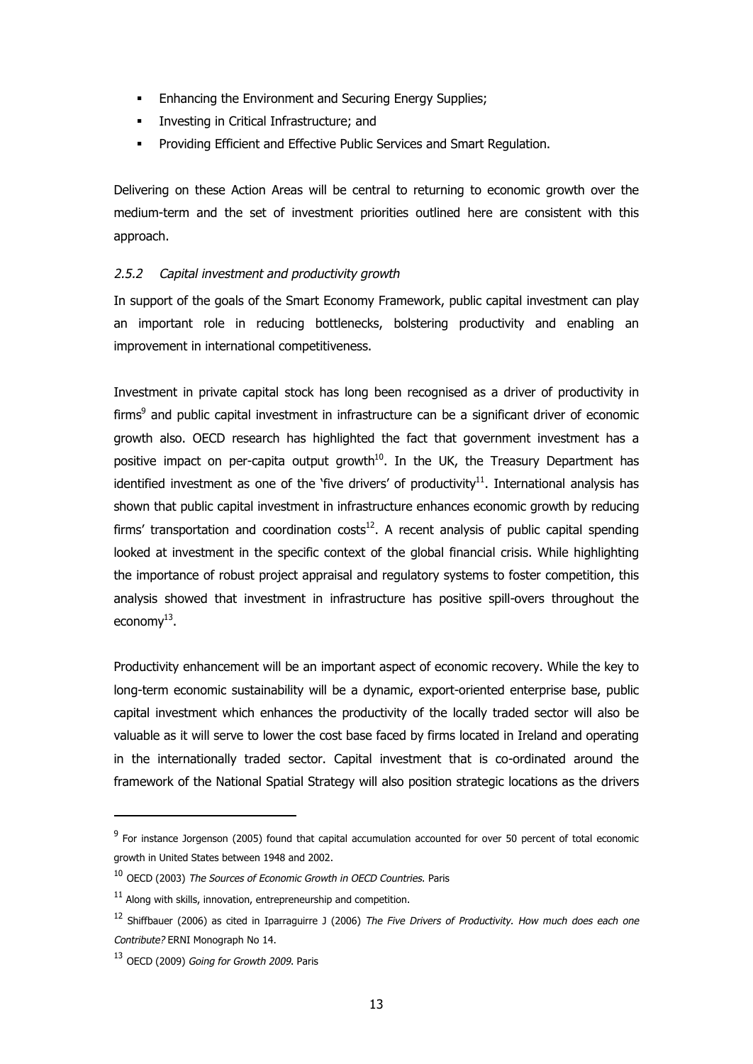- Enhancing the Environment and Securing Energy Supplies;
- Investing in Critical Infrastructure; and
- Providing Efficient and Effective Public Services and Smart Regulation.

Delivering on these Action Areas will be central to returning to economic growth over the medium-term and the set of investment priorities outlined here are consistent with this approach.

#### *2.5.2 Capital investment and productivity growth*

In support of the goals of the Smart Economy Framework, public capital investment can play an important role in reducing bottlenecks, bolstering productivity and enabling an improvement in international competitiveness.

Investment in private capital stock has long been recognised as a driver of productivity in firms[9] and public capital investment in infrastructure can be a significant driver of economic growth also. OECD research has highlighted the fact that government investment has a positive impact on per-capita output growth[10]. In the UK, the Treasury Department has identified investment as one of the 'five drivers' of productivity[11]. International analysis has shown that public capital investment in infrastructure enhances economic growth by reducing firms' transportation and coordination costs[12]. A recent analysis of public capital spending looked at investment in the specific context of the global financial crisis. While highlighting the importance of robust project appraisal and regulatory systems to foster competition, this analysis showed that investment in infrastructure has positive spill-overs throughout the economy[13].

Productivity enhancement will be an important aspect of economic recovery. While the key to long-term economic sustainability will be a dynamic, export-oriented enterprise base, public capital investment which enhances the productivity of the locally traded sector will also be valuable as it will serve to lower the cost base faced by firms located in Ireland and operating in the internationally traded sector. Capital investment that is co-ordinated around the framework of the National Spatial Strategy will also position strategic locations as the drivers

---

[9] For instance Jorgenson (2005) found that capital accumulation accounted for over 50 percent of total economic growth in United States between 1948 and 2002.

[10] OECD (2003) *The Sources of Economic Growth in OECD Countries.* Paris

[11] Along with skills, innovation, entrepreneurship and competition.

[12] Shiffbauer (2006) as cited in Iparraguirre J (2006) *The Five Drivers of Productivity. How much does each one Contribute?* ERNI Monograph No 14.

[13] OECD (2009) *Going for Growth 2009.* Paris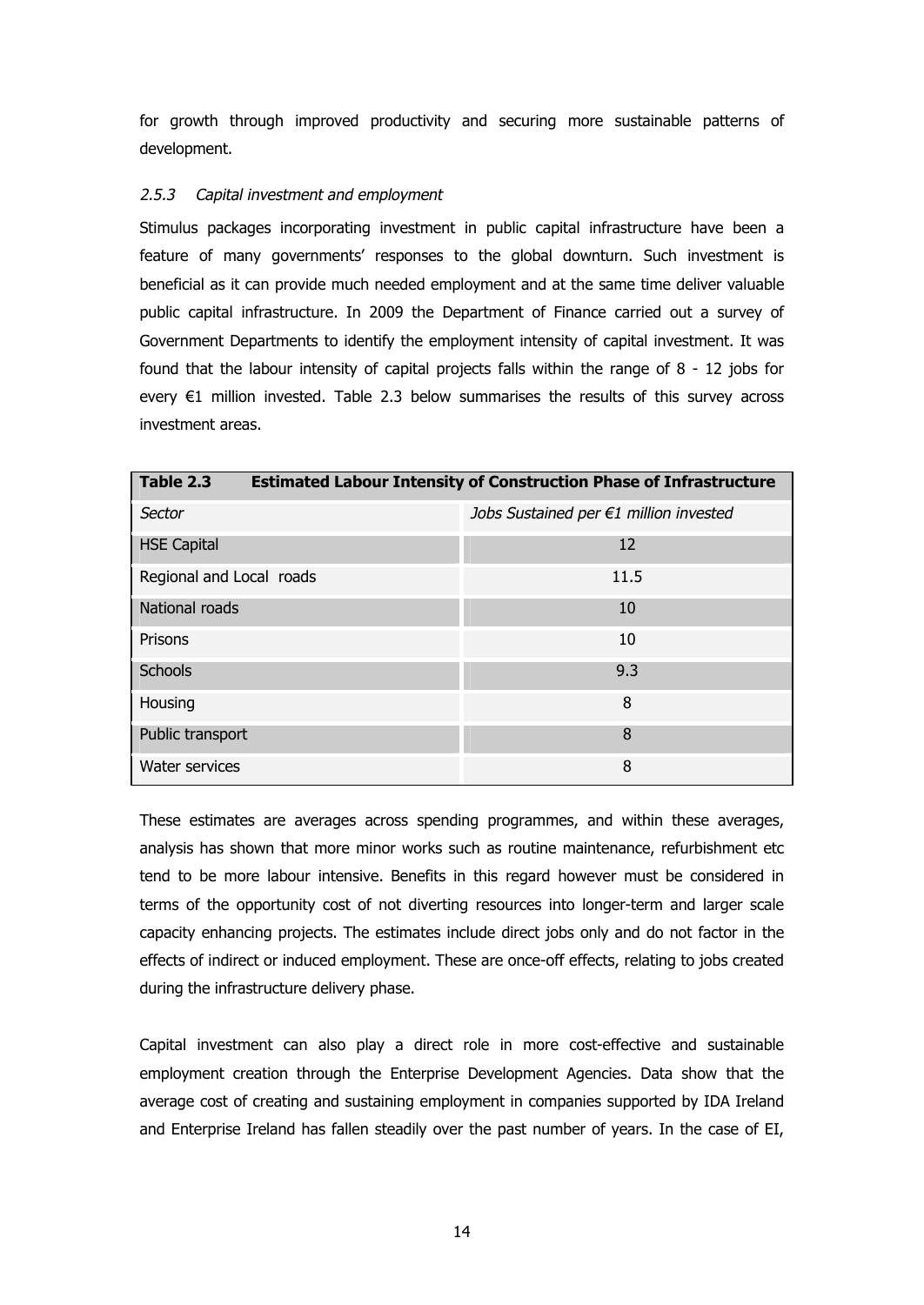for growth through improved productivity and securing more sustainable patterns of development.

### *2.5.3 Capital investment and employment*

Stimulus packages incorporating investment in public capital infrastructure have been a feature of many governments' responses to the global downturn. Such investment is beneficial as it can provide much needed employment and at the same time deliver valuable public capital infrastructure. In 2009 the Department of Finance carried out a survey of Government Departments to identify the employment intensity of capital investment. It was found that the labour intensity of capital projects falls within the range of 8 - 12 jobs for every €1 million invested. Table 2.3 below summarises the results of this survey across investment areas.

**Table 2.3 Estimated Labour Intensity of Construction Phase of Infrastructure**

| *Sector* | *Jobs Sustained per €1 million invested* |
|---|---|
| HSE Capital | 12 |
| Regional and Local roads | 11.5 |
| National roads | 10 |
| Prisons | 10 |
| Schools | 9.3 |
| Housing | 8 |
| Public transport | 8 |
| Water services | 8 |

These estimates are averages across spending programmes, and within these averages, analysis has shown that more minor works such as routine maintenance, refurbishment etc tend to be more labour intensive. Benefits in this regard however must be considered in terms of the opportunity cost of not diverting resources into longer-term and larger scale capacity enhancing projects. The estimates include direct jobs only and do not factor in the effects of indirect or induced employment. These are once-off effects, relating to jobs created during the infrastructure delivery phase.

Capital investment can also play a direct role in more cost-effective and sustainable employment creation through the Enterprise Development Agencies. Data show that the average cost of creating and sustaining employment in companies supported by IDA Ireland and Enterprise Ireland has fallen steadily over the past number of years. In the case of EI,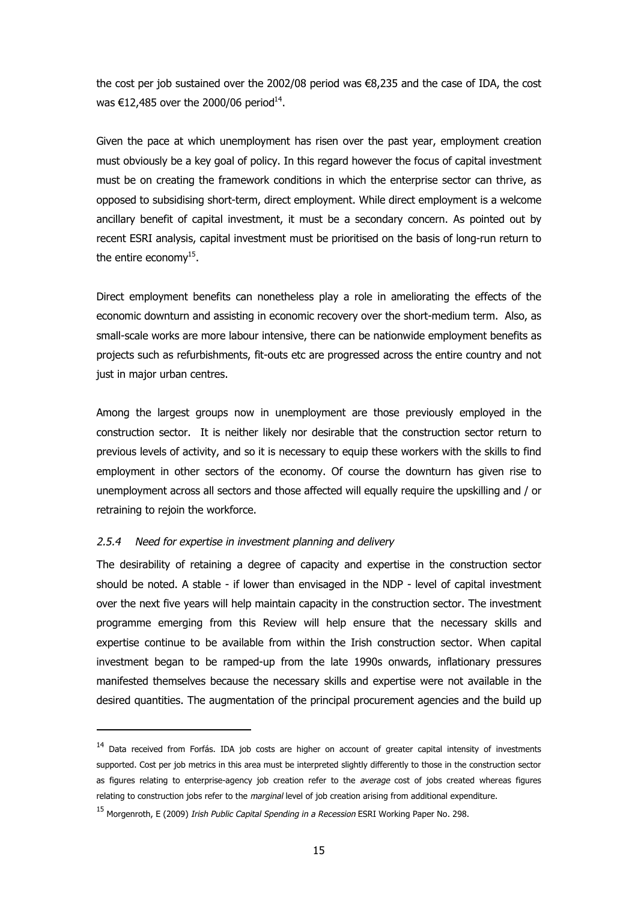the cost per job sustained over the 2002/08 period was €8,235 and the case of IDA, the cost was €12,485 over the 2000/06 period[14].

Given the pace at which unemployment has risen over the past year, employment creation must obviously be a key goal of policy. In this regard however the focus of capital investment must be on creating the framework conditions in which the enterprise sector can thrive, as opposed to subsidising short-term, direct employment. While direct employment is a welcome ancillary benefit of capital investment, it must be a secondary concern. As pointed out by recent ESRI analysis, capital investment must be prioritised on the basis of long-run return to the entire economy[15].

Direct employment benefits can nonetheless play a role in ameliorating the effects of the economic downturn and assisting in economic recovery over the short-medium term. Also, as small-scale works are more labour intensive, there can be nationwide employment benefits as projects such as refurbishments, fit-outs etc are progressed across the entire country and not just in major urban centres.

Among the largest groups now in unemployment are those previously employed in the construction sector. It is neither likely nor desirable that the construction sector return to previous levels of activity, and so it is necessary to equip these workers with the skills to find employment in other sectors of the economy. Of course the downturn has given rise to unemployment across all sectors and those affected will equally require the upskilling and / or retraining to rejoin the workforce.

### *2.5.4 Need for expertise in investment planning and delivery*

The desirability of retaining a degree of capacity and expertise in the construction sector should be noted. A stable - if lower than envisaged in the NDP - level of capital investment over the next five years will help maintain capacity in the construction sector. The investment programme emerging from this Review will help ensure that the necessary skills and expertise continue to be available from within the Irish construction sector. When capital investment began to be ramped-up from the late 1990s onwards, inflationary pressures manifested themselves because the necessary skills and expertise were not available in the desired quantities. The augmentation of the principal procurement agencies and the build up

---

[14] Data received from Forfás. IDA job costs are higher on account of greater capital intensity of investments supported. Cost per job metrics in this area must be interpreted slightly differently to those in the construction sector as figures relating to enterprise-agency job creation refer to the *average* cost of jobs created whereas figures relating to construction jobs refer to the *marginal* level of job creation arising from additional expenditure.

[15] Morgenroth, E (2009) *Irish Public Capital Spending in a Recession* ESRI Working Paper No. 298.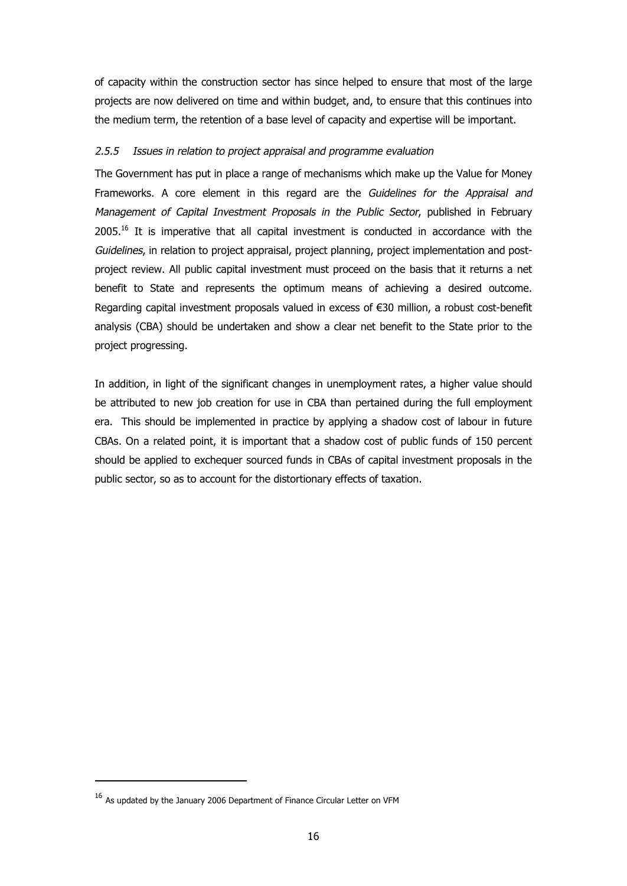of capacity within the construction sector has since helped to ensure that most of the large projects are now delivered on time and within budget, and, to ensure that this continues into the medium term, the retention of a base level of capacity and expertise will be important.

### *2.5.5 Issues in relation to project appraisal and programme evaluation*

The Government has put in place a range of mechanisms which make up the Value for Money Frameworks. A core element in this regard are the *Guidelines for the Appraisal and Management of Capital Investment Proposals in the Public Sector*, published in February 2005.[16] It is imperative that all capital investment is conducted in accordance with the *Guidelines*, in relation to project appraisal, project planning, project implementation and post-project review. All public capital investment must proceed on the basis that it returns a net benefit to State and represents the optimum means of achieving a desired outcome. Regarding capital investment proposals valued in excess of €30 million, a robust cost-benefit analysis (CBA) should be undertaken and show a clear net benefit to the State prior to the project progressing.

In addition, in light of the significant changes in unemployment rates, a higher value should be attributed to new job creation for use in CBA than pertained during the full employment era. This should be implemented in practice by applying a shadow cost of labour in future CBAs. On a related point, it is important that a shadow cost of public funds of 150 percent should be applied to exchequer sourced funds in CBAs of capital investment proposals in the public sector, so as to account for the distortionary effects of taxation.

---

[16] As updated by the January 2006 Department of Finance Circular Letter on VFM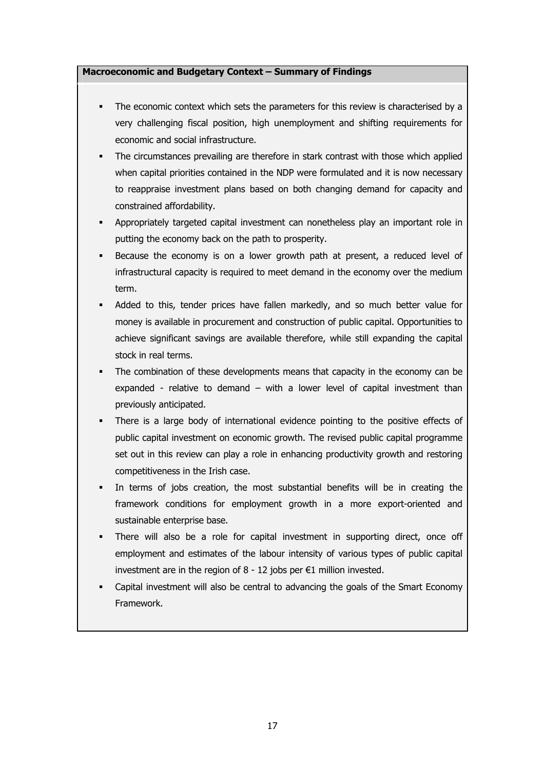**Macroeconomic and Budgetary Context – Summary of Findings**

- The economic context which sets the parameters for this review is characterised by a very challenging fiscal position, high unemployment and shifting requirements for economic and social infrastructure.
- The circumstances prevailing are therefore in stark contrast with those which applied when capital priorities contained in the NDP were formulated and it is now necessary to reappraise investment plans based on both changing demand for capacity and constrained affordability.
- Appropriately targeted capital investment can nonetheless play an important role in putting the economy back on the path to prosperity.
- Because the economy is on a lower growth path at present, a reduced level of infrastructural capacity is required to meet demand in the economy over the medium term.
- Added to this, tender prices have fallen markedly, and so much better value for money is available in procurement and construction of public capital. Opportunities to achieve significant savings are available therefore, while still expanding the capital stock in real terms.
- The combination of these developments means that capacity in the economy can be expanded - relative to demand – with a lower level of capital investment than previously anticipated.
- There is a large body of international evidence pointing to the positive effects of public capital investment on economic growth. The revised public capital programme set out in this review can play a role in enhancing productivity growth and restoring competitiveness in the Irish case.
- In terms of jobs creation, the most substantial benefits will be in creating the framework conditions for employment growth in a more export-oriented and sustainable enterprise base.
- There will also be a role for capital investment in supporting direct, once off employment and estimates of the labour intensity of various types of public capital investment are in the region of 8 - 12 jobs per €1 million invested.
- Capital investment will also be central to advancing the goals of the Smart Economy Framework.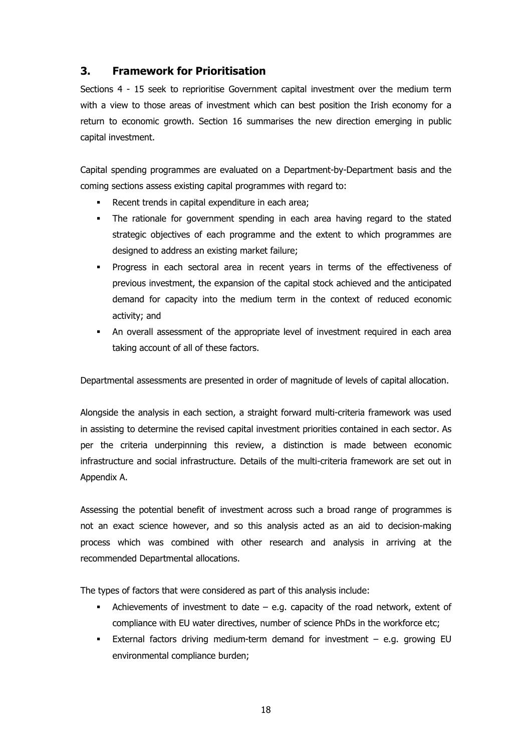## 3. Framework for Prioritisation

Sections 4 - 15 seek to reprioritise Government capital investment over the medium term with a view to those areas of investment which can best position the Irish economy for a return to economic growth. Section 16 summarises the new direction emerging in public capital investment.

Capital spending programmes are evaluated on a Department-by-Department basis and the coming sections assess existing capital programmes with regard to:

- Recent trends in capital expenditure in each area;
- The rationale for government spending in each area having regard to the stated strategic objectives of each programme and the extent to which programmes are designed to address an existing market failure;
- Progress in each sectoral area in recent years in terms of the effectiveness of previous investment, the expansion of the capital stock achieved and the anticipated demand for capacity into the medium term in the context of reduced economic activity; and
- An overall assessment of the appropriate level of investment required in each area taking account of all of these factors.

Departmental assessments are presented in order of magnitude of levels of capital allocation.

Alongside the analysis in each section, a straight forward multi-criteria framework was used in assisting to determine the revised capital investment priorities contained in each sector. As per the criteria underpinning this review, a distinction is made between economic infrastructure and social infrastructure. Details of the multi-criteria framework are set out in Appendix A.

Assessing the potential benefit of investment across such a broad range of programmes is not an exact science however, and so this analysis acted as an aid to decision-making process which was combined with other research and analysis in arriving at the recommended Departmental allocations.

The types of factors that were considered as part of this analysis include:

- Achievements of investment to date – e.g. capacity of the road network, extent of compliance with EU water directives, number of science PhDs in the workforce etc;
- External factors driving medium-term demand for investment – e.g. growing EU environmental compliance burden;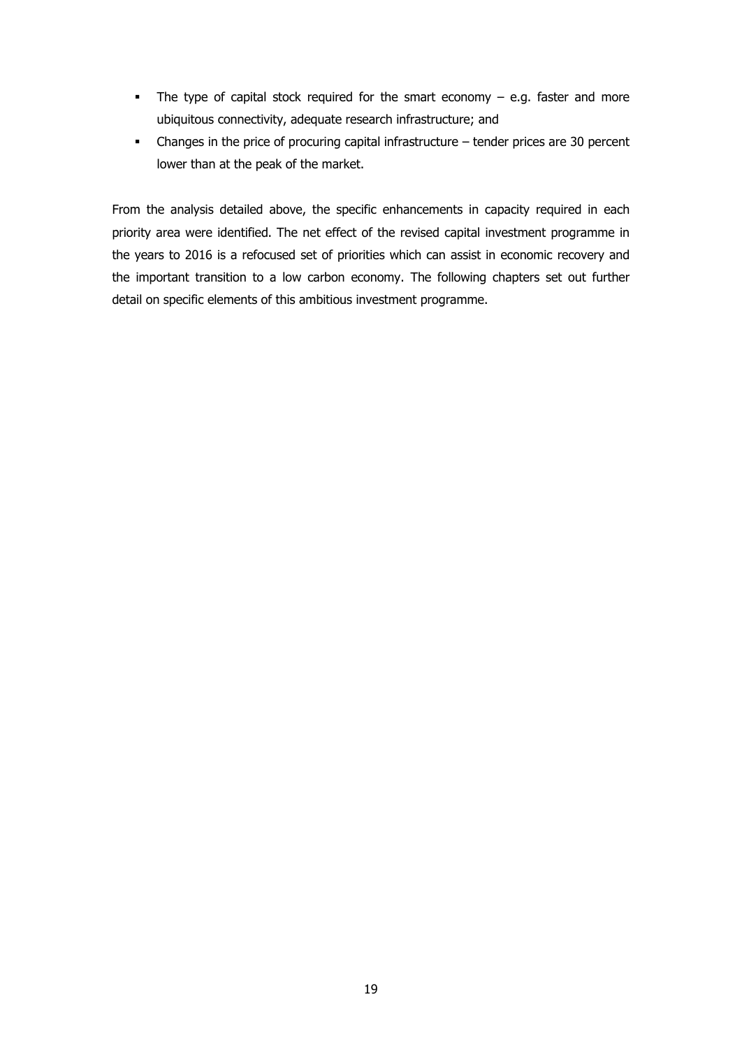- The type of capital stock required for the smart economy – e.g. faster and more ubiquitous connectivity, adequate research infrastructure; and
- Changes in the price of procuring capital infrastructure – tender prices are 30 percent lower than at the peak of the market.

From the analysis detailed above, the specific enhancements in capacity required in each priority area were identified. The net effect of the revised capital investment programme in the years to 2016 is a refocused set of priorities which can assist in economic recovery and the important transition to a low carbon economy. The following chapters set out further detail on specific elements of this ambitious investment programme.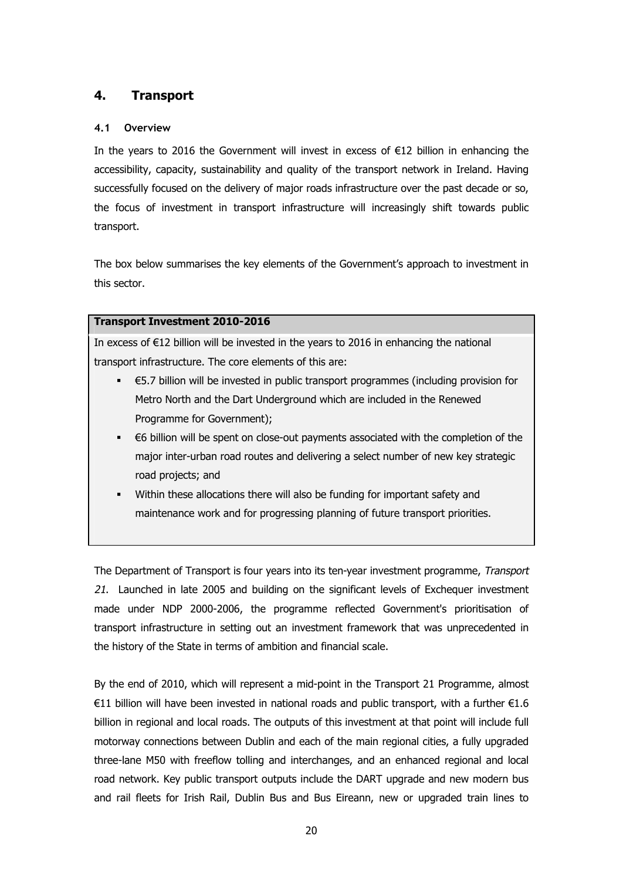## 4. Transport

### 4.1 Overview

In the years to 2016 the Government will invest in excess of €12 billion in enhancing the accessibility, capacity, sustainability and quality of the transport network in Ireland. Having successfully focused on the delivery of major roads infrastructure over the past decade or so, the focus of investment in transport infrastructure will increasingly shift towards public transport.

The box below summarises the key elements of the Government's approach to investment in this sector.

> **Transport Investment 2010-2016**
>
> In excess of €12 billion will be invested in the years to 2016 in enhancing the national transport infrastructure. The core elements of this are:
>
> - €5.7 billion will be invested in public transport programmes (including provision for Metro North and the Dart Underground which are included in the Renewed Programme for Government);
> - €6 billion will be spent on close-out payments associated with the completion of the major inter-urban road routes and delivering a select number of new key strategic road projects; and
> - Within these allocations there will also be funding for important safety and maintenance work and for progressing planning of future transport priorities.

The Department of Transport is four years into its ten-year investment programme, *Transport 21*. Launched in late 2005 and building on the significant levels of Exchequer investment made under NDP 2000-2006, the programme reflected Government's prioritisation of transport infrastructure in setting out an investment framework that was unprecedented in the history of the State in terms of ambition and financial scale.

By the end of 2010, which will represent a mid-point in the Transport 21 Programme, almost €11 billion will have been invested in national roads and public transport, with a further €1.6 billion in regional and local roads. The outputs of this investment at that point will include full motorway connections between Dublin and each of the main regional cities, a fully upgraded three-lane M50 with freeflow tolling and interchanges, and an enhanced regional and local road network. Key public transport outputs include the DART upgrade and new modern bus and rail fleets for Irish Rail, Dublin Bus and Bus Eireann, new or upgraded train lines to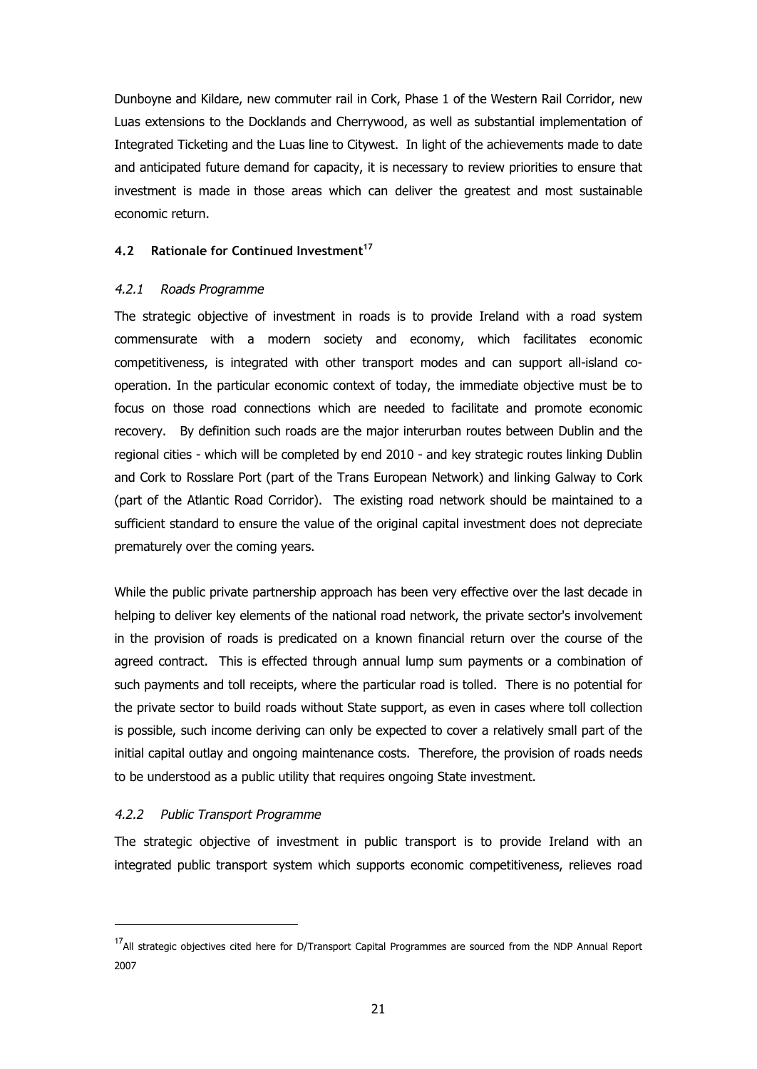Dunboyne and Kildare, new commuter rail in Cork, Phase 1 of the Western Rail Corridor, new Luas extensions to the Docklands and Cherrywood, as well as substantial implementation of Integrated Ticketing and the Luas line to Citywest. In light of the achievements made to date and anticipated future demand for capacity, it is necessary to review priorities to ensure that investment is made in those areas which can deliver the greatest and most sustainable economic return.

### 4.2 Rationale for Continued Investment[17]

#### *4.2.1 Roads Programme*

The strategic objective of investment in roads is to provide Ireland with a road system commensurate with a modern society and economy, which facilitates economic competitiveness, is integrated with other transport modes and can support all-island co-operation. In the particular economic context of today, the immediate objective must be to focus on those road connections which are needed to facilitate and promote economic recovery. By definition such roads are the major interurban routes between Dublin and the regional cities - which will be completed by end 2010 - and key strategic routes linking Dublin and Cork to Rosslare Port (part of the Trans European Network) and linking Galway to Cork (part of the Atlantic Road Corridor). The existing road network should be maintained to a sufficient standard to ensure the value of the original capital investment does not depreciate prematurely over the coming years.

While the public private partnership approach has been very effective over the last decade in helping to deliver key elements of the national road network, the private sector's involvement in the provision of roads is predicated on a known financial return over the course of the agreed contract. This is effected through annual lump sum payments or a combination of such payments and toll receipts, where the particular road is tolled. There is no potential for the private sector to build roads without State support, as even in cases where toll collection is possible, such income deriving can only be expected to cover a relatively small part of the initial capital outlay and ongoing maintenance costs. Therefore, the provision of roads needs to be understood as a public utility that requires ongoing State investment.

#### *4.2.2 Public Transport Programme*

The strategic objective of investment in public transport is to provide Ireland with an integrated public transport system which supports economic competitiveness, relieves road

---

[17] All strategic objectives cited here for D/Transport Capital Programmes are sourced from the NDP Annual Report 2007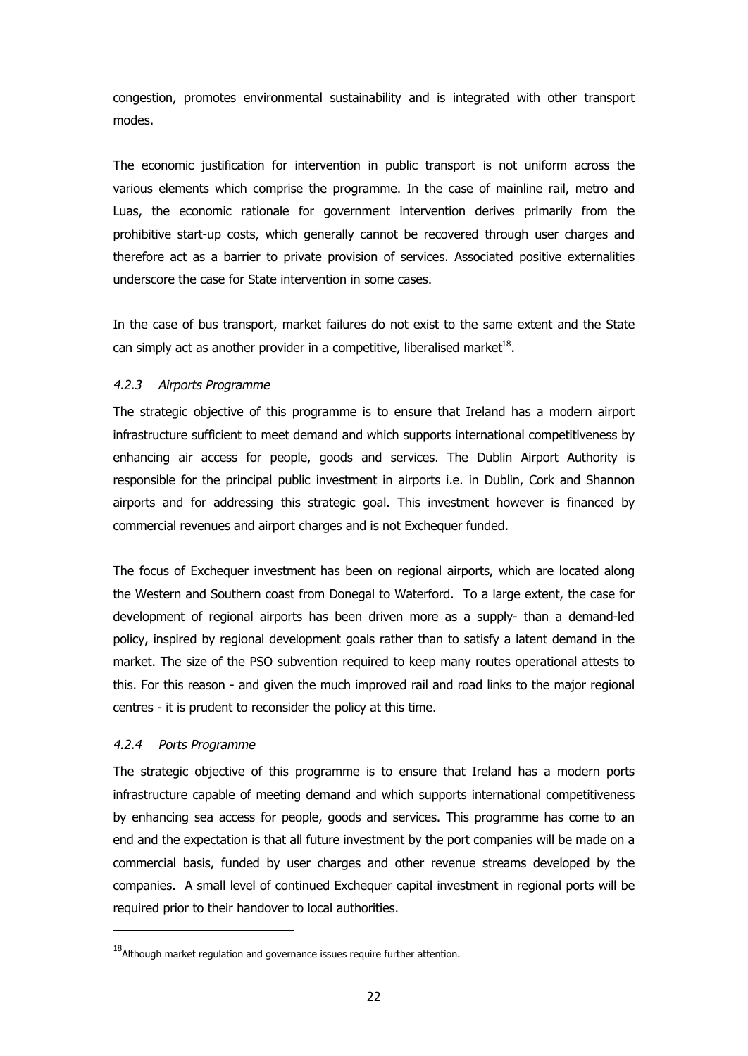congestion, promotes environmental sustainability and is integrated with other transport modes.

The economic justification for intervention in public transport is not uniform across the various elements which comprise the programme. In the case of mainline rail, metro and Luas, the economic rationale for government intervention derives primarily from the prohibitive start-up costs, which generally cannot be recovered through user charges and therefore act as a barrier to private provision of services. Associated positive externalities underscore the case for State intervention in some cases.

In the case of bus transport, market failures do not exist to the same extent and the State can simply act as another provider in a competitive, liberalised market[18].

#### *4.2.3 Airports Programme*

The strategic objective of this programme is to ensure that Ireland has a modern airport infrastructure sufficient to meet demand and which supports international competitiveness by enhancing air access for people, goods and services. The Dublin Airport Authority is responsible for the principal public investment in airports i.e. in Dublin, Cork and Shannon airports and for addressing this strategic goal. This investment however is financed by commercial revenues and airport charges and is not Exchequer funded.

The focus of Exchequer investment has been on regional airports, which are located along the Western and Southern coast from Donegal to Waterford. To a large extent, the case for development of regional airports has been driven more as a supply- than a demand-led policy, inspired by regional development goals rather than to satisfy a latent demand in the market. The size of the PSO subvention required to keep many routes operational attests to this. For this reason - and given the much improved rail and road links to the major regional centres - it is prudent to reconsider the policy at this time.

#### *4.2.4 Ports Programme*

The strategic objective of this programme is to ensure that Ireland has a modern ports infrastructure capable of meeting demand and which supports international competitiveness by enhancing sea access for people, goods and services. This programme has come to an end and the expectation is that all future investment by the port companies will be made on a commercial basis, funded by user charges and other revenue streams developed by the companies. A small level of continued Exchequer capital investment in regional ports will be required prior to their handover to local authorities.

---

[18] Although market regulation and governance issues require further attention.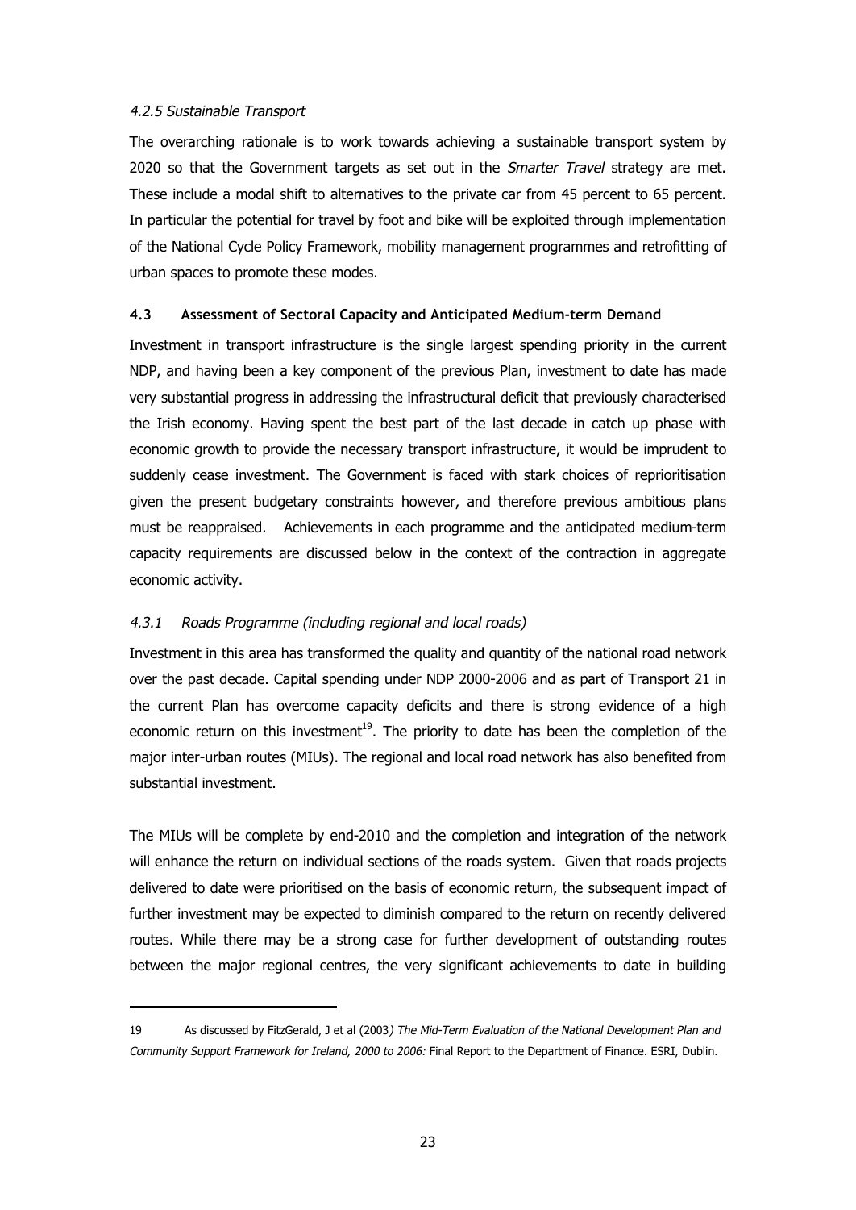#### *4.2.5 Sustainable Transport*

The overarching rationale is to work towards achieving a sustainable transport system by 2020 so that the Government targets as set out in the *Smarter Travel* strategy are met. These include a modal shift to alternatives to the private car from 45 percent to 65 percent. In particular the potential for travel by foot and bike will be exploited through implementation of the National Cycle Policy Framework, mobility management programmes and retrofitting of urban spaces to promote these modes.

### 4.3 Assessment of Sectoral Capacity and Anticipated Medium-term Demand

Investment in transport infrastructure is the single largest spending priority in the current NDP, and having been a key component of the previous Plan, investment to date has made very substantial progress in addressing the infrastructural deficit that previously characterised the Irish economy. Having spent the best part of the last decade in catch up phase with economic growth to provide the necessary transport infrastructure, it would be imprudent to suddenly cease investment. The Government is faced with stark choices of reprioritisation given the present budgetary constraints however, and therefore previous ambitious plans must be reappraised. Achievements in each programme and the anticipated medium-term capacity requirements are discussed below in the context of the contraction in aggregate economic activity.

#### *4.3.1 Roads Programme (including regional and local roads)*

Investment in this area has transformed the quality and quantity of the national road network over the past decade. Capital spending under NDP 2000-2006 and as part of Transport 21 in the current Plan has overcome capacity deficits and there is strong evidence of a high economic return on this investment[19]. The priority to date has been the completion of the major inter-urban routes (MIUs). The regional and local road network has also benefited from substantial investment.

The MIUs will be complete by end-2010 and the completion and integration of the network will enhance the return on individual sections of the roads system. Given that roads projects delivered to date were prioritised on the basis of economic return, the subsequent impact of further investment may be expected to diminish compared to the return on recently delivered routes. While there may be a strong case for further development of outstanding routes between the major regional centres, the very significant achievements to date in building

---

19 As discussed by FitzGerald, J et al (2003*) The Mid-Term Evaluation of the National Development Plan and Community Support Framework for Ireland, 2000 to 2006:* Final Report to the Department of Finance. ESRI, Dublin.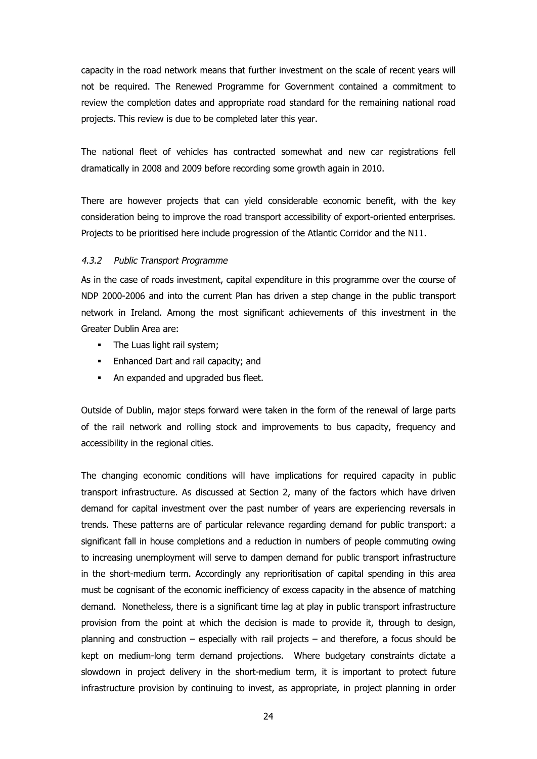capacity in the road network means that further investment on the scale of recent years will not be required. The Renewed Programme for Government contained a commitment to review the completion dates and appropriate road standard for the remaining national road projects. This review is due to be completed later this year.

The national fleet of vehicles has contracted somewhat and new car registrations fell dramatically in 2008 and 2009 before recording some growth again in 2010.

There are however projects that can yield considerable economic benefit, with the key consideration being to improve the road transport accessibility of export-oriented enterprises. Projects to be prioritised here include progression of the Atlantic Corridor and the N11.

#### *4.3.2 Public Transport Programme*

As in the case of roads investment, capital expenditure in this programme over the course of NDP 2000-2006 and into the current Plan has driven a step change in the public transport network in Ireland. Among the most significant achievements of this investment in the Greater Dublin Area are:

- The Luas light rail system;
- Enhanced Dart and rail capacity; and
- An expanded and upgraded bus fleet.

Outside of Dublin, major steps forward were taken in the form of the renewal of large parts of the rail network and rolling stock and improvements to bus capacity, frequency and accessibility in the regional cities.

The changing economic conditions will have implications for required capacity in public transport infrastructure. As discussed at Section 2, many of the factors which have driven demand for capital investment over the past number of years are experiencing reversals in trends. These patterns are of particular relevance regarding demand for public transport: a significant fall in house completions and a reduction in numbers of people commuting owing to increasing unemployment will serve to dampen demand for public transport infrastructure in the short-medium term. Accordingly any reprioritisation of capital spending in this area must be cognisant of the economic inefficiency of excess capacity in the absence of matching demand. Nonetheless, there is a significant time lag at play in public transport infrastructure provision from the point at which the decision is made to provide it, through to design, planning and construction – especially with rail projects – and therefore, a focus should be kept on medium-long term demand projections. Where budgetary constraints dictate a slowdown in project delivery in the short-medium term, it is important to protect future infrastructure provision by continuing to invest, as appropriate, in project planning in order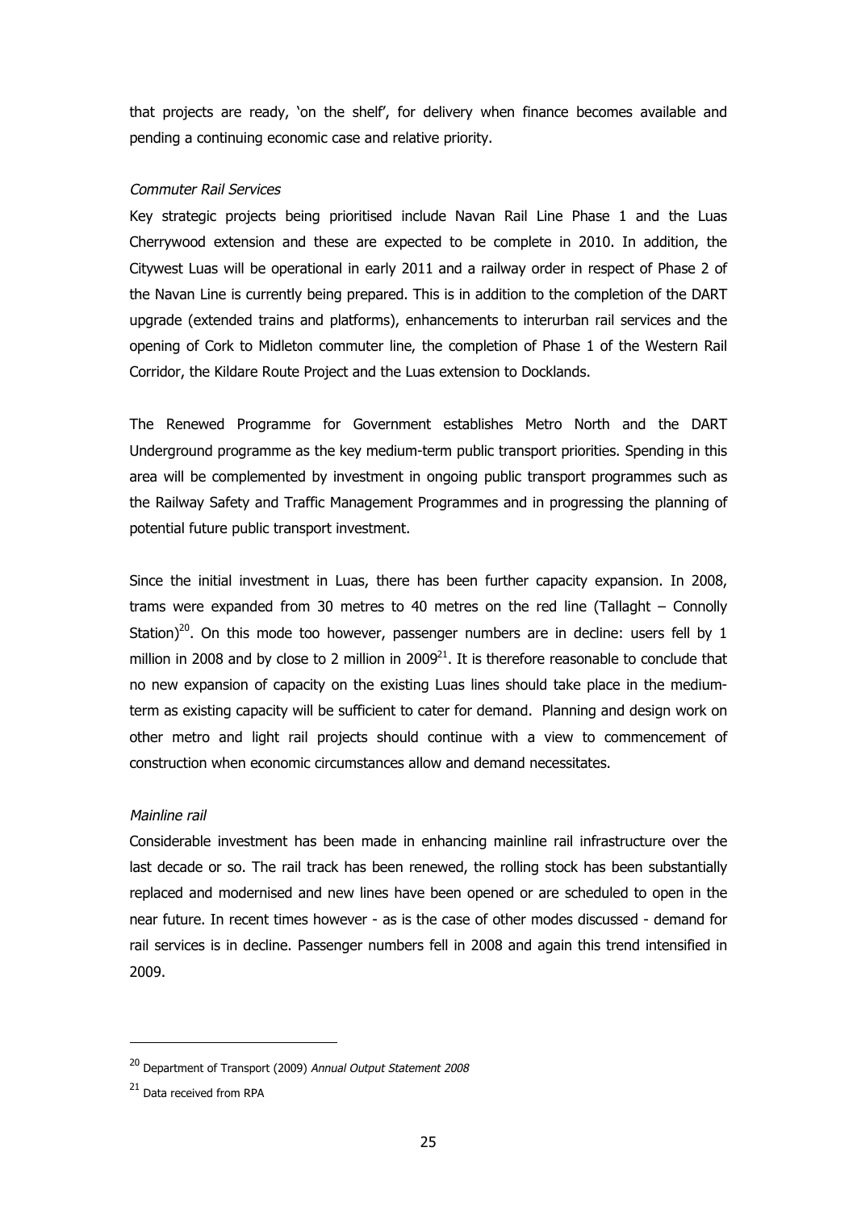that projects are ready, 'on the shelf', for delivery when finance becomes available and pending a continuing economic case and relative priority.

*Commuter Rail Services*

Key strategic projects being prioritised include Navan Rail Line Phase 1 and the Luas Cherrywood extension and these are expected to be complete in 2010. In addition, the Citywest Luas will be operational in early 2011 and a railway order in respect of Phase 2 of the Navan Line is currently being prepared. This is in addition to the completion of the DART upgrade (extended trains and platforms), enhancements to interurban rail services and the opening of Cork to Midleton commuter line, the completion of Phase 1 of the Western Rail Corridor, the Kildare Route Project and the Luas extension to Docklands.

The Renewed Programme for Government establishes Metro North and the DART Underground programme as the key medium-term public transport priorities. Spending in this area will be complemented by investment in ongoing public transport programmes such as the Railway Safety and Traffic Management Programmes and in progressing the planning of potential future public transport investment.

Since the initial investment in Luas, there has been further capacity expansion. In 2008, trams were expanded from 30 metres to 40 metres on the red line (Tallaght – Connolly Station)[20]. On this mode too however, passenger numbers are in decline: users fell by 1 million in 2008 and by close to 2 million in 2009[21]. It is therefore reasonable to conclude that no new expansion of capacity on the existing Luas lines should take place in the medium-term as existing capacity will be sufficient to cater for demand. Planning and design work on other metro and light rail projects should continue with a view to commencement of construction when economic circumstances allow and demand necessitates.

*Mainline rail*

Considerable investment has been made in enhancing mainline rail infrastructure over the last decade or so. The rail track has been renewed, the rolling stock has been substantially replaced and modernised and new lines have been opened or are scheduled to open in the near future. In recent times however - as is the case of other modes discussed - demand for rail services is in decline. Passenger numbers fell in 2008 and again this trend intensified in 2009.

---

[20] Department of Transport (2009) *Annual Output Statement 2008*

[21] Data received from RPA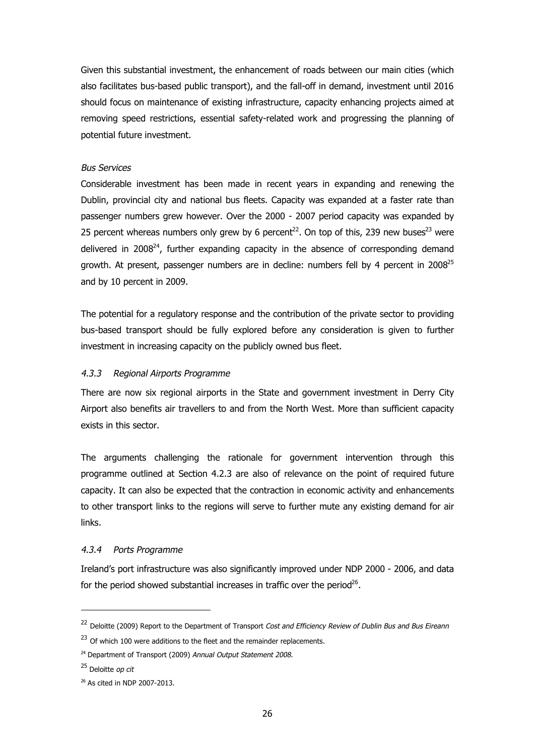Given this substantial investment, the enhancement of roads between our main cities (which also facilitates bus-based public transport), and the fall-off in demand, investment until 2016 should focus on maintenance of existing infrastructure, capacity enhancing projects aimed at removing speed restrictions, essential safety-related work and progressing the planning of potential future investment.

*Bus Services*

Considerable investment has been made in recent years in expanding and renewing the Dublin, provincial city and national bus fleets. Capacity was expanded at a faster rate than passenger numbers grew however. Over the 2000 - 2007 period capacity was expanded by 25 percent whereas numbers only grew by 6 percent[22]. On top of this, 239 new buses[23] were delivered in 2008[24], further expanding capacity in the absence of corresponding demand growth. At present, passenger numbers are in decline: numbers fell by 4 percent in 2008[25] and by 10 percent in 2009.

The potential for a regulatory response and the contribution of the private sector to providing bus-based transport should be fully explored before any consideration is given to further investment in increasing capacity on the publicly owned bus fleet.

### *4.3.3 Regional Airports Programme*

There are now six regional airports in the State and government investment in Derry City Airport also benefits air travellers to and from the North West. More than sufficient capacity exists in this sector.

The arguments challenging the rationale for government intervention through this programme outlined at Section 4.2.3 are also of relevance on the point of required future capacity. It can also be expected that the contraction in economic activity and enhancements to other transport links to the regions will serve to further mute any existing demand for air links.

### *4.3.4 Ports Programme*

Ireland's port infrastructure was also significantly improved under NDP 2000 - 2006, and data for the period showed substantial increases in traffic over the period[26].

---

[22] Deloitte (2009) Report to the Department of Transport *Cost and Efficiency Review of Dublin Bus and Bus Eireann*

[23] Of which 100 were additions to the fleet and the remainder replacements.

[24] Department of Transport (2009) *Annual Output Statement 2008*.

[25] Deloitte *op cit*

[26] As cited in NDP 2007-2013.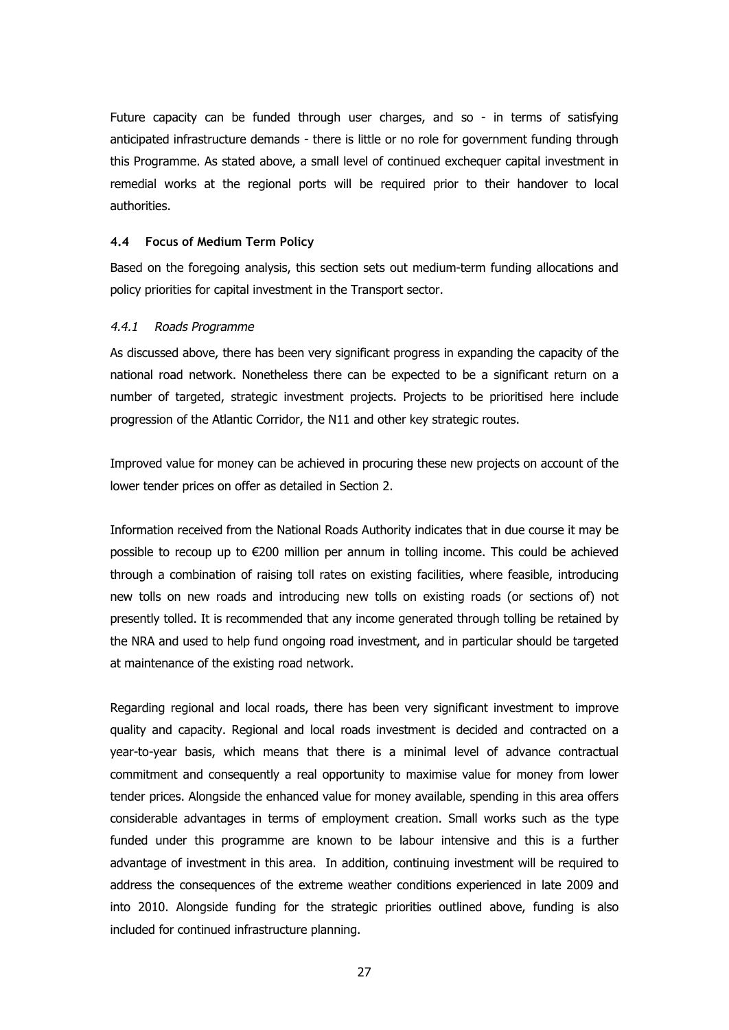Future capacity can be funded through user charges, and so - in terms of satisfying anticipated infrastructure demands - there is little or no role for government funding through this Programme. As stated above, a small level of continued exchequer capital investment in remedial works at the regional ports will be required prior to their handover to local authorities.

### 4.4 Focus of Medium Term Policy

Based on the foregoing analysis, this section sets out medium-term funding allocations and policy priorities for capital investment in the Transport sector.

#### *4.4.1 Roads Programme*

As discussed above, there has been very significant progress in expanding the capacity of the national road network. Nonetheless there can be expected to be a significant return on a number of targeted, strategic investment projects. Projects to be prioritised here include progression of the Atlantic Corridor, the N11 and other key strategic routes.

Improved value for money can be achieved in procuring these new projects on account of the lower tender prices on offer as detailed in Section 2.

Information received from the National Roads Authority indicates that in due course it may be possible to recoup up to €200 million per annum in tolling income. This could be achieved through a combination of raising toll rates on existing facilities, where feasible, introducing new tolls on new roads and introducing new tolls on existing roads (or sections of) not presently tolled. It is recommended that any income generated through tolling be retained by the NRA and used to help fund ongoing road investment, and in particular should be targeted at maintenance of the existing road network.

Regarding regional and local roads, there has been very significant investment to improve quality and capacity. Regional and local roads investment is decided and contracted on a year-to-year basis, which means that there is a minimal level of advance contractual commitment and consequently a real opportunity to maximise value for money from lower tender prices. Alongside the enhanced value for money available, spending in this area offers considerable advantages in terms of employment creation. Small works such as the type funded under this programme are known to be labour intensive and this is a further advantage of investment in this area. In addition, continuing investment will be required to address the consequences of the extreme weather conditions experienced in late 2009 and into 2010. Alongside funding for the strategic priorities outlined above, funding is also included for continued infrastructure planning.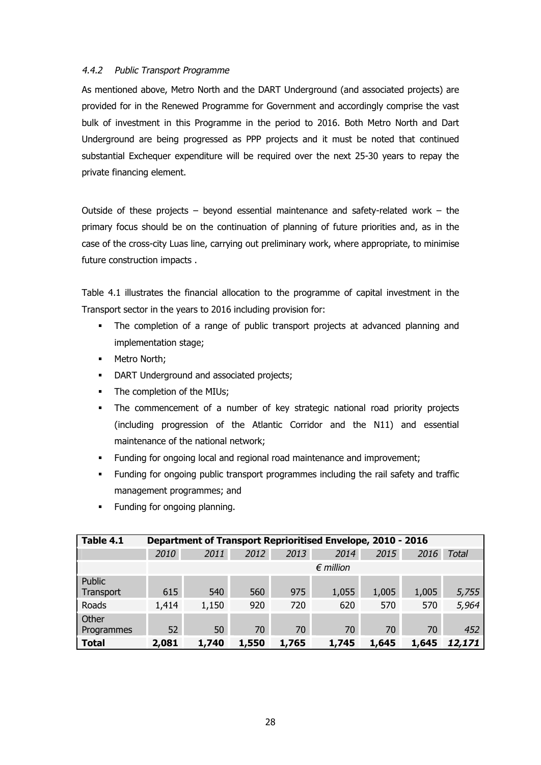#### *4.4.2 Public Transport Programme*

As mentioned above, Metro North and the DART Underground (and associated projects) are provided for in the Renewed Programme for Government and accordingly comprise the vast bulk of investment in this Programme in the period to 2016. Both Metro North and Dart Underground are being progressed as PPP projects and it must be noted that continued substantial Exchequer expenditure will be required over the next 25-30 years to repay the private financing element.

Outside of these projects – beyond essential maintenance and safety-related work – the primary focus should be on the continuation of planning of future priorities and, as in the case of the cross-city Luas line, carrying out preliminary work, where appropriate, to minimise future construction impacts .

Table 4.1 illustrates the financial allocation to the programme of capital investment in the Transport sector in the years to 2016 including provision for:

- The completion of a range of public transport projects at advanced planning and implementation stage;
- Metro North;
- DART Underground and associated projects;
- The completion of the MIUs;
- The commencement of a number of key strategic national road priority projects (including progression of the Atlantic Corridor and the N11) and essential maintenance of the national network;
- Funding for ongoing local and regional road maintenance and improvement;
- Funding for ongoing public transport programmes including the rail safety and traffic management programmes; and
- Funding for ongoing planning.

| **Table 4.1** | **Department of Transport Reprioritised Envelope, 2010 - 2016** | | | | | | | |
|---|---|---|---|---|---|---|---|---|
| | *2010* | *2011* | *2012* | *2013* | *2014* | *2015* | *2016* | *Total* |
| | | | | | *€ million* | | | |
| Public Transport | 615 | 540 | 560 | 975 | 1,055 | 1,005 | 1,005 | *5,755* |
| Roads | 1,414 | 1,150 | 920 | 720 | 620 | 570 | 570 | *5,964* |
| Other Programmes | 52 | 50 | 70 | 70 | 70 | 70 | 70 | *452* |
| **Total** | **2,081** | **1,740** | **1,550** | **1,765** | **1,745** | **1,645** | **1,645** | ***12,171*** |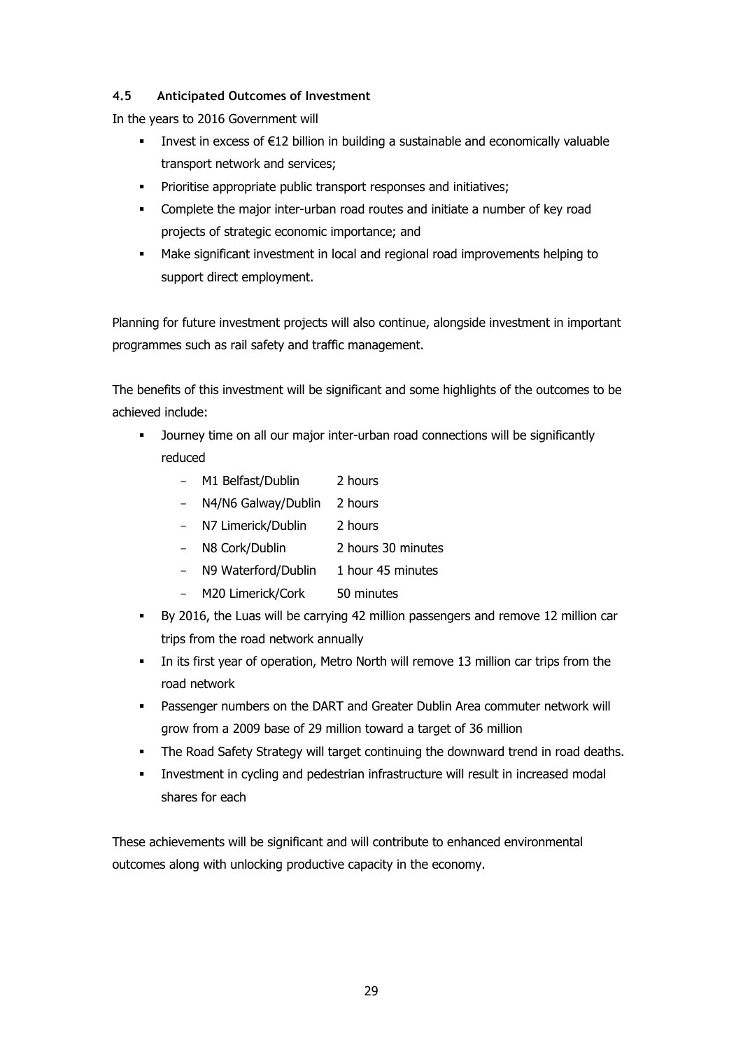### 4.5 Anticipated Outcomes of Investment

In the years to 2016 Government will

- Invest in excess of €12 billion in building a sustainable and economically valuable transport network and services;
- Prioritise appropriate public transport responses and initiatives;
- Complete the major inter-urban road routes and initiate a number of key road projects of strategic economic importance; and
- Make significant investment in local and regional road improvements helping to support direct employment.

Planning for future investment projects will also continue, alongside investment in important programmes such as rail safety and traffic management.

The benefits of this investment will be significant and some highlights of the outcomes to be achieved include:

- Journey time on all our major inter-urban road connections will be significantly reduced
  - M1 Belfast/Dublin 2 hours
  - N4/N6 Galway/Dublin 2 hours
  - N7 Limerick/Dublin 2 hours
  - N8 Cork/Dublin 2 hours 30 minutes
  - N9 Waterford/Dublin 1 hour 45 minutes
  - M20 Limerick/Cork 50 minutes
- By 2016, the Luas will be carrying 42 million passengers and remove 12 million car trips from the road network annually
- In its first year of operation, Metro North will remove 13 million car trips from the road network
- Passenger numbers on the DART and Greater Dublin Area commuter network will grow from a 2009 base of 29 million toward a target of 36 million
- The Road Safety Strategy will target continuing the downward trend in road deaths.
- Investment in cycling and pedestrian infrastructure will result in increased modal shares for each

These achievements will be significant and will contribute to enhanced environmental outcomes along with unlocking productive capacity in the economy.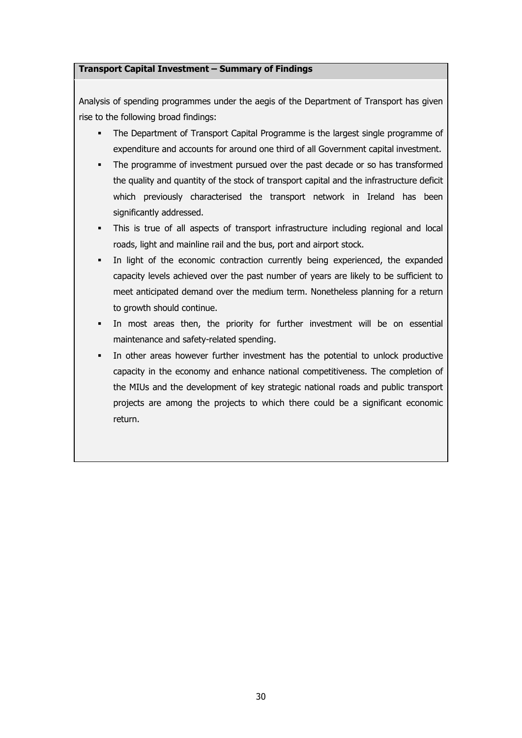**Transport Capital Investment – Summary of Findings**

Analysis of spending programmes under the aegis of the Department of Transport has given rise to the following broad findings:

- The Department of Transport Capital Programme is the largest single programme of expenditure and accounts for around one third of all Government capital investment.
- The programme of investment pursued over the past decade or so has transformed the quality and quantity of the stock of transport capital and the infrastructure deficit which previously characterised the transport network in Ireland has been significantly addressed.
- This is true of all aspects of transport infrastructure including regional and local roads, light and mainline rail and the bus, port and airport stock.
- In light of the economic contraction currently being experienced, the expanded capacity levels achieved over the past number of years are likely to be sufficient to meet anticipated demand over the medium term. Nonetheless planning for a return to growth should continue.
- In most areas then, the priority for further investment will be on essential maintenance and safety-related spending.
- In other areas however further investment has the potential to unlock productive capacity in the economy and enhance national competitiveness. The completion of the MIUs and the development of key strategic national roads and public transport projects are among the projects to which there could be a significant economic return.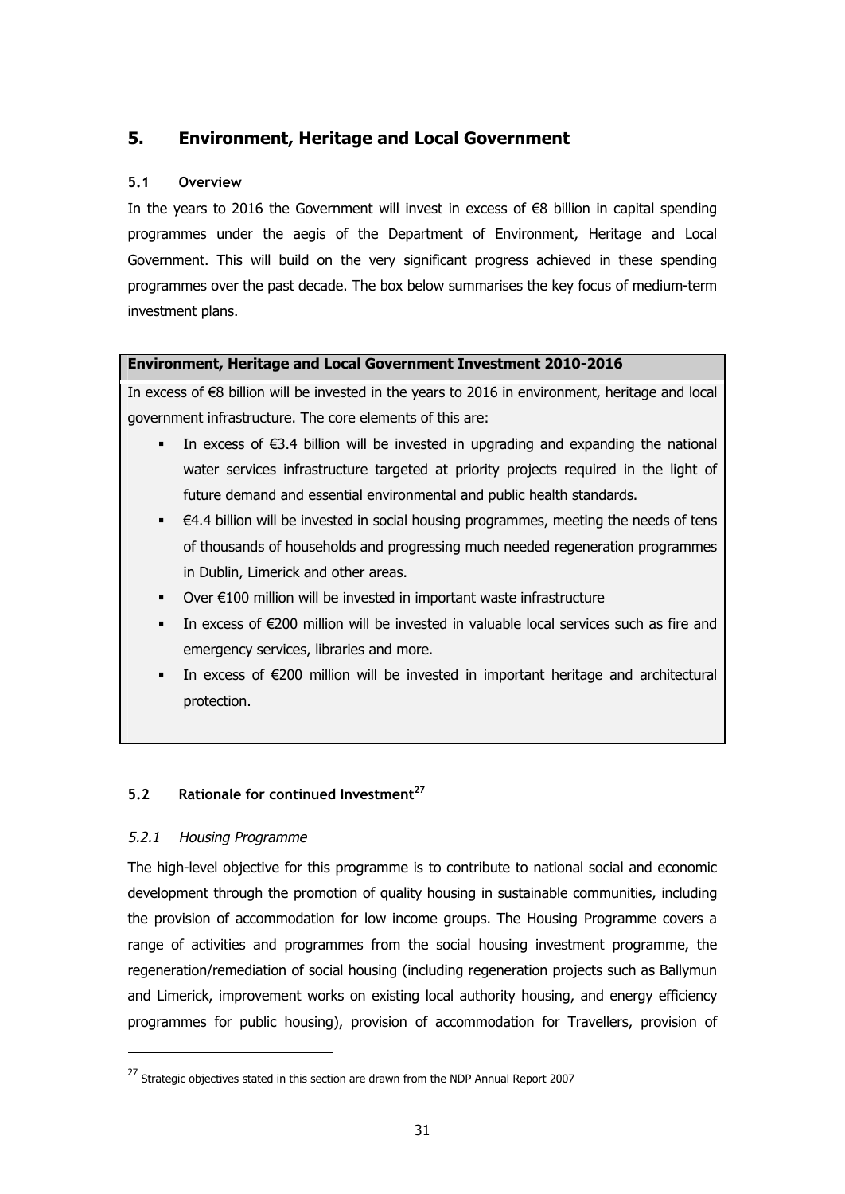## 5. Environment, Heritage and Local Government

### 5.1 Overview

In the years to 2016 the Government will invest in excess of €8 billion in capital spending programmes under the aegis of the Department of Environment, Heritage and Local Government. This will build on the very significant progress achieved in these spending programmes over the past decade. The box below summarises the key focus of medium-term investment plans.

**Environment, Heritage and Local Government Investment 2010-2016**

In excess of €8 billion will be invested in the years to 2016 in environment, heritage and local government infrastructure. The core elements of this are:

- In excess of €3.4 billion will be invested in upgrading and expanding the national water services infrastructure targeted at priority projects required in the light of future demand and essential environmental and public health standards.
- €4.4 billion will be invested in social housing programmes, meeting the needs of tens of thousands of households and progressing much needed regeneration programmes in Dublin, Limerick and other areas.
- Over €100 million will be invested in important waste infrastructure
- In excess of €200 million will be invested in valuable local services such as fire and emergency services, libraries and more.
- In excess of €200 million will be invested in important heritage and architectural protection.

### 5.2 Rationale for continued Investment[27]

#### *5.2.1 Housing Programme*

The high-level objective for this programme is to contribute to national social and economic development through the promotion of quality housing in sustainable communities, including the provision of accommodation for low income groups. The Housing Programme covers a range of activities and programmes from the social housing investment programme, the regeneration/remediation of social housing (including regeneration projects such as Ballymun and Limerick, improvement works on existing local authority housing, and energy efficiency programmes for public housing), provision of accommodation for Travellers, provision of

[27] Strategic objectives stated in this section are drawn from the NDP Annual Report 2007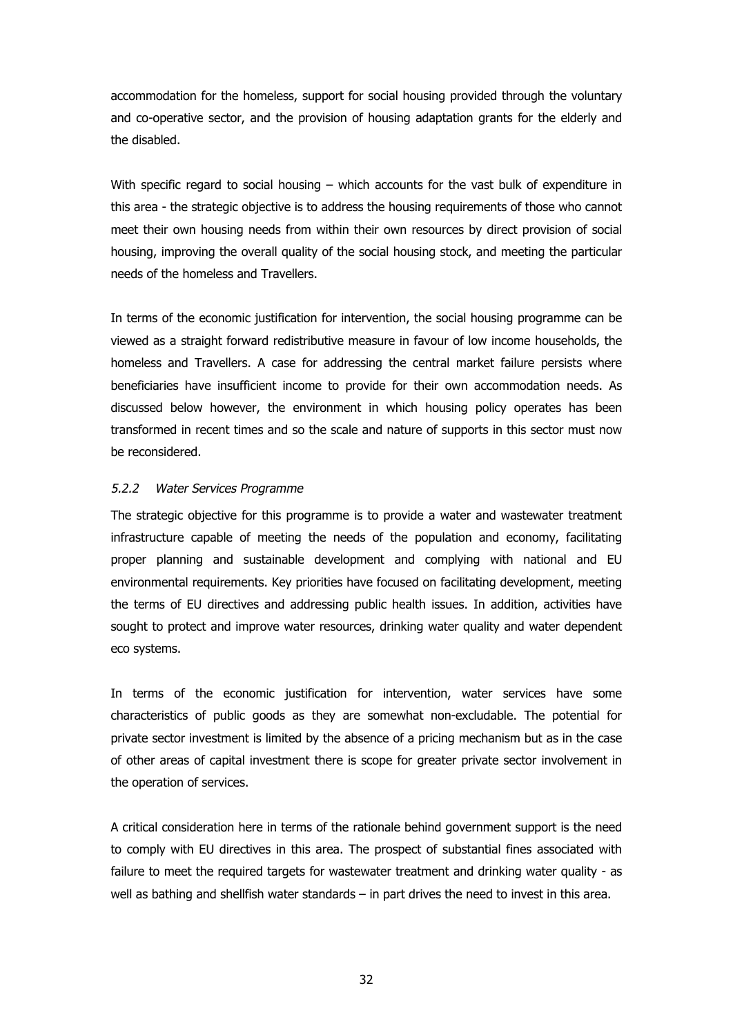accommodation for the homeless, support for social housing provided through the voluntary and co-operative sector, and the provision of housing adaptation grants for the elderly and the disabled.

With specific regard to social housing – which accounts for the vast bulk of expenditure in this area - the strategic objective is to address the housing requirements of those who cannot meet their own housing needs from within their own resources by direct provision of social housing, improving the overall quality of the social housing stock, and meeting the particular needs of the homeless and Travellers.

In terms of the economic justification for intervention, the social housing programme can be viewed as a straight forward redistributive measure in favour of low income households, the homeless and Travellers. A case for addressing the central market failure persists where beneficiaries have insufficient income to provide for their own accommodation needs. As discussed below however, the environment in which housing policy operates has been transformed in recent times and so the scale and nature of supports in this sector must now be reconsidered.

#### *5.2.2 Water Services Programme*

The strategic objective for this programme is to provide a water and wastewater treatment infrastructure capable of meeting the needs of the population and economy, facilitating proper planning and sustainable development and complying with national and EU environmental requirements. Key priorities have focused on facilitating development, meeting the terms of EU directives and addressing public health issues. In addition, activities have sought to protect and improve water resources, drinking water quality and water dependent eco systems.

In terms of the economic justification for intervention, water services have some characteristics of public goods as they are somewhat non-excludable. The potential for private sector investment is limited by the absence of a pricing mechanism but as in the case of other areas of capital investment there is scope for greater private sector involvement in the operation of services.

A critical consideration here in terms of the rationale behind government support is the need to comply with EU directives in this area. The prospect of substantial fines associated with failure to meet the required targets for wastewater treatment and drinking water quality - as well as bathing and shellfish water standards – in part drives the need to invest in this area.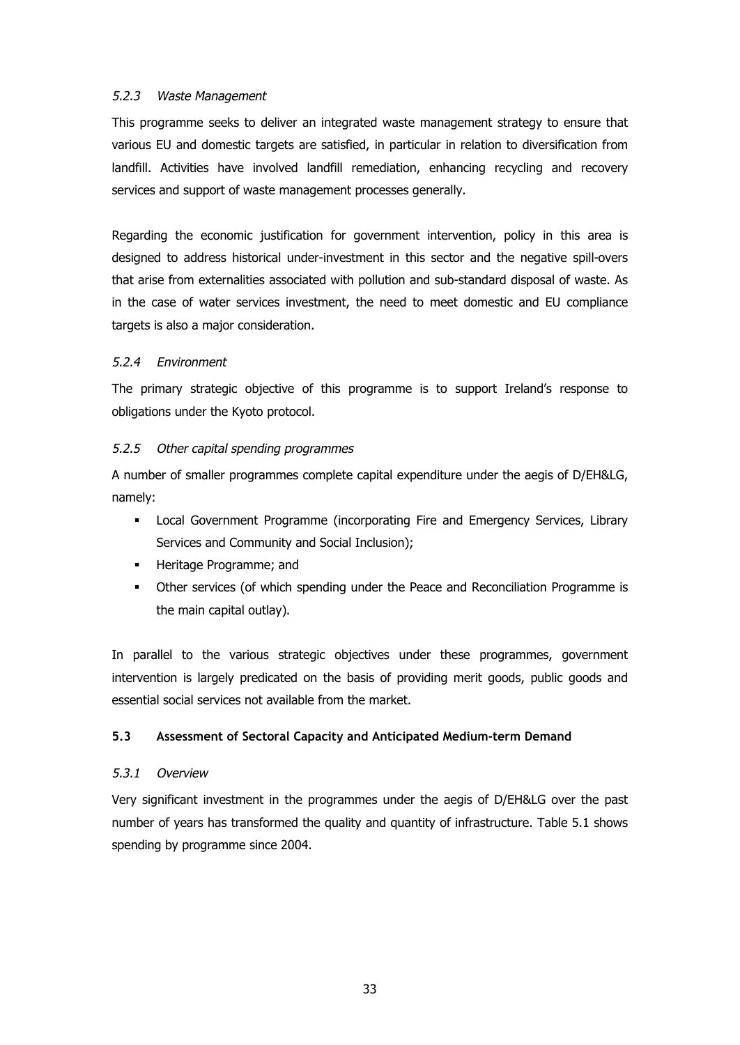#### *5.2.3 Waste Management*

This programme seeks to deliver an integrated waste management strategy to ensure that various EU and domestic targets are satisfied, in particular in relation to diversification from landfill. Activities have involved landfill remediation, enhancing recycling and recovery services and support of waste management processes generally.

Regarding the economic justification for government intervention, policy in this area is designed to address historical under-investment in this sector and the negative spill-overs that arise from externalities associated with pollution and sub-standard disposal of waste. As in the case of water services investment, the need to meet domestic and EU compliance targets is also a major consideration.

#### *5.2.4 Environment*

The primary strategic objective of this programme is to support Ireland's response to obligations under the Kyoto protocol.

#### *5.2.5 Other capital spending programmes*

A number of smaller programmes complete capital expenditure under the aegis of D/EH&LG, namely:

- Local Government Programme (incorporating Fire and Emergency Services, Library Services and Community and Social Inclusion);
- Heritage Programme; and
- Other services (of which spending under the Peace and Reconciliation Programme is the main capital outlay).

In parallel to the various strategic objectives under these programmes, government intervention is largely predicated on the basis of providing merit goods, public goods and essential social services not available from the market.

### 5.3 Assessment of Sectoral Capacity and Anticipated Medium-term Demand

#### *5.3.1 Overview*

Very significant investment in the programmes under the aegis of D/EH&LG over the past number of years has transformed the quality and quantity of infrastructure. Table 5.1 shows spending by programme since 2004.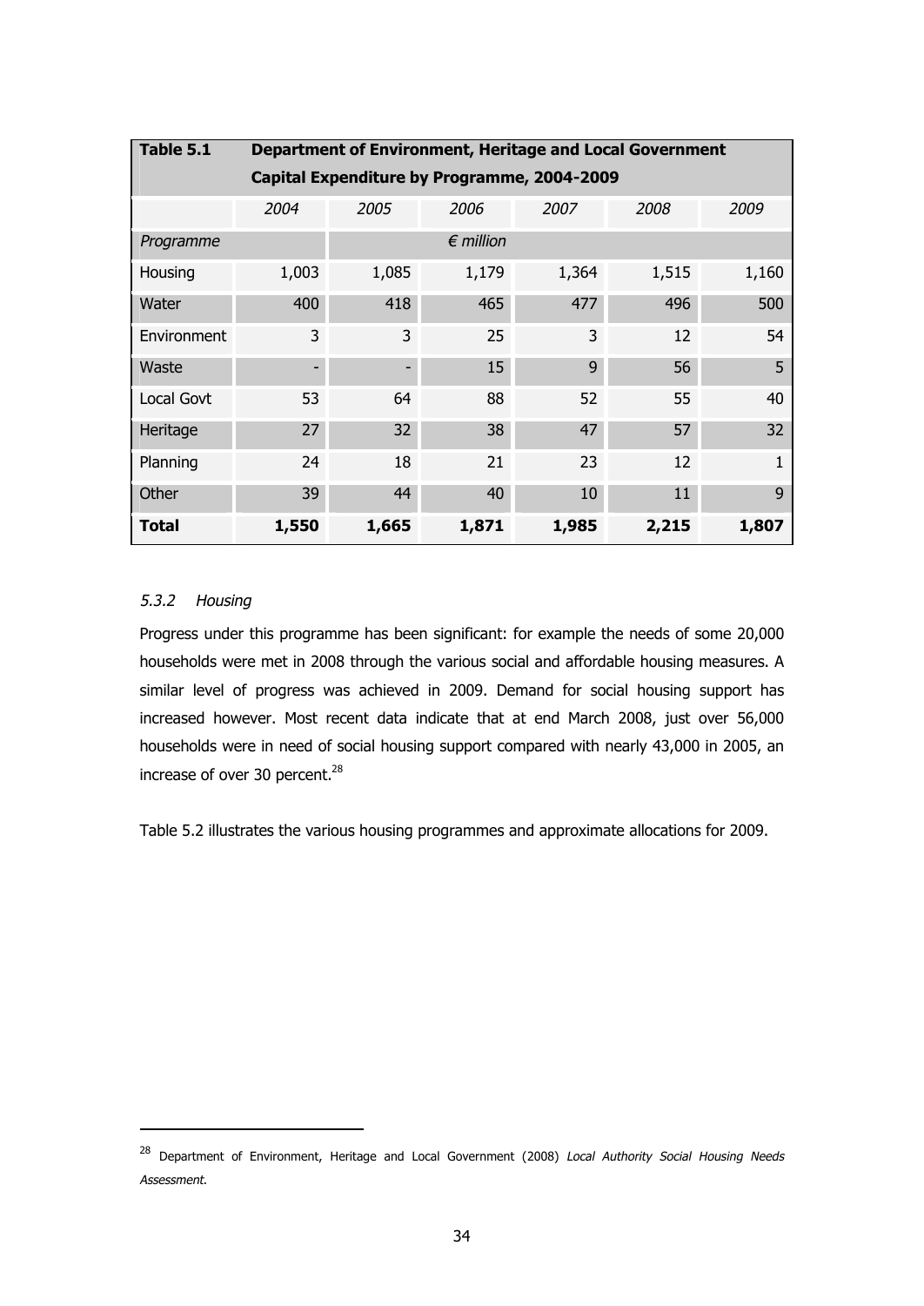| **Table 5.1** | **Department of Environment, Heritage and Local Government Capital Expenditure by Programme, 2004-2009** | | | | | |
|---|---|---|---|---|---|---|
| | *2004* | *2005* | *2006* | *2007* | *2008* | *2009* |
| *Programme* | | | *€ million* | | | |
| Housing | 1,003 | 1,085 | 1,179 | 1,364 | 1,515 | 1,160 |
| Water | 400 | 418 | 465 | 477 | 496 | 500 |
| Environment | 3 | 3 | 25 | 3 | 12 | 54 |
| Waste | - | - | 15 | 9 | 56 | 5 |
| Local Govt | 53 | 64 | 88 | 52 | 55 | 40 |
| Heritage | 27 | 32 | 38 | 47 | 57 | 32 |
| Planning | 24 | 18 | 21 | 23 | 12 | 1 |
| Other | 39 | 44 | 40 | 10 | 11 | 9 |
| **Total** | **1,550** | **1,665** | **1,871** | **1,985** | **2,215** | **1,807** |

#### *5.3.2 Housing*

Progress under this programme has been significant: for example the needs of some 20,000 households were met in 2008 through the various social and affordable housing measures. A similar level of progress was achieved in 2009. Demand for social housing support has increased however. Most recent data indicate that at end March 2008, just over 56,000 households were in need of social housing support compared with nearly 43,000 in 2005, an increase of over 30 percent.[28]

Table 5.2 illustrates the various housing programmes and approximate allocations for 2009.

[28] Department of Environment, Heritage and Local Government (2008) *Local Authority Social Housing Needs Assessment.*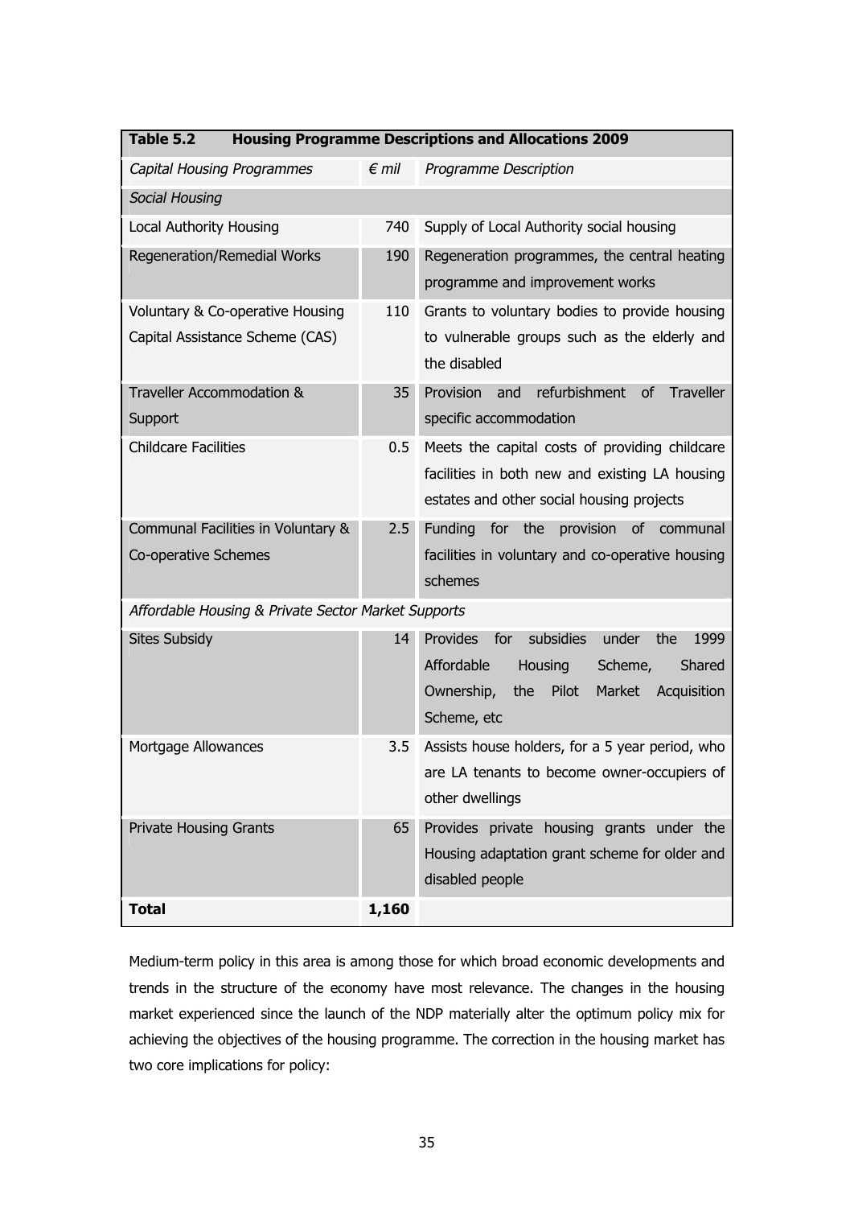**Table 5.2 Housing Programme Descriptions and Allocations 2009**

| *Capital Housing Programmes* | *€ mil* | *Programme Description* |
|---|---|---|
| *Social Housing* | | |
| Local Authority Housing | 740 | Supply of Local Authority social housing |
| Regeneration/Remedial Works | 190 | Regeneration programmes, the central heating programme and improvement works |
| Voluntary & Co-operative Housing Capital Assistance Scheme (CAS) | 110 | Grants to voluntary bodies to provide housing to vulnerable groups such as the elderly and the disabled |
| Traveller Accommodation & Support | 35 | Provision and refurbishment of Traveller specific accommodation |
| Childcare Facilities | 0.5 | Meets the capital costs of providing childcare facilities in both new and existing LA housing estates and other social housing projects |
| Communal Facilities in Voluntary & Co-operative Schemes | 2.5 | Funding for the provision of communal facilities in voluntary and co-operative housing schemes |
| *Affordable Housing & Private Sector Market Supports* | | |
| Sites Subsidy | 14 | Provides for subsidies under the 1999 Affordable Housing Scheme, Shared Ownership, the Pilot Market Acquisition Scheme, etc |
| Mortgage Allowances | 3.5 | Assists house holders, for a 5 year period, who are LA tenants to become owner-occupiers of other dwellings |
| Private Housing Grants | 65 | Provides private housing grants under the Housing adaptation grant scheme for older and disabled people |
| **Total** | **1,160** | |

Medium-term policy in this area is among those for which broad economic developments and trends in the structure of the economy have most relevance. The changes in the housing market experienced since the launch of the NDP materially alter the optimum policy mix for achieving the objectives of the housing programme. The correction in the housing market has two core implications for policy: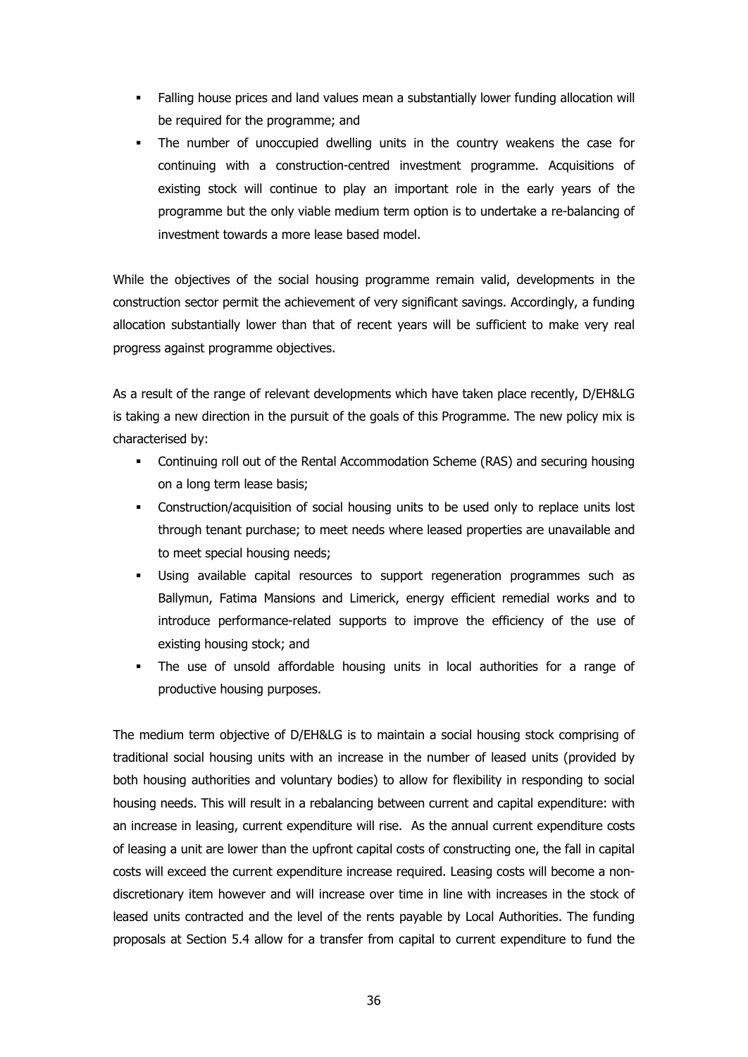- Falling house prices and land values mean a substantially lower funding allocation will be required for the programme; and
- The number of unoccupied dwelling units in the country weakens the case for continuing with a construction-centred investment programme. Acquisitions of existing stock will continue to play an important role in the early years of the programme but the only viable medium term option is to undertake a re-balancing of investment towards a more lease based model.

While the objectives of the social housing programme remain valid, developments in the construction sector permit the achievement of very significant savings. Accordingly, a funding allocation substantially lower than that of recent years will be sufficient to make very real progress against programme objectives.

As a result of the range of relevant developments which have taken place recently, D/EH&LG is taking a new direction in the pursuit of the goals of this Programme. The new policy mix is characterised by:

- Continuing roll out of the Rental Accommodation Scheme (RAS) and securing housing on a long term lease basis;
- Construction/acquisition of social housing units to be used only to replace units lost through tenant purchase; to meet needs where leased properties are unavailable and to meet special housing needs;
- Using available capital resources to support regeneration programmes such as Ballymun, Fatima Mansions and Limerick, energy efficient remedial works and to introduce performance-related supports to improve the efficiency of the use of existing housing stock; and
- The use of unsold affordable housing units in local authorities for a range of productive housing purposes.

The medium term objective of D/EH&LG is to maintain a social housing stock comprising of traditional social housing units with an increase in the number of leased units (provided by both housing authorities and voluntary bodies) to allow for flexibility in responding to social housing needs. This will result in a rebalancing between current and capital expenditure: with an increase in leasing, current expenditure will rise. As the annual current expenditure costs of leasing a unit are lower than the upfront capital costs of constructing one, the fall in capital costs will exceed the current expenditure increase required. Leasing costs will become a non-discretionary item however and will increase over time in line with increases in the stock of leased units contracted and the level of the rents payable by Local Authorities. The funding proposals at Section 5.4 allow for a transfer from capital to current expenditure to fund the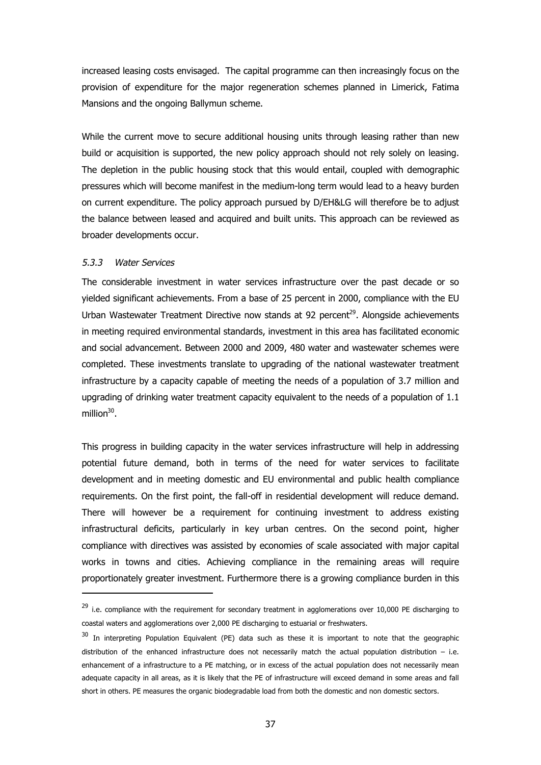increased leasing costs envisaged. The capital programme can then increasingly focus on the provision of expenditure for the major regeneration schemes planned in Limerick, Fatima Mansions and the ongoing Ballymun scheme.

While the current move to secure additional housing units through leasing rather than new build or acquisition is supported, the new policy approach should not rely solely on leasing. The depletion in the public housing stock that this would entail, coupled with demographic pressures which will become manifest in the medium-long term would lead to a heavy burden on current expenditure. The policy approach pursued by D/EH&LG will therefore be to adjust the balance between leased and acquired and built units. This approach can be reviewed as broader developments occur.

#### *5.3.3 Water Services*

The considerable investment in water services infrastructure over the past decade or so yielded significant achievements. From a base of 25 percent in 2000, compliance with the EU Urban Wastewater Treatment Directive now stands at 92 percent[29]. Alongside achievements in meeting required environmental standards, investment in this area has facilitated economic and social advancement. Between 2000 and 2009, 480 water and wastewater schemes were completed. These investments translate to upgrading of the national wastewater treatment infrastructure by a capacity capable of meeting the needs of a population of 3.7 million and upgrading of drinking water treatment capacity equivalent to the needs of a population of 1.1 million[30].

This progress in building capacity in the water services infrastructure will help in addressing potential future demand, both in terms of the need for water services to facilitate development and in meeting domestic and EU environmental and public health compliance requirements. On the first point, the fall-off in residential development will reduce demand. There will however be a requirement for continuing investment to address existing infrastructural deficits, particularly in key urban centres. On the second point, higher compliance with directives was assisted by economies of scale associated with major capital works in towns and cities. Achieving compliance in the remaining areas will require proportionately greater investment. Furthermore there is a growing compliance burden in this

---

[29] i.e. compliance with the requirement for secondary treatment in agglomerations over 10,000 PE discharging to coastal waters and agglomerations over 2,000 PE discharging to estuarial or freshwaters.

[30] In interpreting Population Equivalent (PE) data such as these it is important to note that the geographic distribution of the enhanced infrastructure does not necessarily match the actual population distribution – i.e. enhancement of a infrastructure to a PE matching, or in excess of the actual population does not necessarily mean adequate capacity in all areas, as it is likely that the PE of infrastructure will exceed demand in some areas and fall short in others. PE measures the organic biodegradable load from both the domestic and non domestic sectors.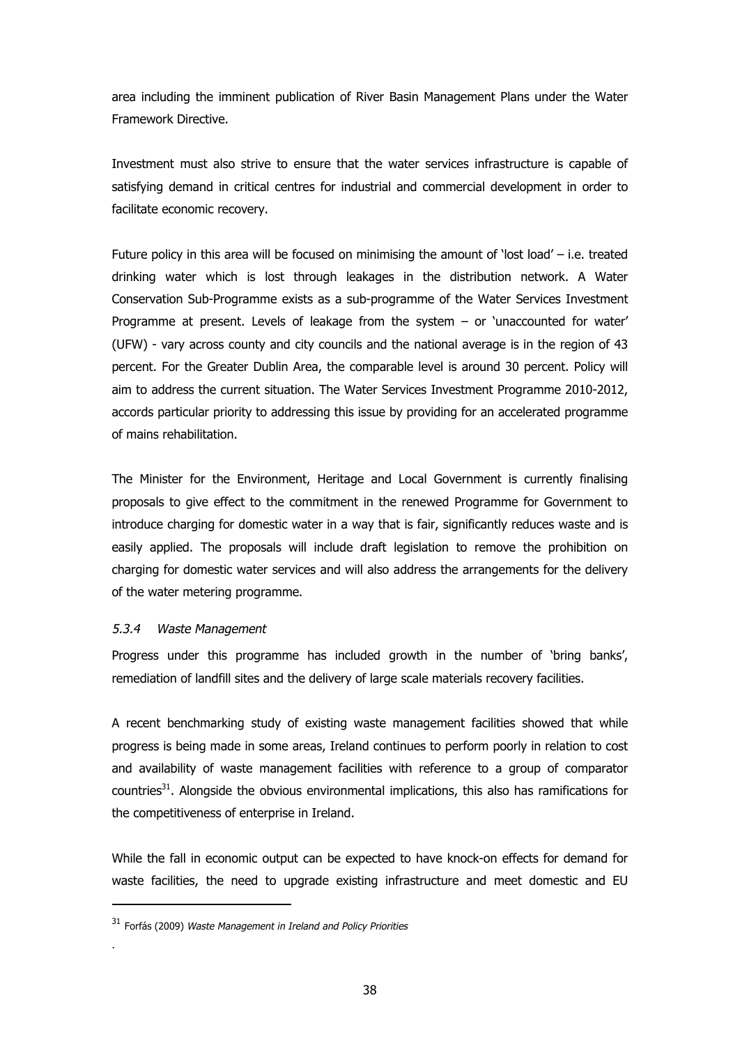area including the imminent publication of River Basin Management Plans under the Water Framework Directive.

Investment must also strive to ensure that the water services infrastructure is capable of satisfying demand in critical centres for industrial and commercial development in order to facilitate economic recovery.

Future policy in this area will be focused on minimising the amount of 'lost load' – i.e. treated drinking water which is lost through leakages in the distribution network. A Water Conservation Sub-Programme exists as a sub-programme of the Water Services Investment Programme at present. Levels of leakage from the system – or 'unaccounted for water' (UFW) - vary across county and city councils and the national average is in the region of 43 percent. For the Greater Dublin Area, the comparable level is around 30 percent. Policy will aim to address the current situation. The Water Services Investment Programme 2010-2012, accords particular priority to addressing this issue by providing for an accelerated programme of mains rehabilitation.

The Minister for the Environment, Heritage and Local Government is currently finalising proposals to give effect to the commitment in the renewed Programme for Government to introduce charging for domestic water in a way that is fair, significantly reduces waste and is easily applied. The proposals will include draft legislation to remove the prohibition on charging for domestic water services and will also address the arrangements for the delivery of the water metering programme.

#### *5.3.4 Waste Management*

Progress under this programme has included growth in the number of 'bring banks', remediation of landfill sites and the delivery of large scale materials recovery facilities.

A recent benchmarking study of existing waste management facilities showed that while progress is being made in some areas, Ireland continues to perform poorly in relation to cost and availability of waste management facilities with reference to a group of comparator countries[31]. Alongside the obvious environmental implications, this also has ramifications for the competitiveness of enterprise in Ireland.

While the fall in economic output can be expected to have knock-on effects for demand for waste facilities, the need to upgrade existing infrastructure and meet domestic and EU

---

[31] Forfás (2009) *Waste Management in Ireland and Policy Priorities*

.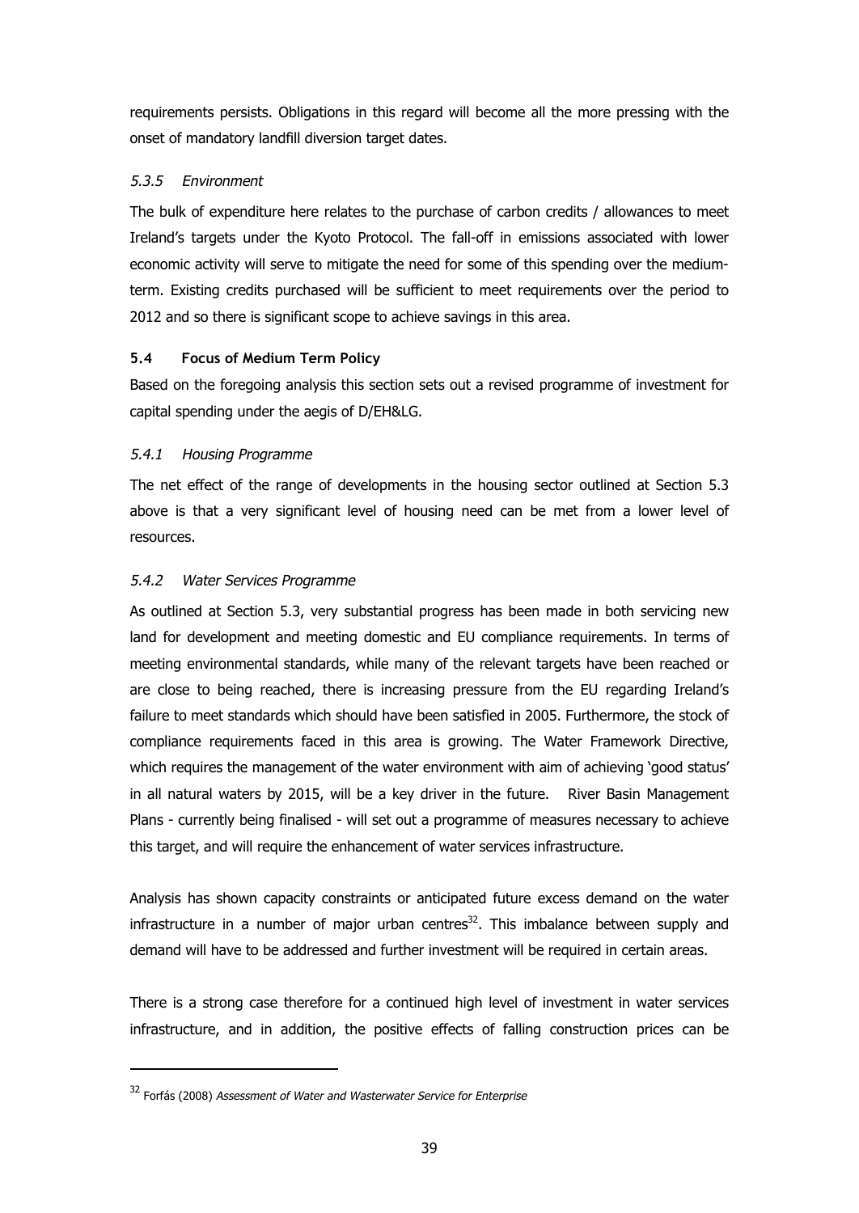requirements persists. Obligations in this regard will become all the more pressing with the onset of mandatory landfill diversion target dates.

### *5.3.5 Environment*

The bulk of expenditure here relates to the purchase of carbon credits / allowances to meet Ireland's targets under the Kyoto Protocol. The fall-off in emissions associated with lower economic activity will serve to mitigate the need for some of this spending over the medium-term. Existing credits purchased will be sufficient to meet requirements over the period to 2012 and so there is significant scope to achieve savings in this area.

## **5.4 Focus of Medium Term Policy**

Based on the foregoing analysis this section sets out a revised programme of investment for capital spending under the aegis of D/EH&LG.

### *5.4.1 Housing Programme*

The net effect of the range of developments in the housing sector outlined at Section 5.3 above is that a very significant level of housing need can be met from a lower level of resources.

### *5.4.2 Water Services Programme*

As outlined at Section 5.3, very substantial progress has been made in both servicing new land for development and meeting domestic and EU compliance requirements. In terms of meeting environmental standards, while many of the relevant targets have been reached or are close to being reached, there is increasing pressure from the EU regarding Ireland's failure to meet standards which should have been satisfied in 2005. Furthermore, the stock of compliance requirements faced in this area is growing. The Water Framework Directive, which requires the management of the water environment with aim of achieving 'good status' in all natural waters by 2015, will be a key driver in the future. River Basin Management Plans - currently being finalised - will set out a programme of measures necessary to achieve this target, and will require the enhancement of water services infrastructure.

Analysis has shown capacity constraints or anticipated future excess demand on the water infrastructure in a number of major urban centres[32]. This imbalance between supply and demand will have to be addressed and further investment will be required in certain areas.

There is a strong case therefore for a continued high level of investment in water services infrastructure, and in addition, the positive effects of falling construction prices can be

[32] Forfás (2008) *Assessment of Water and Wasterwater Service for Enterprise*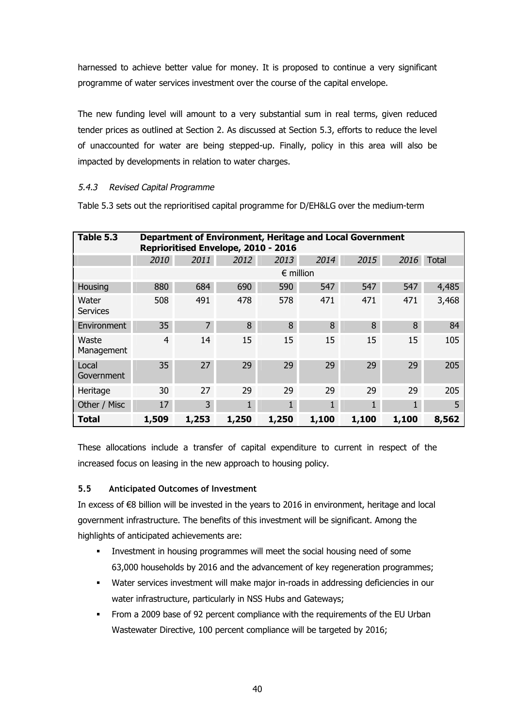harnessed to achieve better value for money. It is proposed to continue a very significant programme of water services investment over the course of the capital envelope.

The new funding level will amount to a very substantial sum in real terms, given reduced tender prices as outlined at Section 2. As discussed at Section 5.3, efforts to reduce the level of unaccounted for water are being stepped-up. Finally, policy in this area will also be impacted by developments in relation to water charges.

### *5.4.3 Revised Capital Programme*

Table 5.3 sets out the reprioritised capital programme for D/EH&LG over the medium-term

| **Table 5.3** | **Department of Environment, Heritage and Local Government Reprioritised Envelope, 2010 - 2016** | | | | | | | |
|---|---|---|---|---|---|---|---|---|
| | *2010* | *2011* | *2012* | *2013* | *2014* | *2015* | *2016* | Total |
| | € million | | | | | | | |
| Housing | 880 | 684 | 690 | 590 | 547 | 547 | 547 | 4,485 |
| Water Services | 508 | 491 | 478 | 578 | 471 | 471 | 471 | 3,468 |
| Environment | 35 | 7 | 8 | 8 | 8 | 8 | 8 | 84 |
| Waste Management | 4 | 14 | 15 | 15 | 15 | 15 | 15 | 105 |
| Local Government | 35 | 27 | 29 | 29 | 29 | 29 | 29 | 205 |
| Heritage | 30 | 27 | 29 | 29 | 29 | 29 | 29 | 205 |
| Other / Misc | 17 | 3 | 1 | 1 | 1 | 1 | 1 | 5 |
| **Total** | **1,509** | **1,253** | **1,250** | **1,250** | **1,100** | **1,100** | **1,100** | **8,562** |

These allocations include a transfer of capital expenditure to current in respect of the increased focus on leasing in the new approach to housing policy.

## 5.5 Anticipated Outcomes of Investment

In excess of €8 billion will be invested in the years to 2016 in environment, heritage and local government infrastructure. The benefits of this investment will be significant. Among the highlights of anticipated achievements are:

- Investment in housing programmes will meet the social housing need of some 63,000 households by 2016 and the advancement of key regeneration programmes;
- Water services investment will make major in-roads in addressing deficiencies in our water infrastructure, particularly in NSS Hubs and Gateways;
- From a 2009 base of 92 percent compliance with the requirements of the EU Urban Wastewater Directive, 100 percent compliance will be targeted by 2016;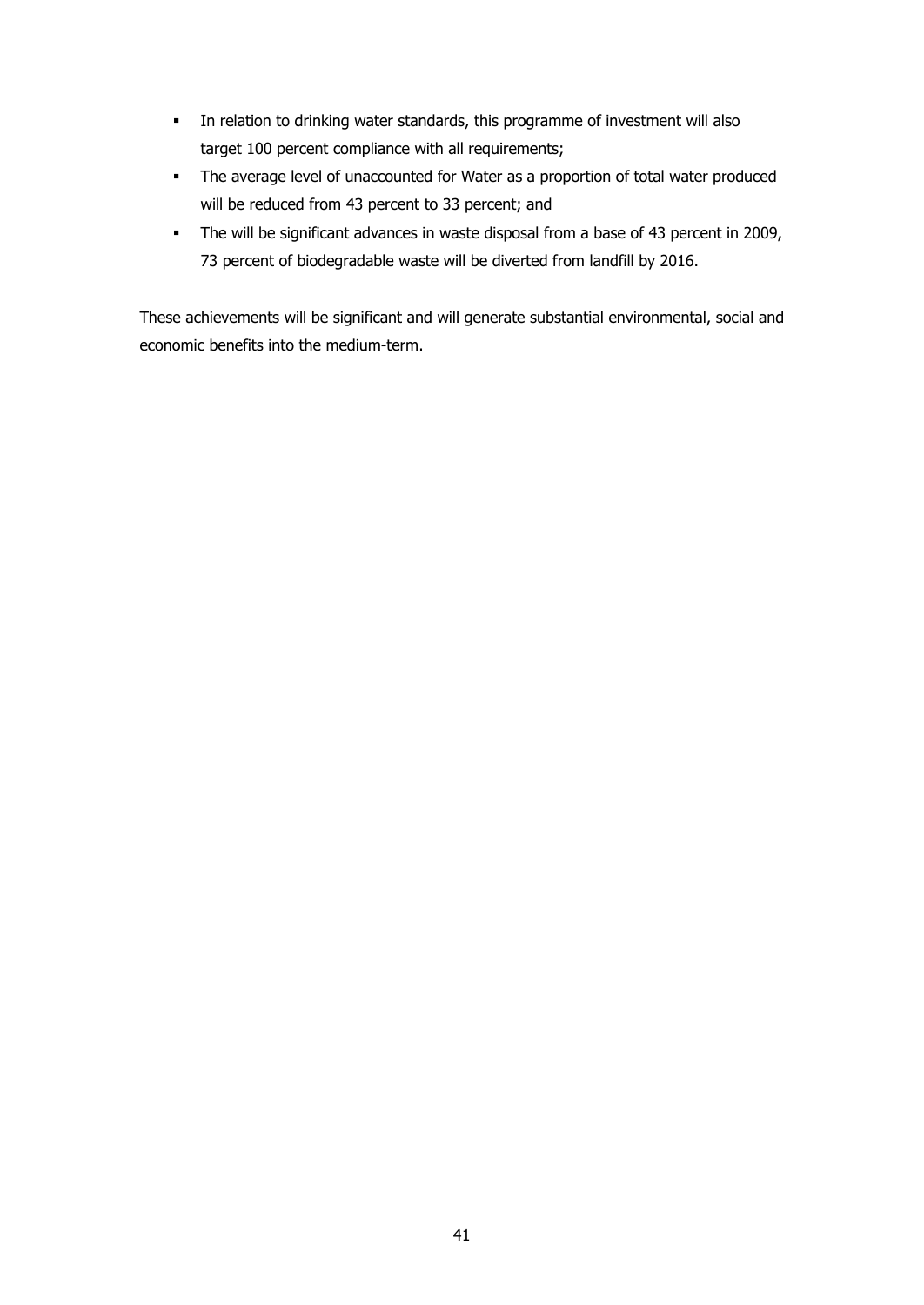- In relation to drinking water standards, this programme of investment will also target 100 percent compliance with all requirements;
- The average level of unaccounted for Water as a proportion of total water produced will be reduced from 43 percent to 33 percent; and
- The will be significant advances in waste disposal from a base of 43 percent in 2009, 73 percent of biodegradable waste will be diverted from landfill by 2016.

These achievements will be significant and will generate substantial environmental, social and economic benefits into the medium-term.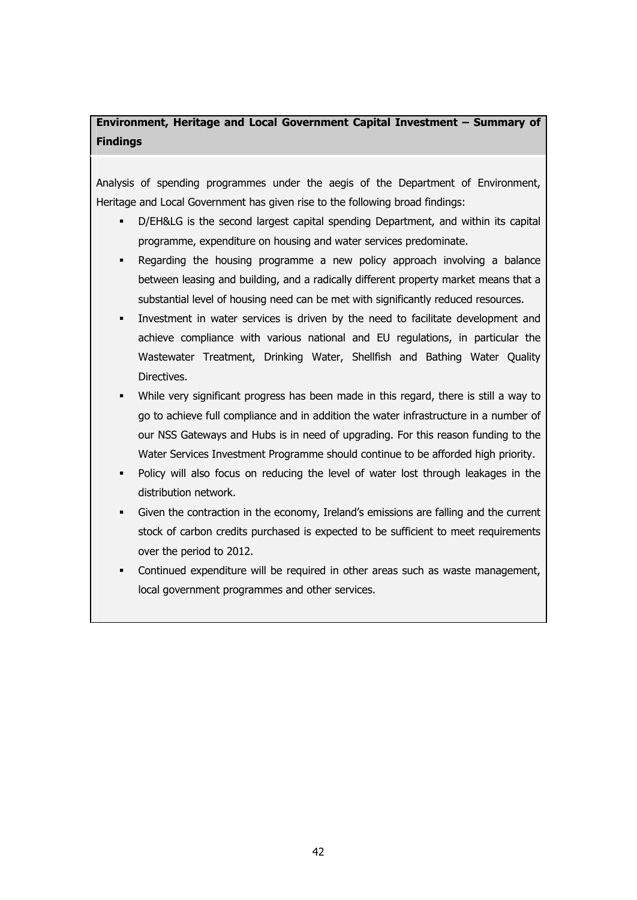**Environment, Heritage and Local Government Capital Investment – Summary of Findings**

Analysis of spending programmes under the aegis of the Department of Environment, Heritage and Local Government has given rise to the following broad findings:

- D/EH&LG is the second largest capital spending Department, and within its capital programme, expenditure on housing and water services predominate.
- Regarding the housing programme a new policy approach involving a balance between leasing and building, and a radically different property market means that a substantial level of housing need can be met with significantly reduced resources.
- Investment in water services is driven by the need to facilitate development and achieve compliance with various national and EU regulations, in particular the Wastewater Treatment, Drinking Water, Shellfish and Bathing Water Quality Directives.
- While very significant progress has been made in this regard, there is still a way to go to achieve full compliance and in addition the water infrastructure in a number of our NSS Gateways and Hubs is in need of upgrading. For this reason funding to the Water Services Investment Programme should continue to be afforded high priority.
- Policy will also focus on reducing the level of water lost through leakages in the distribution network.
- Given the contraction in the economy, Ireland's emissions are falling and the current stock of carbon credits purchased is expected to be sufficient to meet requirements over the period to 2012.
- Continued expenditure will be required in other areas such as waste management, local government programmes and other services.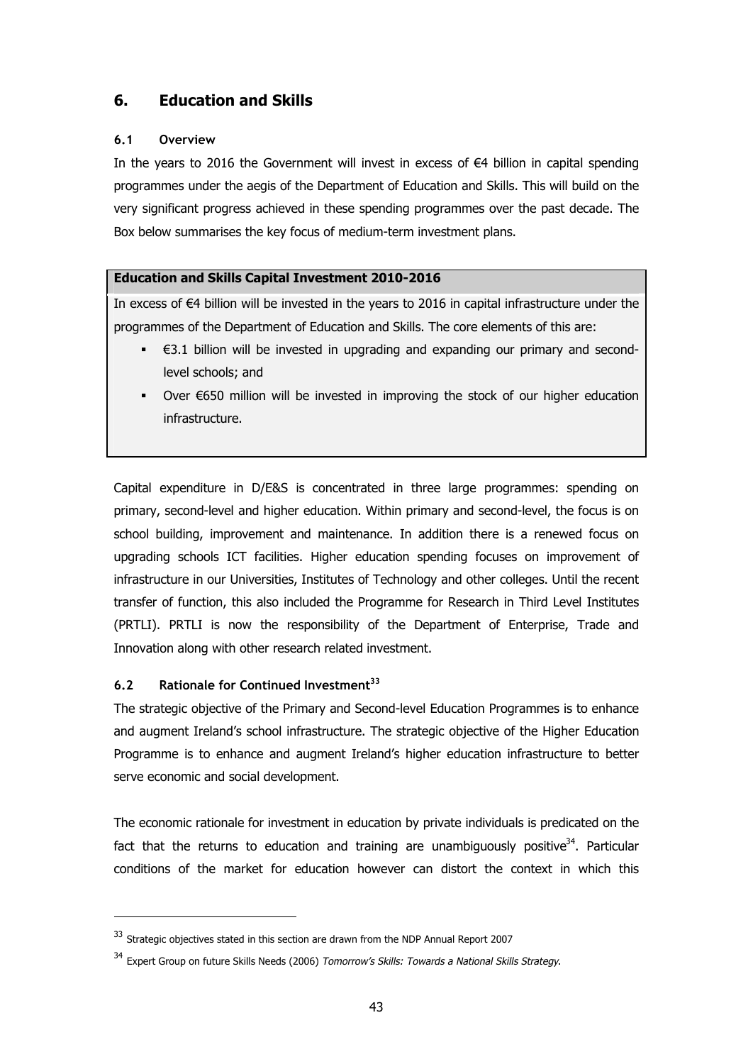## 6. Education and Skills

### 6.1 Overview

In the years to 2016 the Government will invest in excess of €4 billion in capital spending programmes under the aegis of the Department of Education and Skills. This will build on the very significant progress achieved in these spending programmes over the past decade. The Box below summarises the key focus of medium-term investment plans.

**Education and Skills Capital Investment 2010-2016**

In excess of €4 billion will be invested in the years to 2016 in capital infrastructure under the programmes of the Department of Education and Skills. The core elements of this are:

- €3.1 billion will be invested in upgrading and expanding our primary and second-level schools; and
- Over €650 million will be invested in improving the stock of our higher education infrastructure.

Capital expenditure in D/E&S is concentrated in three large programmes: spending on primary, second-level and higher education. Within primary and second-level, the focus is on school building, improvement and maintenance. In addition there is a renewed focus on upgrading schools ICT facilities. Higher education spending focuses on improvement of infrastructure in our Universities, Institutes of Technology and other colleges. Until the recent transfer of function, this also included the Programme for Research in Third Level Institutes (PRTLI). PRTLI is now the responsibility of the Department of Enterprise, Trade and Innovation along with other research related investment.

### 6.2 Rationale for Continued Investment[33]

The strategic objective of the Primary and Second-level Education Programmes is to enhance and augment Ireland's school infrastructure. The strategic objective of the Higher Education Programme is to enhance and augment Ireland's higher education infrastructure to better serve economic and social development.

The economic rationale for investment in education by private individuals is predicated on the fact that the returns to education and training are unambiguously positive[34]. Particular conditions of the market for education however can distort the context in which this

---

[33] Strategic objectives stated in this section are drawn from the NDP Annual Report 2007

[34] Expert Group on future Skills Needs (2006) *Tomorrow's Skills: Towards a National Skills Strategy.*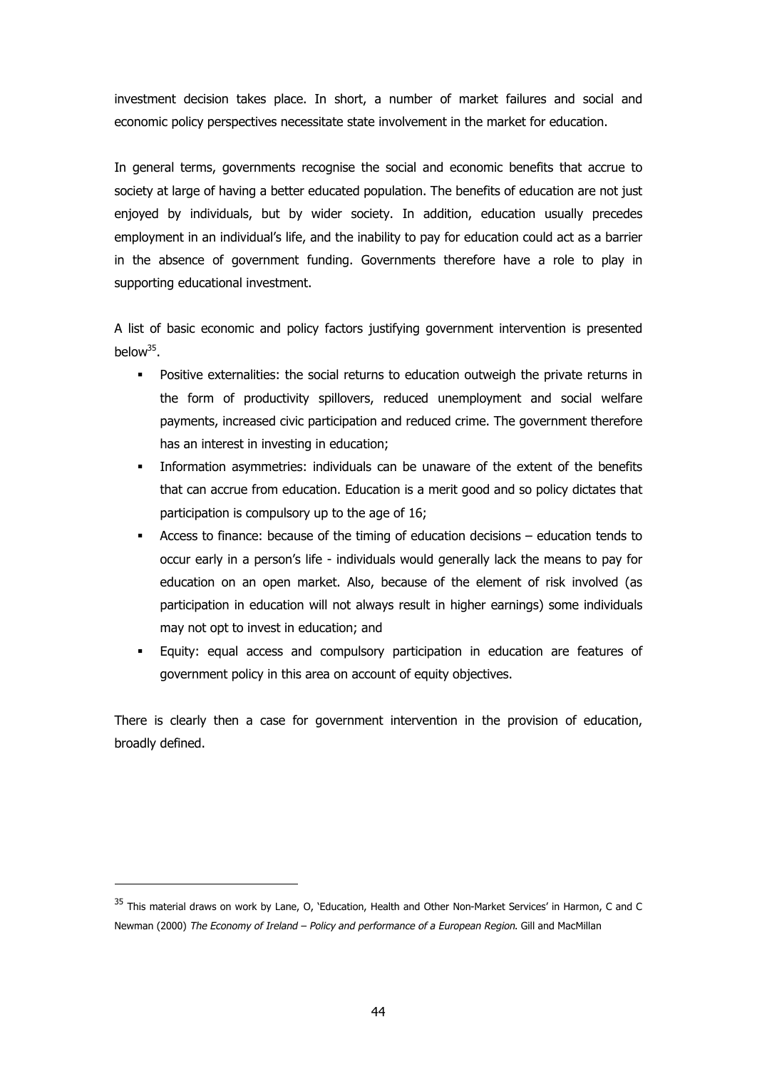investment decision takes place. In short, a number of market failures and social and economic policy perspectives necessitate state involvement in the market for education.

In general terms, governments recognise the social and economic benefits that accrue to society at large of having a better educated population. The benefits of education are not just enjoyed by individuals, but by wider society. In addition, education usually precedes employment in an individual's life, and the inability to pay for education could act as a barrier in the absence of government funding. Governments therefore have a role to play in supporting educational investment.

A list of basic economic and policy factors justifying government intervention is presented below[35].

- Positive externalities: the social returns to education outweigh the private returns in the form of productivity spillovers, reduced unemployment and social welfare payments, increased civic participation and reduced crime. The government therefore has an interest in investing in education;
- Information asymmetries: individuals can be unaware of the extent of the benefits that can accrue from education. Education is a merit good and so policy dictates that participation is compulsory up to the age of 16;
- Access to finance: because of the timing of education decisions – education tends to occur early in a person's life - individuals would generally lack the means to pay for education on an open market. Also, because of the element of risk involved (as participation in education will not always result in higher earnings) some individuals may not opt to invest in education; and
- Equity: equal access and compulsory participation in education are features of government policy in this area on account of equity objectives.

There is clearly then a case for government intervention in the provision of education, broadly defined.

[35] This material draws on work by Lane, O, 'Education, Health and Other Non-Market Services' in Harmon, C and C Newman (2000) *The Economy of Ireland – Policy and performance of a European Region*. Gill and MacMillan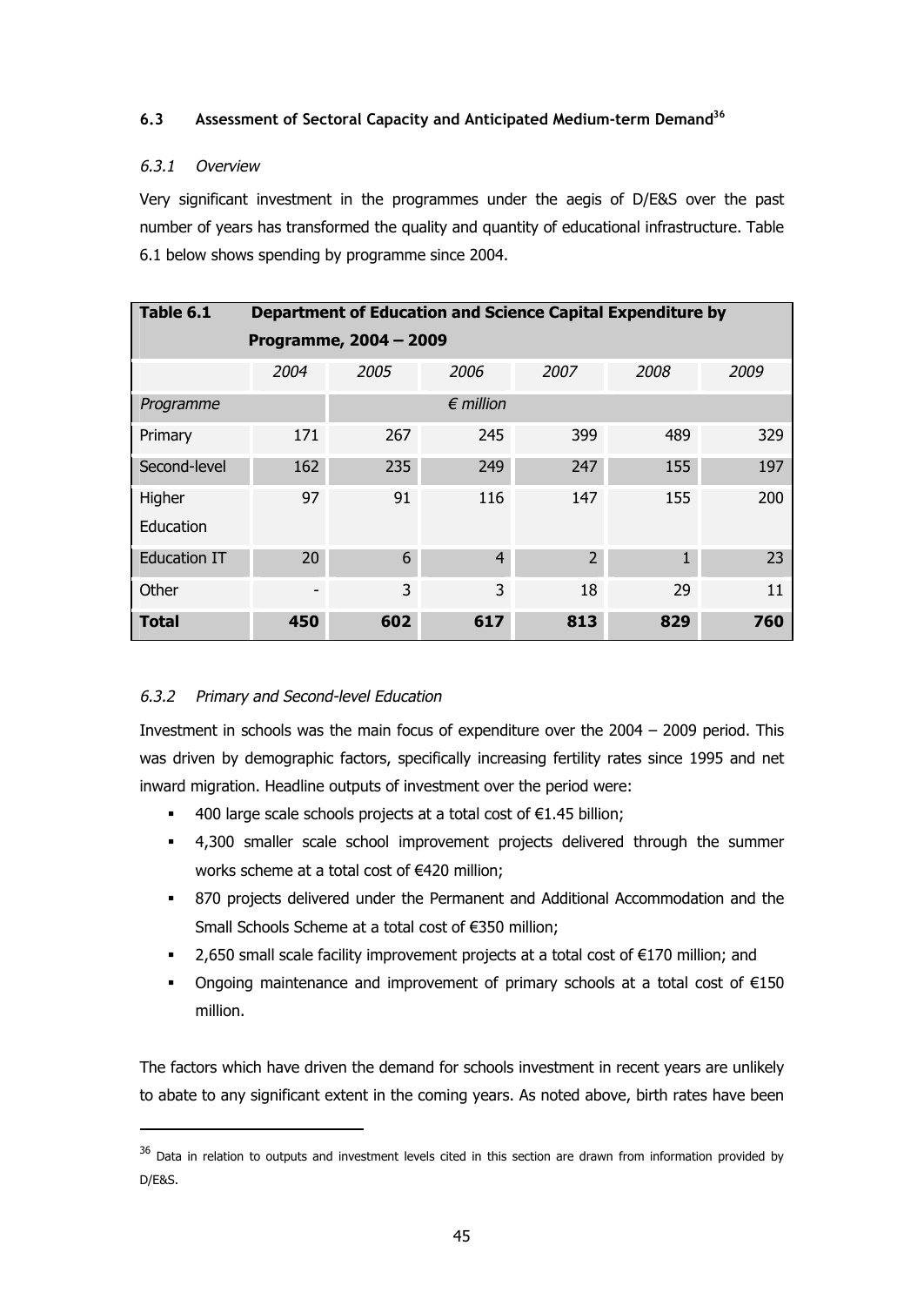### 6.3 Assessment of Sectoral Capacity and Anticipated Medium-term Demand[36]

#### *6.3.1 Overview*

Very significant investment in the programmes under the aegis of D/E&S over the past number of years has transformed the quality and quantity of educational infrastructure. Table 6.1 below shows spending by programme since 2004.

**Table 6.1 Department of Education and Science Capital Expenditure by Programme, 2004 – 2009**

| | *2004* | *2005* | *2006* | *2007* | *2008* | *2009* |
|---|---|---|---|---|---|---|
| *Programme* | | | *€ million* | | | |
| Primary | 171 | 267 | 245 | 399 | 489 | 329 |
| Second-level | 162 | 235 | 249 | 247 | 155 | 197 |
| Higher Education | 97 | 91 | 116 | 147 | 155 | 200 |
| Education IT | 20 | 6 | 4 | 2 | 1 | 23 |
| Other | - | 3 | 3 | 18 | 29 | 11 |
| **Total** | **450** | **602** | **617** | **813** | **829** | **760** |

#### *6.3.2 Primary and Second-level Education*

Investment in schools was the main focus of expenditure over the 2004 – 2009 period. This was driven by demographic factors, specifically increasing fertility rates since 1995 and net inward migration. Headline outputs of investment over the period were:

- 400 large scale schools projects at a total cost of €1.45 billion;
- 4,300 smaller scale school improvement projects delivered through the summer works scheme at a total cost of €420 million;
- 870 projects delivered under the Permanent and Additional Accommodation and the Small Schools Scheme at a total cost of €350 million;
- 2,650 small scale facility improvement projects at a total cost of €170 million; and
- Ongoing maintenance and improvement of primary schools at a total cost of €150 million.

The factors which have driven the demand for schools investment in recent years are unlikely to abate to any significant extent in the coming years. As noted above, birth rates have been

---

[36] Data in relation to outputs and investment levels cited in this section are drawn from information provided by D/E&S.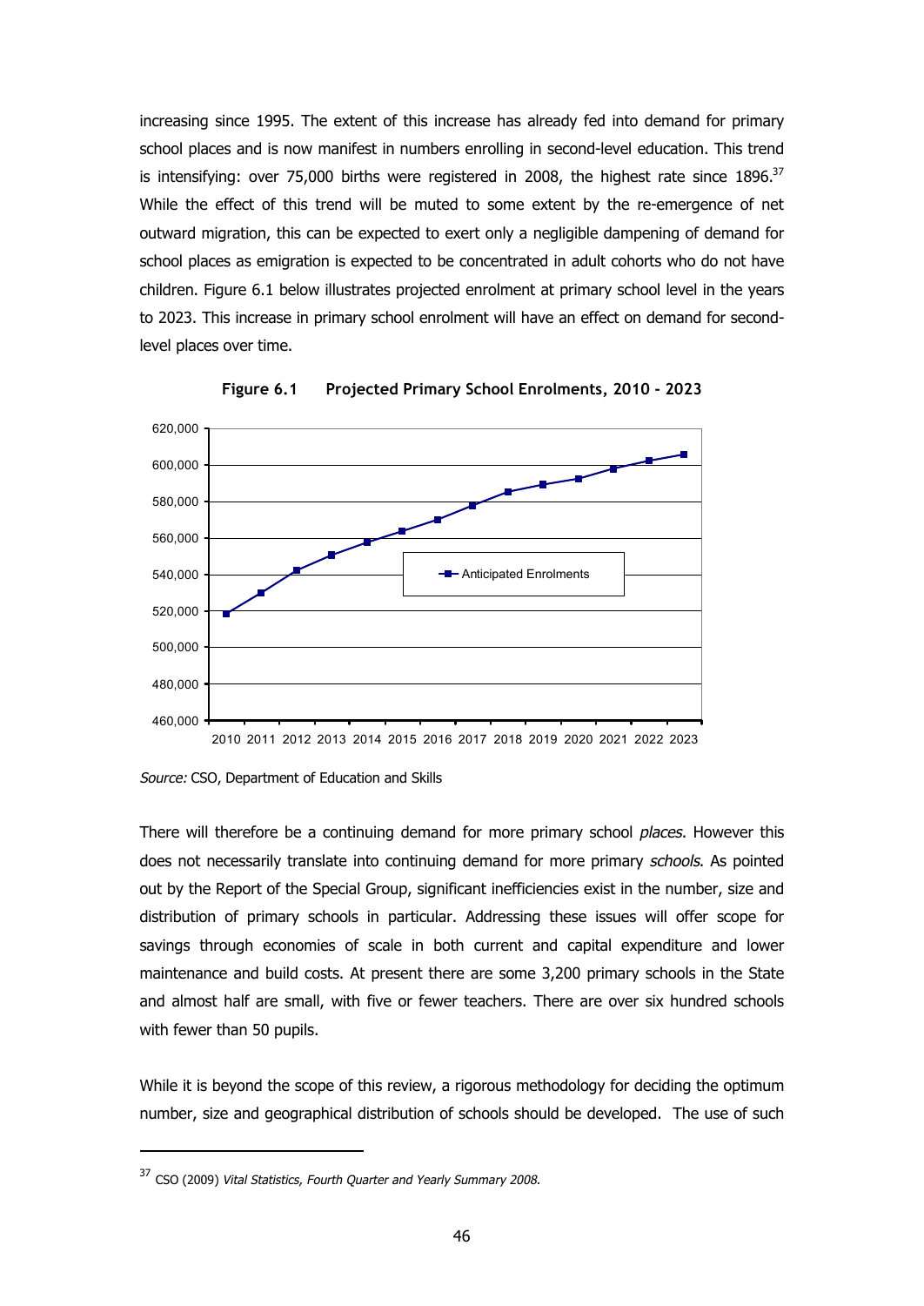increasing since 1995. The extent of this increase has already fed into demand for primary school places and is now manifest in numbers enrolling in second-level education. This trend is intensifying: over 75,000 births were registered in 2008, the highest rate since 1896.[37] While the effect of this trend will be muted to some extent by the re-emergence of net outward migration, this can be expected to exert only a negligible dampening of demand for school places as emigration is expected to be concentrated in adult cohorts who do not have children. Figure 6.1 below illustrates projected enrolment at primary school level in the years to 2023. This increase in primary school enrolment will have an effect on demand for second-level places over time.

**Figure 6.1 Projected Primary School Enrolments, 2010 - 2023**

*Source:* CSO, Department of Education and Skills

There will therefore be a continuing demand for more primary school *places*. However this does not necessarily translate into continuing demand for more primary *schools*. As pointed out by the Report of the Special Group, significant inefficiencies exist in the number, size and distribution of primary schools in particular. Addressing these issues will offer scope for savings through economies of scale in both current and capital expenditure and lower maintenance and build costs. At present there are some 3,200 primary schools in the State and almost half are small, with five or fewer teachers. There are over six hundred schools with fewer than 50 pupils.

While it is beyond the scope of this review, a rigorous methodology for deciding the optimum number, size and geographical distribution of schools should be developed. The use of such

[37] CSO (2009) *Vital Statistics, Fourth Quarter and Yearly Summary 2008.*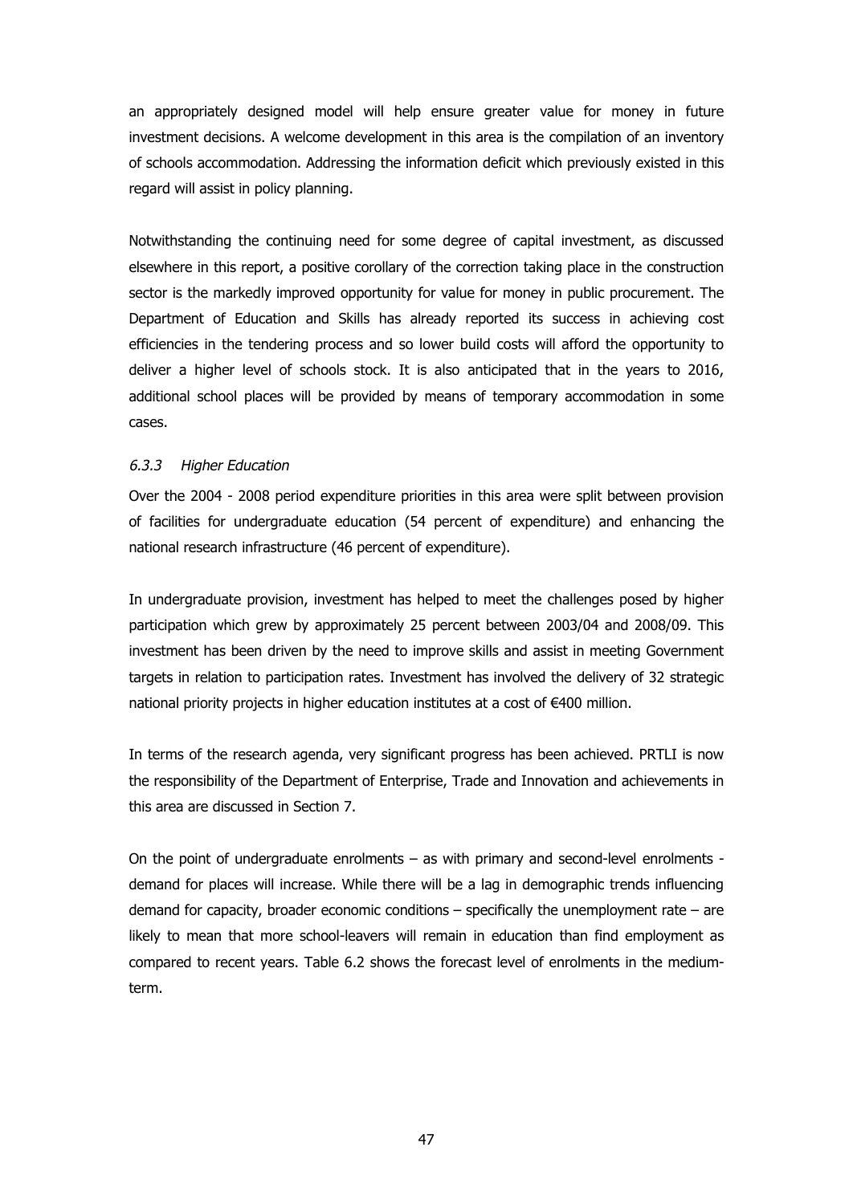an appropriately designed model will help ensure greater value for money in future investment decisions. A welcome development in this area is the compilation of an inventory of schools accommodation. Addressing the information deficit which previously existed in this regard will assist in policy planning.

Notwithstanding the continuing need for some degree of capital investment, as discussed elsewhere in this report, a positive corollary of the correction taking place in the construction sector is the markedly improved opportunity for value for money in public procurement. The Department of Education and Skills has already reported its success in achieving cost efficiencies in the tendering process and so lower build costs will afford the opportunity to deliver a higher level of schools stock. It is also anticipated that in the years to 2016, additional school places will be provided by means of temporary accommodation in some cases.

### *6.3.3 Higher Education*

Over the 2004 - 2008 period expenditure priorities in this area were split between provision of facilities for undergraduate education (54 percent of expenditure) and enhancing the national research infrastructure (46 percent of expenditure).

In undergraduate provision, investment has helped to meet the challenges posed by higher participation which grew by approximately 25 percent between 2003/04 and 2008/09. This investment has been driven by the need to improve skills and assist in meeting Government targets in relation to participation rates. Investment has involved the delivery of 32 strategic national priority projects in higher education institutes at a cost of €400 million.

In terms of the research agenda, very significant progress has been achieved. PRTLI is now the responsibility of the Department of Enterprise, Trade and Innovation and achievements in this area are discussed in Section 7.

On the point of undergraduate enrolments – as with primary and second-level enrolments - demand for places will increase. While there will be a lag in demographic trends influencing demand for capacity, broader economic conditions – specifically the unemployment rate – are likely to mean that more school-leavers will remain in education than find employment as compared to recent years. Table 6.2 shows the forecast level of enrolments in the medium-term.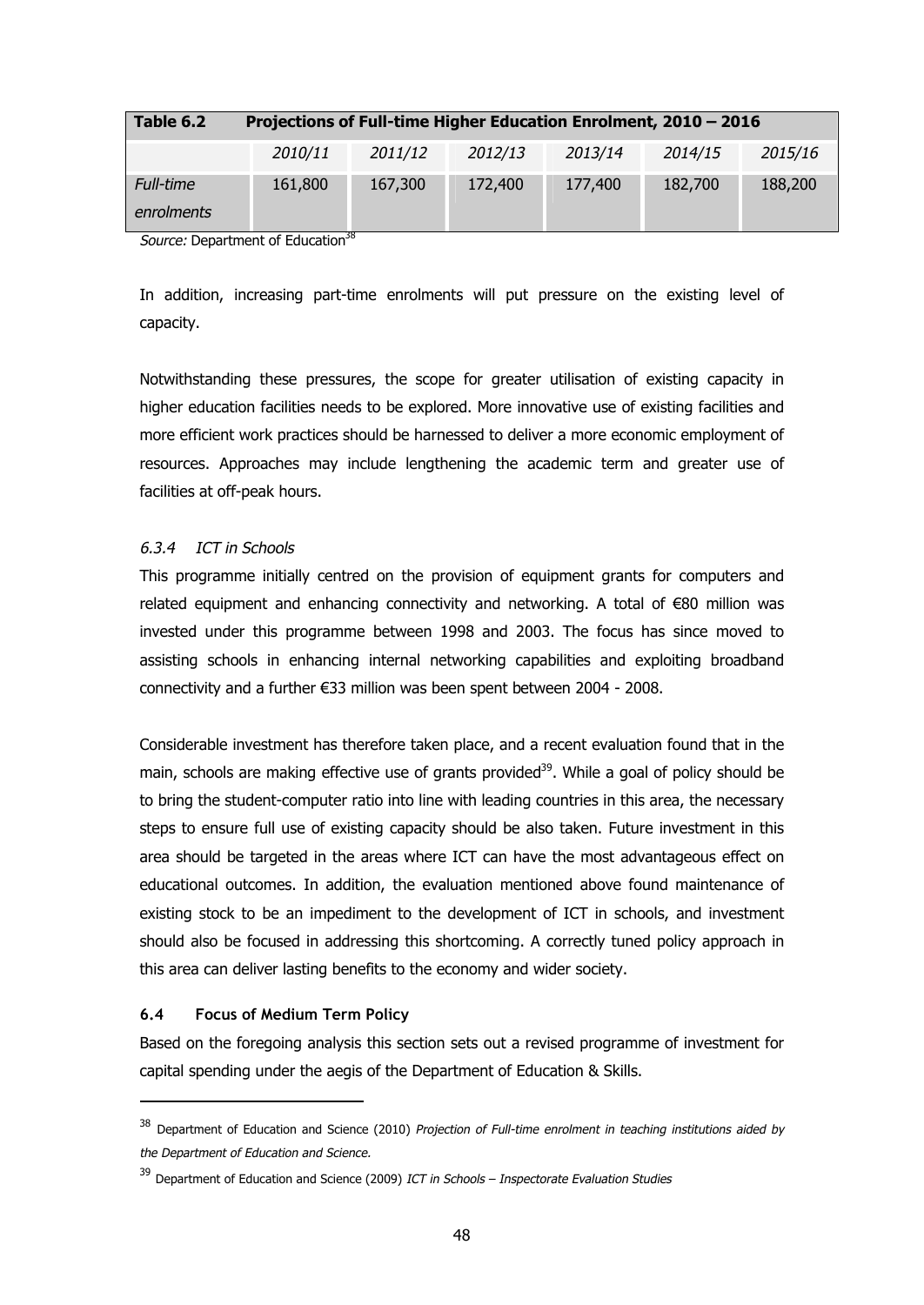| **Table 6.2** | **Projections of Full-time Higher Education Enrolment, 2010 – 2016** | | | | | |
|---|---|---|---|---|---|---|
| | *2010/11* | *2011/12* | *2012/13* | *2013/14* | *2014/15* | *2015/16* |
| *Full-time enrolments* | 161,800 | 167,300 | 172,400 | 177,400 | 182,700 | 188,200 |

*Source:* Department of Education[38]

In addition, increasing part-time enrolments will put pressure on the existing level of capacity.

Notwithstanding these pressures, the scope for greater utilisation of existing capacity in higher education facilities needs to be explored. More innovative use of existing facilities and more efficient work practices should be harnessed to deliver a more economic employment of resources. Approaches may include lengthening the academic term and greater use of facilities at off-peak hours.

### *6.3.4 ICT in Schools*

This programme initially centred on the provision of equipment grants for computers and related equipment and enhancing connectivity and networking. A total of €80 million was invested under this programme between 1998 and 2003. The focus has since moved to assisting schools in enhancing internal networking capabilities and exploiting broadband connectivity and a further €33 million was been spent between 2004 - 2008.

Considerable investment has therefore taken place, and a recent evaluation found that in the main, schools are making effective use of grants provided[39]. While a goal of policy should be to bring the student-computer ratio into line with leading countries in this area, the necessary steps to ensure full use of existing capacity should be also taken. Future investment in this area should be targeted in the areas where ICT can have the most advantageous effect on educational outcomes. In addition, the evaluation mentioned above found maintenance of existing stock to be an impediment to the development of ICT in schools, and investment should also be focused in addressing this shortcoming. A correctly tuned policy approach in this area can deliver lasting benefits to the economy and wider society.

## **6.4 Focus of Medium Term Policy**

Based on the foregoing analysis this section sets out a revised programme of investment for capital spending under the aegis of the Department of Education & Skills.

---

[38] Department of Education and Science (2010) *Projection of Full-time enrolment in teaching institutions aided by the Department of Education and Science.*

[39] Department of Education and Science (2009) *ICT in Schools – Inspectorate Evaluation Studies*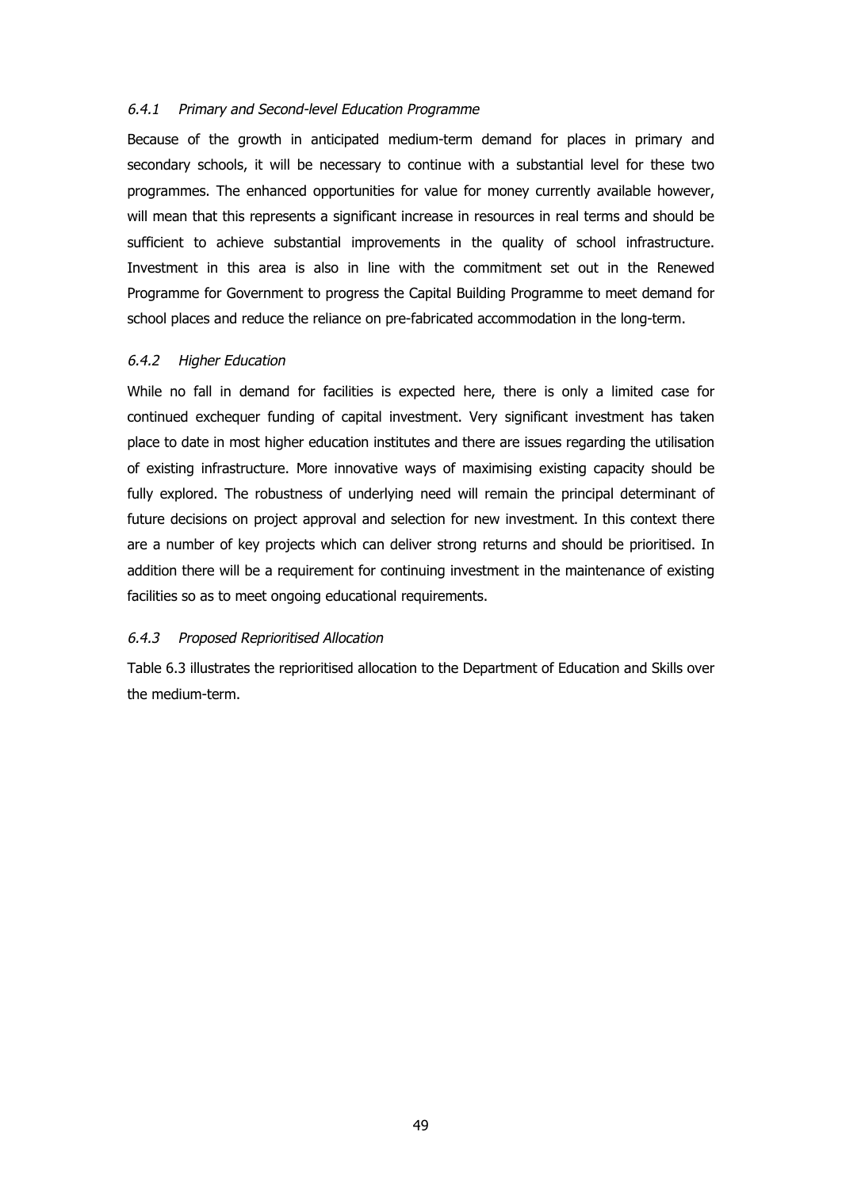#### *6.4.1 Primary and Second-level Education Programme*

Because of the growth in anticipated medium-term demand for places in primary and secondary schools, it will be necessary to continue with a substantial level for these two programmes. The enhanced opportunities for value for money currently available however, will mean that this represents a significant increase in resources in real terms and should be sufficient to achieve substantial improvements in the quality of school infrastructure. Investment in this area is also in line with the commitment set out in the Renewed Programme for Government to progress the Capital Building Programme to meet demand for school places and reduce the reliance on pre-fabricated accommodation in the long-term.

#### *6.4.2 Higher Education*

While no fall in demand for facilities is expected here, there is only a limited case for continued exchequer funding of capital investment. Very significant investment has taken place to date in most higher education institutes and there are issues regarding the utilisation of existing infrastructure. More innovative ways of maximising existing capacity should be fully explored. The robustness of underlying need will remain the principal determinant of future decisions on project approval and selection for new investment. In this context there are a number of key projects which can deliver strong returns and should be prioritised. In addition there will be a requirement for continuing investment in the maintenance of existing facilities so as to meet ongoing educational requirements.

#### *6.4.3 Proposed Reprioritised Allocation*

Table 6.3 illustrates the reprioritised allocation to the Department of Education and Skills over the medium-term.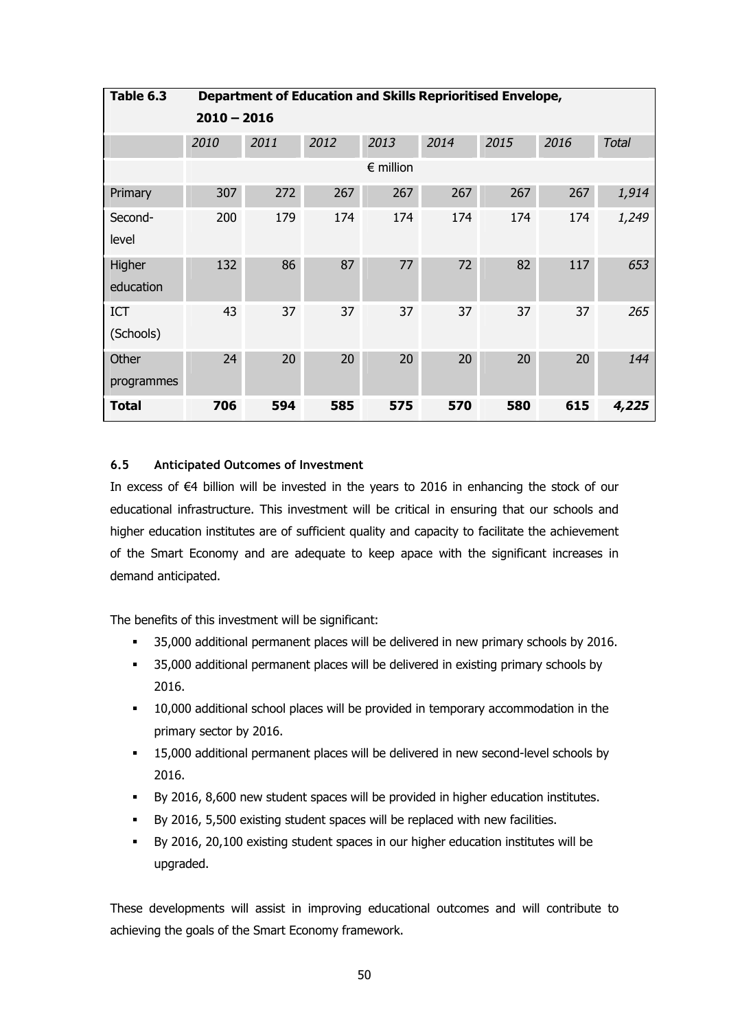| **Table 6.3** | **Department of Education and Skills Reprioritised Envelope, 2010 – 2016** | | | | | | | |
|---|---|---|---|---|---|---|---|---|
| | *2010* | *2011* | *2012* | *2013* | *2014* | *2015* | *2016* | *Total* |
| | € million | | | | | | | |
| Primary | 307 | 272 | 267 | 267 | 267 | 267 | 267 | *1,914* |
| Second-level | 200 | 179 | 174 | 174 | 174 | 174 | 174 | *1,249* |
| Higher education | 132 | 86 | 87 | 77 | 72 | 82 | 117 | *653* |
| ICT (Schools) | 43 | 37 | 37 | 37 | 37 | 37 | 37 | *265* |
| Other programmes | 24 | 20 | 20 | 20 | 20 | 20 | 20 | *144* |
| **Total** | **706** | **594** | **585** | **575** | **570** | **580** | **615** | ***4,225*** |

### 6.5 Anticipated Outcomes of Investment

In excess of €4 billion will be invested in the years to 2016 in enhancing the stock of our educational infrastructure. This investment will be critical in ensuring that our schools and higher education institutes are of sufficient quality and capacity to facilitate the achievement of the Smart Economy and are adequate to keep apace with the significant increases in demand anticipated.

The benefits of this investment will be significant:

- 35,000 additional permanent places will be delivered in new primary schools by 2016.
- 35,000 additional permanent places will be delivered in existing primary schools by 2016.
- 10,000 additional school places will be provided in temporary accommodation in the primary sector by 2016.
- 15,000 additional permanent places will be delivered in new second-level schools by 2016.
- By 2016, 8,600 new student spaces will be provided in higher education institutes.
- By 2016, 5,500 existing student spaces will be replaced with new facilities.
- By 2016, 20,100 existing student spaces in our higher education institutes will be upgraded.

These developments will assist in improving educational outcomes and will contribute to achieving the goals of the Smart Economy framework.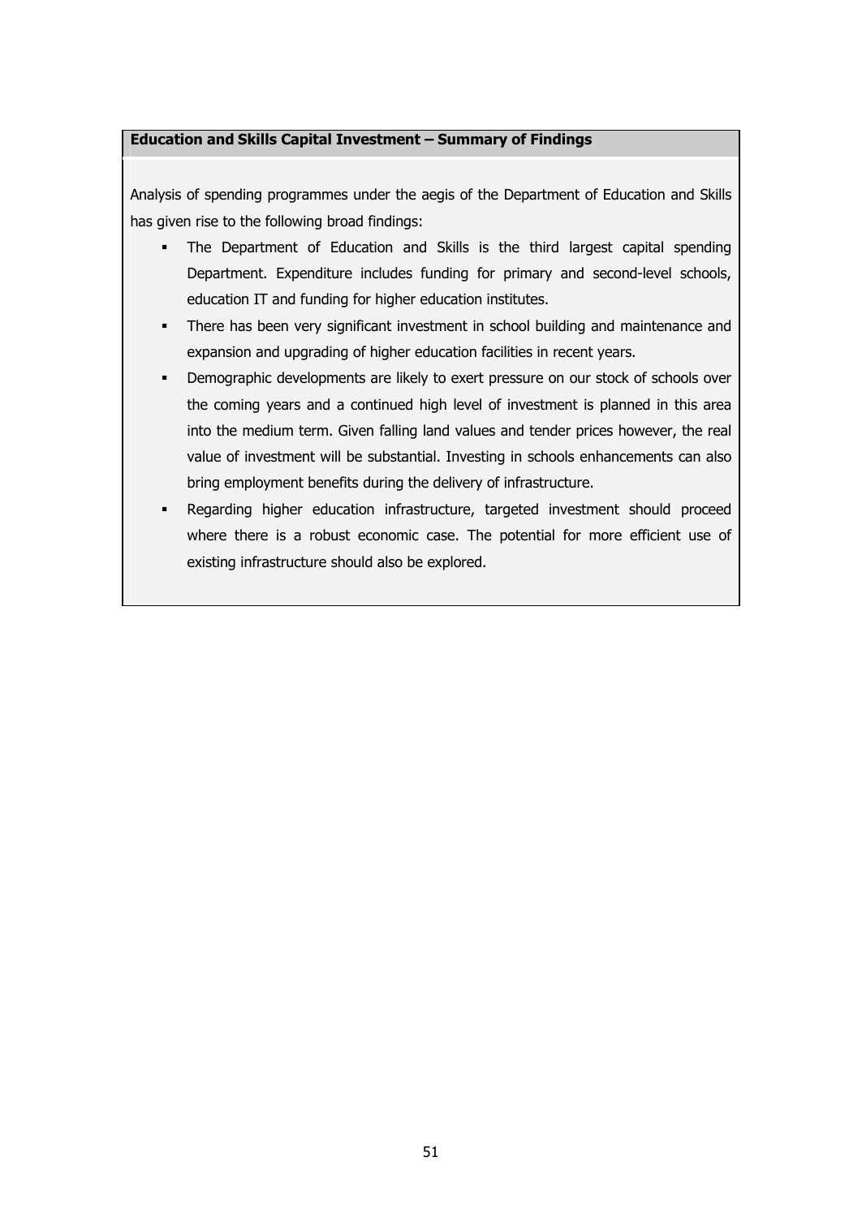**Education and Skills Capital Investment – Summary of Findings**

Analysis of spending programmes under the aegis of the Department of Education and Skills has given rise to the following broad findings:

- The Department of Education and Skills is the third largest capital spending Department. Expenditure includes funding for primary and second-level schools, education IT and funding for higher education institutes.
- There has been very significant investment in school building and maintenance and expansion and upgrading of higher education facilities in recent years.
- Demographic developments are likely to exert pressure on our stock of schools over the coming years and a continued high level of investment is planned in this area into the medium term. Given falling land values and tender prices however, the real value of investment will be substantial. Investing in schools enhancements can also bring employment benefits during the delivery of infrastructure.
- Regarding higher education infrastructure, targeted investment should proceed where there is a robust economic case. The potential for more efficient use of existing infrastructure should also be explored.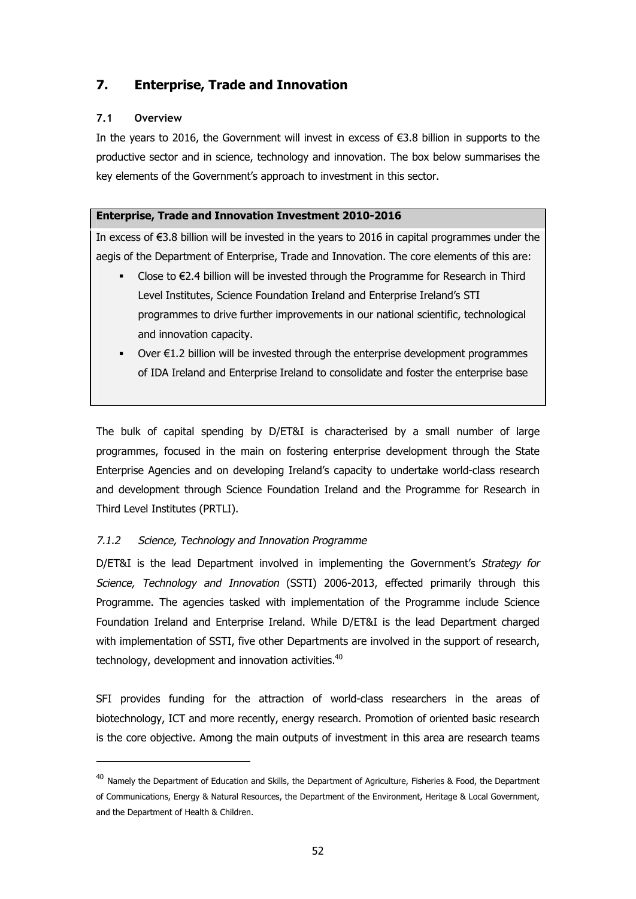## 7. Enterprise, Trade and Innovation

### 7.1 Overview

In the years to 2016, the Government will invest in excess of €3.8 billion in supports to the productive sector and in science, technology and innovation. The box below summarises the key elements of the Government's approach to investment in this sector.

**Enterprise, Trade and Innovation Investment 2010-2016**

In excess of €3.8 billion will be invested in the years to 2016 in capital programmes under the aegis of the Department of Enterprise, Trade and Innovation. The core elements of this are:

- Close to €2.4 billion will be invested through the Programme for Research in Third Level Institutes, Science Foundation Ireland and Enterprise Ireland's STI programmes to drive further improvements in our national scientific, technological and innovation capacity.
- Over €1.2 billion will be invested through the enterprise development programmes of IDA Ireland and Enterprise Ireland to consolidate and foster the enterprise base

The bulk of capital spending by D/ET&I is characterised by a small number of large programmes, focused in the main on fostering enterprise development through the State Enterprise Agencies and on developing Ireland's capacity to undertake world-class research and development through Science Foundation Ireland and the Programme for Research in Third Level Institutes (PRTLI).

#### *7.1.2 Science, Technology and Innovation Programme*

D/ET&I is the lead Department involved in implementing the Government's *Strategy for Science, Technology and Innovation* (SSTI) 2006-2013, effected primarily through this Programme. The agencies tasked with implementation of the Programme include Science Foundation Ireland and Enterprise Ireland. While D/ET&I is the lead Department charged with implementation of SSTI, five other Departments are involved in the support of research, technology, development and innovation activities.[40]

SFI provides funding for the attraction of world-class researchers in the areas of biotechnology, ICT and more recently, energy research. Promotion of oriented basic research is the core objective. Among the main outputs of investment in this area are research teams

[40] Namely the Department of Education and Skills, the Department of Agriculture, Fisheries & Food, the Department of Communications, Energy & Natural Resources, the Department of the Environment, Heritage & Local Government, and the Department of Health & Children.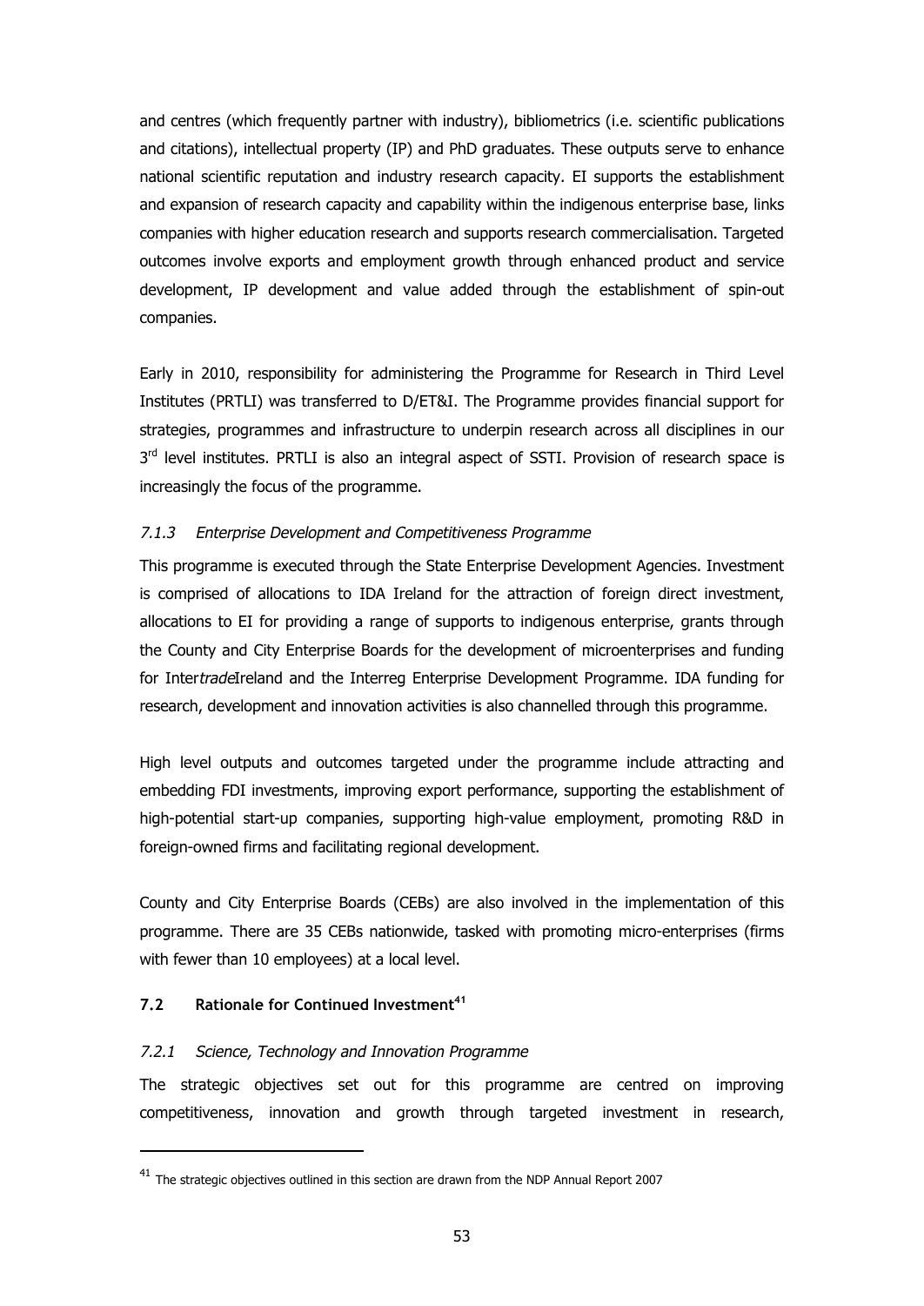and centres (which frequently partner with industry), bibliometrics (i.e. scientific publications and citations), intellectual property (IP) and PhD graduates. These outputs serve to enhance national scientific reputation and industry research capacity. EI supports the establishment and expansion of research capacity and capability within the indigenous enterprise base, links companies with higher education research and supports research commercialisation. Targeted outcomes involve exports and employment growth through enhanced product and service development, IP development and value added through the establishment of spin-out companies.

Early in 2010, responsibility for administering the Programme for Research in Third Level Institutes (PRTLI) was transferred to D/ET&I. The Programme provides financial support for strategies, programmes and infrastructure to underpin research across all disciplines in our 3rd level institutes. PRTLI is also an integral aspect of SSTI. Provision of research space is increasingly the focus of the programme.

### *7.1.3 Enterprise Development and Competitiveness Programme*

This programme is executed through the State Enterprise Development Agencies. Investment is comprised of allocations to IDA Ireland for the attraction of foreign direct investment, allocations to EI for providing a range of supports to indigenous enterprise, grants through the County and City Enterprise Boards for the development of microenterprises and funding for Inter*trade*Ireland and the Interreg Enterprise Development Programme. IDA funding for research, development and innovation activities is also channelled through this programme.

High level outputs and outcomes targeted under the programme include attracting and embedding FDI investments, improving export performance, supporting the establishment of high-potential start-up companies, supporting high-value employment, promoting R&D in foreign-owned firms and facilitating regional development.

County and City Enterprise Boards (CEBs) are also involved in the implementation of this programme. There are 35 CEBs nationwide, tasked with promoting micro-enterprises (firms with fewer than 10 employees) at a local level.

## 7.2 Rationale for Continued Investment[41]

### *7.2.1 Science, Technology and Innovation Programme*

The strategic objectives set out for this programme are centred on improving competitiveness, innovation and growth through targeted investment in research,

---

[41] The strategic objectives outlined in this section are drawn from the NDP Annual Report 2007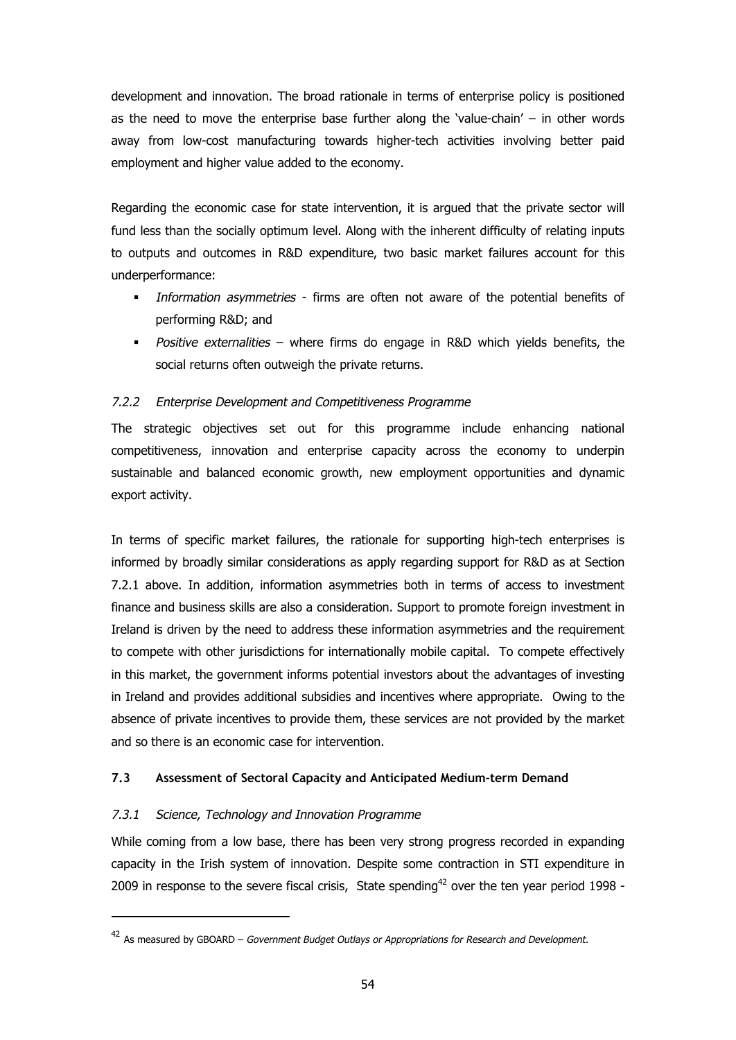development and innovation. The broad rationale in terms of enterprise policy is positioned as the need to move the enterprise base further along the 'value-chain' – in other words away from low-cost manufacturing towards higher-tech activities involving better paid employment and higher value added to the economy.

Regarding the economic case for state intervention, it is argued that the private sector will fund less than the socially optimum level. Along with the inherent difficulty of relating inputs to outputs and outcomes in R&D expenditure, two basic market failures account for this underperformance:

- *Information asymmetries* - firms are often not aware of the potential benefits of performing R&D; and
- *Positive externalities* – where firms do engage in R&D which yields benefits, the social returns often outweigh the private returns.

### *7.2.2 Enterprise Development and Competitiveness Programme*

The strategic objectives set out for this programme include enhancing national competitiveness, innovation and enterprise capacity across the economy to underpin sustainable and balanced economic growth, new employment opportunities and dynamic export activity.

In terms of specific market failures, the rationale for supporting high-tech enterprises is informed by broadly similar considerations as apply regarding support for R&D as at Section 7.2.1 above. In addition, information asymmetries both in terms of access to investment finance and business skills are also a consideration. Support to promote foreign investment in Ireland is driven by the need to address these information asymmetries and the requirement to compete with other jurisdictions for internationally mobile capital. To compete effectively in this market, the government informs potential investors about the advantages of investing in Ireland and provides additional subsidies and incentives where appropriate. Owing to the absence of private incentives to provide them, these services are not provided by the market and so there is an economic case for intervention.

## 7.3 Assessment of Sectoral Capacity and Anticipated Medium-term Demand

### *7.3.1 Science, Technology and Innovation Programme*

While coming from a low base, there has been very strong progress recorded in expanding capacity in the Irish system of innovation. Despite some contraction in STI expenditure in 2009 in response to the severe fiscal crisis, State spending[42] over the ten year period 1998 -

---

[42] As measured by GBOARD – *Government Budget Outlays or Appropriations for Research and Development*.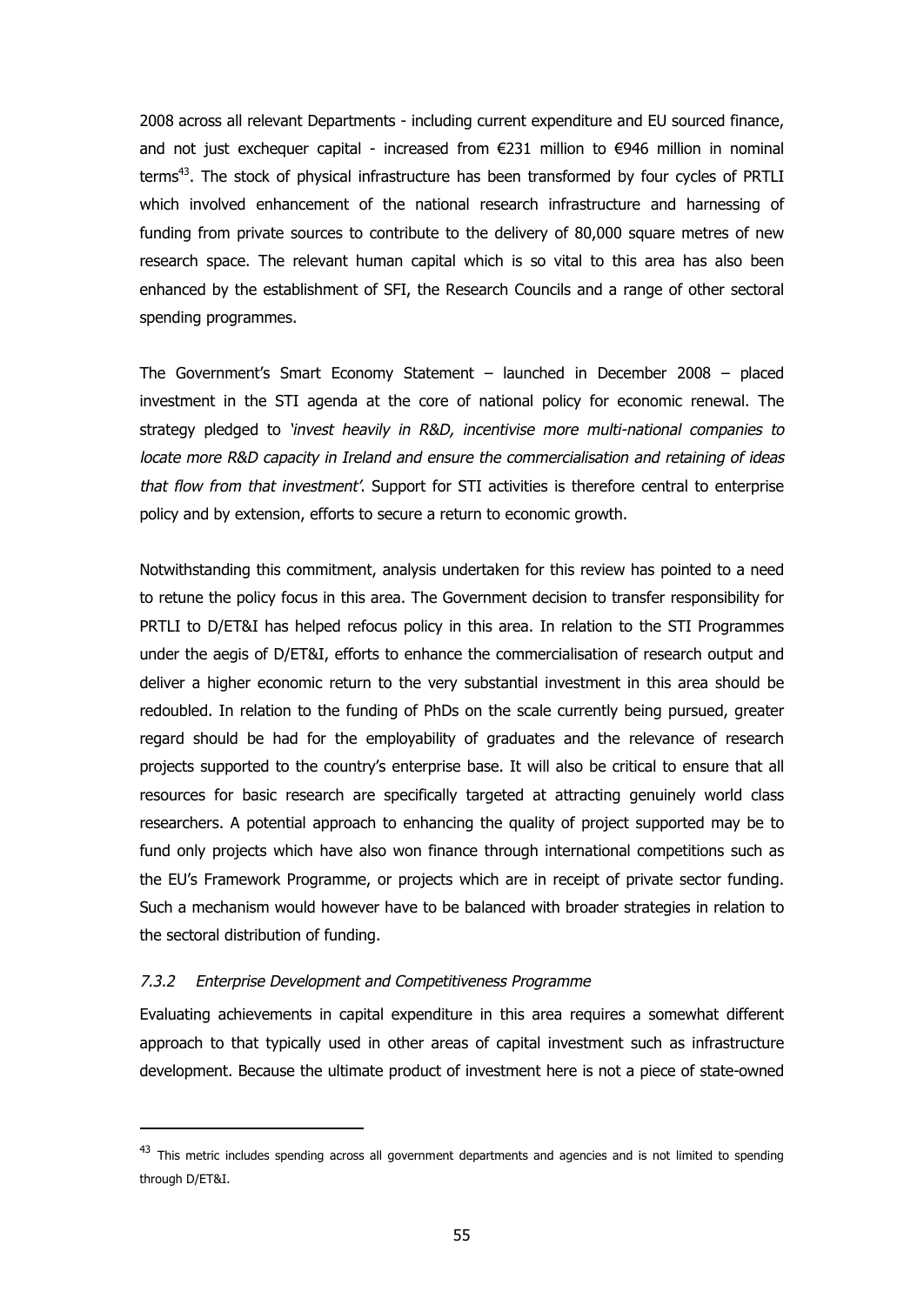2008 across all relevant Departments - including current expenditure and EU sourced finance, and not just exchequer capital - increased from €231 million to €946 million in nominal terms[43]. The stock of physical infrastructure has been transformed by four cycles of PRTLI which involved enhancement of the national research infrastructure and harnessing of funding from private sources to contribute to the delivery of 80,000 square metres of new research space. The relevant human capital which is so vital to this area has also been enhanced by the establishment of SFI, the Research Councils and a range of other sectoral spending programmes.

The Government's Smart Economy Statement – launched in December 2008 – placed investment in the STI agenda at the core of national policy for economic renewal. The strategy pledged to *'invest heavily in R&D, incentivise more multi-national companies to locate more R&D capacity in Ireland and ensure the commercialisation and retaining of ideas that flow from that investment'*. Support for STI activities is therefore central to enterprise policy and by extension, efforts to secure a return to economic growth.

Notwithstanding this commitment, analysis undertaken for this review has pointed to a need to retune the policy focus in this area. The Government decision to transfer responsibility for PRTLI to D/ET&I has helped refocus policy in this area. In relation to the STI Programmes under the aegis of D/ET&I, efforts to enhance the commercialisation of research output and deliver a higher economic return to the very substantial investment in this area should be redoubled. In relation to the funding of PhDs on the scale currently being pursued, greater regard should be had for the employability of graduates and the relevance of research projects supported to the country's enterprise base. It will also be critical to ensure that all resources for basic research are specifically targeted at attracting genuinely world class researchers. A potential approach to enhancing the quality of project supported may be to fund only projects which have also won finance through international competitions such as the EU's Framework Programme, or projects which are in receipt of private sector funding. Such a mechanism would however have to be balanced with broader strategies in relation to the sectoral distribution of funding.

### *7.3.2 Enterprise Development and Competitiveness Programme*

Evaluating achievements in capital expenditure in this area requires a somewhat different approach to that typically used in other areas of capital investment such as infrastructure development. Because the ultimate product of investment here is not a piece of state-owned

[43] This metric includes spending across all government departments and agencies and is not limited to spending through D/ET&I.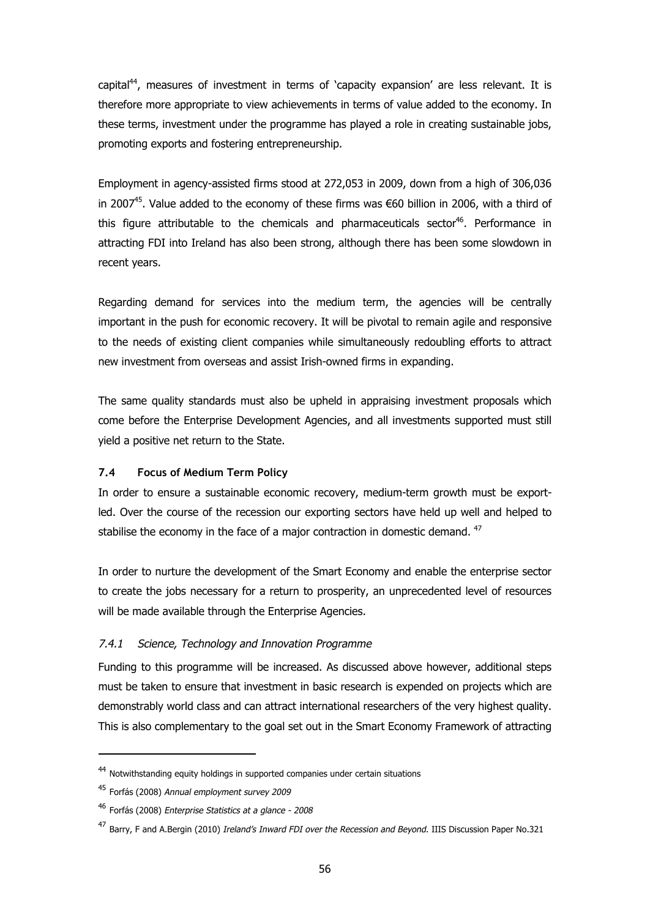capital[44], measures of investment in terms of 'capacity expansion' are less relevant. It is therefore more appropriate to view achievements in terms of value added to the economy. In these terms, investment under the programme has played a role in creating sustainable jobs, promoting exports and fostering entrepreneurship.

Employment in agency-assisted firms stood at 272,053 in 2009, down from a high of 306,036 in 2007[45]. Value added to the economy of these firms was €60 billion in 2006, with a third of this figure attributable to the chemicals and pharmaceuticals sector[46]. Performance in attracting FDI into Ireland has also been strong, although there has been some slowdown in recent years.

Regarding demand for services into the medium term, the agencies will be centrally important in the push for economic recovery. It will be pivotal to remain agile and responsive to the needs of existing client companies while simultaneously redoubling efforts to attract new investment from overseas and assist Irish-owned firms in expanding.

The same quality standards must also be upheld in appraising investment proposals which come before the Enterprise Development Agencies, and all investments supported must still yield a positive net return to the State.

### 7.4 Focus of Medium Term Policy

In order to ensure a sustainable economic recovery, medium-term growth must be export-led. Over the course of the recession our exporting sectors have held up well and helped to stabilise the economy in the face of a major contraction in domestic demand. [47]

In order to nurture the development of the Smart Economy and enable the enterprise sector to create the jobs necessary for a return to prosperity, an unprecedented level of resources will be made available through the Enterprise Agencies.

#### *7.4.1 Science, Technology and Innovation Programme*

Funding to this programme will be increased. As discussed above however, additional steps must be taken to ensure that investment in basic research is expended on projects which are demonstrably world class and can attract international researchers of the very highest quality. This is also complementary to the goal set out in the Smart Economy Framework of attracting

---

[44] Notwithstanding equity holdings in supported companies under certain situations

[45] Forfás (2008) *Annual employment survey 2009*

[46] Forfás (2008) *Enterprise Statistics at a glance - 2008*

[47] Barry, F and A.Bergin (2010) *Ireland's Inward FDI over the Recession and Beyond.* IIIS Discussion Paper No.321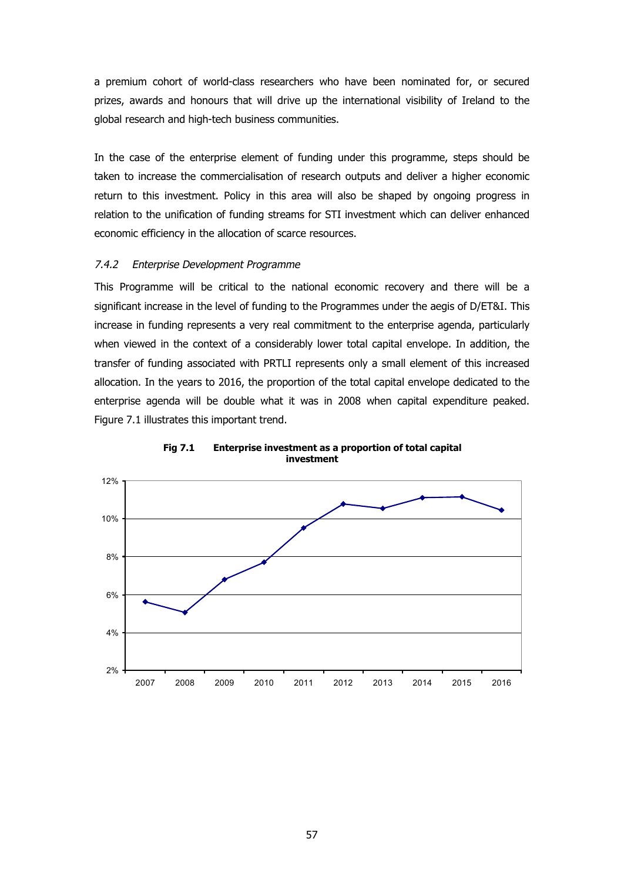a premium cohort of world-class researchers who have been nominated for, or secured prizes, awards and honours that will drive up the international visibility of Ireland to the global research and high-tech business communities.

In the case of the enterprise element of funding under this programme, steps should be taken to increase the commercialisation of research outputs and deliver a higher economic return to this investment. Policy in this area will also be shaped by ongoing progress in relation to the unification of funding streams for STI investment which can deliver enhanced economic efficiency in the allocation of scarce resources.

### *7.4.2 Enterprise Development Programme*

This Programme will be critical to the national economic recovery and there will be a significant increase in the level of funding to the Programmes under the aegis of D/ET&I. This increase in funding represents a very real commitment to the enterprise agenda, particularly when viewed in the context of a considerably lower total capital envelope. In addition, the transfer of funding associated with PRTLI represents only a small element of this increased allocation. In the years to 2016, the proportion of the total capital envelope dedicated to the enterprise agenda will be double what it was in 2008 when capital expenditure peaked. Figure 7.1 illustrates this important trend.

**Fig 7.1 Enterprise investment as a proportion of total capital investment**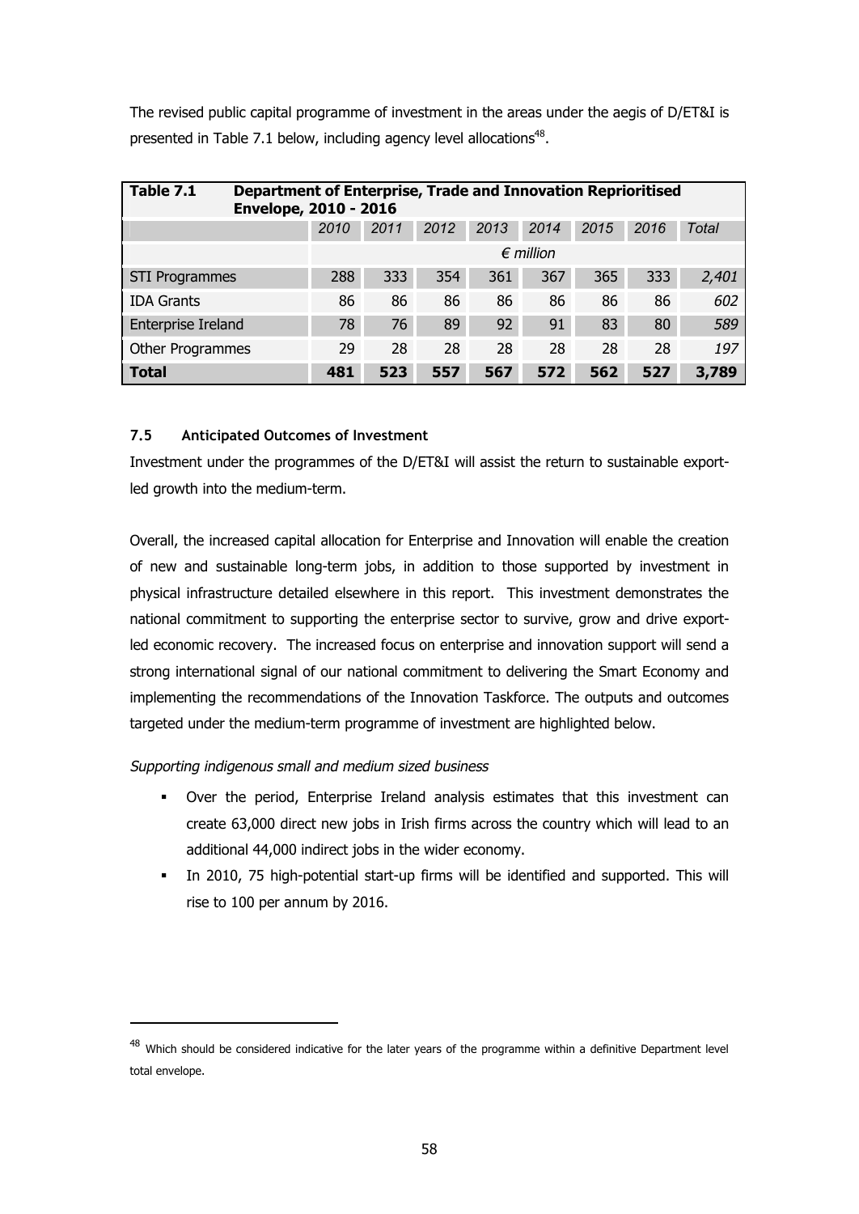The revised public capital programme of investment in the areas under the aegis of D/ET&I is presented in Table 7.1 below, including agency level allocations[48].

**Table 7.1 Department of Enterprise, Trade and Innovation Reprioritised Envelope, 2010 - 2016**

| | *2010* | *2011* | *2012* | *2013* | *2014* | *2015* | *2016* | *Total* |
|---|---|---|---|---|---|---|---|---|
| | *€ million* | | | | | | | |
| STI Programmes | 288 | 333 | 354 | 361 | 367 | 365 | 333 | *2,401* |
| IDA Grants | 86 | 86 | 86 | 86 | 86 | 86 | 86 | *602* |
| Enterprise Ireland | 78 | 76 | 89 | 92 | 91 | 83 | 80 | *589* |
| Other Programmes | 29 | 28 | 28 | 28 | 28 | 28 | 28 | *197* |
| **Total** | **481** | **523** | **557** | **567** | **572** | **562** | **527** | **3,789** |

### 7.5 Anticipated Outcomes of Investment

Investment under the programmes of the D/ET&I will assist the return to sustainable export-led growth into the medium-term.

Overall, the increased capital allocation for Enterprise and Innovation will enable the creation of new and sustainable long-term jobs, in addition to those supported by investment in physical infrastructure detailed elsewhere in this report. This investment demonstrates the national commitment to supporting the enterprise sector to survive, grow and drive export-led economic recovery. The increased focus on enterprise and innovation support will send a strong international signal of our national commitment to delivering the Smart Economy and implementing the recommendations of the Innovation Taskforce. The outputs and outcomes targeted under the medium-term programme of investment are highlighted below.

*Supporting indigenous small and medium sized business*

- Over the period, Enterprise Ireland analysis estimates that this investment can create 63,000 direct new jobs in Irish firms across the country which will lead to an additional 44,000 indirect jobs in the wider economy.
- In 2010, 75 high-potential start-up firms will be identified and supported. This will rise to 100 per annum by 2016.

[48] Which should be considered indicative for the later years of the programme within a definitive Department level total envelope.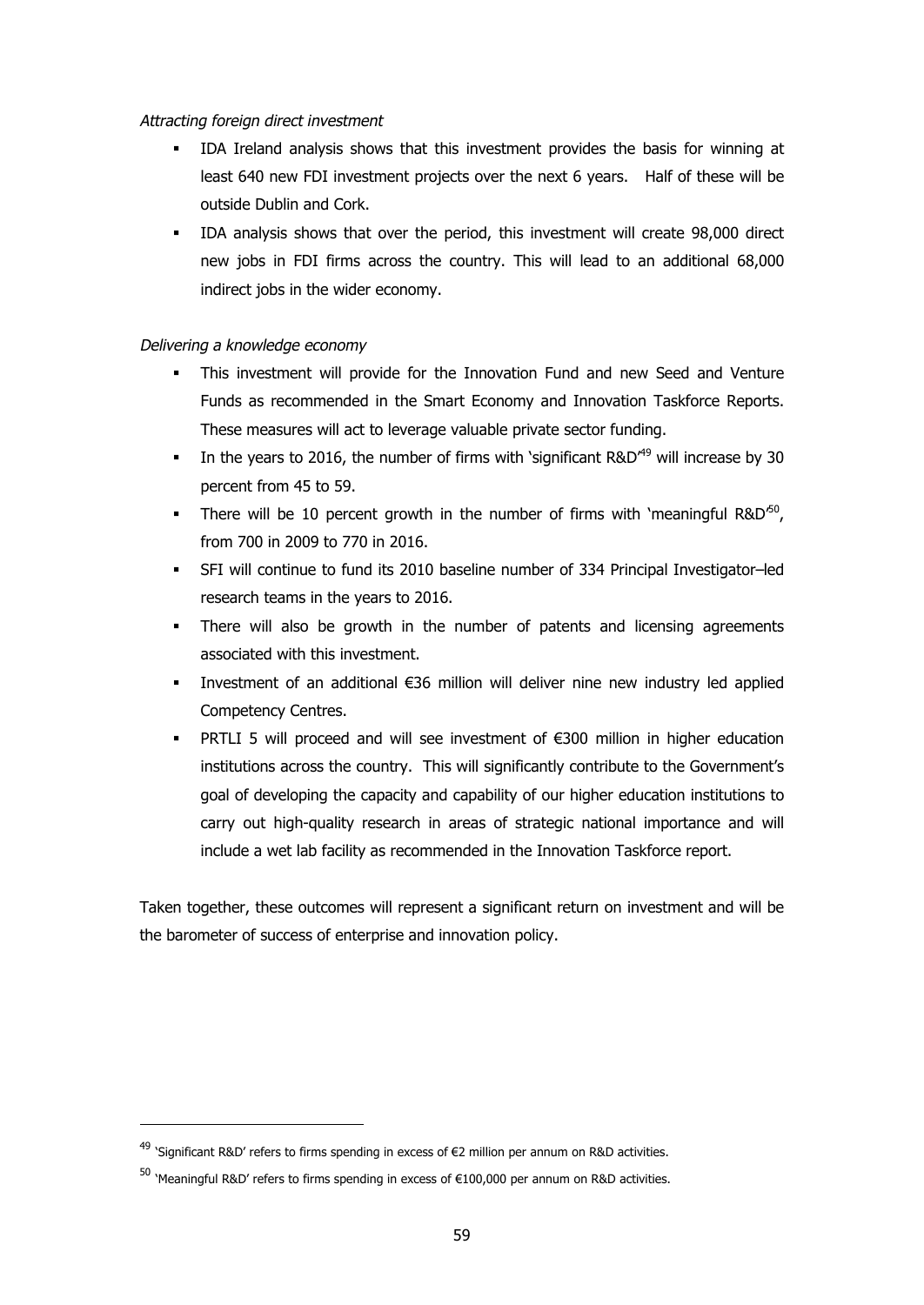*Attracting foreign direct investment*

- IDA Ireland analysis shows that this investment provides the basis for winning at least 640 new FDI investment projects over the next 6 years. Half of these will be outside Dublin and Cork.
- IDA analysis shows that over the period, this investment will create 98,000 direct new jobs in FDI firms across the country. This will lead to an additional 68,000 indirect jobs in the wider economy.

*Delivering a knowledge economy*

- This investment will provide for the Innovation Fund and new Seed and Venture Funds as recommended in the Smart Economy and Innovation Taskforce Reports. These measures will act to leverage valuable private sector funding.
- In the years to 2016, the number of firms with 'significant R&D'[49] will increase by 30 percent from 45 to 59.
- There will be 10 percent growth in the number of firms with 'meaningful R&D'[50], from 700 in 2009 to 770 in 2016.
- SFI will continue to fund its 2010 baseline number of 334 Principal Investigator–led research teams in the years to 2016.
- There will also be growth in the number of patents and licensing agreements associated with this investment.
- Investment of an additional €36 million will deliver nine new industry led applied Competency Centres.
- PRTLI 5 will proceed and will see investment of €300 million in higher education institutions across the country. This will significantly contribute to the Government's goal of developing the capacity and capability of our higher education institutions to carry out high-quality research in areas of strategic national importance and will include a wet lab facility as recommended in the Innovation Taskforce report.

Taken together, these outcomes will represent a significant return on investment and will be the barometer of success of enterprise and innovation policy.

---

[49] 'Significant R&D' refers to firms spending in excess of €2 million per annum on R&D activities.

[50] 'Meaningful R&D' refers to firms spending in excess of €100,000 per annum on R&D activities.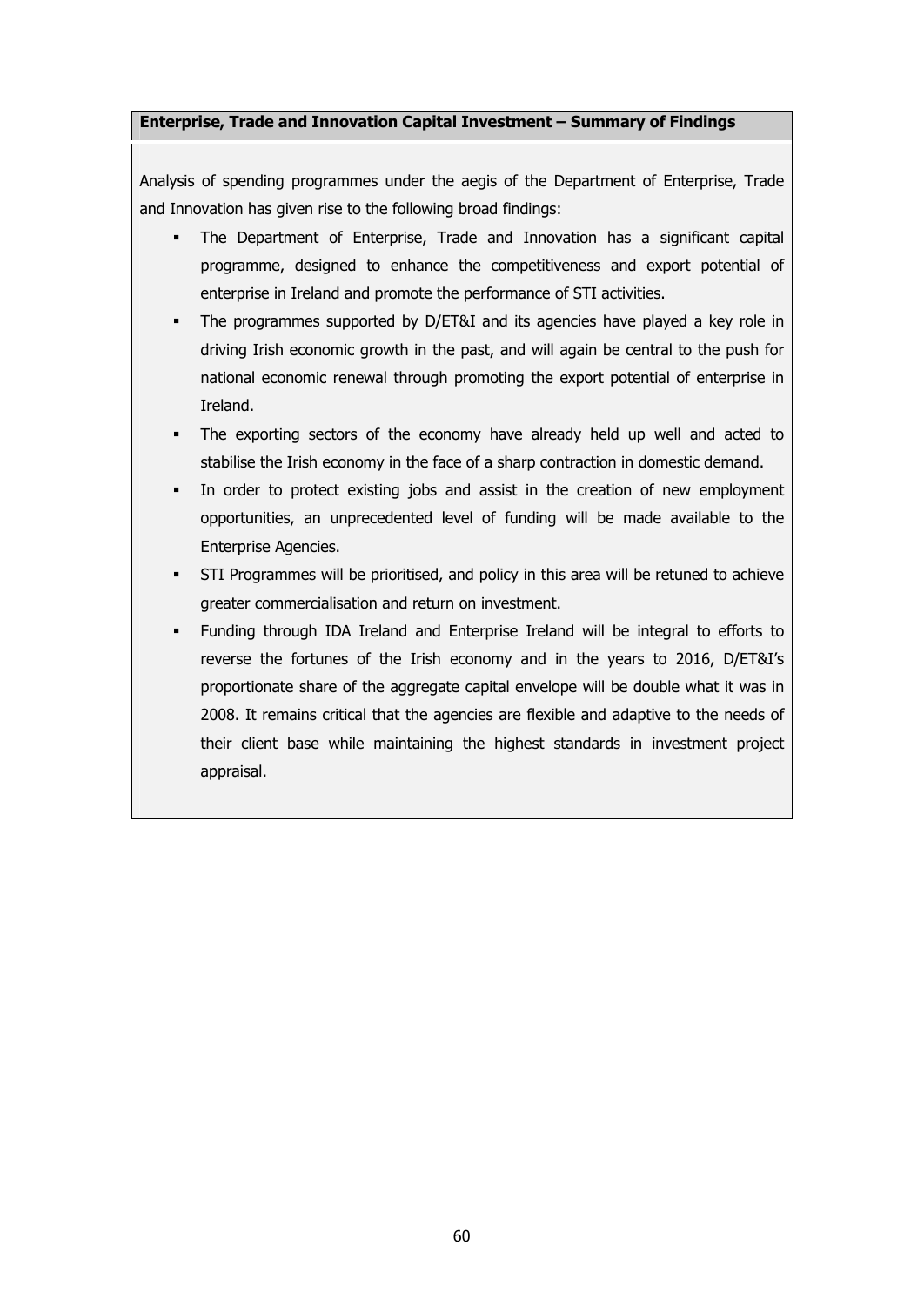**Enterprise, Trade and Innovation Capital Investment – Summary of Findings**

Analysis of spending programmes under the aegis of the Department of Enterprise, Trade and Innovation has given rise to the following broad findings:

- The Department of Enterprise, Trade and Innovation has a significant capital programme, designed to enhance the competitiveness and export potential of enterprise in Ireland and promote the performance of STI activities.
- The programmes supported by D/ET&I and its agencies have played a key role in driving Irish economic growth in the past, and will again be central to the push for national economic renewal through promoting the export potential of enterprise in Ireland.
- The exporting sectors of the economy have already held up well and acted to stabilise the Irish economy in the face of a sharp contraction in domestic demand.
- In order to protect existing jobs and assist in the creation of new employment opportunities, an unprecedented level of funding will be made available to the Enterprise Agencies.
- STI Programmes will be prioritised, and policy in this area will be retuned to achieve greater commercialisation and return on investment.
- Funding through IDA Ireland and Enterprise Ireland will be integral to efforts to reverse the fortunes of the Irish economy and in the years to 2016, D/ET&I's proportionate share of the aggregate capital envelope will be double what it was in 2008. It remains critical that the agencies are flexible and adaptive to the needs of their client base while maintaining the highest standards in investment project appraisal.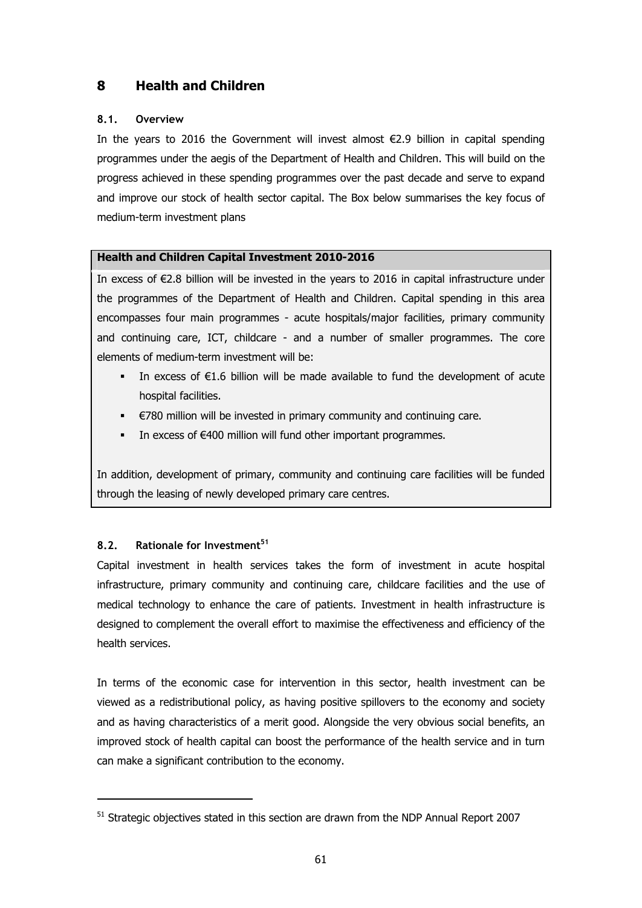# 8 Health and Children

## 8.1. Overview

In the years to 2016 the Government will invest almost €2.9 billion in capital spending programmes under the aegis of the Department of Health and Children. This will build on the progress achieved in these spending programmes over the past decade and serve to expand and improve our stock of health sector capital. The Box below summarises the key focus of medium-term investment plans

**Health and Children Capital Investment 2010-2016**

In excess of €2.8 billion will be invested in the years to 2016 in capital infrastructure under the programmes of the Department of Health and Children. Capital spending in this area encompasses four main programmes - acute hospitals/major facilities, primary community and continuing care, ICT, childcare - and a number of smaller programmes. The core elements of medium-term investment will be:

- In excess of €1.6 billion will be made available to fund the development of acute hospital facilities.
- €780 million will be invested in primary community and continuing care.
- In excess of €400 million will fund other important programmes.

In addition, development of primary, community and continuing care facilities will be funded through the leasing of newly developed primary care centres.

## 8.2. Rationale for Investment[51]

Capital investment in health services takes the form of investment in acute hospital infrastructure, primary community and continuing care, childcare facilities and the use of medical technology to enhance the care of patients. Investment in health infrastructure is designed to complement the overall effort to maximise the effectiveness and efficiency of the health services.

In terms of the economic case for intervention in this sector, health investment can be viewed as a redistributional policy, as having positive spillovers to the economy and society and as having characteristics of a merit good. Alongside the very obvious social benefits, an improved stock of health capital can boost the performance of the health service and in turn can make a significant contribution to the economy.

[51] Strategic objectives stated in this section are drawn from the NDP Annual Report 2007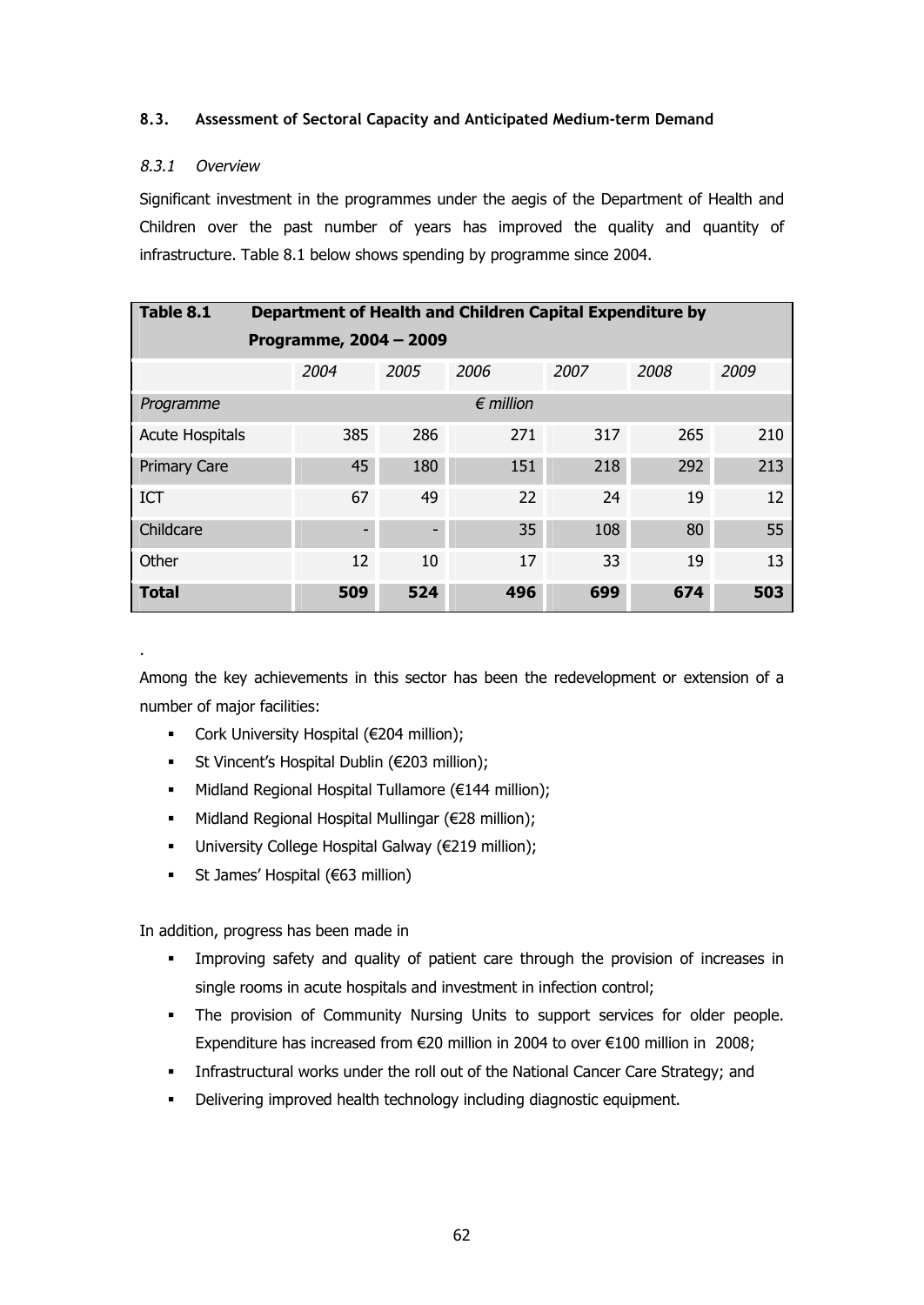### 8.3. Assessment of Sectoral Capacity and Anticipated Medium-term Demand

#### *8.3.1 Overview*

Significant investment in the programmes under the aegis of the Department of Health and Children over the past number of years has improved the quality and quantity of infrastructure. Table 8.1 below shows spending by programme since 2004.

**Table 8.1 Department of Health and Children Capital Expenditure by Programme, 2004 – 2009**

| | *2004* | *2005* | *2006* | *2007* | *2008* | *2009* |
|---|---|---|---|---|---|---|
| *Programme* | | | *€ million* | | | |
| Acute Hospitals | 385 | 286 | 271 | 317 | 265 | 210 |
| Primary Care | 45 | 180 | 151 | 218 | 292 | 213 |
| ICT | 67 | 49 | 22 | 24 | 19 | 12 |
| Childcare | - | - | 35 | 108 | 80 | 55 |
| Other | 12 | 10 | 17 | 33 | 19 | 13 |
| **Total** | **509** | **524** | **496** | **699** | **674** | **503** |

.

Among the key achievements in this sector has been the redevelopment or extension of a number of major facilities:

- Cork University Hospital (€204 million);
- St Vincent's Hospital Dublin (€203 million);
- Midland Regional Hospital Tullamore (€144 million);
- Midland Regional Hospital Mullingar (€28 million);
- University College Hospital Galway (€219 million);
- St James' Hospital (€63 million)

In addition, progress has been made in

- Improving safety and quality of patient care through the provision of increases in single rooms in acute hospitals and investment in infection control;
- The provision of Community Nursing Units to support services for older people. Expenditure has increased from €20 million in 2004 to over €100 million in 2008;
- Infrastructural works under the roll out of the National Cancer Care Strategy; and
- Delivering improved health technology including diagnostic equipment.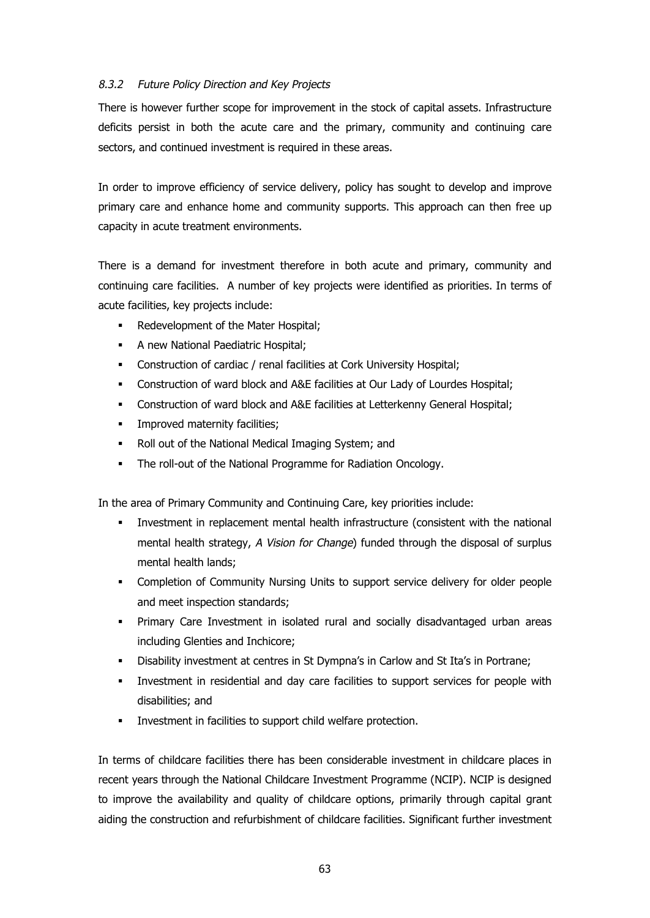### *8.3.2 Future Policy Direction and Key Projects*

There is however further scope for improvement in the stock of capital assets. Infrastructure deficits persist in both the acute care and the primary, community and continuing care sectors, and continued investment is required in these areas.

In order to improve efficiency of service delivery, policy has sought to develop and improve primary care and enhance home and community supports. This approach can then free up capacity in acute treatment environments.

There is a demand for investment therefore in both acute and primary, community and continuing care facilities. A number of key projects were identified as priorities. In terms of acute facilities, key projects include:

- Redevelopment of the Mater Hospital;
- A new National Paediatric Hospital;
- Construction of cardiac / renal facilities at Cork University Hospital;
- Construction of ward block and A&E facilities at Our Lady of Lourdes Hospital;
- Construction of ward block and A&E facilities at Letterkenny General Hospital;
- Improved maternity facilities;
- Roll out of the National Medical Imaging System; and
- The roll-out of the National Programme for Radiation Oncology.

In the area of Primary Community and Continuing Care, key priorities include:

- Investment in replacement mental health infrastructure (consistent with the national mental health strategy, *A Vision for Change*) funded through the disposal of surplus mental health lands;
- Completion of Community Nursing Units to support service delivery for older people and meet inspection standards;
- Primary Care Investment in isolated rural and socially disadvantaged urban areas including Glenties and Inchicore;
- Disability investment at centres in St Dympna's in Carlow and St Ita's in Portrane;
- Investment in residential and day care facilities to support services for people with disabilities; and
- Investment in facilities to support child welfare protection.

In terms of childcare facilities there has been considerable investment in childcare places in recent years through the National Childcare Investment Programme (NCIP). NCIP is designed to improve the availability and quality of childcare options, primarily through capital grant aiding the construction and refurbishment of childcare facilities. Significant further investment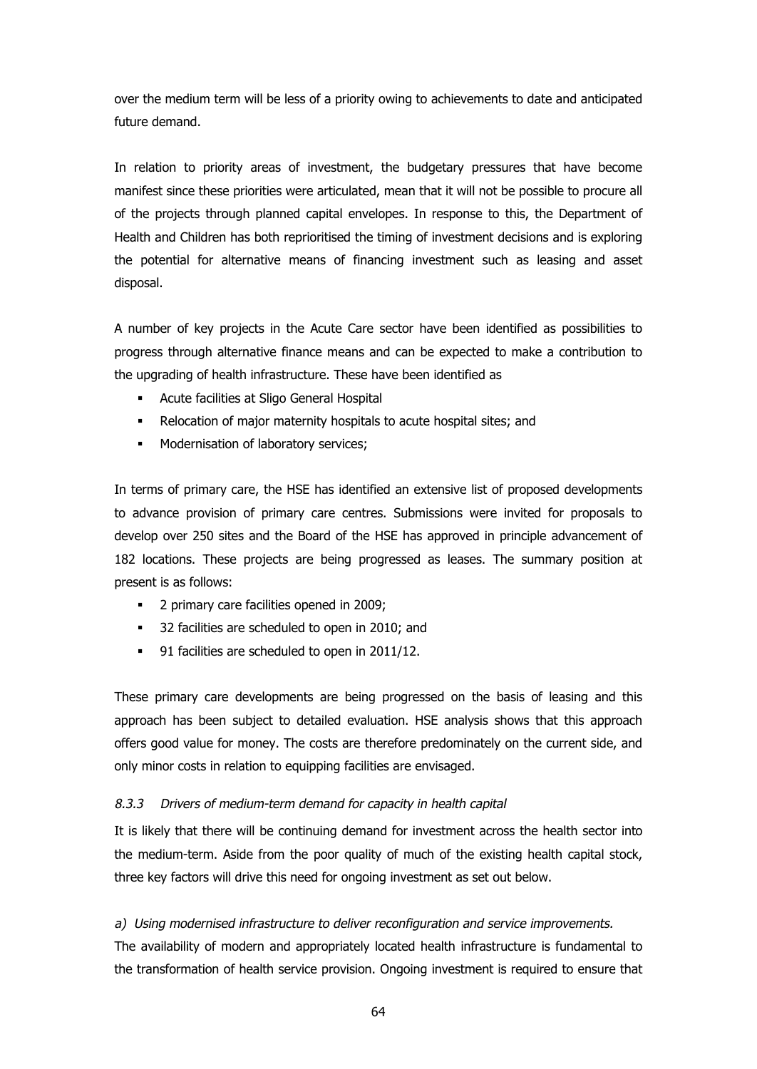over the medium term will be less of a priority owing to achievements to date and anticipated future demand.

In relation to priority areas of investment, the budgetary pressures that have become manifest since these priorities were articulated, mean that it will not be possible to procure all of the projects through planned capital envelopes. In response to this, the Department of Health and Children has both reprioritised the timing of investment decisions and is exploring the potential for alternative means of financing investment such as leasing and asset disposal.

A number of key projects in the Acute Care sector have been identified as possibilities to progress through alternative finance means and can be expected to make a contribution to the upgrading of health infrastructure. These have been identified as

- Acute facilities at Sligo General Hospital
- Relocation of major maternity hospitals to acute hospital sites; and
- Modernisation of laboratory services;

In terms of primary care, the HSE has identified an extensive list of proposed developments to advance provision of primary care centres. Submissions were invited for proposals to develop over 250 sites and the Board of the HSE has approved in principle advancement of 182 locations. These projects are being progressed as leases. The summary position at present is as follows:

- 2 primary care facilities opened in 2009;
- 32 facilities are scheduled to open in 2010; and
- 91 facilities are scheduled to open in 2011/12.

These primary care developments are being progressed on the basis of leasing and this approach has been subject to detailed evaluation. HSE analysis shows that this approach offers good value for money. The costs are therefore predominately on the current side, and only minor costs in relation to equipping facilities are envisaged.

#### *8.3.3 Drivers of medium-term demand for capacity in health capital*

It is likely that there will be continuing demand for investment across the health sector into the medium-term. Aside from the poor quality of much of the existing health capital stock, three key factors will drive this need for ongoing investment as set out below.

*a) Using modernised infrastructure to deliver reconfiguration and service improvements.*

The availability of modern and appropriately located health infrastructure is fundamental to the transformation of health service provision. Ongoing investment is required to ensure that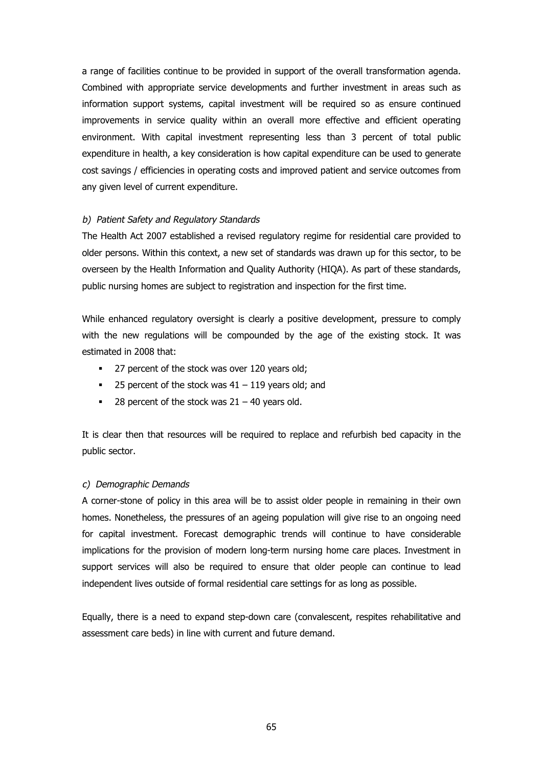a range of facilities continue to be provided in support of the overall transformation agenda. Combined with appropriate service developments and further investment in areas such as information support systems, capital investment will be required so as ensure continued improvements in service quality within an overall more effective and efficient operating environment. With capital investment representing less than 3 percent of total public expenditure in health, a key consideration is how capital expenditure can be used to generate cost savings / efficiencies in operating costs and improved patient and service outcomes from any given level of current expenditure.

*b) Patient Safety and Regulatory Standards*

The Health Act 2007 established a revised regulatory regime for residential care provided to older persons. Within this context, a new set of standards was drawn up for this sector, to be overseen by the Health Information and Quality Authority (HIQA). As part of these standards, public nursing homes are subject to registration and inspection for the first time.

While enhanced regulatory oversight is clearly a positive development, pressure to comply with the new regulations will be compounded by the age of the existing stock. It was estimated in 2008 that:

- 27 percent of the stock was over 120 years old;
- 25 percent of the stock was 41 – 119 years old; and
- 28 percent of the stock was 21 – 40 years old.

It is clear then that resources will be required to replace and refurbish bed capacity in the public sector.

*c) Demographic Demands*

A corner-stone of policy in this area will be to assist older people in remaining in their own homes. Nonetheless, the pressures of an ageing population will give rise to an ongoing need for capital investment. Forecast demographic trends will continue to have considerable implications for the provision of modern long-term nursing home care places. Investment in support services will also be required to ensure that older people can continue to lead independent lives outside of formal residential care settings for as long as possible.

Equally, there is a need to expand step-down care (convalescent, respites rehabilitative and assessment care beds) in line with current and future demand.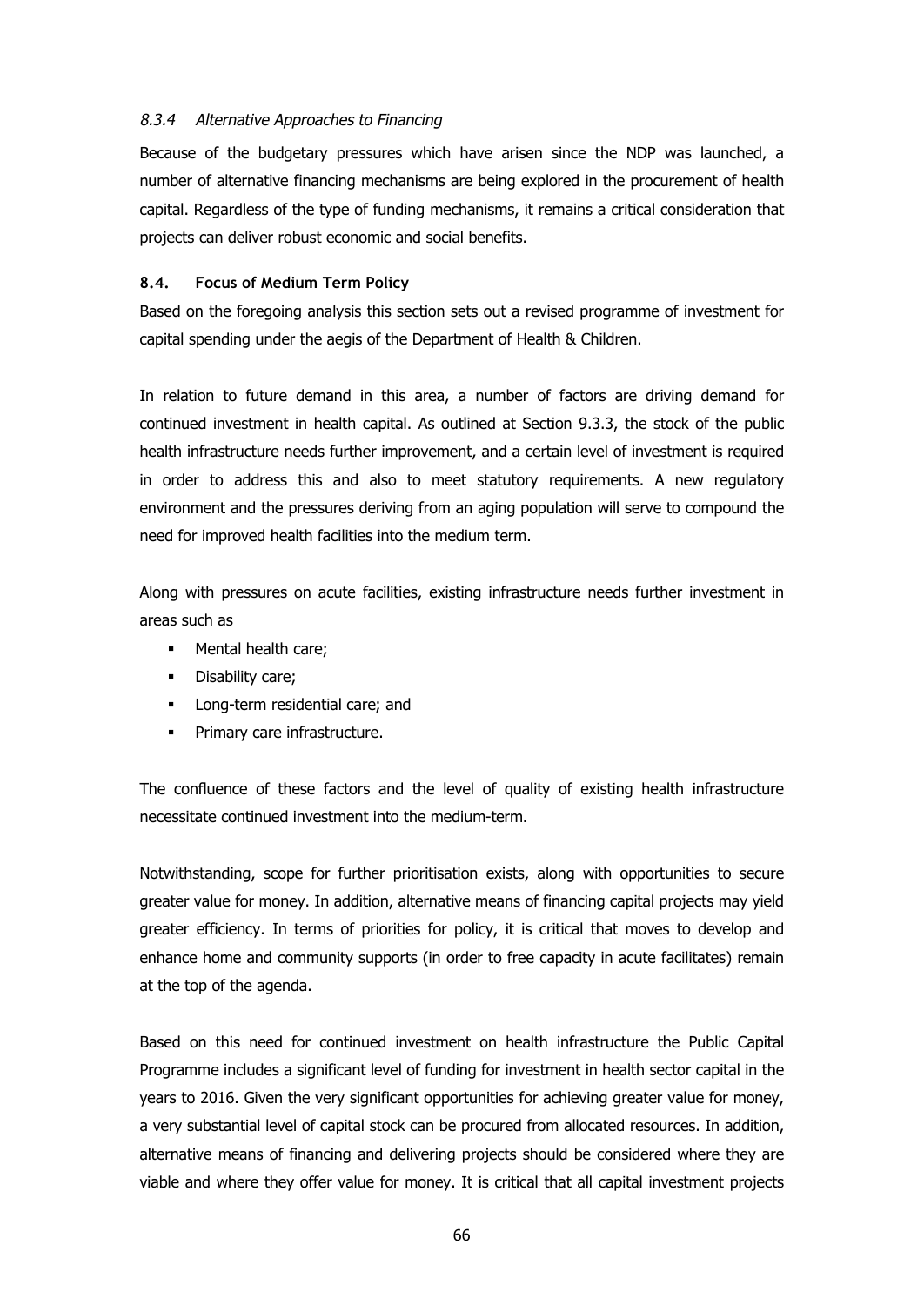#### *8.3.4 Alternative Approaches to Financing*

Because of the budgetary pressures which have arisen since the NDP was launched, a number of alternative financing mechanisms are being explored in the procurement of health capital. Regardless of the type of funding mechanisms, it remains a critical consideration that projects can deliver robust economic and social benefits.

### 8.4. Focus of Medium Term Policy

Based on the foregoing analysis this section sets out a revised programme of investment for capital spending under the aegis of the Department of Health & Children.

In relation to future demand in this area, a number of factors are driving demand for continued investment in health capital. As outlined at Section 9.3.3, the stock of the public health infrastructure needs further improvement, and a certain level of investment is required in order to address this and also to meet statutory requirements. A new regulatory environment and the pressures deriving from an aging population will serve to compound the need for improved health facilities into the medium term.

Along with pressures on acute facilities, existing infrastructure needs further investment in areas such as

- Mental health care;
- Disability care;
- Long-term residential care; and
- Primary care infrastructure.

The confluence of these factors and the level of quality of existing health infrastructure necessitate continued investment into the medium-term.

Notwithstanding, scope for further prioritisation exists, along with opportunities to secure greater value for money. In addition, alternative means of financing capital projects may yield greater efficiency. In terms of priorities for policy, it is critical that moves to develop and enhance home and community supports (in order to free capacity in acute facilitates) remain at the top of the agenda.

Based on this need for continued investment on health infrastructure the Public Capital Programme includes a significant level of funding for investment in health sector capital in the years to 2016. Given the very significant opportunities for achieving greater value for money, a very substantial level of capital stock can be procured from allocated resources. In addition, alternative means of financing and delivering projects should be considered where they are viable and where they offer value for money. It is critical that all capital investment projects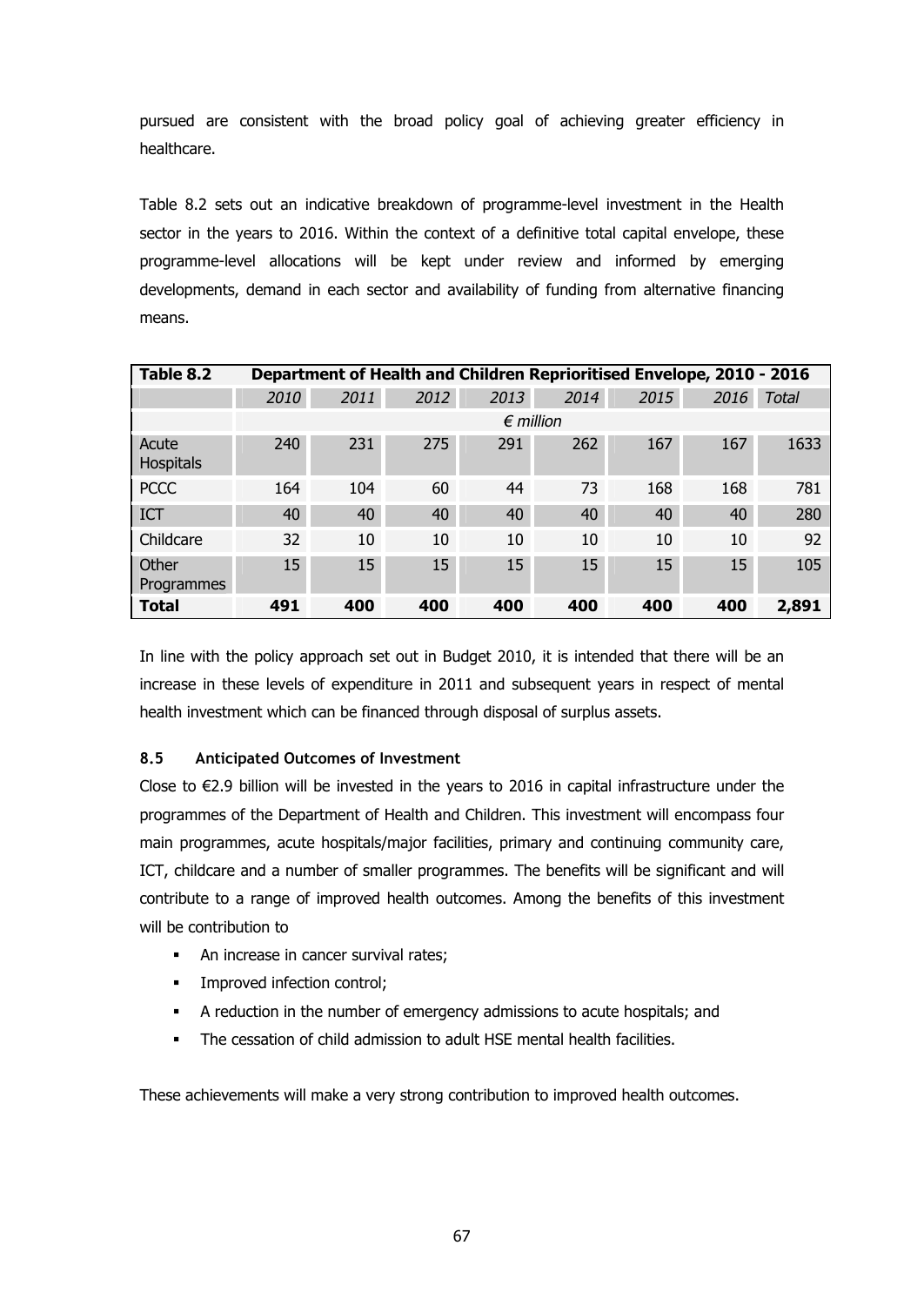pursued are consistent with the broad policy goal of achieving greater efficiency in healthcare.

Table 8.2 sets out an indicative breakdown of programme-level investment in the Health sector in the years to 2016. Within the context of a definitive total capital envelope, these programme-level allocations will be kept under review and informed by emerging developments, demand in each sector and availability of funding from alternative financing means.

| **Table 8.2** | **Department of Health and Children Reprioritised Envelope, 2010 - 2016** | | | | | | | |
|---|---|---|---|---|---|---|---|---|
| | *2010* | *2011* | *2012* | *2013* | *2014* | *2015* | *2016* | *Total* |
| | *€ million* | | | | | | | |
| Acute Hospitals | 240 | 231 | 275 | 291 | 262 | 167 | 167 | 1633 |
| PCCC | 164 | 104 | 60 | 44 | 73 | 168 | 168 | 781 |
| ICT | 40 | 40 | 40 | 40 | 40 | 40 | 40 | 280 |
| Childcare | 32 | 10 | 10 | 10 | 10 | 10 | 10 | 92 |
| Other Programmes | 15 | 15 | 15 | 15 | 15 | 15 | 15 | 105 |
| **Total** | **491** | **400** | **400** | **400** | **400** | **400** | **400** | **2,891** |

In line with the policy approach set out in Budget 2010, it is intended that there will be an increase in these levels of expenditure in 2011 and subsequent years in respect of mental health investment which can be financed through disposal of surplus assets.

### 8.5 Anticipated Outcomes of Investment

Close to €2.9 billion will be invested in the years to 2016 in capital infrastructure under the programmes of the Department of Health and Children. This investment will encompass four main programmes, acute hospitals/major facilities, primary and continuing community care, ICT, childcare and a number of smaller programmes. The benefits will be significant and will contribute to a range of improved health outcomes. Among the benefits of this investment will be contribution to

- An increase in cancer survival rates;
- Improved infection control;
- A reduction in the number of emergency admissions to acute hospitals; and
- The cessation of child admission to adult HSE mental health facilities.

These achievements will make a very strong contribution to improved health outcomes.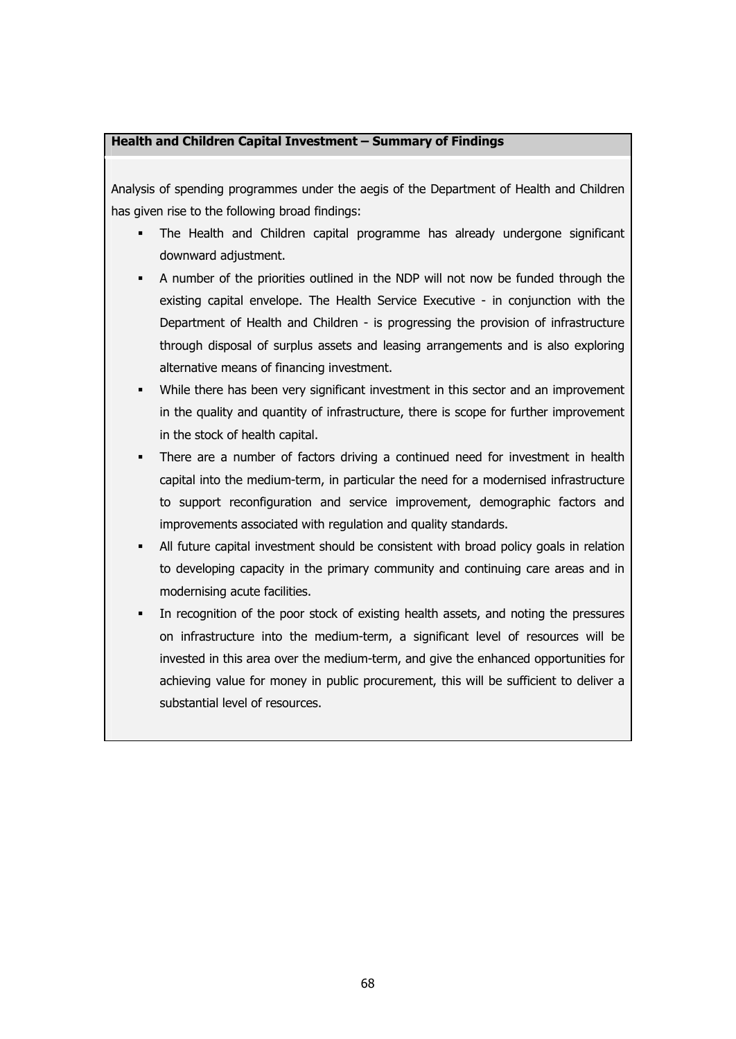**Health and Children Capital Investment – Summary of Findings**

Analysis of spending programmes under the aegis of the Department of Health and Children has given rise to the following broad findings:

- The Health and Children capital programme has already undergone significant downward adjustment.
- A number of the priorities outlined in the NDP will not now be funded through the existing capital envelope. The Health Service Executive - in conjunction with the Department of Health and Children - is progressing the provision of infrastructure through disposal of surplus assets and leasing arrangements and is also exploring alternative means of financing investment.
- While there has been very significant investment in this sector and an improvement in the quality and quantity of infrastructure, there is scope for further improvement in the stock of health capital.
- There are a number of factors driving a continued need for investment in health capital into the medium-term, in particular the need for a modernised infrastructure to support reconfiguration and service improvement, demographic factors and improvements associated with regulation and quality standards.
- All future capital investment should be consistent with broad policy goals in relation to developing capacity in the primary community and continuing care areas and in modernising acute facilities.
- In recognition of the poor stock of existing health assets, and noting the pressures on infrastructure into the medium-term, a significant level of resources will be invested in this area over the medium-term, and give the enhanced opportunities for achieving value for money in public procurement, this will be sufficient to deliver a substantial level of resources.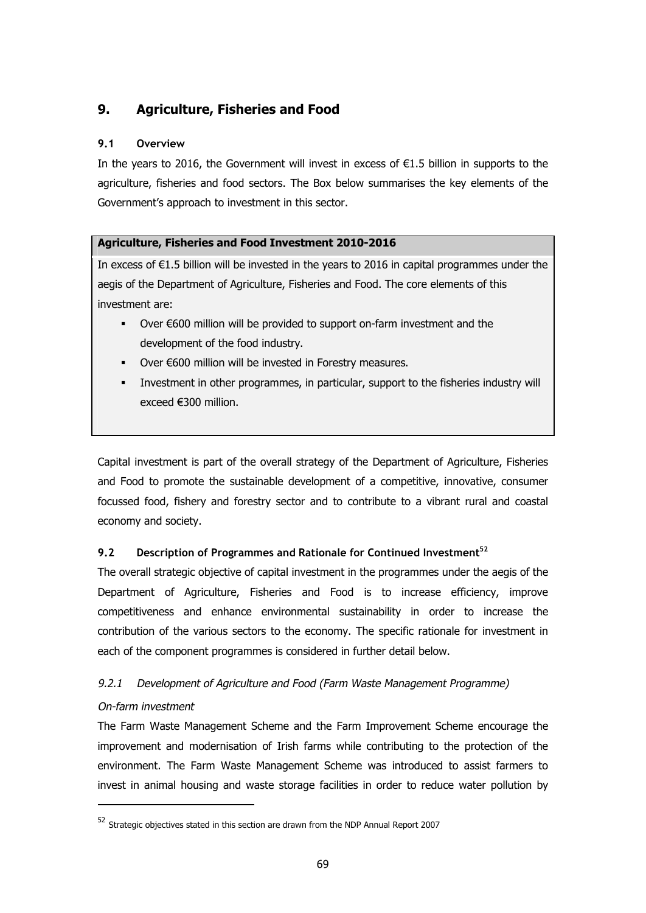## 9. Agriculture, Fisheries and Food

### 9.1 Overview

In the years to 2016, the Government will invest in excess of €1.5 billion in supports to the agriculture, fisheries and food sectors. The Box below summarises the key elements of the Government's approach to investment in this sector.

**Agriculture, Fisheries and Food Investment 2010-2016**

In excess of €1.5 billion will be invested in the years to 2016 in capital programmes under the aegis of the Department of Agriculture, Fisheries and Food. The core elements of this investment are:

- Over €600 million will be provided to support on-farm investment and the development of the food industry.
- Over €600 million will be invested in Forestry measures.
- Investment in other programmes, in particular, support to the fisheries industry will exceed €300 million.

Capital investment is part of the overall strategy of the Department of Agriculture, Fisheries and Food to promote the sustainable development of a competitive, innovative, consumer focussed food, fishery and forestry sector and to contribute to a vibrant rural and coastal economy and society.

### 9.2 Description of Programmes and Rationale for Continued Investment[52]

The overall strategic objective of capital investment in the programmes under the aegis of the Department of Agriculture, Fisheries and Food is to increase efficiency, improve competitiveness and enhance environmental sustainability in order to increase the contribution of the various sectors to the economy. The specific rationale for investment in each of the component programmes is considered in further detail below.

#### *9.2.1 Development of Agriculture and Food (Farm Waste Management Programme)*

*On-farm investment*

The Farm Waste Management Scheme and the Farm Improvement Scheme encourage the improvement and modernisation of Irish farms while contributing to the protection of the environment. The Farm Waste Management Scheme was introduced to assist farmers to invest in animal housing and waste storage facilities in order to reduce water pollution by

[52] Strategic objectives stated in this section are drawn from the NDP Annual Report 2007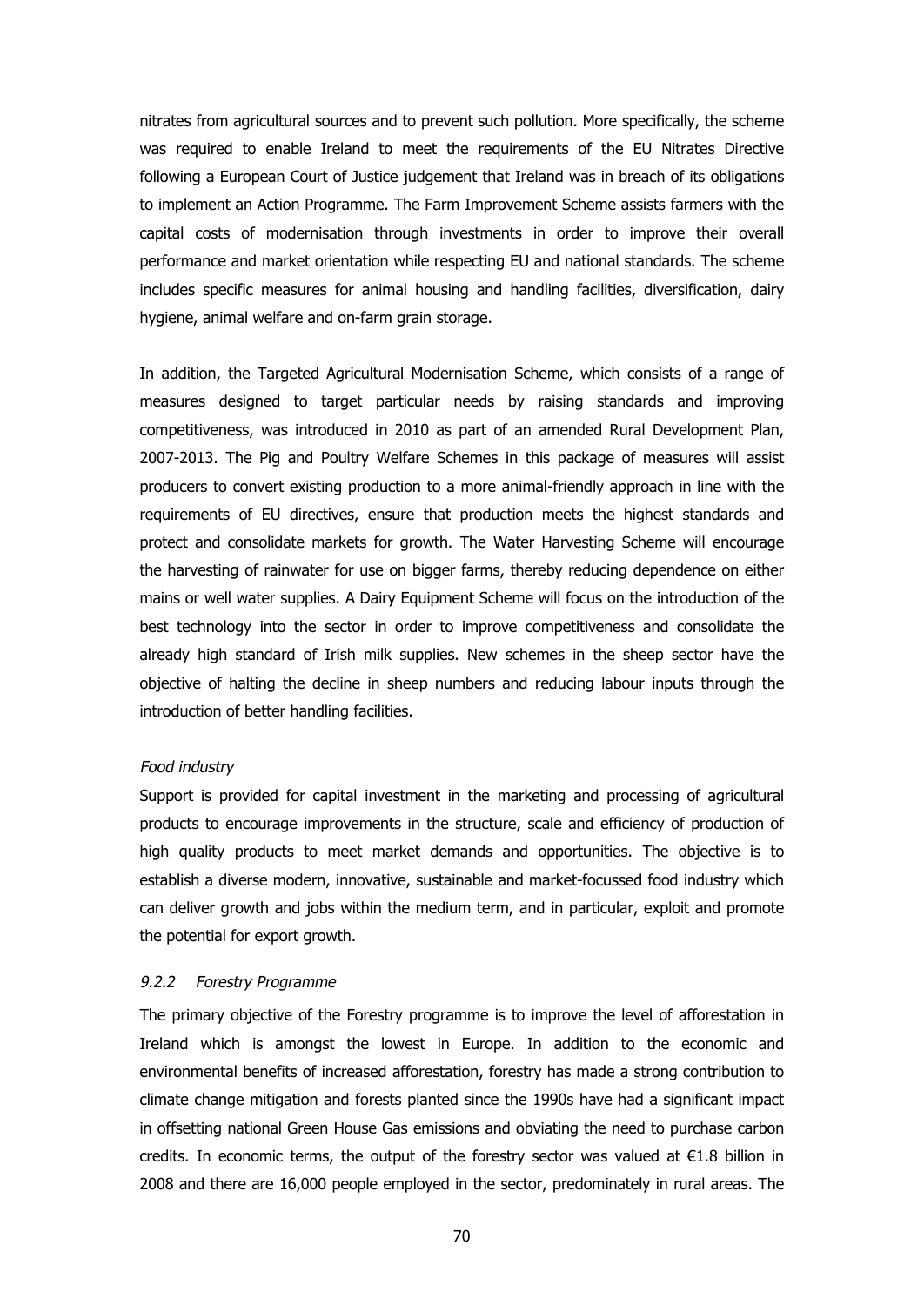nitrates from agricultural sources and to prevent such pollution. More specifically, the scheme was required to enable Ireland to meet the requirements of the EU Nitrates Directive following a European Court of Justice judgement that Ireland was in breach of its obligations to implement an Action Programme. The Farm Improvement Scheme assists farmers with the capital costs of modernisation through investments in order to improve their overall performance and market orientation while respecting EU and national standards. The scheme includes specific measures for animal housing and handling facilities, diversification, dairy hygiene, animal welfare and on-farm grain storage.

In addition, the Targeted Agricultural Modernisation Scheme, which consists of a range of measures designed to target particular needs by raising standards and improving competitiveness, was introduced in 2010 as part of an amended Rural Development Plan, 2007-2013. The Pig and Poultry Welfare Schemes in this package of measures will assist producers to convert existing production to a more animal-friendly approach in line with the requirements of EU directives, ensure that production meets the highest standards and protect and consolidate markets for growth. The Water Harvesting Scheme will encourage the harvesting of rainwater for use on bigger farms, thereby reducing dependence on either mains or well water supplies. A Dairy Equipment Scheme will focus on the introduction of the best technology into the sector in order to improve competitiveness and consolidate the already high standard of Irish milk supplies. New schemes in the sheep sector have the objective of halting the decline in sheep numbers and reducing labour inputs through the introduction of better handling facilities.

*Food industry*

Support is provided for capital investment in the marketing and processing of agricultural products to encourage improvements in the structure, scale and efficiency of production of high quality products to meet market demands and opportunities. The objective is to establish a diverse modern, innovative, sustainable and market-focussed food industry which can deliver growth and jobs within the medium term, and in particular, exploit and promote the potential for export growth.

### *9.2.2 Forestry Programme*

The primary objective of the Forestry programme is to improve the level of afforestation in Ireland which is amongst the lowest in Europe. In addition to the economic and environmental benefits of increased afforestation, forestry has made a strong contribution to climate change mitigation and forests planted since the 1990s have had a significant impact in offsetting national Green House Gas emissions and obviating the need to purchase carbon credits. In economic terms, the output of the forestry sector was valued at €1.8 billion in 2008 and there are 16,000 people employed in the sector, predominately in rural areas. The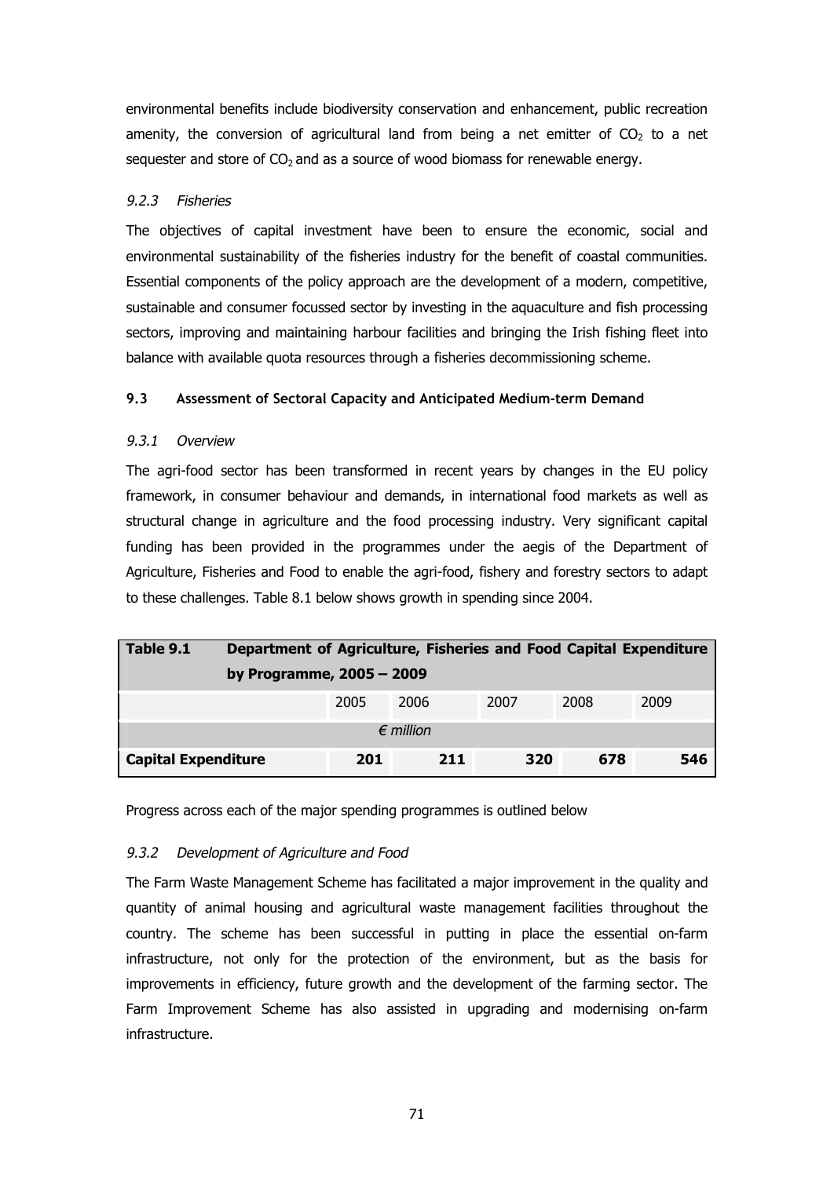environmental benefits include biodiversity conservation and enhancement, public recreation amenity, the conversion of agricultural land from being a net emitter of $CO_2$ to a net sequester and store of $CO_2$ and as a source of wood biomass for renewable energy.

### *9.2.3 Fisheries*

The objectives of capital investment have been to ensure the economic, social and environmental sustainability of the fisheries industry for the benefit of coastal communities. Essential components of the policy approach are the development of a modern, competitive, sustainable and consumer focussed sector by investing in the aquaculture and fish processing sectors, improving and maintaining harbour facilities and bringing the Irish fishing fleet into balance with available quota resources through a fisheries decommissioning scheme.

## 9.3 Assessment of Sectoral Capacity and Anticipated Medium-term Demand

### *9.3.1 Overview*

The agri-food sector has been transformed in recent years by changes in the EU policy framework, in consumer behaviour and demands, in international food markets as well as structural change in agriculture and the food processing industry. Very significant capital funding has been provided in the programmes under the aegis of the Department of Agriculture, Fisheries and Food to enable the agri-food, fishery and forestry sectors to adapt to these challenges. Table 8.1 below shows growth in spending since 2004.

**Table 9.1 Department of Agriculture, Fisheries and Food Capital Expenditure by Programme, 2005 – 2009**

| | 2005 | 2006 | 2007 | 2008 | 2009 |
|---|---|---|---|---|---|
| | *€ million* | | | | |
| **Capital Expenditure** | **201** | **211** | **320** | **678** | **546** |

Progress across each of the major spending programmes is outlined below

### *9.3.2 Development of Agriculture and Food*

The Farm Waste Management Scheme has facilitated a major improvement in the quality and quantity of animal housing and agricultural waste management facilities throughout the country. The scheme has been successful in putting in place the essential on-farm infrastructure, not only for the protection of the environment, but as the basis for improvements in efficiency, future growth and the development of the farming sector. The Farm Improvement Scheme has also assisted in upgrading and modernising on-farm infrastructure.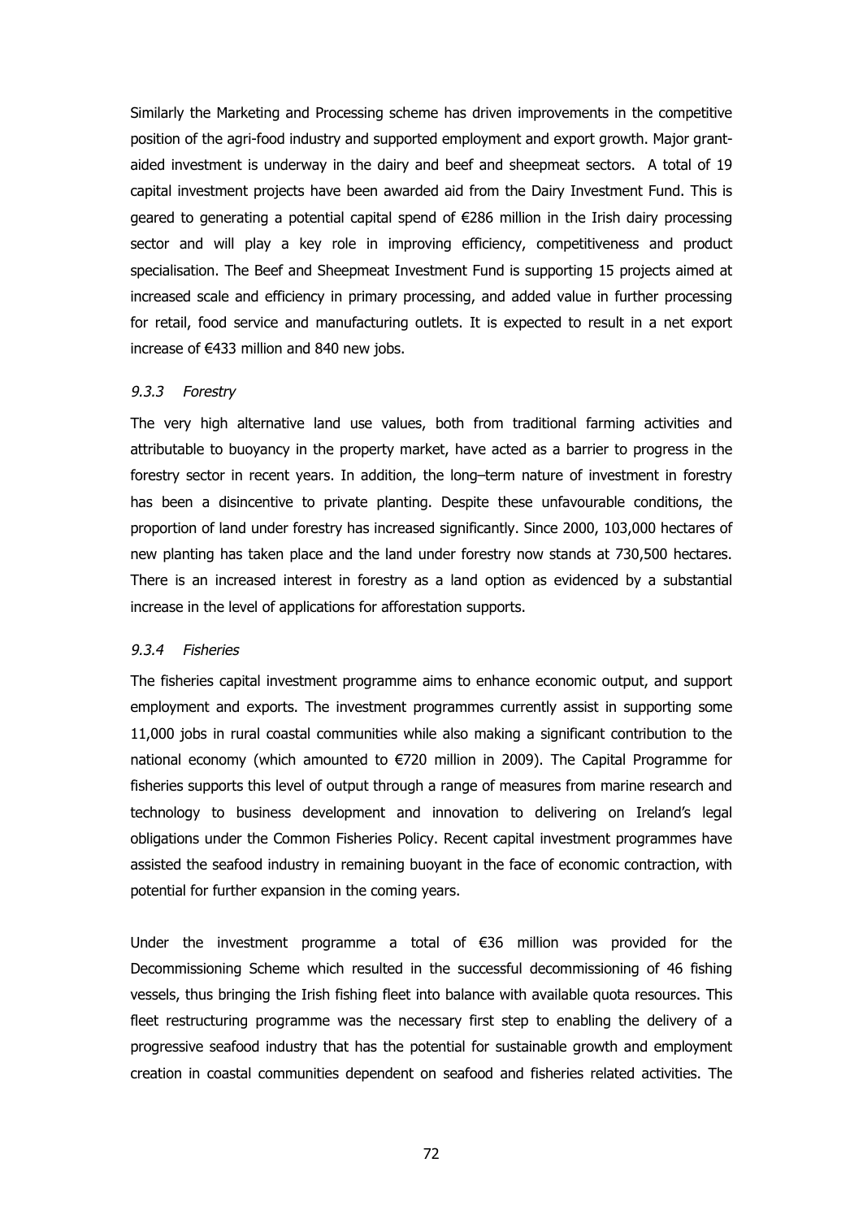Similarly the Marketing and Processing scheme has driven improvements in the competitive position of the agri-food industry and supported employment and export growth. Major grant-aided investment is underway in the dairy and beef and sheepmeat sectors. A total of 19 capital investment projects have been awarded aid from the Dairy Investment Fund. This is geared to generating a potential capital spend of €286 million in the Irish dairy processing sector and will play a key role in improving efficiency, competitiveness and product specialisation. The Beef and Sheepmeat Investment Fund is supporting 15 projects aimed at increased scale and efficiency in primary processing, and added value in further processing for retail, food service and manufacturing outlets. It is expected to result in a net export increase of €433 million and 840 new jobs.

#### *9.3.3 Forestry*

The very high alternative land use values, both from traditional farming activities and attributable to buoyancy in the property market, have acted as a barrier to progress in the forestry sector in recent years. In addition, the long–term nature of investment in forestry has been a disincentive to private planting. Despite these unfavourable conditions, the proportion of land under forestry has increased significantly. Since 2000, 103,000 hectares of new planting has taken place and the land under forestry now stands at 730,500 hectares. There is an increased interest in forestry as a land option as evidenced by a substantial increase in the level of applications for afforestation supports.

#### *9.3.4 Fisheries*

The fisheries capital investment programme aims to enhance economic output, and support employment and exports. The investment programmes currently assist in supporting some 11,000 jobs in rural coastal communities while also making a significant contribution to the national economy (which amounted to €720 million in 2009). The Capital Programme for fisheries supports this level of output through a range of measures from marine research and technology to business development and innovation to delivering on Ireland's legal obligations under the Common Fisheries Policy. Recent capital investment programmes have assisted the seafood industry in remaining buoyant in the face of economic contraction, with potential for further expansion in the coming years.

Under the investment programme a total of €36 million was provided for the Decommissioning Scheme which resulted in the successful decommissioning of 46 fishing vessels, thus bringing the Irish fishing fleet into balance with available quota resources. This fleet restructuring programme was the necessary first step to enabling the delivery of a progressive seafood industry that has the potential for sustainable growth and employment creation in coastal communities dependent on seafood and fisheries related activities. The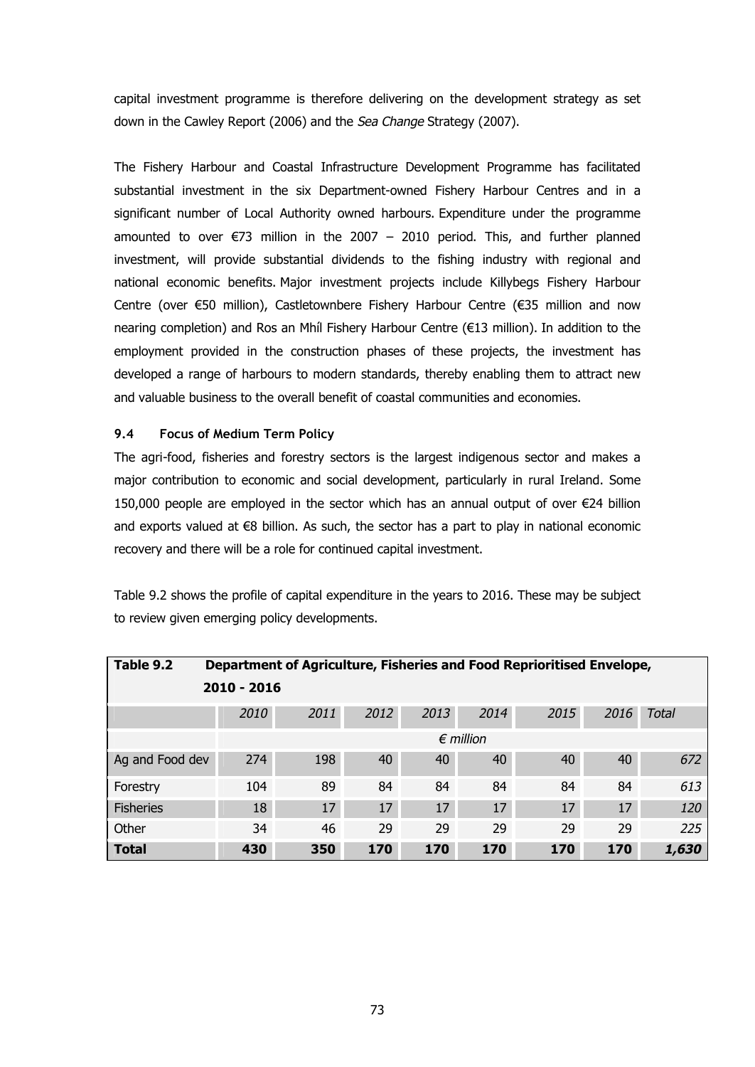capital investment programme is therefore delivering on the development strategy as set down in the Cawley Report (2006) and the *Sea Change* Strategy (2007).

The Fishery Harbour and Coastal Infrastructure Development Programme has facilitated substantial investment in the six Department-owned Fishery Harbour Centres and in a significant number of Local Authority owned harbours. Expenditure under the programme amounted to over €73 million in the 2007 – 2010 period. This, and further planned investment, will provide substantial dividends to the fishing industry with regional and national economic benefits. Major investment projects include Killybegs Fishery Harbour Centre (over €50 million), Castletownbere Fishery Harbour Centre (€35 million and now nearing completion) and Ros an Mhíl Fishery Harbour Centre (€13 million). In addition to the employment provided in the construction phases of these projects, the investment has developed a range of harbours to modern standards, thereby enabling them to attract new and valuable business to the overall benefit of coastal communities and economies.

### 9.4 Focus of Medium Term Policy

The agri-food, fisheries and forestry sectors is the largest indigenous sector and makes a major contribution to economic and social development, particularly in rural Ireland. Some 150,000 people are employed in the sector which has an annual output of over €24 billion and exports valued at €8 billion. As such, the sector has a part to play in national economic recovery and there will be a role for continued capital investment.

Table 9.2 shows the profile of capital expenditure in the years to 2016. These may be subject to review given emerging policy developments.

**Table 9.2 Department of Agriculture, Fisheries and Food Reprioritised Envelope, 2010 - 2016**

| | *2010* | *2011* | *2012* | *2013* | *2014* | *2015* | *2016* | *Total* |
|---|---|---|---|---|---|---|---|---|
| | | | | *€ million* | | | | |
| Ag and Food dev | 274 | 198 | 40 | 40 | 40 | 40 | 40 | *672* |
| Forestry | 104 | 89 | 84 | 84 | 84 | 84 | 84 | *613* |
| Fisheries | 18 | 17 | 17 | 17 | 17 | 17 | 17 | *120* |
| Other | 34 | 46 | 29 | 29 | 29 | 29 | 29 | *225* |
| **Total** | **430** | **350** | **170** | **170** | **170** | **170** | **170** | ***1,630*** |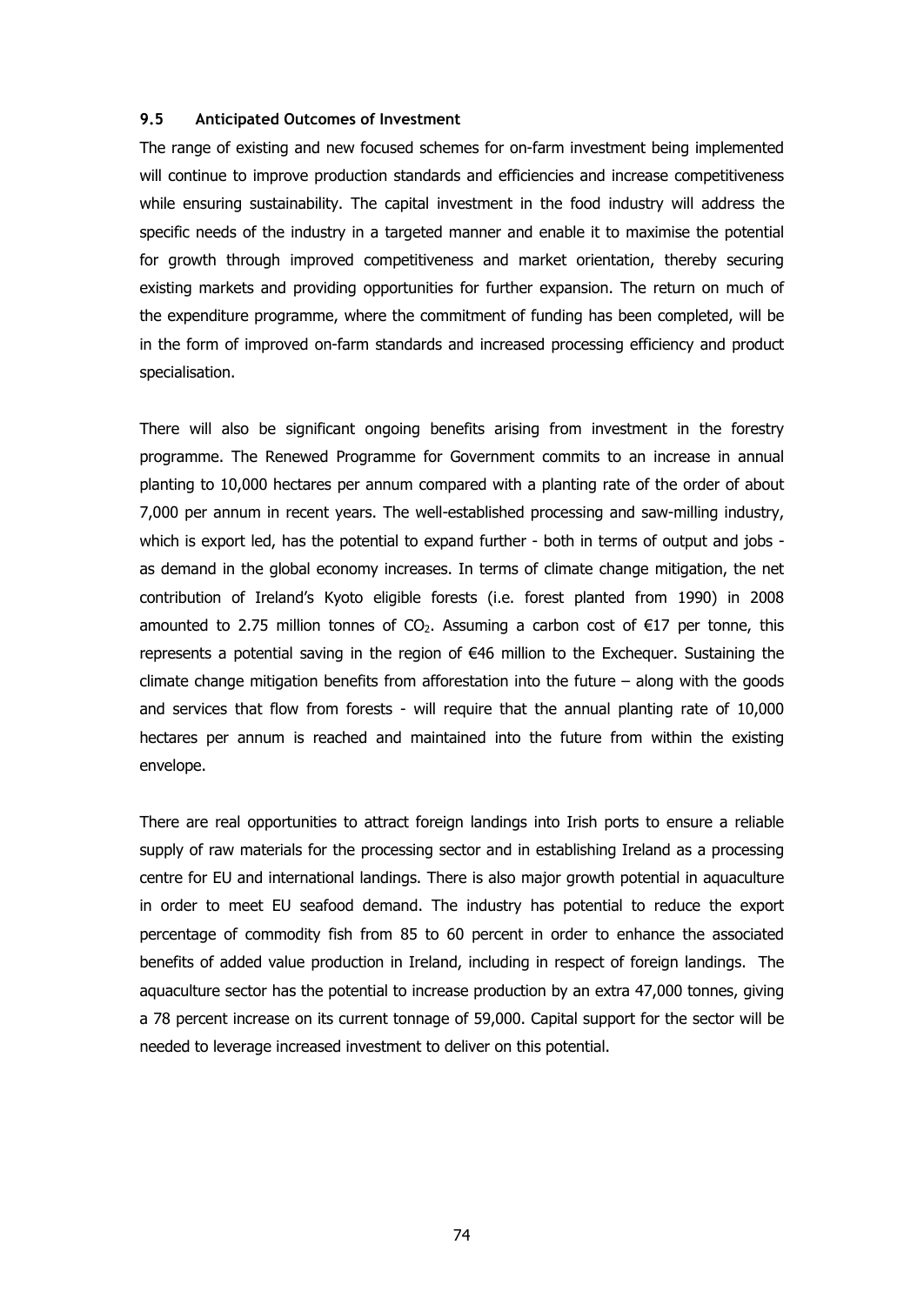### 9.5 Anticipated Outcomes of Investment

The range of existing and new focused schemes for on-farm investment being implemented will continue to improve production standards and efficiencies and increase competitiveness while ensuring sustainability. The capital investment in the food industry will address the specific needs of the industry in a targeted manner and enable it to maximise the potential for growth through improved competitiveness and market orientation, thereby securing existing markets and providing opportunities for further expansion. The return on much of the expenditure programme, where the commitment of funding has been completed, will be in the form of improved on-farm standards and increased processing efficiency and product specialisation.

There will also be significant ongoing benefits arising from investment in the forestry programme. The Renewed Programme for Government commits to an increase in annual planting to 10,000 hectares per annum compared with a planting rate of the order of about 7,000 per annum in recent years. The well-established processing and saw-milling industry, which is export led, has the potential to expand further - both in terms of output and jobs - as demand in the global economy increases. In terms of climate change mitigation, the net contribution of Ireland's Kyoto eligible forests (i.e. forest planted from 1990) in 2008 amounted to 2.75 million tonnes of $CO_2$. Assuming a carbon cost of €17 per tonne, this represents a potential saving in the region of €46 million to the Exchequer. Sustaining the climate change mitigation benefits from afforestation into the future – along with the goods and services that flow from forests - will require that the annual planting rate of 10,000 hectares per annum is reached and maintained into the future from within the existing envelope.

There are real opportunities to attract foreign landings into Irish ports to ensure a reliable supply of raw materials for the processing sector and in establishing Ireland as a processing centre for EU and international landings. There is also major growth potential in aquaculture in order to meet EU seafood demand. The industry has potential to reduce the export percentage of commodity fish from 85 to 60 percent in order to enhance the associated benefits of added value production in Ireland, including in respect of foreign landings. The aquaculture sector has the potential to increase production by an extra 47,000 tonnes, giving a 78 percent increase on its current tonnage of 59,000. Capital support for the sector will be needed to leverage increased investment to deliver on this potential.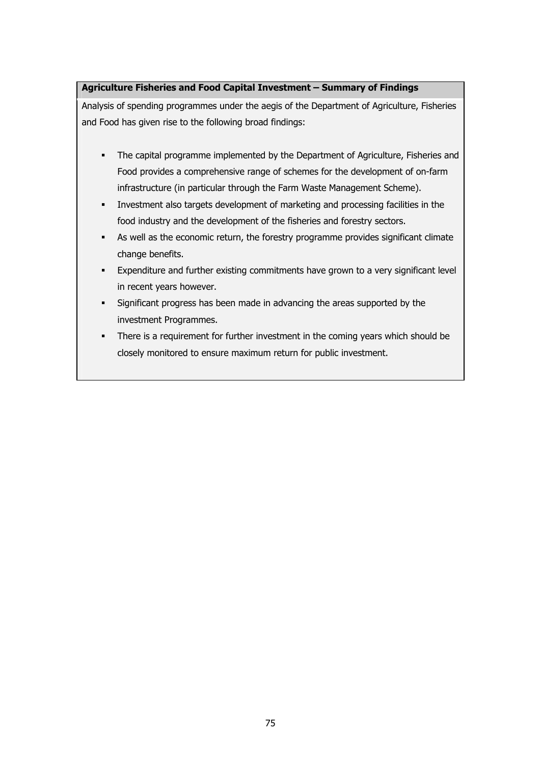**Agriculture Fisheries and Food Capital Investment – Summary of Findings**

Analysis of spending programmes under the aegis of the Department of Agriculture, Fisheries and Food has given rise to the following broad findings:

- The capital programme implemented by the Department of Agriculture, Fisheries and Food provides a comprehensive range of schemes for the development of on-farm infrastructure (in particular through the Farm Waste Management Scheme).
- Investment also targets development of marketing and processing facilities in the food industry and the development of the fisheries and forestry sectors.
- As well as the economic return, the forestry programme provides significant climate change benefits.
- Expenditure and further existing commitments have grown to a very significant level in recent years however.
- Significant progress has been made in advancing the areas supported by the investment Programmes.
- There is a requirement for further investment in the coming years which should be closely monitored to ensure maximum return for public investment.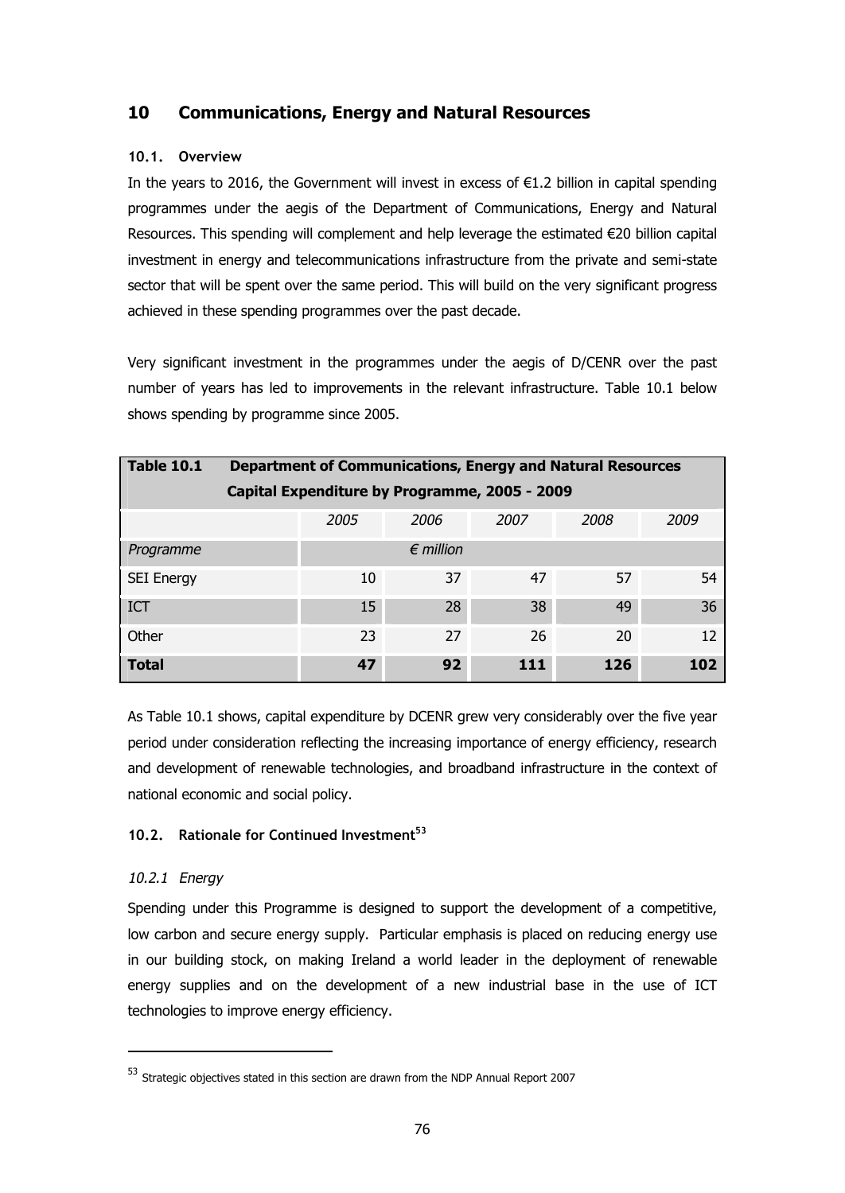# 10 Communications, Energy and Natural Resources

### 10.1. Overview

In the years to 2016, the Government will invest in excess of €1.2 billion in capital spending programmes under the aegis of the Department of Communications, Energy and Natural Resources. This spending will complement and help leverage the estimated €20 billion capital investment in energy and telecommunications infrastructure from the private and semi-state sector that will be spent over the same period. This will build on the very significant progress achieved in these spending programmes over the past decade.

Very significant investment in the programmes under the aegis of D/CENR over the past number of years has led to improvements in the relevant infrastructure. Table 10.1 below shows spending by programme since 2005.

**Table 10.1 Department of Communications, Energy and Natural Resources Capital Expenditure by Programme, 2005 - 2009**

| | *2005* | *2006* | *2007* | *2008* | *2009* |
|---|---|---|---|---|---|
| *Programme* | | *€ million* | | | |
| SEI Energy | 10 | 37 | 47 | 57 | 54 |
| ICT | 15 | 28 | 38 | 49 | 36 |
| Other | 23 | 27 | 26 | 20 | 12 |
| **Total** | **47** | **92** | **111** | **126** | **102** |

As Table 10.1 shows, capital expenditure by DCENR grew very considerably over the five year period under consideration reflecting the increasing importance of energy efficiency, research and development of renewable technologies, and broadband infrastructure in the context of national economic and social policy.

### 10.2. Rationale for Continued Investment[53]

#### *10.2.1 Energy*

Spending under this Programme is designed to support the development of a competitive, low carbon and secure energy supply. Particular emphasis is placed on reducing energy use in our building stock, on making Ireland a world leader in the deployment of renewable energy supplies and on the development of a new industrial base in the use of ICT technologies to improve energy efficiency.

---

[53] Strategic objectives stated in this section are drawn from the NDP Annual Report 2007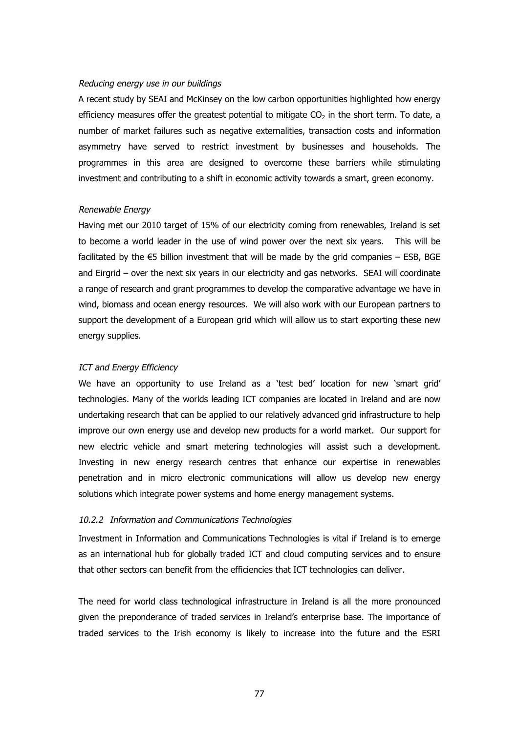*Reducing energy use in our buildings*

A recent study by SEAI and McKinsey on the low carbon opportunities highlighted how energy efficiency measures offer the greatest potential to mitigate $CO_2$ in the short term. To date, a number of market failures such as negative externalities, transaction costs and information asymmetry have served to restrict investment by businesses and households. The programmes in this area are designed to overcome these barriers while stimulating investment and contributing to a shift in economic activity towards a smart, green economy.

*Renewable Energy*

Having met our 2010 target of 15% of our electricity coming from renewables, Ireland is set to become a world leader in the use of wind power over the next six years. This will be facilitated by the €5 billion investment that will be made by the grid companies – ESB, BGE and Eirgrid – over the next six years in our electricity and gas networks. SEAI will coordinate a range of research and grant programmes to develop the comparative advantage we have in wind, biomass and ocean energy resources. We will also work with our European partners to support the development of a European grid which will allow us to start exporting these new energy supplies.

*ICT and Energy Efficiency*

We have an opportunity to use Ireland as a 'test bed' location for new 'smart grid' technologies. Many of the worlds leading ICT companies are located in Ireland and are now undertaking research that can be applied to our relatively advanced grid infrastructure to help improve our own energy use and develop new products for a world market. Our support for new electric vehicle and smart metering technologies will assist such a development. Investing in new energy research centres that enhance our expertise in renewables penetration and in micro electronic communications will allow us develop new energy solutions which integrate power systems and home energy management systems.

*10.2.2 Information and Communications Technologies*

Investment in Information and Communications Technologies is vital if Ireland is to emerge as an international hub for globally traded ICT and cloud computing services and to ensure that other sectors can benefit from the efficiencies that ICT technologies can deliver.

The need for world class technological infrastructure in Ireland is all the more pronounced given the preponderance of traded services in Ireland's enterprise base. The importance of traded services to the Irish economy is likely to increase into the future and the ESRI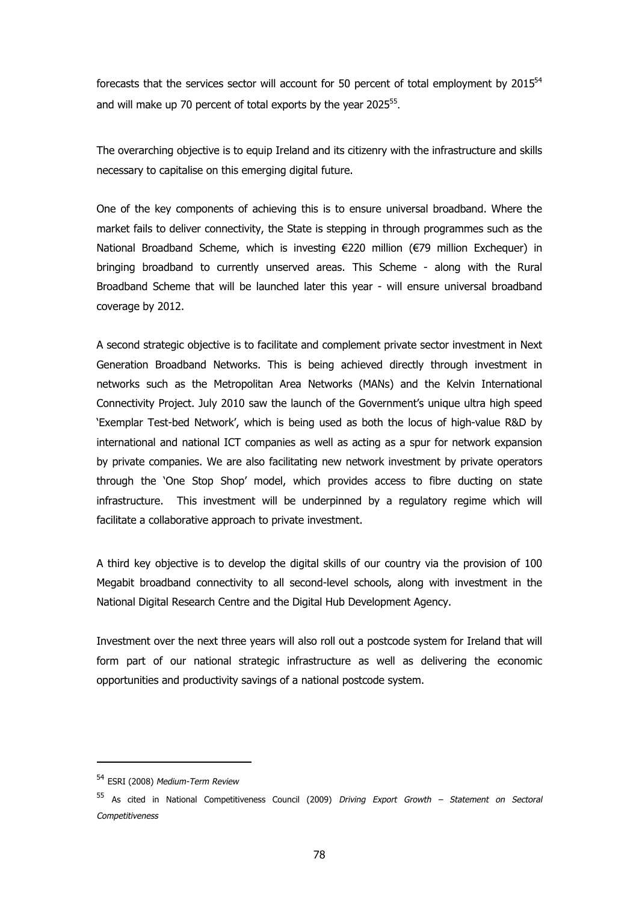forecasts that the services sector will account for 50 percent of total employment by 2015[54] and will make up 70 percent of total exports by the year 2025[55].

The overarching objective is to equip Ireland and its citizenry with the infrastructure and skills necessary to capitalise on this emerging digital future.

One of the key components of achieving this is to ensure universal broadband. Where the market fails to deliver connectivity, the State is stepping in through programmes such as the National Broadband Scheme, which is investing €220 million (€79 million Exchequer) in bringing broadband to currently unserved areas. This Scheme - along with the Rural Broadband Scheme that will be launched later this year - will ensure universal broadband coverage by 2012.

A second strategic objective is to facilitate and complement private sector investment in Next Generation Broadband Networks. This is being achieved directly through investment in networks such as the Metropolitan Area Networks (MANs) and the Kelvin International Connectivity Project. July 2010 saw the launch of the Government's unique ultra high speed 'Exemplar Test-bed Network', which is being used as both the locus of high-value R&D by international and national ICT companies as well as acting as a spur for network expansion by private companies. We are also facilitating new network investment by private operators through the 'One Stop Shop' model, which provides access to fibre ducting on state infrastructure. This investment will be underpinned by a regulatory regime which will facilitate a collaborative approach to private investment.

A third key objective is to develop the digital skills of our country via the provision of 100 Megabit broadband connectivity to all second-level schools, along with investment in the National Digital Research Centre and the Digital Hub Development Agency.

Investment over the next three years will also roll out a postcode system for Ireland that will form part of our national strategic infrastructure as well as delivering the economic opportunities and productivity savings of a national postcode system.

---

[54] ESRI (2008) *Medium-Term Review*

[55] As cited in National Competitiveness Council (2009) *Driving Export Growth – Statement on Sectoral Competitiveness*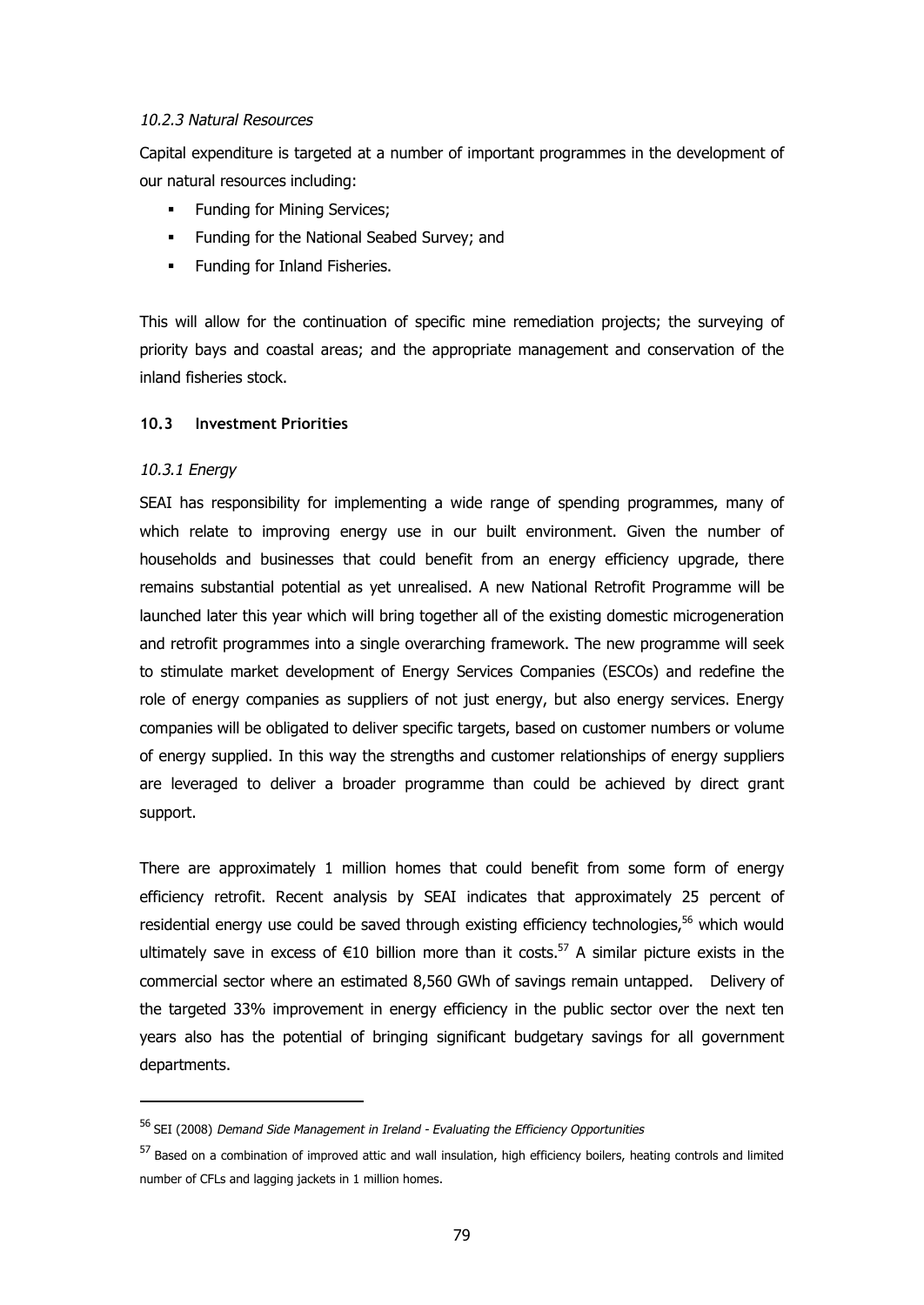#### *10.2.3 Natural Resources*

Capital expenditure is targeted at a number of important programmes in the development of our natural resources including:

- Funding for Mining Services;
- Funding for the National Seabed Survey; and
- Funding for Inland Fisheries.

This will allow for the continuation of specific mine remediation projects; the surveying of priority bays and coastal areas; and the appropriate management and conservation of the inland fisheries stock.

### 10.3 Investment Priorities

#### *10.3.1 Energy*

SEAI has responsibility for implementing a wide range of spending programmes, many of which relate to improving energy use in our built environment. Given the number of households and businesses that could benefit from an energy efficiency upgrade, there remains substantial potential as yet unrealised. A new National Retrofit Programme will be launched later this year which will bring together all of the existing domestic microgeneration and retrofit programmes into a single overarching framework. The new programme will seek to stimulate market development of Energy Services Companies (ESCOs) and redefine the role of energy companies as suppliers of not just energy, but also energy services. Energy companies will be obligated to deliver specific targets, based on customer numbers or volume of energy supplied. In this way the strengths and customer relationships of energy suppliers are leveraged to deliver a broader programme than could be achieved by direct grant support.

There are approximately 1 million homes that could benefit from some form of energy efficiency retrofit. Recent analysis by SEAI indicates that approximately 25 percent of residential energy use could be saved through existing efficiency technologies,[56] which would ultimately save in excess of €10 billion more than it costs.[57] A similar picture exists in the commercial sector where an estimated 8,560 GWh of savings remain untapped. Delivery of the targeted 33% improvement in energy efficiency in the public sector over the next ten years also has the potential of bringing significant budgetary savings for all government departments.

---

[56] SEI (2008) *Demand Side Management in Ireland - Evaluating the Efficiency Opportunities*

[57] Based on a combination of improved attic and wall insulation, high efficiency boilers, heating controls and limited number of CFLs and lagging jackets in 1 million homes.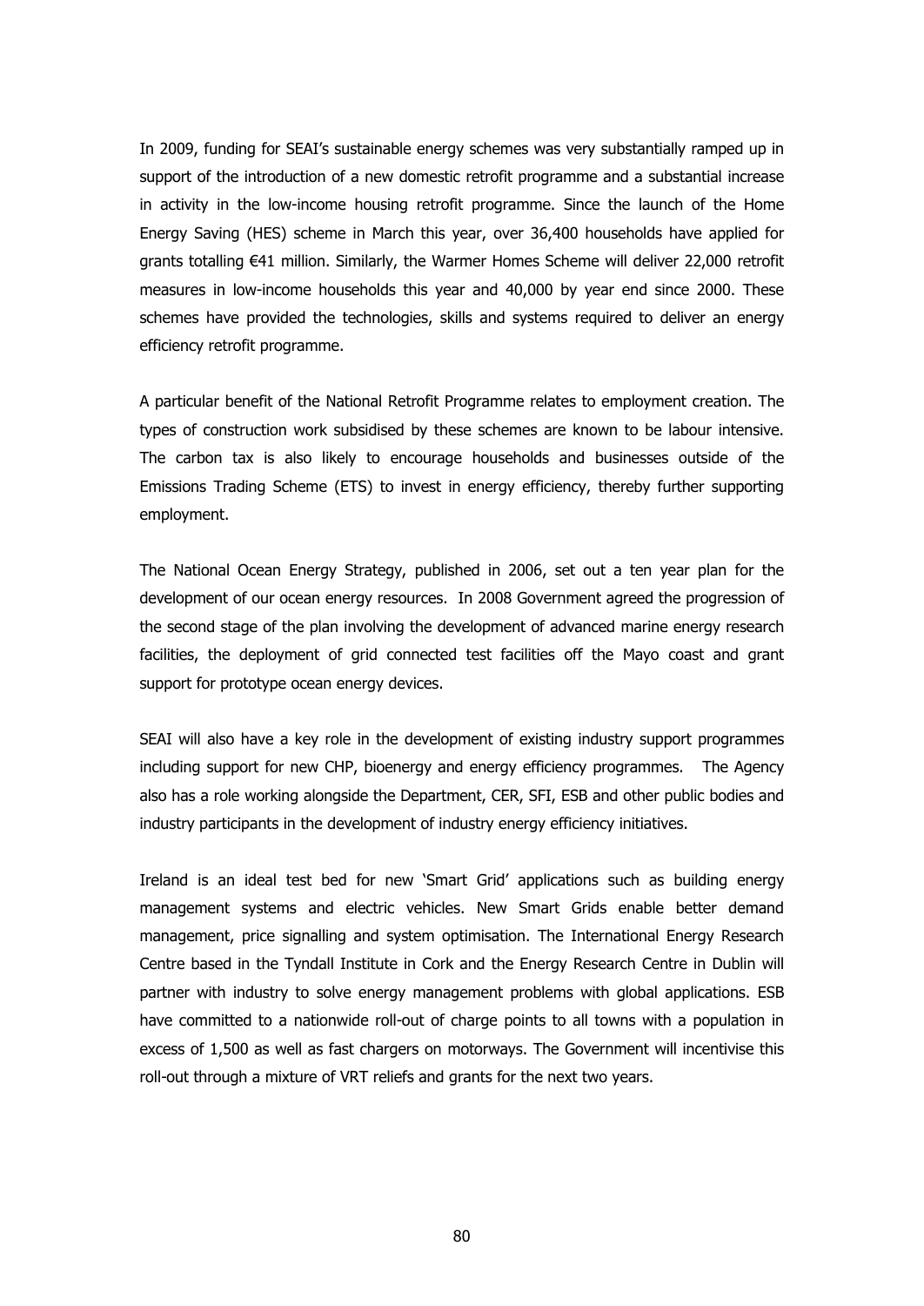In 2009, funding for SEAI's sustainable energy schemes was very substantially ramped up in support of the introduction of a new domestic retrofit programme and a substantial increase in activity in the low-income housing retrofit programme. Since the launch of the Home Energy Saving (HES) scheme in March this year, over 36,400 households have applied for grants totalling €41 million. Similarly, the Warmer Homes Scheme will deliver 22,000 retrofit measures in low-income households this year and 40,000 by year end since 2000. These schemes have provided the technologies, skills and systems required to deliver an energy efficiency retrofit programme.

A particular benefit of the National Retrofit Programme relates to employment creation. The types of construction work subsidised by these schemes are known to be labour intensive. The carbon tax is also likely to encourage households and businesses outside of the Emissions Trading Scheme (ETS) to invest in energy efficiency, thereby further supporting employment.

The National Ocean Energy Strategy, published in 2006, set out a ten year plan for the development of our ocean energy resources. In 2008 Government agreed the progression of the second stage of the plan involving the development of advanced marine energy research facilities, the deployment of grid connected test facilities off the Mayo coast and grant support for prototype ocean energy devices.

SEAI will also have a key role in the development of existing industry support programmes including support for new CHP, bioenergy and energy efficiency programmes. The Agency also has a role working alongside the Department, CER, SFI, ESB and other public bodies and industry participants in the development of industry energy efficiency initiatives.

Ireland is an ideal test bed for new 'Smart Grid' applications such as building energy management systems and electric vehicles. New Smart Grids enable better demand management, price signalling and system optimisation. The International Energy Research Centre based in the Tyndall Institute in Cork and the Energy Research Centre in Dublin will partner with industry to solve energy management problems with global applications. ESB have committed to a nationwide roll-out of charge points to all towns with a population in excess of 1,500 as well as fast chargers on motorways. The Government will incentivise this roll-out through a mixture of VRT reliefs and grants for the next two years.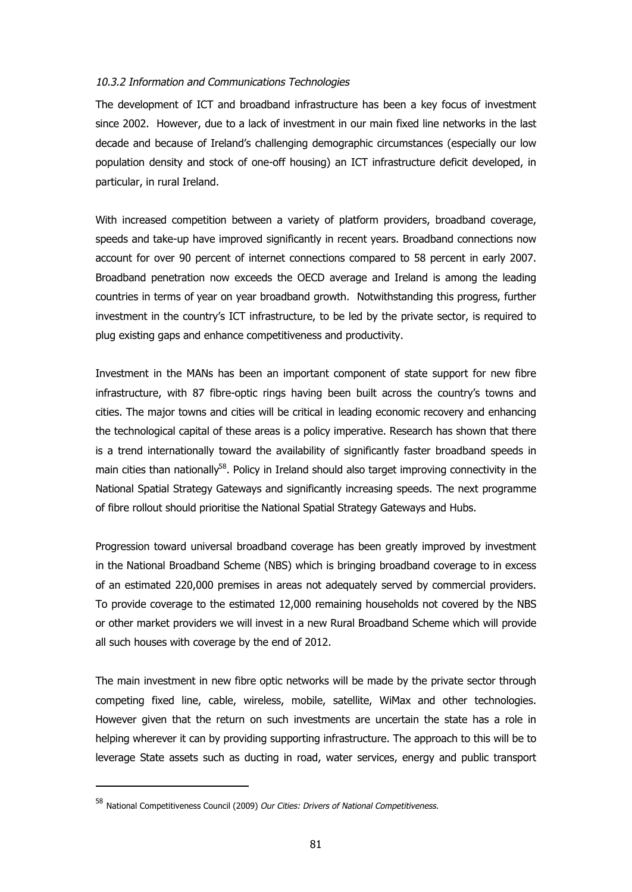*10.3.2 Information and Communications Technologies*

The development of ICT and broadband infrastructure has been a key focus of investment since 2002. However, due to a lack of investment in our main fixed line networks in the last decade and because of Ireland's challenging demographic circumstances (especially our low population density and stock of one-off housing) an ICT infrastructure deficit developed, in particular, in rural Ireland.

With increased competition between a variety of platform providers, broadband coverage, speeds and take-up have improved significantly in recent years. Broadband connections now account for over 90 percent of internet connections compared to 58 percent in early 2007. Broadband penetration now exceeds the OECD average and Ireland is among the leading countries in terms of year on year broadband growth. Notwithstanding this progress, further investment in the country's ICT infrastructure, to be led by the private sector, is required to plug existing gaps and enhance competitiveness and productivity.

Investment in the MANs has been an important component of state support for new fibre infrastructure, with 87 fibre-optic rings having been built across the country's towns and cities. The major towns and cities will be critical in leading economic recovery and enhancing the technological capital of these areas is a policy imperative. Research has shown that there is a trend internationally toward the availability of significantly faster broadband speeds in main cities than nationally[58]. Policy in Ireland should also target improving connectivity in the National Spatial Strategy Gateways and significantly increasing speeds. The next programme of fibre rollout should prioritise the National Spatial Strategy Gateways and Hubs.

Progression toward universal broadband coverage has been greatly improved by investment in the National Broadband Scheme (NBS) which is bringing broadband coverage to in excess of an estimated 220,000 premises in areas not adequately served by commercial providers. To provide coverage to the estimated 12,000 remaining households not covered by the NBS or other market providers we will invest in a new Rural Broadband Scheme which will provide all such houses with coverage by the end of 2012.

The main investment in new fibre optic networks will be made by the private sector through competing fixed line, cable, wireless, mobile, satellite, WiMax and other technologies. However given that the return on such investments are uncertain the state has a role in helping wherever it can by providing supporting infrastructure. The approach to this will be to leverage State assets such as ducting in road, water services, energy and public transport

[58] National Competitiveness Council (2009) *Our Cities: Drivers of National Competitiveness*.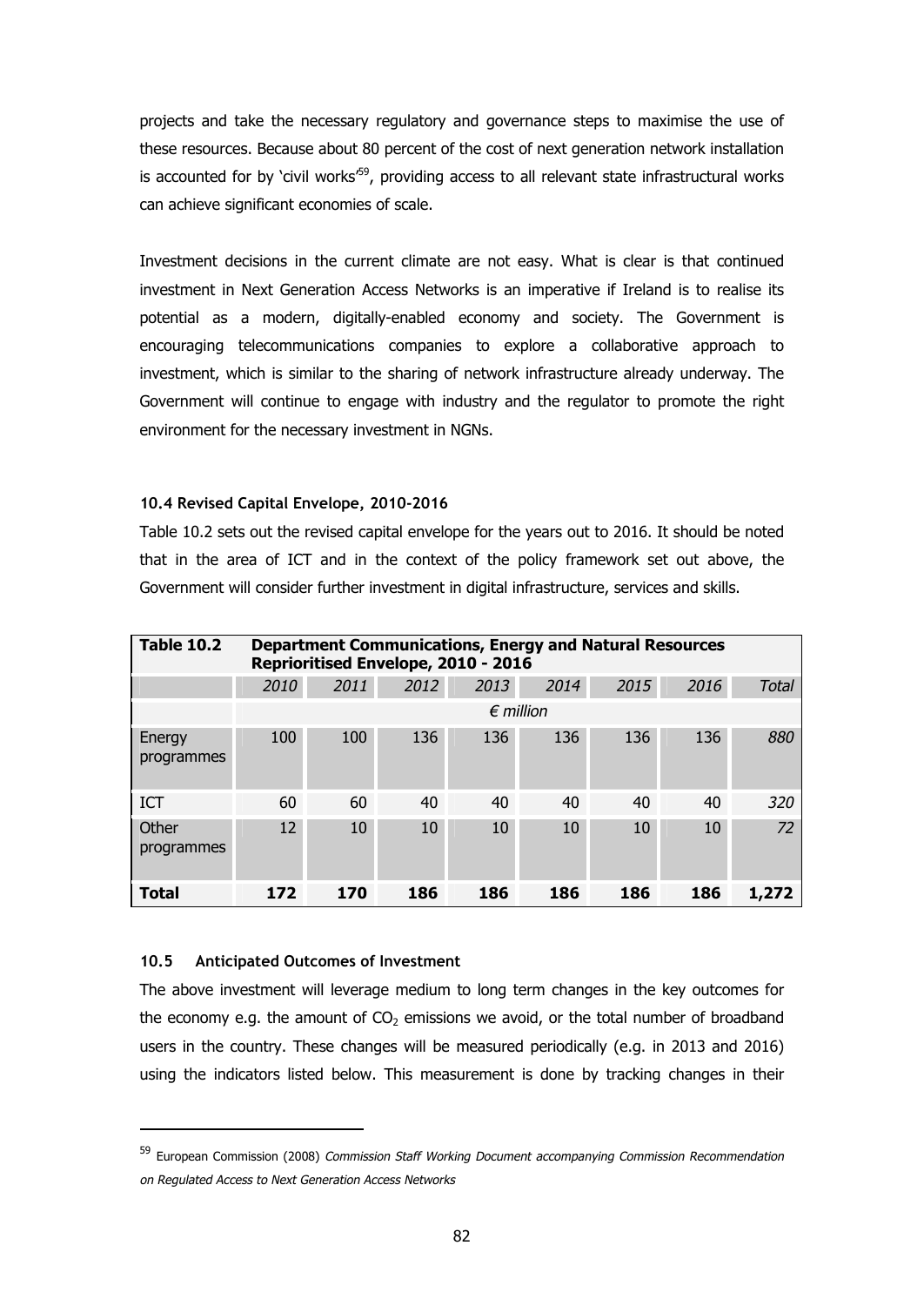projects and take the necessary regulatory and governance steps to maximise the use of these resources. Because about 80 percent of the cost of next generation network installation is accounted for by 'civil works'[59], providing access to all relevant state infrastructural works can achieve significant economies of scale.

Investment decisions in the current climate are not easy. What is clear is that continued investment in Next Generation Access Networks is an imperative if Ireland is to realise its potential as a modern, digitally-enabled economy and society. The Government is encouraging telecommunications companies to explore a collaborative approach to investment, which is similar to the sharing of network infrastructure already underway. The Government will continue to engage with industry and the regulator to promote the right environment for the necessary investment in NGNs.

### 10.4 Revised Capital Envelope, 2010-2016

Table 10.2 sets out the revised capital envelope for the years out to 2016. It should be noted that in the area of ICT and in the context of the policy framework set out above, the Government will consider further investment in digital infrastructure, services and skills.

| **Table 10.2** | **Department Communications, Energy and Natural Resources Reprioritised Envelope, 2010 - 2016** | | | | | | | |
|---|---|---|---|---|---|---|---|---|
| | *2010* | *2011* | *2012* | *2013* | *2014* | *2015* | *2016* | *Total* |
| | *€ million* | | | | | | | |
| Energy programmes | 100 | 100 | 136 | 136 | 136 | 136 | 136 | *880* |
| ICT | 60 | 60 | 40 | 40 | 40 | 40 | 40 | *320* |
| Other programmes | 12 | 10 | 10 | 10 | 10 | 10 | 10 | *72* |
| **Total** | **172** | **170** | **186** | **186** | **186** | **186** | **186** | **1,272** |

### 10.5 Anticipated Outcomes of Investment

The above investment will leverage medium to long term changes in the key outcomes for the economy e.g. the amount of $CO_2$ emissions we avoid, or the total number of broadband users in the country. These changes will be measured periodically (e.g. in 2013 and 2016) using the indicators listed below. This measurement is done by tracking changes in their

---

[59] European Commission (2008) *Commission Staff Working Document accompanying Commission Recommendation on Regulated Access to Next Generation Access Networks*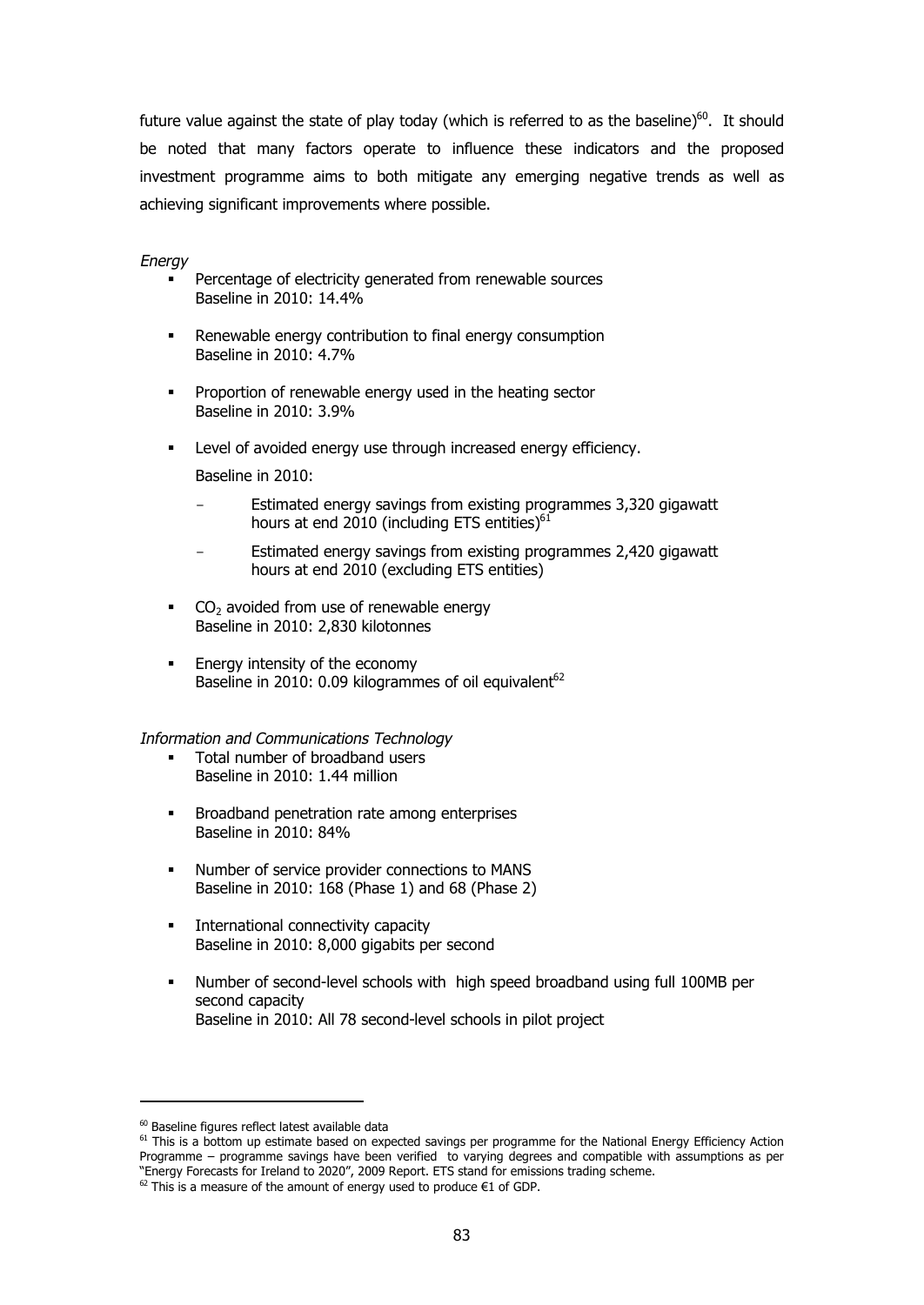future value against the state of play today (which is referred to as the baseline)[60]. It should be noted that many factors operate to influence these indicators and the proposed investment programme aims to both mitigate any emerging negative trends as well as achieving significant improvements where possible.

*Energy*

- Percentage of electricity generated from renewable sources
  Baseline in 2010: 14.4%

- Renewable energy contribution to final energy consumption
  Baseline in 2010: 4.7%

- Proportion of renewable energy used in the heating sector
  Baseline in 2010: 3.9%

- Level of avoided energy use through increased energy efficiency.

  Baseline in 2010:

  - Estimated energy savings from existing programmes 3,320 gigawatt hours at end 2010 (including ETS entities)[61]

  - Estimated energy savings from existing programmes 2,420 gigawatt hours at end 2010 (excluding ETS entities)

- $CO_2$ avoided from use of renewable energy
  Baseline in 2010: 2,830 kilotonnes

- Energy intensity of the economy
  Baseline in 2010: 0.09 kilogrammes of oil equivalent[62]

*Information and Communications Technology*

- Total number of broadband users
  Baseline in 2010: 1.44 million

- Broadband penetration rate among enterprises
  Baseline in 2010: 84%

- Number of service provider connections to MANS
  Baseline in 2010: 168 (Phase 1) and 68 (Phase 2)

- International connectivity capacity
  Baseline in 2010: 8,000 gigabits per second

- Number of second-level schools with high speed broadband using full 100MB per second capacity
  Baseline in 2010: All 78 second-level schools in pilot project

---

[60] Baseline figures reflect latest available data

[61] This is a bottom up estimate based on expected savings per programme for the National Energy Efficiency Action Programme – programme savings have been verified to varying degrees and compatible with assumptions as per "Energy Forecasts for Ireland to 2020", 2009 Report. ETS stand for emissions trading scheme.

[62] This is a measure of the amount of energy used to produce €1 of GDP.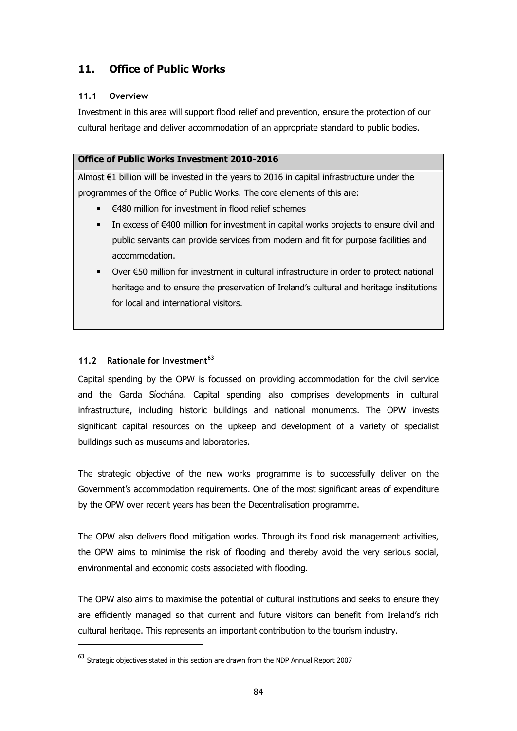## 11. Office of Public Works

### 11.1 Overview

Investment in this area will support flood relief and prevention, ensure the protection of our cultural heritage and deliver accommodation of an appropriate standard to public bodies.

**Office of Public Works Investment 2010-2016**

Almost €1 billion will be invested in the years to 2016 in capital infrastructure under the programmes of the Office of Public Works. The core elements of this are:

- €480 million for investment in flood relief schemes
- In excess of €400 million for investment in capital works projects to ensure civil and public servants can provide services from modern and fit for purpose facilities and accommodation.
- Over €50 million for investment in cultural infrastructure in order to protect national heritage and to ensure the preservation of Ireland's cultural and heritage institutions for local and international visitors.

### 11.2 Rationale for Investment[63]

Capital spending by the OPW is focussed on providing accommodation for the civil service and the Garda Síochána. Capital spending also comprises developments in cultural infrastructure, including historic buildings and national monuments. The OPW invests significant capital resources on the upkeep and development of a variety of specialist buildings such as museums and laboratories.

The strategic objective of the new works programme is to successfully deliver on the Government's accommodation requirements. One of the most significant areas of expenditure by the OPW over recent years has been the Decentralisation programme.

The OPW also delivers flood mitigation works. Through its flood risk management activities, the OPW aims to minimise the risk of flooding and thereby avoid the very serious social, environmental and economic costs associated with flooding.

The OPW also aims to maximise the potential of cultural institutions and seeks to ensure they are efficiently managed so that current and future visitors can benefit from Ireland's rich cultural heritage. This represents an important contribution to the tourism industry.

---

[63] Strategic objectives stated in this section are drawn from the NDP Annual Report 2007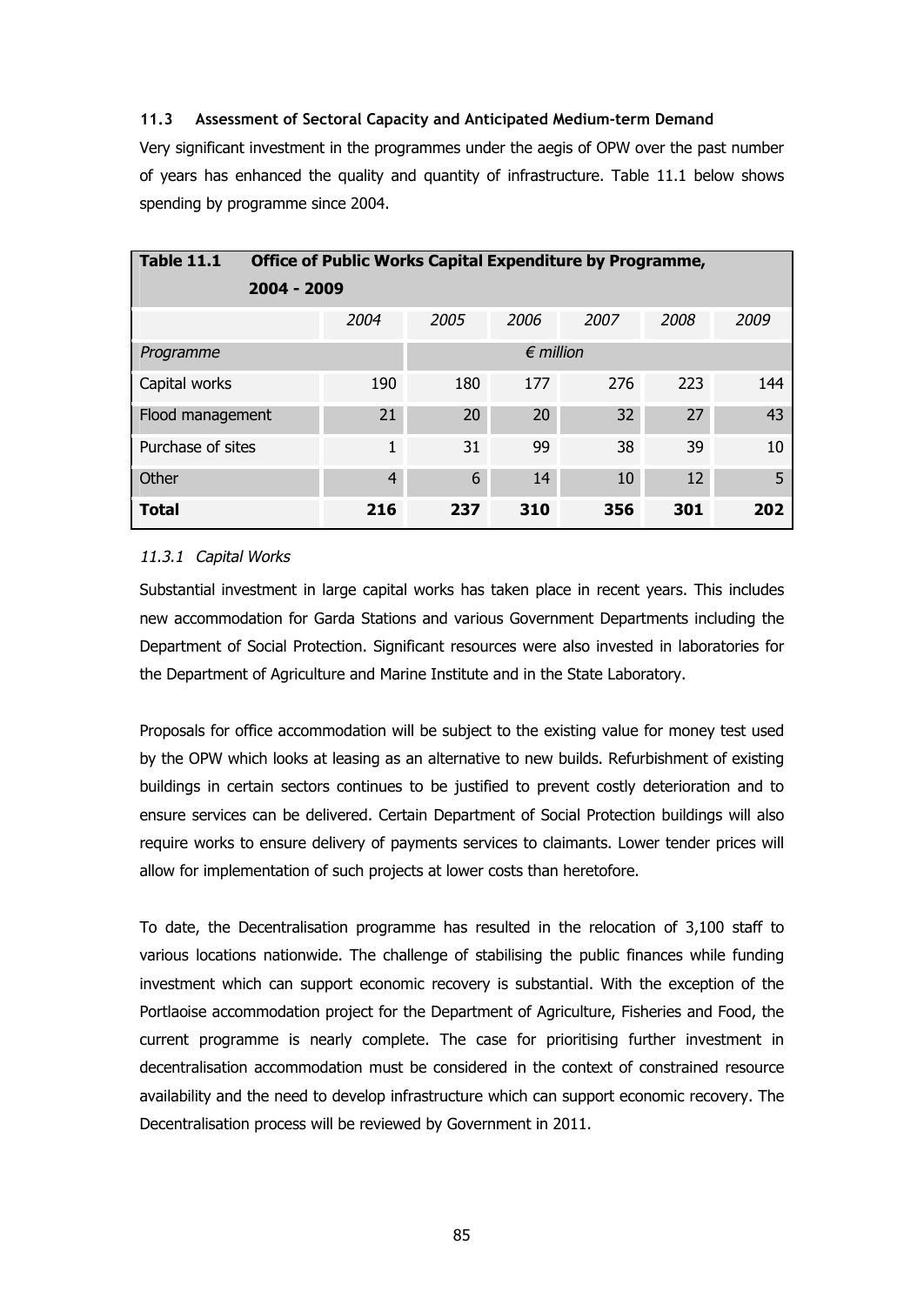### 11.3 Assessment of Sectoral Capacity and Anticipated Medium-term Demand

Very significant investment in the programmes under the aegis of OPW over the past number of years has enhanced the quality and quantity of infrastructure. Table 11.1 below shows spending by programme since 2004.

**Table 11.1 Office of Public Works Capital Expenditure by Programme, 2004 - 2009**

| | *2004* | *2005* | *2006* | *2007* | *2008* | *2009* |
|---|---|---|---|---|---|---|
| *Programme* | | | *€ million* | | | |
| Capital works | 190 | 180 | 177 | 276 | 223 | 144 |
| Flood management | 21 | 20 | 20 | 32 | 27 | 43 |
| Purchase of sites | 1 | 31 | 99 | 38 | 39 | 10 |
| Other | 4 | 6 | 14 | 10 | 12 | 5 |
| **Total** | **216** | **237** | **310** | **356** | **301** | **202** |

#### *11.3.1 Capital Works*

Substantial investment in large capital works has taken place in recent years. This includes new accommodation for Garda Stations and various Government Departments including the Department of Social Protection. Significant resources were also invested in laboratories for the Department of Agriculture and Marine Institute and in the State Laboratory.

Proposals for office accommodation will be subject to the existing value for money test used by the OPW which looks at leasing as an alternative to new builds. Refurbishment of existing buildings in certain sectors continues to be justified to prevent costly deterioration and to ensure services can be delivered. Certain Department of Social Protection buildings will also require works to ensure delivery of payments services to claimants. Lower tender prices will allow for implementation of such projects at lower costs than heretofore.

To date, the Decentralisation programme has resulted in the relocation of 3,100 staff to various locations nationwide. The challenge of stabilising the public finances while funding investment which can support economic recovery is substantial. With the exception of the Portlaoise accommodation project for the Department of Agriculture, Fisheries and Food, the current programme is nearly complete. The case for prioritising further investment in decentralisation accommodation must be considered in the context of constrained resource availability and the need to develop infrastructure which can support economic recovery. The Decentralisation process will be reviewed by Government in 2011.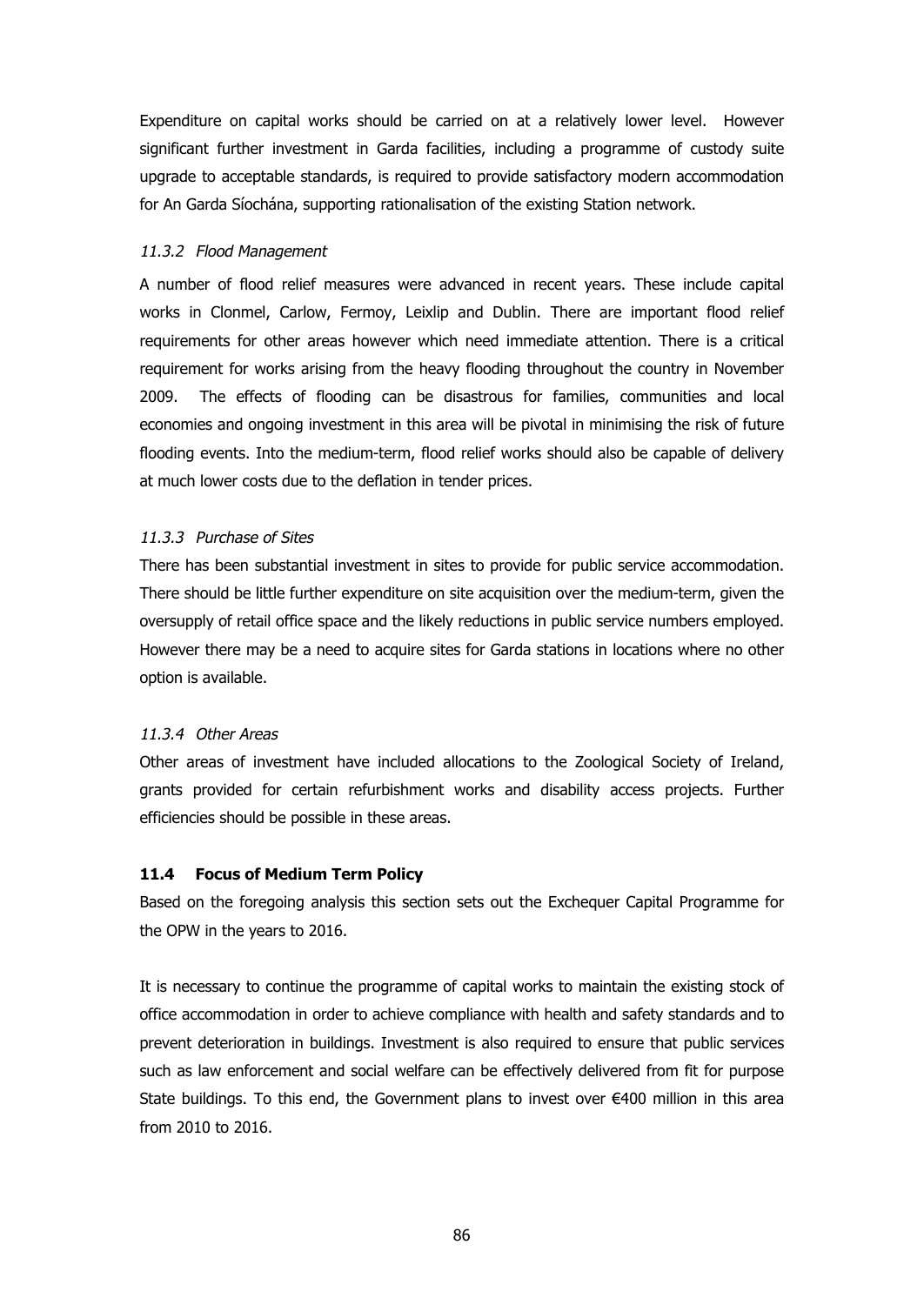Expenditure on capital works should be carried on at a relatively lower level. However significant further investment in Garda facilities, including a programme of custody suite upgrade to acceptable standards, is required to provide satisfactory modern accommodation for An Garda Síochána, supporting rationalisation of the existing Station network.

#### *11.3.2 Flood Management*

A number of flood relief measures were advanced in recent years. These include capital works in Clonmel, Carlow, Fermoy, Leixlip and Dublin. There are important flood relief requirements for other areas however which need immediate attention. There is a critical requirement for works arising from the heavy flooding throughout the country in November 2009. The effects of flooding can be disastrous for families, communities and local economies and ongoing investment in this area will be pivotal in minimising the risk of future flooding events. Into the medium-term, flood relief works should also be capable of delivery at much lower costs due to the deflation in tender prices.

#### *11.3.3 Purchase of Sites*

There has been substantial investment in sites to provide for public service accommodation. There should be little further expenditure on site acquisition over the medium-term, given the oversupply of retail office space and the likely reductions in public service numbers employed. However there may be a need to acquire sites for Garda stations in locations where no other option is available.

#### *11.3.4 Other Areas*

Other areas of investment have included allocations to the Zoological Society of Ireland, grants provided for certain refurbishment works and disability access projects. Further efficiencies should be possible in these areas.

### **11.4 Focus of Medium Term Policy**

Based on the foregoing analysis this section sets out the Exchequer Capital Programme for the OPW in the years to 2016.

It is necessary to continue the programme of capital works to maintain the existing stock of office accommodation in order to achieve compliance with health and safety standards and to prevent deterioration in buildings. Investment is also required to ensure that public services such as law enforcement and social welfare can be effectively delivered from fit for purpose State buildings. To this end, the Government plans to invest over €400 million in this area from 2010 to 2016.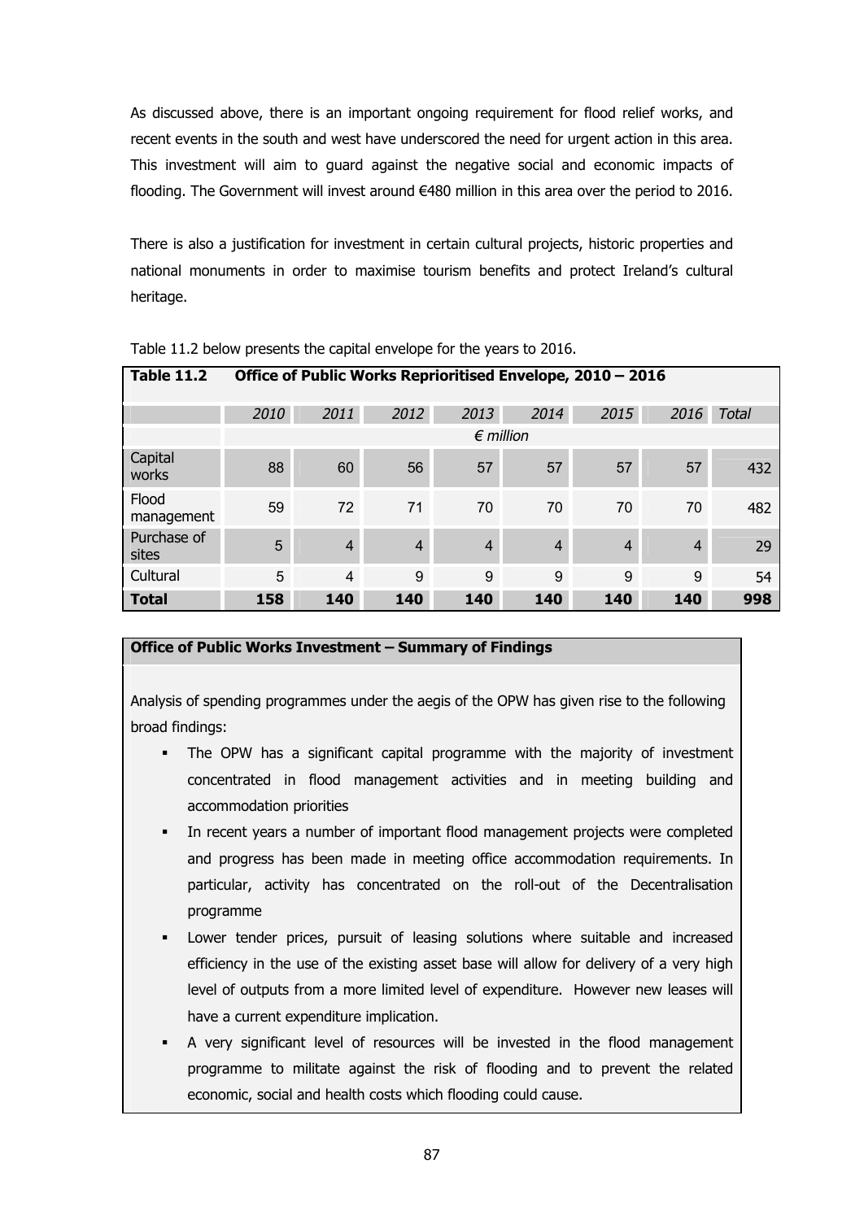As discussed above, there is an important ongoing requirement for flood relief works, and recent events in the south and west have underscored the need for urgent action in this area. This investment will aim to guard against the negative social and economic impacts of flooding. The Government will invest around €480 million in this area over the period to 2016.

There is also a justification for investment in certain cultural projects, historic properties and national monuments in order to maximise tourism benefits and protect Ireland's cultural heritage.

Table 11.2 below presents the capital envelope for the years to 2016.

**Table 11.2 Office of Public Works Reprioritised Envelope, 2010 – 2016**

| | *2010* | *2011* | *2012* | *2013* | *2014* | *2015* | *2016* | *Total* |
|---|---|---|---|---|---|---|---|---|
| | | | | *€ million* | | | | |
| Capital works | 88 | 60 | 56 | 57 | 57 | 57 | 57 | 432 |
| Flood management | 59 | 72 | 71 | 70 | 70 | 70 | 70 | 482 |
| Purchase of sites | 5 | 4 | 4 | 4 | 4 | 4 | 4 | 29 |
| Cultural | 5 | 4 | 9 | 9 | 9 | 9 | 9 | 54 |
| **Total** | **158** | **140** | **140** | **140** | **140** | **140** | **140** | **998** |

**Office of Public Works Investment – Summary of Findings**

Analysis of spending programmes under the aegis of the OPW has given rise to the following broad findings:

- The OPW has a significant capital programme with the majority of investment concentrated in flood management activities and in meeting building and accommodation priorities
- In recent years a number of important flood management projects were completed and progress has been made in meeting office accommodation requirements. In particular, activity has concentrated on the roll-out of the Decentralisation programme
- Lower tender prices, pursuit of leasing solutions where suitable and increased efficiency in the use of the existing asset base will allow for delivery of a very high level of outputs from a more limited level of expenditure. However new leases will have a current expenditure implication.
- A very significant level of resources will be invested in the flood management programme to militate against the risk of flooding and to prevent the related economic, social and health costs which flooding could cause.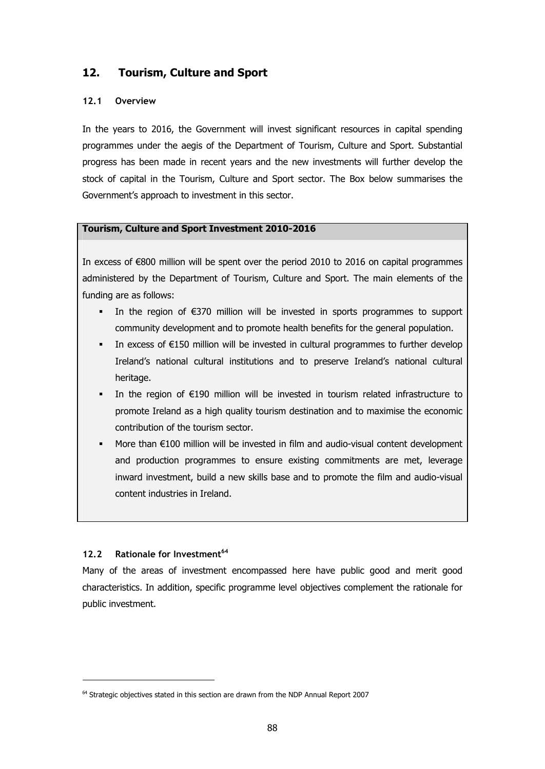## 12. Tourism, Culture and Sport

### 12.1 Overview

In the years to 2016, the Government will invest significant resources in capital spending programmes under the aegis of the Department of Tourism, Culture and Sport. Substantial progress has been made in recent years and the new investments will further develop the stock of capital in the Tourism, Culture and Sport sector. The Box below summarises the Government's approach to investment in this sector.

**Tourism, Culture and Sport Investment 2010-2016**

In excess of €800 million will be spent over the period 2010 to 2016 on capital programmes administered by the Department of Tourism, Culture and Sport. The main elements of the funding are as follows:

- In the region of €370 million will be invested in sports programmes to support community development and to promote health benefits for the general population.
- In excess of €150 million will be invested in cultural programmes to further develop Ireland's national cultural institutions and to preserve Ireland's national cultural heritage.
- In the region of €190 million will be invested in tourism related infrastructure to promote Ireland as a high quality tourism destination and to maximise the economic contribution of the tourism sector.
- More than €100 million will be invested in film and audio-visual content development and production programmes to ensure existing commitments are met, leverage inward investment, build a new skills base and to promote the film and audio-visual content industries in Ireland.

### 12.2 Rationale for Investment[64]

Many of the areas of investment encompassed here have public good and merit good characteristics. In addition, specific programme level objectives complement the rationale for public investment.

[64] Strategic objectives stated in this section are drawn from the NDP Annual Report 2007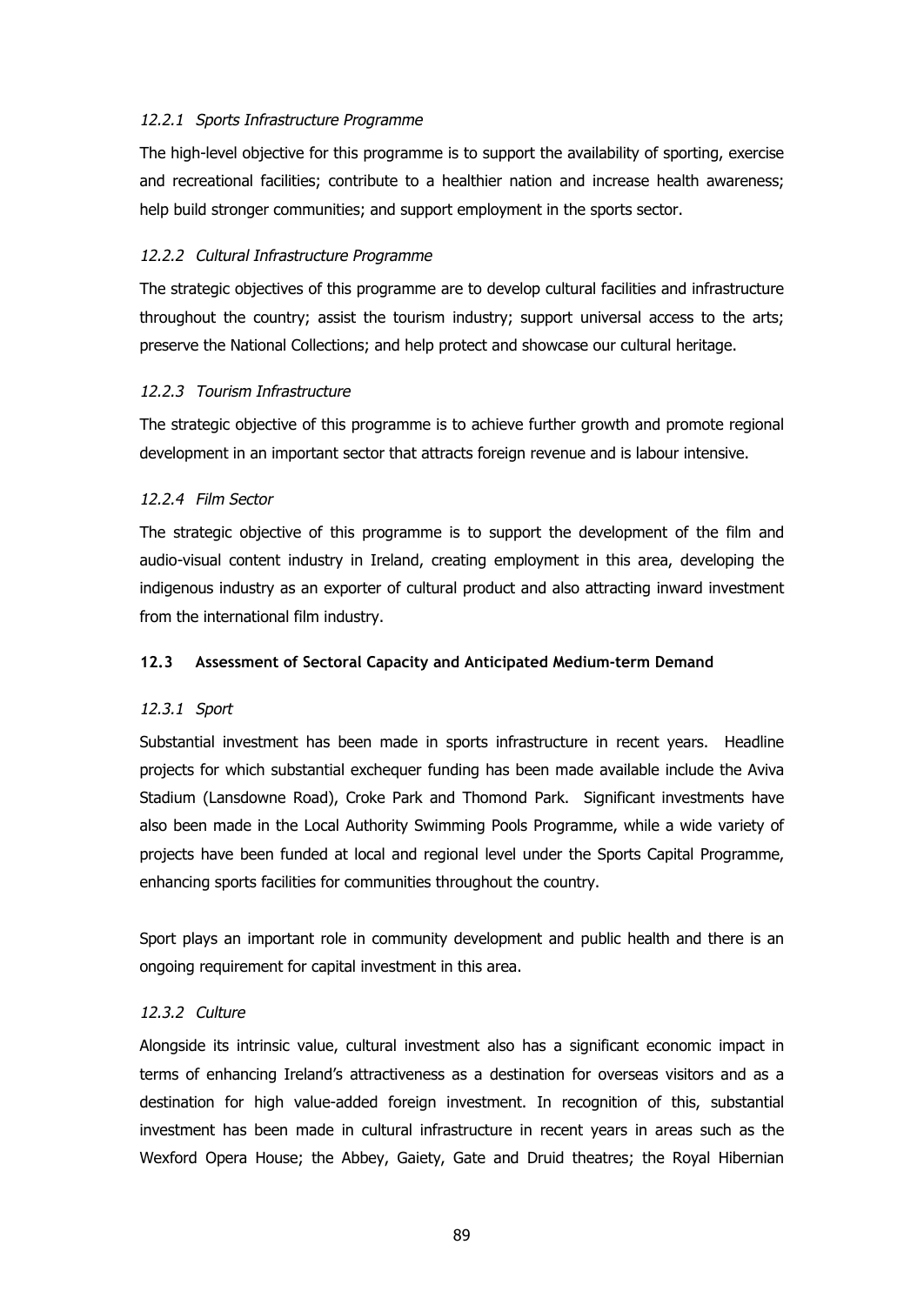#### *12.2.1 Sports Infrastructure Programme*

The high-level objective for this programme is to support the availability of sporting, exercise and recreational facilities; contribute to a healthier nation and increase health awareness; help build stronger communities; and support employment in the sports sector.

#### *12.2.2 Cultural Infrastructure Programme*

The strategic objectives of this programme are to develop cultural facilities and infrastructure throughout the country; assist the tourism industry; support universal access to the arts; preserve the National Collections; and help protect and showcase our cultural heritage.

#### *12.2.3 Tourism Infrastructure*

The strategic objective of this programme is to achieve further growth and promote regional development in an important sector that attracts foreign revenue and is labour intensive.

#### *12.2.4 Film Sector*

The strategic objective of this programme is to support the development of the film and audio-visual content industry in Ireland, creating employment in this area, developing the indigenous industry as an exporter of cultural product and also attracting inward investment from the international film industry.

### 12.3 Assessment of Sectoral Capacity and Anticipated Medium-term Demand

#### *12.3.1 Sport*

Substantial investment has been made in sports infrastructure in recent years. Headline projects for which substantial exchequer funding has been made available include the Aviva Stadium (Lansdowne Road), Croke Park and Thomond Park. Significant investments have also been made in the Local Authority Swimming Pools Programme, while a wide variety of projects have been funded at local and regional level under the Sports Capital Programme, enhancing sports facilities for communities throughout the country.

Sport plays an important role in community development and public health and there is an ongoing requirement for capital investment in this area.

#### *12.3.2 Culture*

Alongside its intrinsic value, cultural investment also has a significant economic impact in terms of enhancing Ireland's attractiveness as a destination for overseas visitors and as a destination for high value-added foreign investment. In recognition of this, substantial investment has been made in cultural infrastructure in recent years in areas such as the Wexford Opera House; the Abbey, Gaiety, Gate and Druid theatres; the Royal Hibernian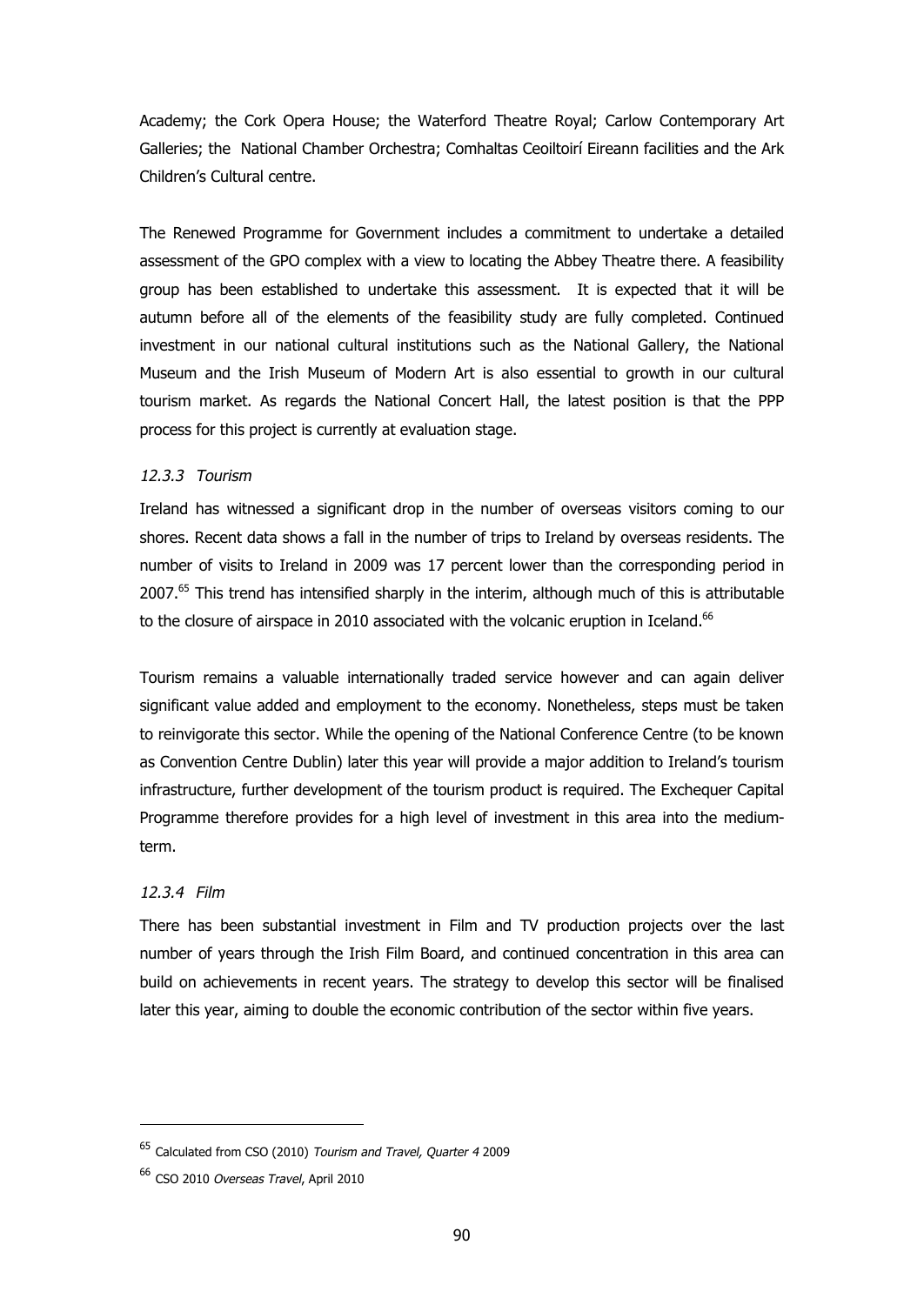Academy; the Cork Opera House; the Waterford Theatre Royal; Carlow Contemporary Art Galleries; the National Chamber Orchestra; Comhaltas Ceoiltoirí Eireann facilities and the Ark Children's Cultural centre.

The Renewed Programme for Government includes a commitment to undertake a detailed assessment of the GPO complex with a view to locating the Abbey Theatre there. A feasibility group has been established to undertake this assessment. It is expected that it will be autumn before all of the elements of the feasibility study are fully completed. Continued investment in our national cultural institutions such as the National Gallery, the National Museum and the Irish Museum of Modern Art is also essential to growth in our cultural tourism market. As regards the National Concert Hall, the latest position is that the PPP process for this project is currently at evaluation stage.

### *12.3.3 Tourism*

Ireland has witnessed a significant drop in the number of overseas visitors coming to our shores. Recent data shows a fall in the number of trips to Ireland by overseas residents. The number of visits to Ireland in 2009 was 17 percent lower than the corresponding period in 2007.[65] This trend has intensified sharply in the interim, although much of this is attributable to the closure of airspace in 2010 associated with the volcanic eruption in Iceland.[66]

Tourism remains a valuable internationally traded service however and can again deliver significant value added and employment to the economy. Nonetheless, steps must be taken to reinvigorate this sector. While the opening of the National Conference Centre (to be known as Convention Centre Dublin) later this year will provide a major addition to Ireland's tourism infrastructure, further development of the tourism product is required. The Exchequer Capital Programme therefore provides for a high level of investment in this area into the medium-term.

### *12.3.4 Film*

There has been substantial investment in Film and TV production projects over the last number of years through the Irish Film Board, and continued concentration in this area can build on achievements in recent years. The strategy to develop this sector will be finalised later this year, aiming to double the economic contribution of the sector within five years.

---

[65] Calculated from CSO (2010) *Tourism and Travel, Quarter 4* 2009

[66] CSO 2010 *Overseas Travel*, April 2010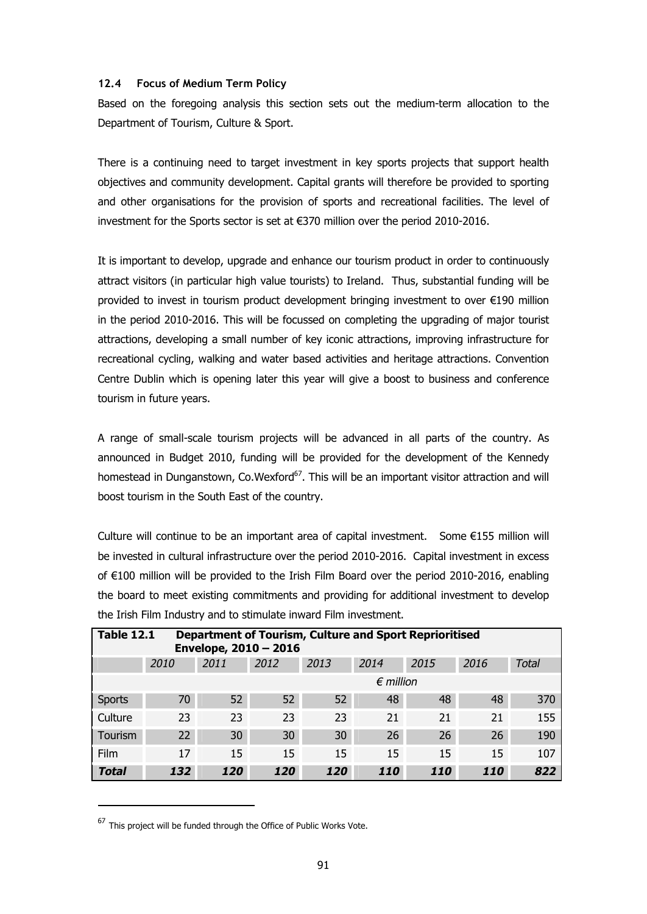### 12.4 Focus of Medium Term Policy

Based on the foregoing analysis this section sets out the medium-term allocation to the Department of Tourism, Culture & Sport.

There is a continuing need to target investment in key sports projects that support health objectives and community development. Capital grants will therefore be provided to sporting and other organisations for the provision of sports and recreational facilities. The level of investment for the Sports sector is set at €370 million over the period 2010-2016.

It is important to develop, upgrade and enhance our tourism product in order to continuously attract visitors (in particular high value tourists) to Ireland. Thus, substantial funding will be provided to invest in tourism product development bringing investment to over €190 million in the period 2010-2016. This will be focussed on completing the upgrading of major tourist attractions, developing a small number of key iconic attractions, improving infrastructure for recreational cycling, walking and water based activities and heritage attractions. Convention Centre Dublin which is opening later this year will give a boost to business and conference tourism in future years.

A range of small-scale tourism projects will be advanced in all parts of the country. As announced in Budget 2010, funding will be provided for the development of the Kennedy homestead in Dunganstown, Co.Wexford[67]. This will be an important visitor attraction and will boost tourism in the South East of the country.

Culture will continue to be an important area of capital investment. Some €155 million will be invested in cultural infrastructure over the period 2010-2016. Capital investment in excess of €100 million will be provided to the Irish Film Board over the period 2010-2016, enabling the board to meet existing commitments and providing for additional investment to develop the Irish Film Industry and to stimulate inward Film investment.

**Table 12.1 Department of Tourism, Culture and Sport Reprioritised Envelope, 2010 – 2016**

| | *2010* | *2011* | *2012* | *2013* | *2014* | *2015* | *2016* | *Total* |
|---|---|---|---|---|---|---|---|---|
| | | | | | *€ million* | | | |
| Sports | 70 | 52 | 52 | 52 | 48 | 48 | 48 | 370 |
| Culture | 23 | 23 | 23 | 23 | 21 | 21 | 21 | 155 |
| Tourism | 22 | 30 | 30 | 30 | 26 | 26 | 26 | 190 |
| Film | 17 | 15 | 15 | 15 | 15 | 15 | 15 | 107 |
| ***Total*** | ***132*** | ***120*** | ***120*** | ***120*** | ***110*** | ***110*** | ***110*** | ***822*** |

[67] This project will be funded through the Office of Public Works Vote.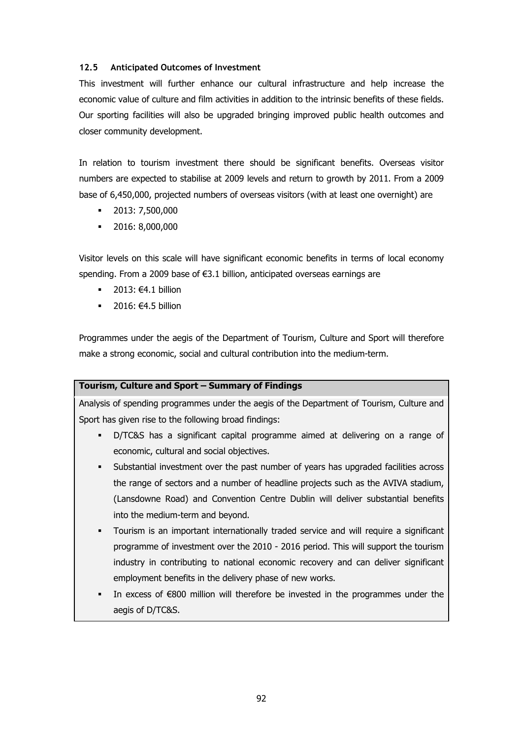### 12.5 Anticipated Outcomes of Investment

This investment will further enhance our cultural infrastructure and help increase the economic value of culture and film activities in addition to the intrinsic benefits of these fields. Our sporting facilities will also be upgraded bringing improved public health outcomes and closer community development.

In relation to tourism investment there should be significant benefits. Overseas visitor numbers are expected to stabilise at 2009 levels and return to growth by 2011. From a 2009 base of 6,450,000, projected numbers of overseas visitors (with at least one overnight) are

- 2013: 7,500,000
- 2016: 8,000,000

Visitor levels on this scale will have significant economic benefits in terms of local economy spending. From a 2009 base of €3.1 billion, anticipated overseas earnings are

- 2013: €4.1 billion
- 2016: €4.5 billion

Programmes under the aegis of the Department of Tourism, Culture and Sport will therefore make a strong economic, social and cultural contribution into the medium-term.

**Tourism, Culture and Sport – Summary of Findings**

Analysis of spending programmes under the aegis of the Department of Tourism, Culture and Sport has given rise to the following broad findings:

- D/TC&S has a significant capital programme aimed at delivering on a range of economic, cultural and social objectives.
- Substantial investment over the past number of years has upgraded facilities across the range of sectors and a number of headline projects such as the AVIVA stadium, (Lansdowne Road) and Convention Centre Dublin will deliver substantial benefits into the medium-term and beyond.
- Tourism is an important internationally traded service and will require a significant programme of investment over the 2010 - 2016 period. This will support the tourism industry in contributing to national economic recovery and can deliver significant employment benefits in the delivery phase of new works.
- In excess of €800 million will therefore be invested in the programmes under the aegis of D/TC&S.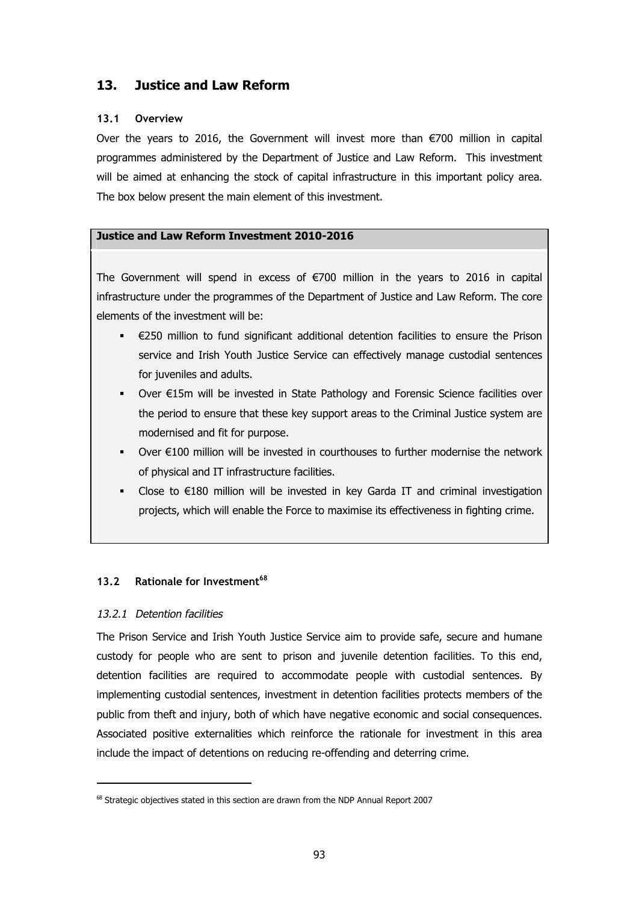## 13. Justice and Law Reform

### 13.1 Overview

Over the years to 2016, the Government will invest more than €700 million in capital programmes administered by the Department of Justice and Law Reform. This investment will be aimed at enhancing the stock of capital infrastructure in this important policy area. The box below present the main element of this investment.

**Justice and Law Reform Investment 2010-2016**

The Government will spend in excess of €700 million in the years to 2016 in capital infrastructure under the programmes of the Department of Justice and Law Reform. The core elements of the investment will be:

- €250 million to fund significant additional detention facilities to ensure the Prison service and Irish Youth Justice Service can effectively manage custodial sentences for juveniles and adults.
- Over €15m will be invested in State Pathology and Forensic Science facilities over the period to ensure that these key support areas to the Criminal Justice system are modernised and fit for purpose.
- Over €100 million will be invested in courthouses to further modernise the network of physical and IT infrastructure facilities.
- Close to €180 million will be invested in key Garda IT and criminal investigation projects, which will enable the Force to maximise its effectiveness in fighting crime.

### 13.2 Rationale for Investment[68]

#### *13.2.1 Detention facilities*

The Prison Service and Irish Youth Justice Service aim to provide safe, secure and humane custody for people who are sent to prison and juvenile detention facilities. To this end, detention facilities are required to accommodate people with custodial sentences. By implementing custodial sentences, investment in detention facilities protects members of the public from theft and injury, both of which have negative economic and social consequences. Associated positive externalities which reinforce the rationale for investment in this area include the impact of detentions on reducing re-offending and deterring crime.

[68] Strategic objectives stated in this section are drawn from the NDP Annual Report 2007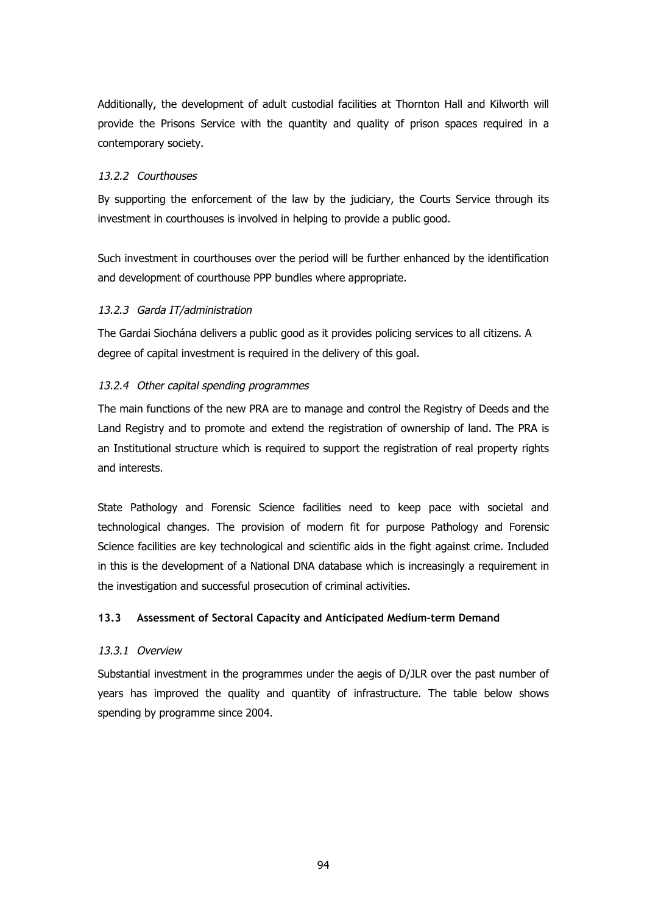Additionally, the development of adult custodial facilities at Thornton Hall and Kilworth will provide the Prisons Service with the quantity and quality of prison spaces required in a contemporary society.

#### *13.2.2 Courthouses*

By supporting the enforcement of the law by the judiciary, the Courts Service through its investment in courthouses is involved in helping to provide a public good.

Such investment in courthouses over the period will be further enhanced by the identification and development of courthouse PPP bundles where appropriate.

#### *13.2.3 Garda IT/administration*

The Gardai Siochána delivers a public good as it provides policing services to all citizens. A degree of capital investment is required in the delivery of this goal.

#### *13.2.4 Other capital spending programmes*

The main functions of the new PRA are to manage and control the Registry of Deeds and the Land Registry and to promote and extend the registration of ownership of land. The PRA is an Institutional structure which is required to support the registration of real property rights and interests.

State Pathology and Forensic Science facilities need to keep pace with societal and technological changes. The provision of modern fit for purpose Pathology and Forensic Science facilities are key technological and scientific aids in the fight against crime. Included in this is the development of a National DNA database which is increasingly a requirement in the investigation and successful prosecution of criminal activities.

### **13.3 Assessment of Sectoral Capacity and Anticipated Medium-term Demand**

#### *13.3.1 Overview*

Substantial investment in the programmes under the aegis of D/JLR over the past number of years has improved the quality and quantity of infrastructure. The table below shows spending by programme since 2004.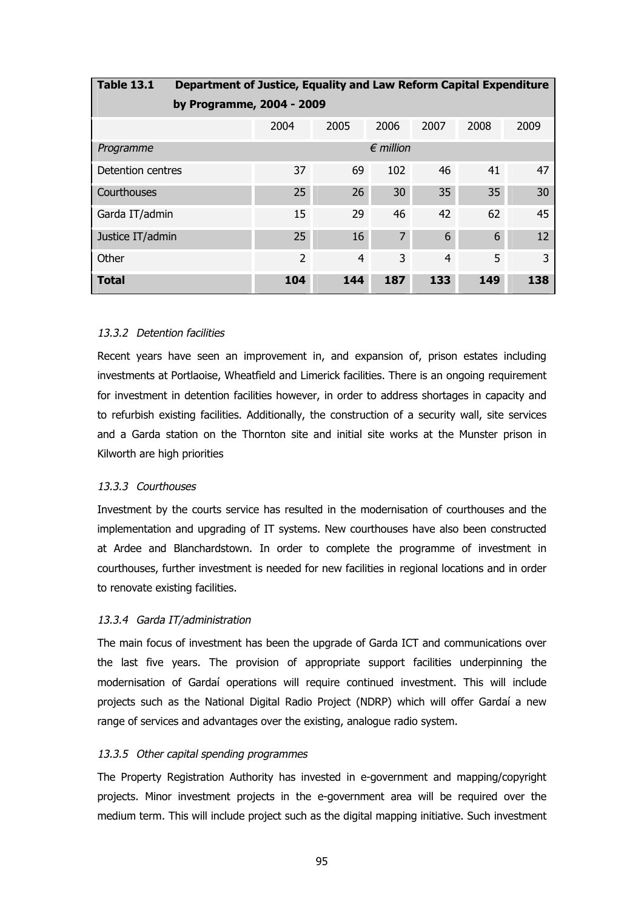**Table 13.1 Department of Justice, Equality and Law Reform Capital Expenditure by Programme, 2004 - 2009**

| | 2004 | 2005 | 2006 | 2007 | 2008 | 2009 |
|---|---|---|---|---|---|---|
| *Programme* | | | *€ million* | | | |
| Detention centres | 37 | 69 | 102 | 46 | 41 | 47 |
| Courthouses | 25 | 26 | 30 | 35 | 35 | 30 |
| Garda IT/admin | 15 | 29 | 46 | 42 | 62 | 45 |
| Justice IT/admin | 25 | 16 | 7 | 6 | 6 | 12 |
| Other | 2 | 4 | 3 | 4 | 5 | 3 |
| **Total** | **104** | **144** | **187** | **133** | **149** | **138** |

*13.3.2 Detention facilities*

Recent years have seen an improvement in, and expansion of, prison estates including investments at Portlaoise, Wheatfield and Limerick facilities. There is an ongoing requirement for investment in detention facilities however, in order to address shortages in capacity and to refurbish existing facilities. Additionally, the construction of a security wall, site services and a Garda station on the Thornton site and initial site works at the Munster prison in Kilworth are high priorities

*13.3.3 Courthouses*

Investment by the courts service has resulted in the modernisation of courthouses and the implementation and upgrading of IT systems. New courthouses have also been constructed at Ardee and Blanchardstown. In order to complete the programme of investment in courthouses, further investment is needed for new facilities in regional locations and in order to renovate existing facilities.

*13.3.4 Garda IT/administration*

The main focus of investment has been the upgrade of Garda ICT and communications over the last five years. The provision of appropriate support facilities underpinning the modernisation of Gardaí operations will require continued investment. This will include projects such as the National Digital Radio Project (NDRP) which will offer Gardaí a new range of services and advantages over the existing, analogue radio system.

*13.3.5 Other capital spending programmes*

The Property Registration Authority has invested in e-government and mapping/copyright projects. Minor investment projects in the e-government area will be required over the medium term. This will include project such as the digital mapping initiative. Such investment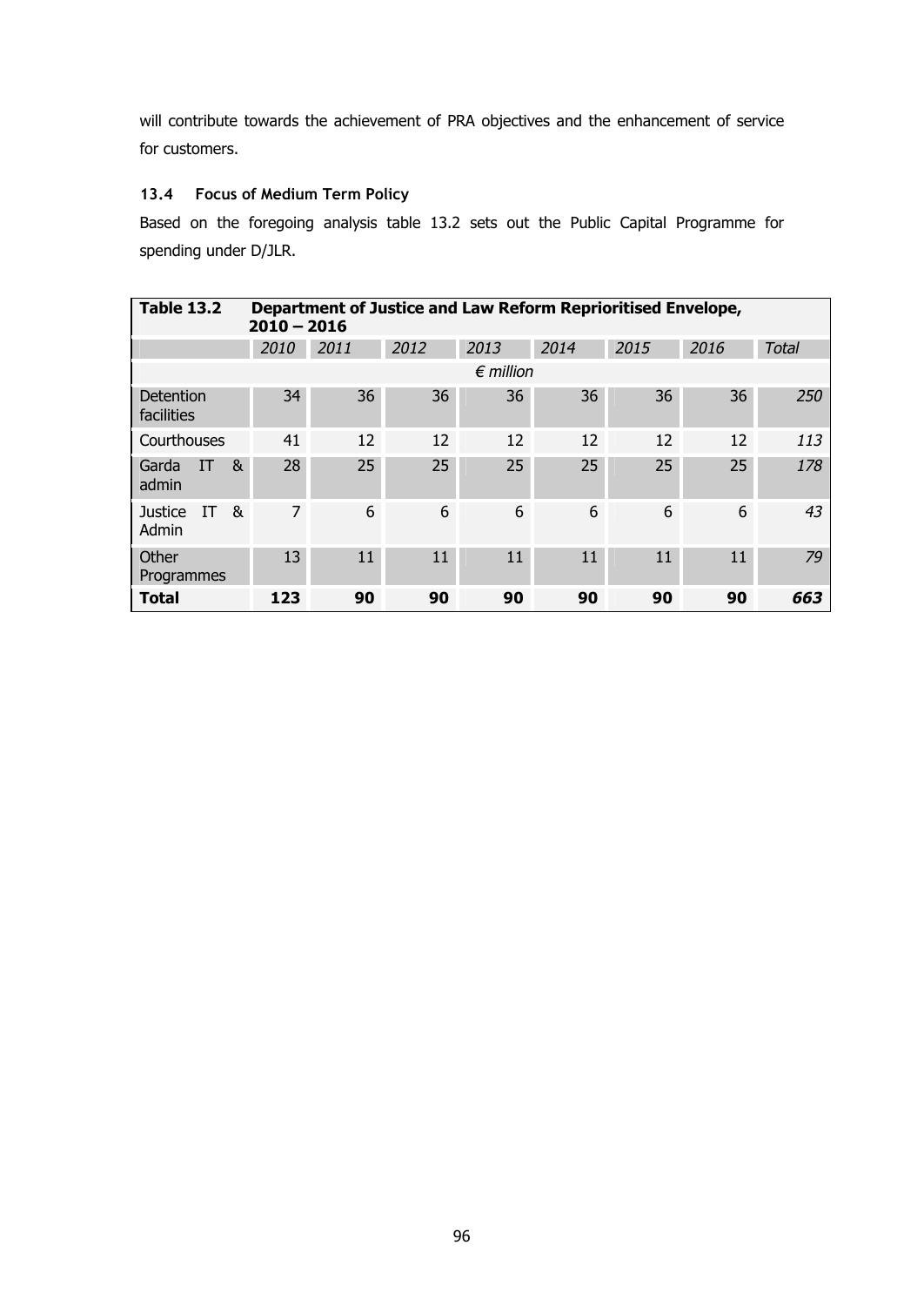will contribute towards the achievement of PRA objectives and the enhancement of service for customers.

### 13.4 Focus of Medium Term Policy

Based on the foregoing analysis table 13.2 sets out the Public Capital Programme for spending under D/JLR.

| **Table 13.2** | **Department of Justice and Law Reform Reprioritised Envelope, 2010 – 2016** | | | | | | | |
|---|---|---|---|---|---|---|---|---|
| | *2010* | *2011* | *2012* | *2013* | *2014* | *2015* | *2016* | *Total* |
| | | | | *€ million* | | | | |
| Detention facilities | 34 | 36 | 36 | 36 | 36 | 36 | 36 | *250* |
| Courthouses | 41 | 12 | 12 | 12 | 12 | 12 | 12 | *113* |
| Garda IT & admin | 28 | 25 | 25 | 25 | 25 | 25 | 25 | *178* |
| Justice IT & Admin | 7 | 6 | 6 | 6 | 6 | 6 | 6 | *43* |
| Other Programmes | 13 | 11 | 11 | 11 | 11 | 11 | 11 | *79* |
| **Total** | **123** | **90** | **90** | **90** | **90** | **90** | **90** | ***663*** |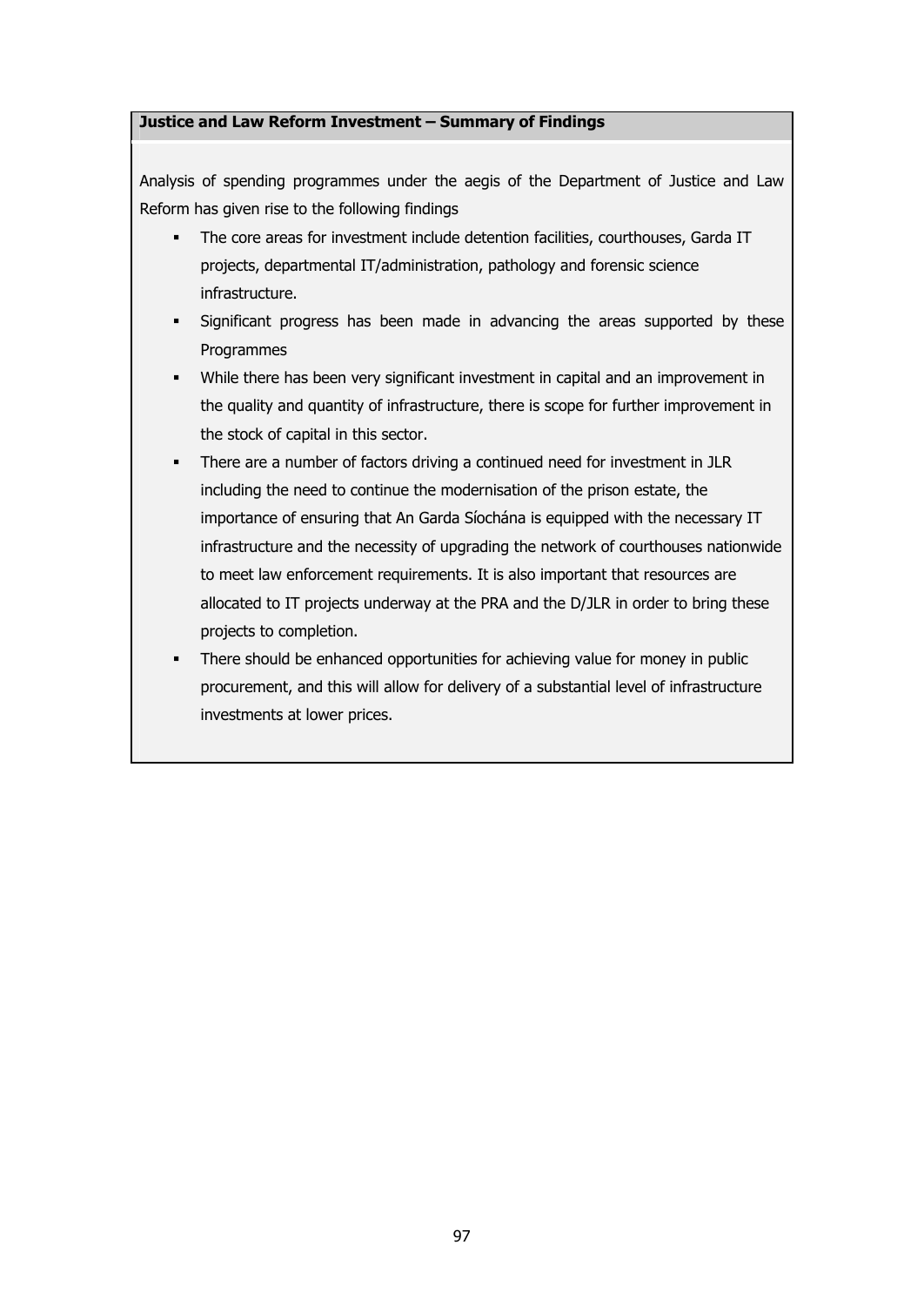**Justice and Law Reform Investment – Summary of Findings**

Analysis of spending programmes under the aegis of the Department of Justice and Law Reform has given rise to the following findings

- The core areas for investment include detention facilities, courthouses, Garda IT projects, departmental IT/administration, pathology and forensic science infrastructure.
- Significant progress has been made in advancing the areas supported by these Programmes
- While there has been very significant investment in capital and an improvement in the quality and quantity of infrastructure, there is scope for further improvement in the stock of capital in this sector.
- There are a number of factors driving a continued need for investment in JLR including the need to continue the modernisation of the prison estate, the importance of ensuring that An Garda Síochána is equipped with the necessary IT infrastructure and the necessity of upgrading the network of courthouses nationwide to meet law enforcement requirements. It is also important that resources are allocated to IT projects underway at the PRA and the D/JLR in order to bring these projects to completion.
- There should be enhanced opportunities for achieving value for money in public procurement, and this will allow for delivery of a substantial level of infrastructure investments at lower prices.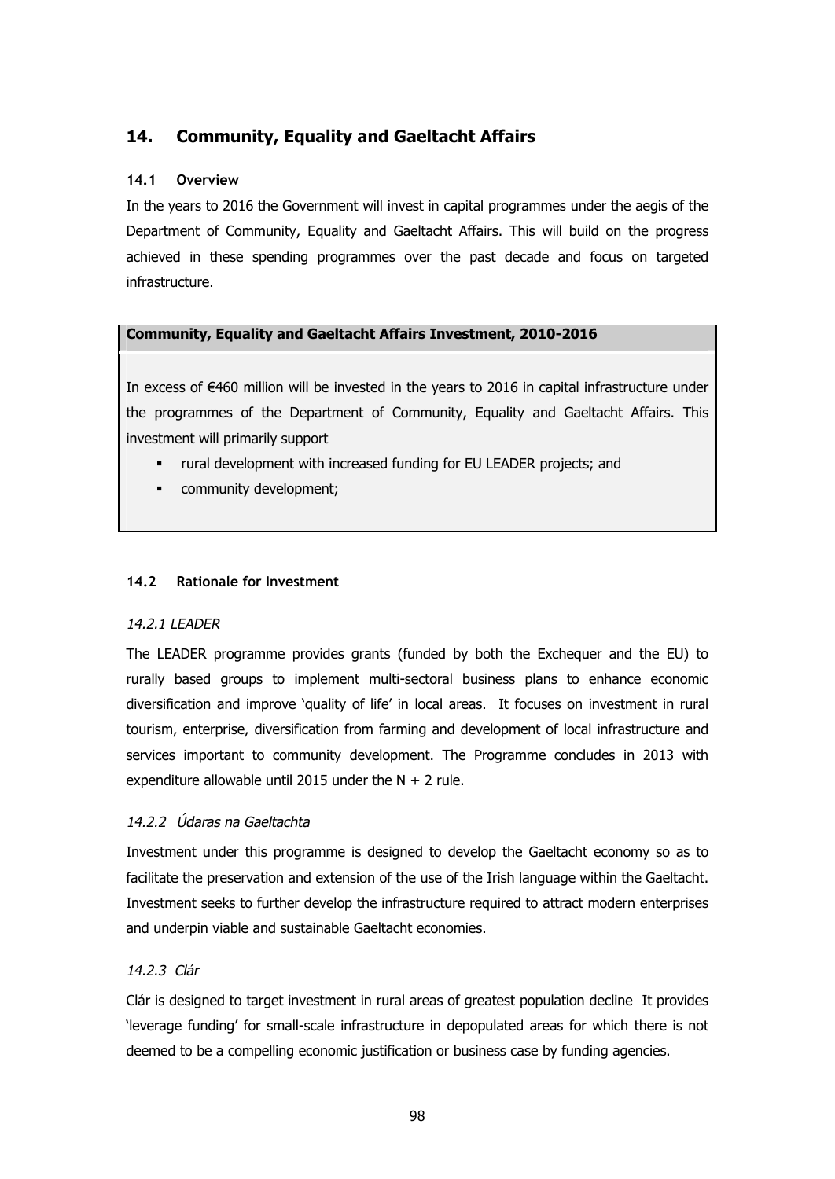## 14. Community, Equality and Gaeltacht Affairs

### 14.1 Overview

In the years to 2016 the Government will invest in capital programmes under the aegis of the Department of Community, Equality and Gaeltacht Affairs. This will build on the progress achieved in these spending programmes over the past decade and focus on targeted infrastructure.

**Community, Equality and Gaeltacht Affairs Investment, 2010-2016**

In excess of €460 million will be invested in the years to 2016 in capital infrastructure under the programmes of the Department of Community, Equality and Gaeltacht Affairs. This investment will primarily support

- rural development with increased funding for EU LEADER projects; and
- community development;

### 14.2 Rationale for Investment

#### *14.2.1 LEADER*

The LEADER programme provides grants (funded by both the Exchequer and the EU) to rurally based groups to implement multi-sectoral business plans to enhance economic diversification and improve 'quality of life' in local areas. It focuses on investment in rural tourism, enterprise, diversification from farming and development of local infrastructure and services important to community development. The Programme concludes in 2013 with expenditure allowable until 2015 under the N + 2 rule.

#### *14.2.2 Údaras na Gaeltachta*

Investment under this programme is designed to develop the Gaeltacht economy so as to facilitate the preservation and extension of the use of the Irish language within the Gaeltacht. Investment seeks to further develop the infrastructure required to attract modern enterprises and underpin viable and sustainable Gaeltacht economies.

#### *14.2.3 Clár*

Clár is designed to target investment in rural areas of greatest population decline It provides 'leverage funding' for small-scale infrastructure in depopulated areas for which there is not deemed to be a compelling economic justification or business case by funding agencies.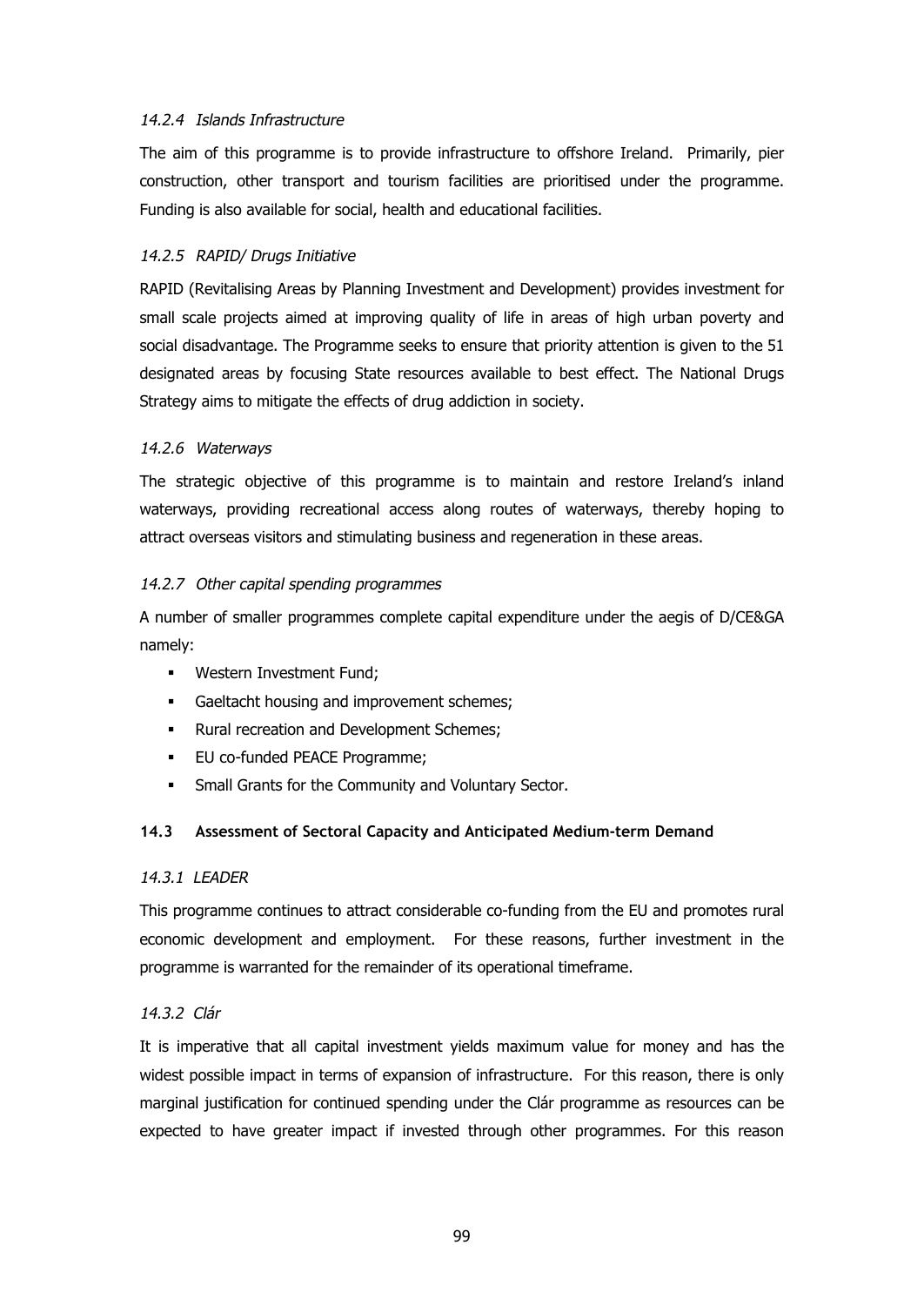#### *14.2.4 Islands Infrastructure*

The aim of this programme is to provide infrastructure to offshore Ireland. Primarily, pier construction, other transport and tourism facilities are prioritised under the programme. Funding is also available for social, health and educational facilities.

#### *14.2.5 RAPID/ Drugs Initiative*

RAPID (Revitalising Areas by Planning Investment and Development) provides investment for small scale projects aimed at improving quality of life in areas of high urban poverty and social disadvantage. The Programme seeks to ensure that priority attention is given to the 51 designated areas by focusing State resources available to best effect. The National Drugs Strategy aims to mitigate the effects of drug addiction in society.

#### *14.2.6 Waterways*

The strategic objective of this programme is to maintain and restore Ireland's inland waterways, providing recreational access along routes of waterways, thereby hoping to attract overseas visitors and stimulating business and regeneration in these areas.

#### *14.2.7 Other capital spending programmes*

A number of smaller programmes complete capital expenditure under the aegis of D/CE&GA namely:

- Western Investment Fund;
- Gaeltacht housing and improvement schemes;
- Rural recreation and Development Schemes;
- EU co-funded PEACE Programme;
- Small Grants for the Community and Voluntary Sector.

### **14.3 Assessment of Sectoral Capacity and Anticipated Medium-term Demand**

#### *14.3.1 LEADER*

This programme continues to attract considerable co-funding from the EU and promotes rural economic development and employment. For these reasons, further investment in the programme is warranted for the remainder of its operational timeframe.

#### *14.3.2 Clár*

It is imperative that all capital investment yields maximum value for money and has the widest possible impact in terms of expansion of infrastructure. For this reason, there is only marginal justification for continued spending under the Clár programme as resources can be expected to have greater impact if invested through other programmes. For this reason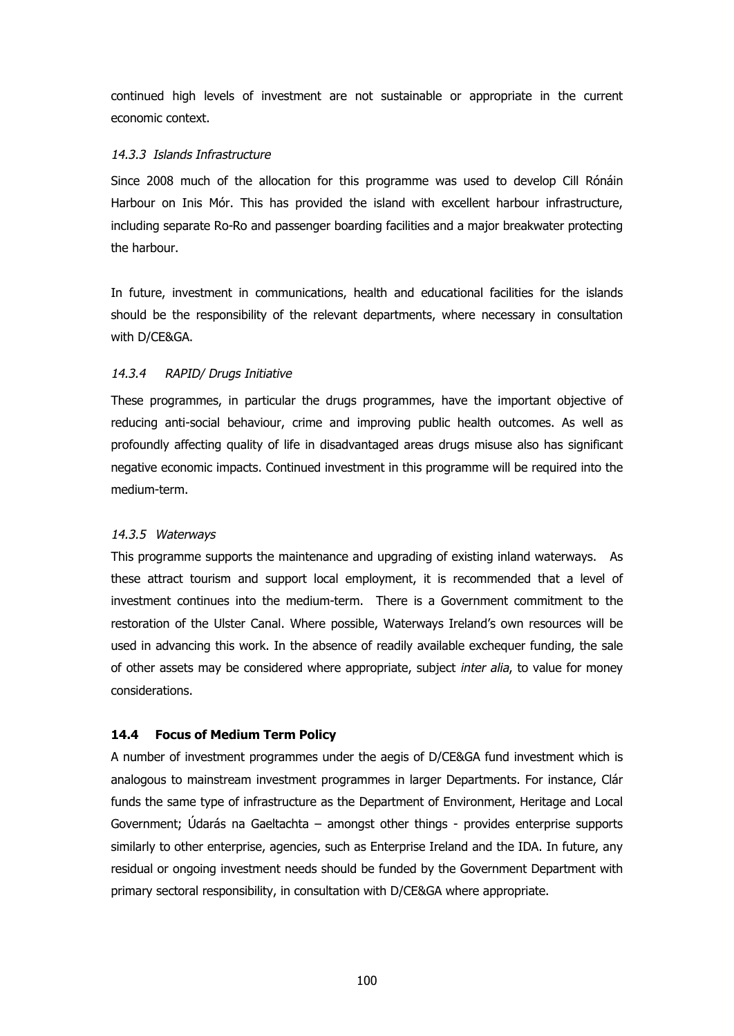continued high levels of investment are not sustainable or appropriate in the current economic context.

#### *14.3.3 Islands Infrastructure*

Since 2008 much of the allocation for this programme was used to develop Cill Rónáin Harbour on Inis Mór. This has provided the island with excellent harbour infrastructure, including separate Ro-Ro and passenger boarding facilities and a major breakwater protecting the harbour.

In future, investment in communications, health and educational facilities for the islands should be the responsibility of the relevant departments, where necessary in consultation with D/CE&GA.

#### *14.3.4 RAPID/ Drugs Initiative*

These programmes, in particular the drugs programmes, have the important objective of reducing anti-social behaviour, crime and improving public health outcomes. As well as profoundly affecting quality of life in disadvantaged areas drugs misuse also has significant negative economic impacts. Continued investment in this programme will be required into the medium-term.

#### *14.3.5 Waterways*

This programme supports the maintenance and upgrading of existing inland waterways. As these attract tourism and support local employment, it is recommended that a level of investment continues into the medium-term. There is a Government commitment to the restoration of the Ulster Canal. Where possible, Waterways Ireland's own resources will be used in advancing this work. In the absence of readily available exchequer funding, the sale of other assets may be considered where appropriate, subject *inter alia*, to value for money considerations.

### **14.4 Focus of Medium Term Policy**

A number of investment programmes under the aegis of D/CE&GA fund investment which is analogous to mainstream investment programmes in larger Departments. For instance, Clár funds the same type of infrastructure as the Department of Environment, Heritage and Local Government; Údarás na Gaeltachta – amongst other things - provides enterprise supports similarly to other enterprise, agencies, such as Enterprise Ireland and the IDA. In future, any residual or ongoing investment needs should be funded by the Government Department with primary sectoral responsibility, in consultation with D/CE&GA where appropriate.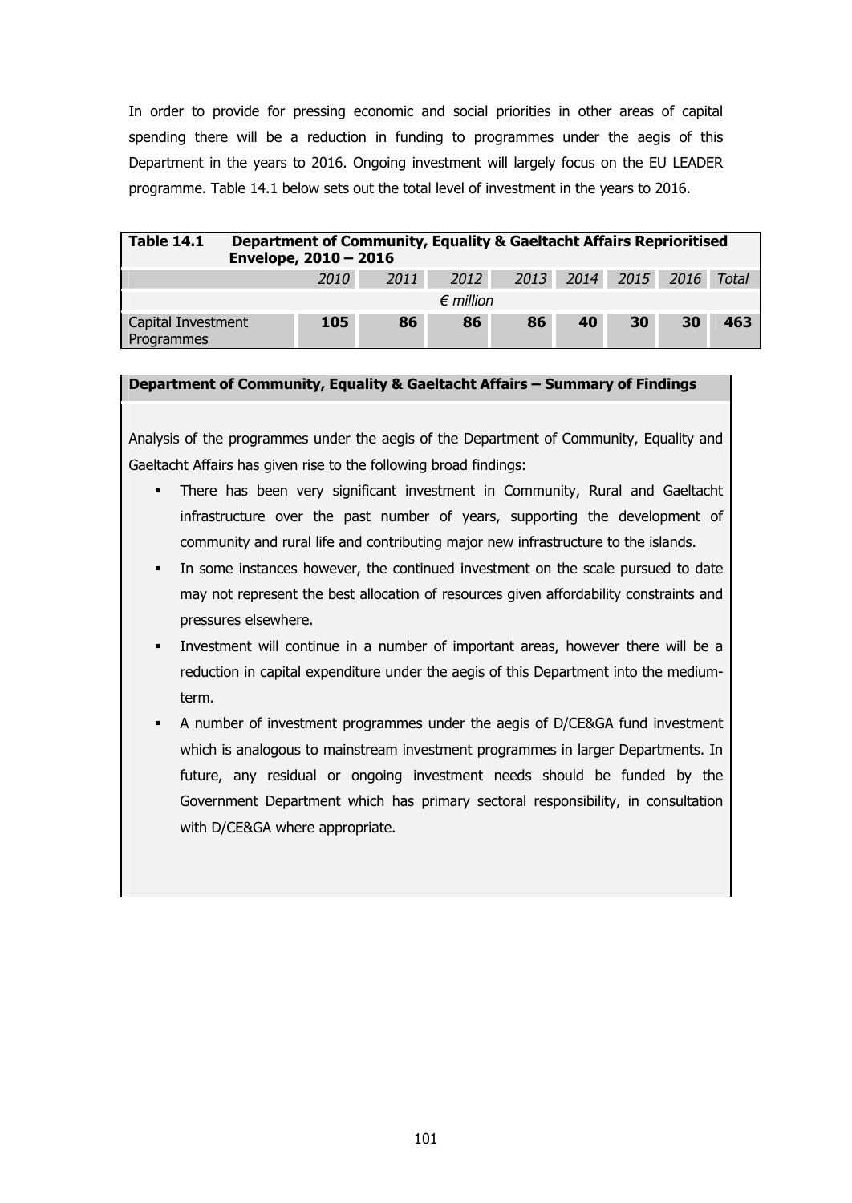In order to provide for pressing economic and social priorities in other areas of capital spending there will be a reduction in funding to programmes under the aegis of this Department in the years to 2016. Ongoing investment will largely focus on the EU LEADER programme. Table 14.1 below sets out the total level of investment in the years to 2016.

**Table 14.1 Department of Community, Equality & Gaeltacht Affairs Reprioritised Envelope, 2010 – 2016**

| | *2010* | *2011* | *2012* | *2013* | *2014* | *2015* | *2016* | *Total* |
|---|---|---|---|---|---|---|---|---|
| | | | *€ million* | | | | | |
| Capital Investment Programmes | **105** | **86** | **86** | **86** | **40** | **30** | **30** | **463** |

**Department of Community, Equality & Gaeltacht Affairs – Summary of Findings**

Analysis of the programmes under the aegis of the Department of Community, Equality and Gaeltacht Affairs has given rise to the following broad findings:

- There has been very significant investment in Community, Rural and Gaeltacht infrastructure over the past number of years, supporting the development of community and rural life and contributing major new infrastructure to the islands.
- In some instances however, the continued investment on the scale pursued to date may not represent the best allocation of resources given affordability constraints and pressures elsewhere.
- Investment will continue in a number of important areas, however there will be a reduction in capital expenditure under the aegis of this Department into the medium-term.
- A number of investment programmes under the aegis of D/CE&GA fund investment which is analogous to mainstream investment programmes in larger Departments. In future, any residual or ongoing investment needs should be funded by the Government Department which has primary sectoral responsibility, in consultation with D/CE&GA where appropriate.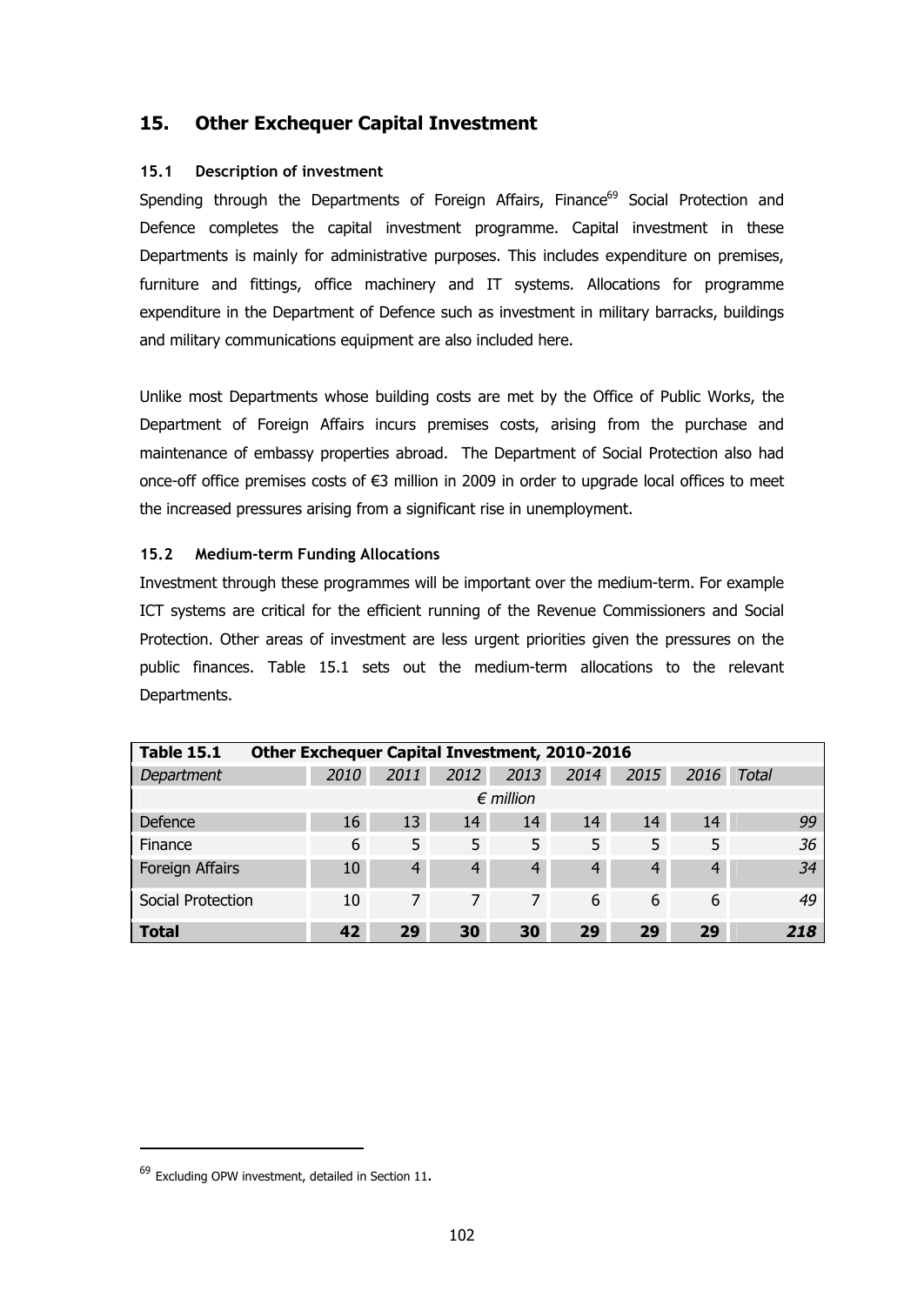## 15. Other Exchequer Capital Investment

### 15.1 Description of investment

Spending through the Departments of Foreign Affairs, Finance[69] Social Protection and Defence completes the capital investment programme. Capital investment in these Departments is mainly for administrative purposes. This includes expenditure on premises, furniture and fittings, office machinery and IT systems. Allocations for programme expenditure in the Department of Defence such as investment in military barracks, buildings and military communications equipment are also included here.

Unlike most Departments whose building costs are met by the Office of Public Works, the Department of Foreign Affairs incurs premises costs, arising from the purchase and maintenance of embassy properties abroad. The Department of Social Protection also had once-off office premises costs of €3 million in 2009 in order to upgrade local offices to meet the increased pressures arising from a significant rise in unemployment.

### 15.2 Medium-term Funding Allocations

Investment through these programmes will be important over the medium-term. For example ICT systems are critical for the efficient running of the Revenue Commissioners and Social Protection. Other areas of investment are less urgent priorities given the pressures on the public finances. Table 15.1 sets out the medium-term allocations to the relevant Departments.

**Table 15.1 Other Exchequer Capital Investment, 2010-2016**

| *Department* | *2010* | *2011* | *2012* | *2013* | *2014* | *2015* | *2016* | *Total* |
|---|---|---|---|---|---|---|---|---|
| | | | | *€ million* | | | | |
| Defence | 16 | 13 | 14 | 14 | 14 | 14 | 14 | *99* |
| Finance | 6 | 5 | 5 | 5 | 5 | 5 | 5 | *36* |
| Foreign Affairs | 10 | 4 | 4 | 4 | 4 | 4 | 4 | *34* |
| Social Protection | 10 | 7 | 7 | 7 | 6 | 6 | 6 | *49* |
| **Total** | **42** | **29** | **30** | **30** | **29** | **29** | **29** | ***218*** |

[69] Excluding OPW investment, detailed in Section 11.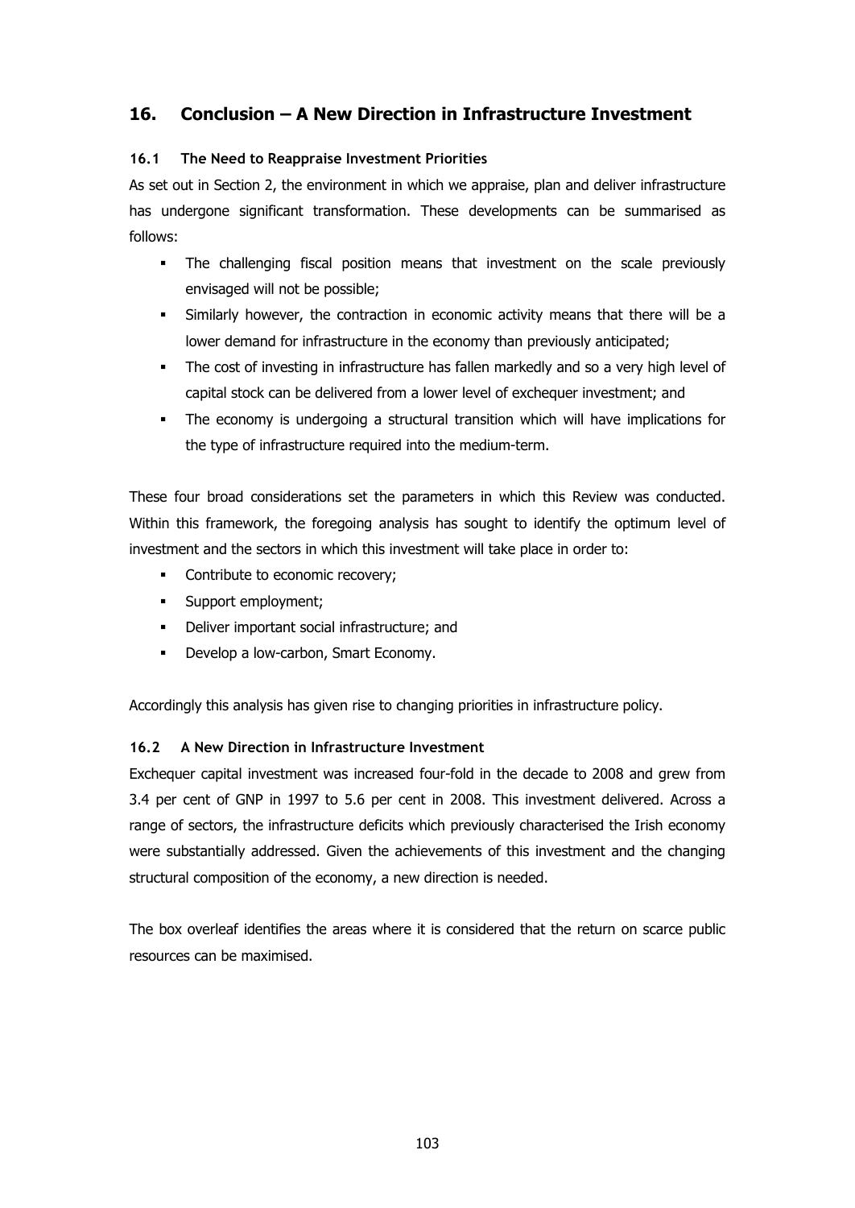## 16. Conclusion – A New Direction in Infrastructure Investment

### 16.1 The Need to Reappraise Investment Priorities

As set out in Section 2, the environment in which we appraise, plan and deliver infrastructure has undergone significant transformation. These developments can be summarised as follows:

- The challenging fiscal position means that investment on the scale previously envisaged will not be possible;
- Similarly however, the contraction in economic activity means that there will be a lower demand for infrastructure in the economy than previously anticipated;
- The cost of investing in infrastructure has fallen markedly and so a very high level of capital stock can be delivered from a lower level of exchequer investment; and
- The economy is undergoing a structural transition which will have implications for the type of infrastructure required into the medium-term.

These four broad considerations set the parameters in which this Review was conducted. Within this framework, the foregoing analysis has sought to identify the optimum level of investment and the sectors in which this investment will take place in order to:

- Contribute to economic recovery;
- Support employment;
- Deliver important social infrastructure; and
- Develop a low-carbon, Smart Economy.

Accordingly this analysis has given rise to changing priorities in infrastructure policy.

### 16.2 A New Direction in Infrastructure Investment

Exchequer capital investment was increased four-fold in the decade to 2008 and grew from 3.4 per cent of GNP in 1997 to 5.6 per cent in 2008. This investment delivered. Across a range of sectors, the infrastructure deficits which previously characterised the Irish economy were substantially addressed. Given the achievements of this investment and the changing structural composition of the economy, a new direction is needed.

The box overleaf identifies the areas where it is considered that the return on scarce public resources can be maximised.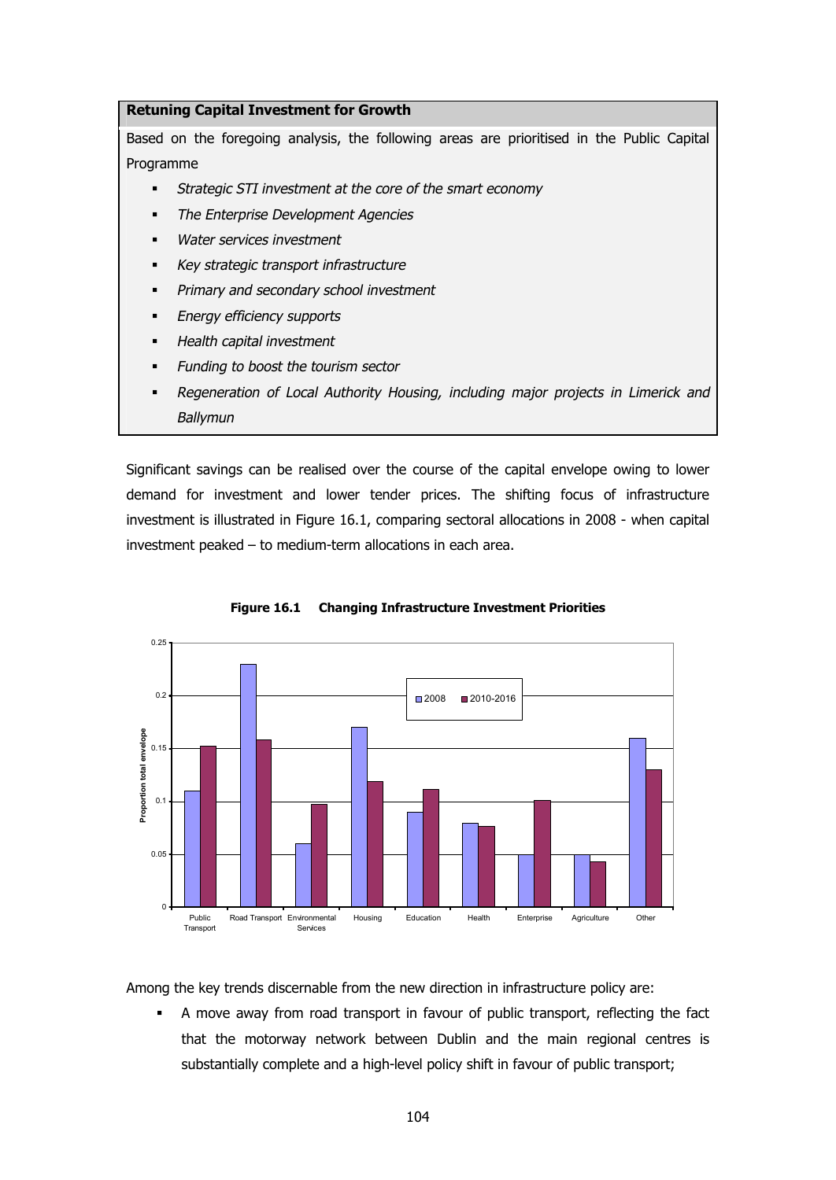**Retuning Capital Investment for Growth**

Based on the foregoing analysis, the following areas are prioritised in the Public Capital Programme

- *Strategic STI investment at the core of the smart economy*
- *The Enterprise Development Agencies*
- *Water services investment*
- *Key strategic transport infrastructure*
- *Primary and secondary school investment*
- *Energy efficiency supports*
- *Health capital investment*
- *Funding to boost the tourism sector*
- *Regeneration of Local Authority Housing, including major projects in Limerick and Ballymun*

Significant savings can be realised over the course of the capital envelope owing to lower demand for investment and lower tender prices. The shifting focus of infrastructure investment is illustrated in Figure 16.1, comparing sectoral allocations in 2008 - when capital investment peaked – to medium-term allocations in each area.

**Figure 16.1 Changing Infrastructure Investment Priorities**

Among the key trends discernable from the new direction in infrastructure policy are:

- A move away from road transport in favour of public transport, reflecting the fact that the motorway network between Dublin and the main regional centres is substantially complete and a high-level policy shift in favour of public transport;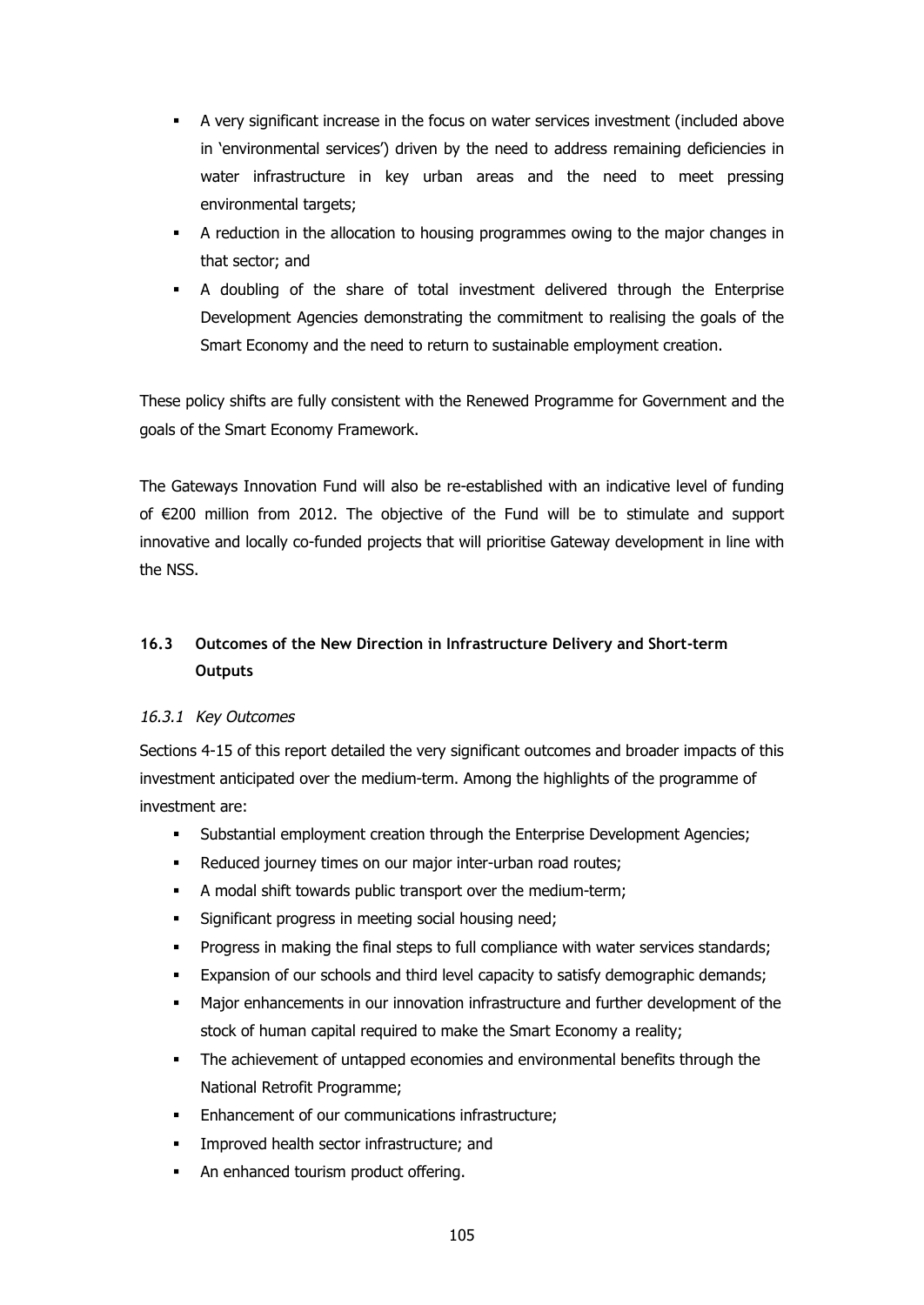- A very significant increase in the focus on water services investment (included above in 'environmental services') driven by the need to address remaining deficiencies in water infrastructure in key urban areas and the need to meet pressing environmental targets;
- A reduction in the allocation to housing programmes owing to the major changes in that sector; and
- A doubling of the share of total investment delivered through the Enterprise Development Agencies demonstrating the commitment to realising the goals of the Smart Economy and the need to return to sustainable employment creation.

These policy shifts are fully consistent with the Renewed Programme for Government and the goals of the Smart Economy Framework.

The Gateways Innovation Fund will also be re-established with an indicative level of funding of €200 million from 2012. The objective of the Fund will be to stimulate and support innovative and locally co-funded projects that will prioritise Gateway development in line with the NSS.

## 16.3 Outcomes of the New Direction in Infrastructure Delivery and Short-term Outputs

### *16.3.1 Key Outcomes*

Sections 4-15 of this report detailed the very significant outcomes and broader impacts of this investment anticipated over the medium-term. Among the highlights of the programme of investment are:

- Substantial employment creation through the Enterprise Development Agencies;
- Reduced journey times on our major inter-urban road routes;
- A modal shift towards public transport over the medium-term;
- Significant progress in meeting social housing need;
- Progress in making the final steps to full compliance with water services standards;
- Expansion of our schools and third level capacity to satisfy demographic demands;
- Major enhancements in our innovation infrastructure and further development of the stock of human capital required to make the Smart Economy a reality;
- The achievement of untapped economies and environmental benefits through the National Retrofit Programme;
- Enhancement of our communications infrastructure;
- Improved health sector infrastructure; and
- An enhanced tourism product offering.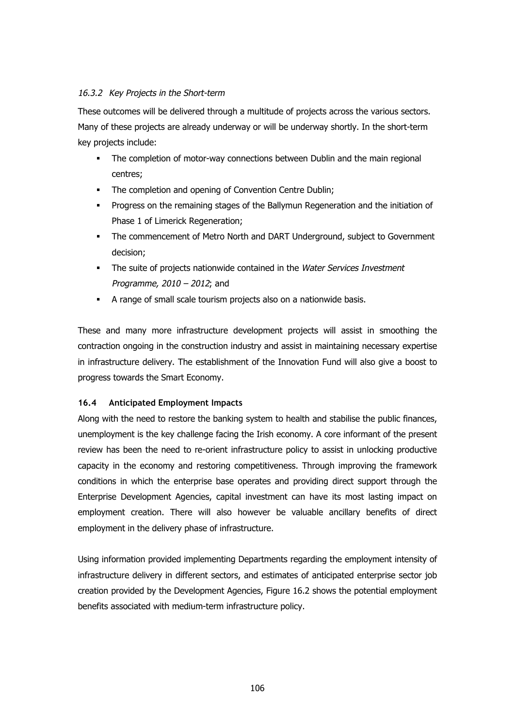### *16.3.2 Key Projects in the Short-term*

These outcomes will be delivered through a multitude of projects across the various sectors. Many of these projects are already underway or will be underway shortly. In the short-term key projects include:

- The completion of motor-way connections between Dublin and the main regional centres;
- The completion and opening of Convention Centre Dublin;
- Progress on the remaining stages of the Ballymun Regeneration and the initiation of Phase 1 of Limerick Regeneration;
- The commencement of Metro North and DART Underground, subject to Government decision;
- The suite of projects nationwide contained in the *Water Services Investment Programme, 2010 – 2012*; and
- A range of small scale tourism projects also on a nationwide basis.

These and many more infrastructure development projects will assist in smoothing the contraction ongoing in the construction industry and assist in maintaining necessary expertise in infrastructure delivery. The establishment of the Innovation Fund will also give a boost to progress towards the Smart Economy.

## 16.4 Anticipated Employment Impacts

Along with the need to restore the banking system to health and stabilise the public finances, unemployment is the key challenge facing the Irish economy. A core informant of the present review has been the need to re-orient infrastructure policy to assist in unlocking productive capacity in the economy and restoring competitiveness. Through improving the framework conditions in which the enterprise base operates and providing direct support through the Enterprise Development Agencies, capital investment can have its most lasting impact on employment creation. There will also however be valuable ancillary benefits of direct employment in the delivery phase of infrastructure.

Using information provided implementing Departments regarding the employment intensity of infrastructure delivery in different sectors, and estimates of anticipated enterprise sector job creation provided by the Development Agencies, Figure 16.2 shows the potential employment benefits associated with medium-term infrastructure policy.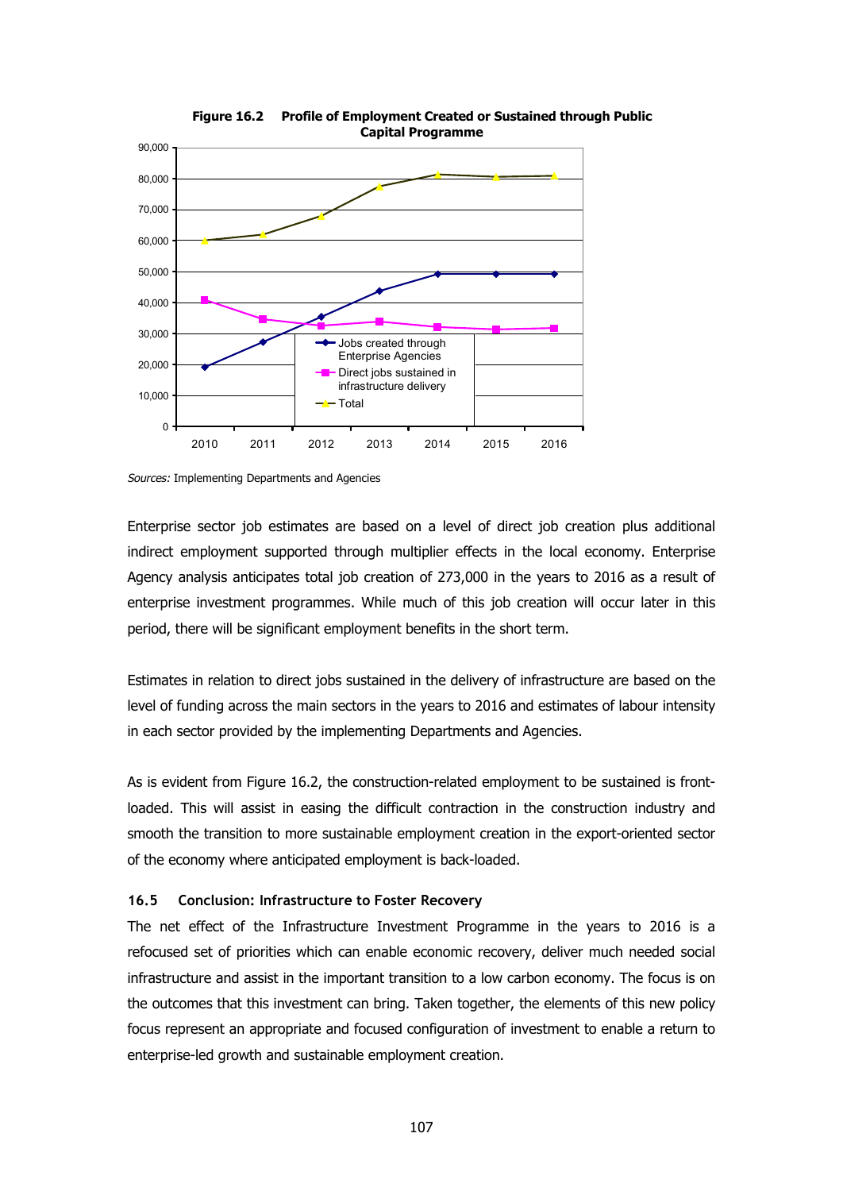**Figure 16.2 Profile of Employment Created or Sustained through Public Capital Programme**

*Sources:* Implementing Departments and Agencies

Enterprise sector job estimates are based on a level of direct job creation plus additional indirect employment supported through multiplier effects in the local economy. Enterprise Agency analysis anticipates total job creation of 273,000 in the years to 2016 as a result of enterprise investment programmes. While much of this job creation will occur later in this period, there will be significant employment benefits in the short term.

Estimates in relation to direct jobs sustained in the delivery of infrastructure are based on the level of funding across the main sectors in the years to 2016 and estimates of labour intensity in each sector provided by the implementing Departments and Agencies.

As is evident from Figure 16.2, the construction-related employment to be sustained is front-loaded. This will assist in easing the difficult contraction in the construction industry and smooth the transition to more sustainable employment creation in the export-oriented sector of the economy where anticipated employment is back-loaded.

### 16.5 Conclusion: Infrastructure to Foster Recovery

The net effect of the Infrastructure Investment Programme in the years to 2016 is a refocused set of priorities which can enable economic recovery, deliver much needed social infrastructure and assist in the important transition to a low carbon economy. The focus is on the outcomes that this investment can bring. Taken together, the elements of this new policy focus represent an appropriate and focused configuration of investment to enable a return to enterprise-led growth and sustainable employment creation.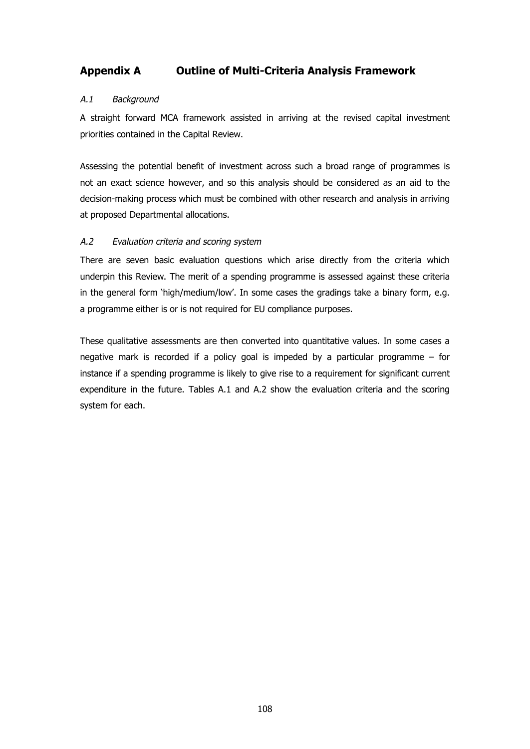## Appendix A Outline of Multi-Criteria Analysis Framework

### *A.1 Background*

A straight forward MCA framework assisted in arriving at the revised capital investment priorities contained in the Capital Review.

Assessing the potential benefit of investment across such a broad range of programmes is not an exact science however, and so this analysis should be considered as an aid to the decision-making process which must be combined with other research and analysis in arriving at proposed Departmental allocations.

### *A.2 Evaluation criteria and scoring system*

There are seven basic evaluation questions which arise directly from the criteria which underpin this Review. The merit of a spending programme is assessed against these criteria in the general form 'high/medium/low'. In some cases the gradings take a binary form, e.g. a programme either is or is not required for EU compliance purposes.

These qualitative assessments are then converted into quantitative values. In some cases a negative mark is recorded if a policy goal is impeded by a particular programme – for instance if a spending programme is likely to give rise to a requirement for significant current expenditure in the future. Tables A.1 and A.2 show the evaluation criteria and the scoring system for each.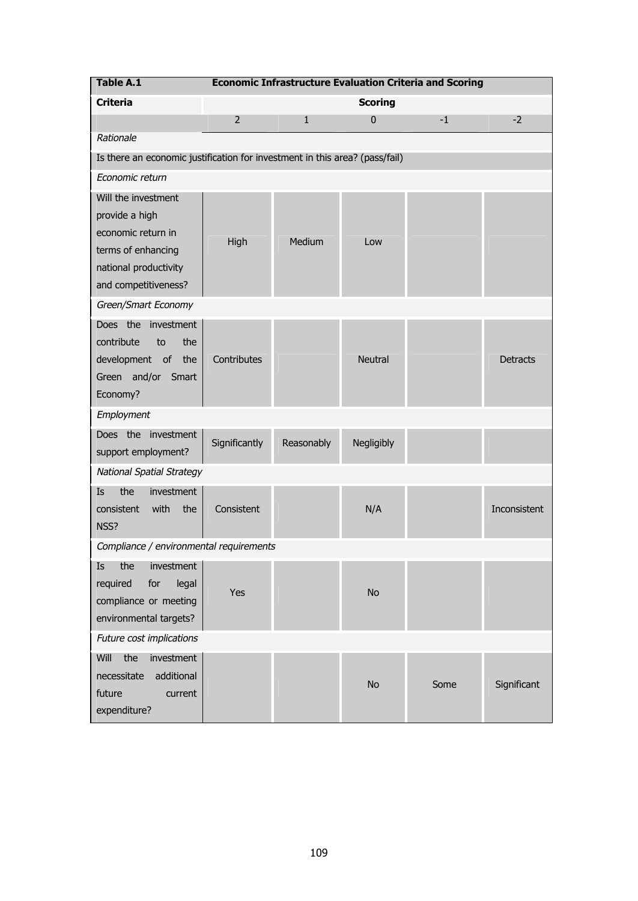| Table A.1 | Economic Infrastructure Evaluation Criteria and Scoring | | | | |
|---|---|---|---|---|---|
| **Criteria** | **Scoring** | | | | |
| | 2 | 1 | 0 | -1 | -2 |
| *Rationale* | | | | | |
| Is there an economic justification for investment in this area? (pass/fail) | | | | | |
| *Economic return* | | | | | |
| Will the investment provide a high economic return in terms of enhancing national productivity and competitiveness? | High | Medium | Low | | |
| *Green/Smart Economy* | | | | | |
| Does the investment contribute to the development of the Green and/or Smart Economy? | Contributes | | Neutral | | Detracts |
| *Employment* | | | | | |
| Does the investment support employment? | Significantly | Reasonably | Negligibly | | |
| *National Spatial Strategy* | | | | | |
| Is the investment consistent with the NSS? | Consistent | | N/A | | Inconsistent |
| *Compliance / environmental requirements* | | | | | |
| Is the investment required for legal compliance or meeting environmental targets? | Yes | | No | | |
| *Future cost implications* | | | | | |
| Will the investment necessitate additional future current expenditure? | | | No | Some | Significant |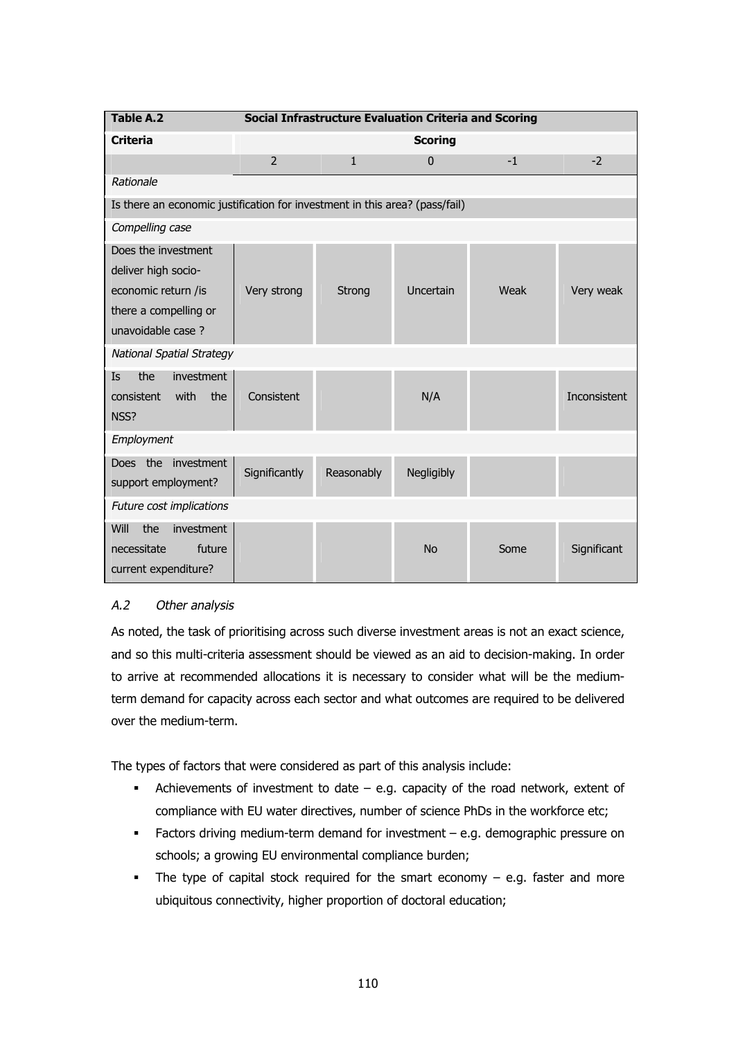| Table A.2 | Social Infrastructure Evaluation Criteria and Scoring | | | | |
|---|---|---|---|---|---|
| **Criteria** | **Scoring** | | | | |
| | 2 | 1 | 0 | -1 | -2 |
| *Rationale* | | | | | |
| Is there an economic justification for investment in this area? (pass/fail) | | | | | |
| *Compelling case* | | | | | |
| Does the investment deliver high socio-economic return /is there a compelling or unavoidable case ? | Very strong | Strong | Uncertain | Weak | Very weak |
| *National Spatial Strategy* | | | | | |
| Is the investment consistent with the NSS? | Consistent | | N/A | | Inconsistent |
| *Employment* | | | | | |
| Does the investment support employment? | Significantly | Reasonably | Negligibly | | |
| *Future cost implications* | | | | | |
| Will the investment necessitate future current expenditure? | | | No | Some | Significant |

## *A.2 Other analysis*

As noted, the task of prioritising across such diverse investment areas is not an exact science, and so this multi-criteria assessment should be viewed as an aid to decision-making. In order to arrive at recommended allocations it is necessary to consider what will be the medium-term demand for capacity across each sector and what outcomes are required to be delivered over the medium-term.

The types of factors that were considered as part of this analysis include:

- Achievements of investment to date – e.g. capacity of the road network, extent of compliance with EU water directives, number of science PhDs in the workforce etc;
- Factors driving medium-term demand for investment – e.g. demographic pressure on schools; a growing EU environmental compliance burden;
- The type of capital stock required for the smart economy – e.g. faster and more ubiquitous connectivity, higher proportion of doctoral education;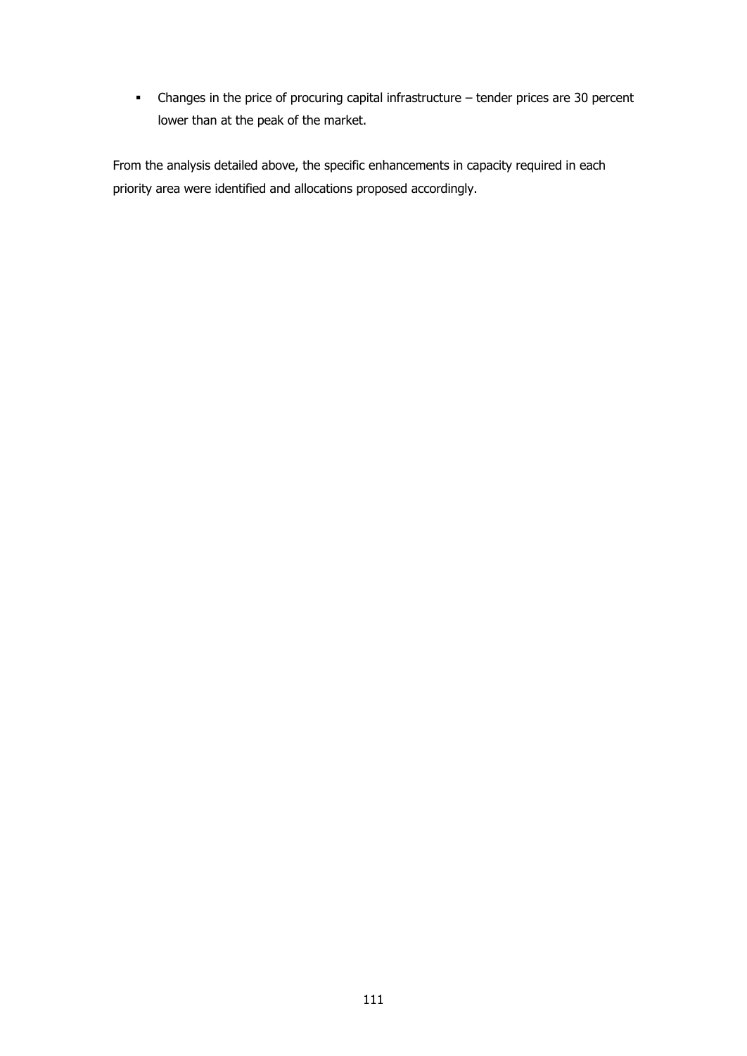- Changes in the price of procuring capital infrastructure – tender prices are 30 percent lower than at the peak of the market.

From the analysis detailed above, the specific enhancements in capacity required in each priority area were identified and allocations proposed accordingly.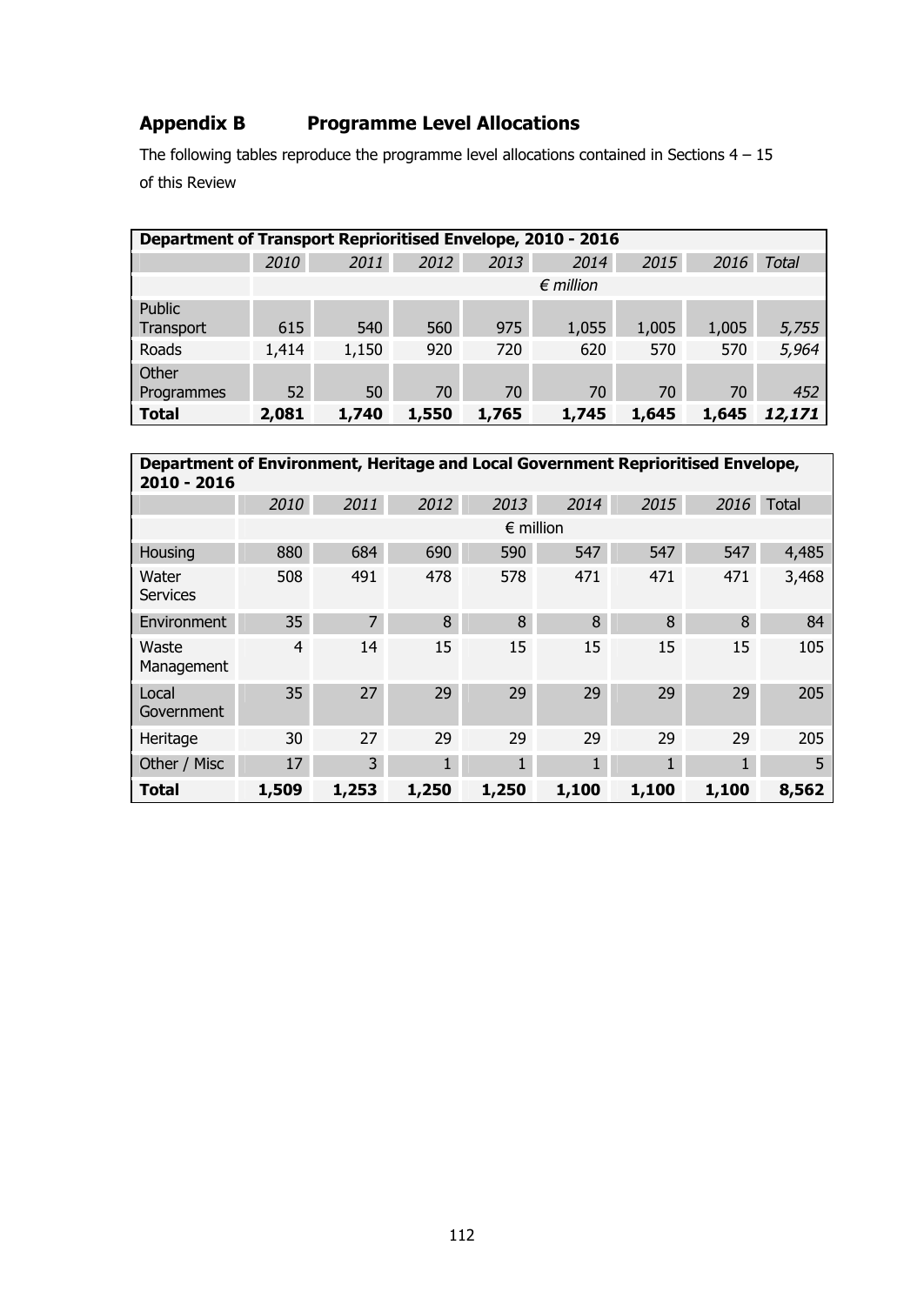## Appendix B Programme Level Allocations

The following tables reproduce the programme level allocations contained in Sections 4 – 15 of this Review

| **Department of Transport Reprioritised Envelope, 2010 - 2016** | | | | | | | | |
|---|---|---|---|---|---|---|---|---|
| | *2010* | *2011* | *2012* | *2013* | *2014* | *2015* | *2016* | *Total* |
| | | | | | *€ million* | | | |
| Public Transport | 615 | 540 | 560 | 975 | 1,055 | 1,005 | 1,005 | *5,755* |
| Roads | 1,414 | 1,150 | 920 | 720 | 620 | 570 | 570 | *5,964* |
| Other Programmes | 52 | 50 | 70 | 70 | 70 | 70 | 70 | *452* |
| **Total** | **2,081** | **1,740** | **1,550** | **1,765** | **1,745** | **1,645** | **1,645** | ***12,171*** |

| **Department of Environment, Heritage and Local Government Reprioritised Envelope, 2010 - 2016** | | | | | | | | |
|---|---|---|---|---|---|---|---|---|
| | *2010* | *2011* | *2012* | *2013* | *2014* | *2015* | *2016* | Total |
| | | | | | € million | | | |
| Housing | 880 | 684 | 690 | 590 | 547 | 547 | 547 | 4,485 |
| Water Services | 508 | 491 | 478 | 578 | 471 | 471 | 471 | 3,468 |
| Environment | 35 | 7 | 8 | 8 | 8 | 8 | 8 | 84 |
| Waste Management | 4 | 14 | 15 | 15 | 15 | 15 | 15 | 105 |
| Local Government | 35 | 27 | 29 | 29 | 29 | 29 | 29 | 205 |
| Heritage | 30 | 27 | 29 | 29 | 29 | 29 | 29 | 205 |
| Other / Misc | 17 | 3 | 1 | 1 | 1 | 1 | 1 | 5 |
| **Total** | **1,509** | **1,253** | **1,250** | **1,250** | **1,100** | **1,100** | **1,100** | **8,562** |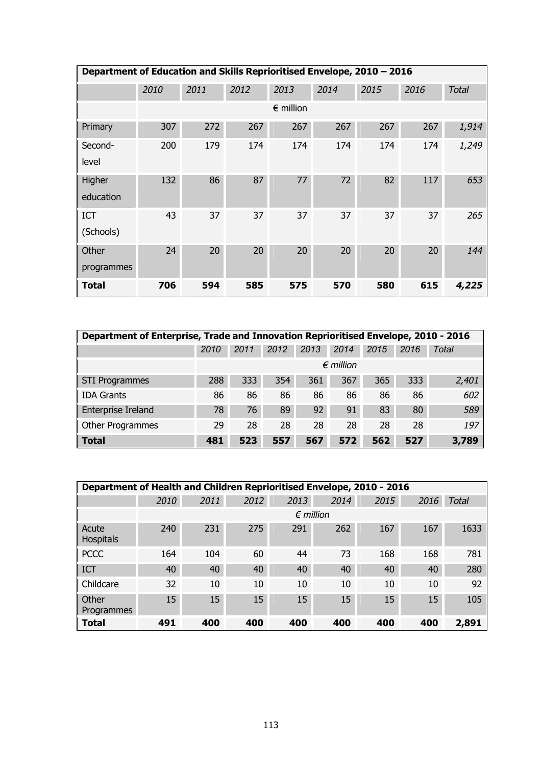| Department of Education and Skills Reprioritised Envelope, 2010 – 2016 | | | | | | | | |
|---|---|---|---|---|---|---|---|---|
| | *2010* | *2011* | *2012* | *2013* | *2014* | *2015* | *2016* | *Total* |
| | € million | | | | | | | |
| Primary | 307 | 272 | 267 | 267 | 267 | 267 | 267 | *1,914* |
| Second-level | 200 | 179 | 174 | 174 | 174 | 174 | 174 | *1,249* |
| Higher education | 132 | 86 | 87 | 77 | 72 | 82 | 117 | *653* |
| ICT (Schools) | 43 | 37 | 37 | 37 | 37 | 37 | 37 | *265* |
| Other programmes | 24 | 20 | 20 | 20 | 20 | 20 | 20 | *144* |
| **Total** | **706** | **594** | **585** | **575** | **570** | **580** | **615** | ***4,225*** |

| Department of Enterprise, Trade and Innovation Reprioritised Envelope, 2010 - 2016 | | | | | | | | |
|---|---|---|---|---|---|---|---|---|
| | *2010* | *2011* | *2012* | *2013* | *2014* | *2015* | *2016* | *Total* |
| | *€ million* | | | | | | | |
| STI Programmes | 288 | 333 | 354 | 361 | 367 | 365 | 333 | *2,401* |
| IDA Grants | 86 | 86 | 86 | 86 | 86 | 86 | 86 | *602* |
| Enterprise Ireland | 78 | 76 | 89 | 92 | 91 | 83 | 80 | *589* |
| Other Programmes | 29 | 28 | 28 | 28 | 28 | 28 | 28 | *197* |
| **Total** | **481** | **523** | **557** | **567** | **572** | **562** | **527** | **3,789** |

| Department of Health and Children Reprioritised Envelope, 2010 - 2016 | | | | | | | | |
|---|---|---|---|---|---|---|---|---|
| | *2010* | *2011* | *2012* | *2013* | *2014* | *2015* | *2016* | *Total* |
| | *€ million* | | | | | | | |
| Acute Hospitals | 240 | 231 | 275 | 291 | 262 | 167 | 167 | 1633 |
| PCCC | 164 | 104 | 60 | 44 | 73 | 168 | 168 | 781 |
| ICT | 40 | 40 | 40 | 40 | 40 | 40 | 40 | 280 |
| Childcare | 32 | 10 | 10 | 10 | 10 | 10 | 10 | 92 |
| Other Programmes | 15 | 15 | 15 | 15 | 15 | 15 | 15 | 105 |
| **Total** | **491** | **400** | **400** | **400** | **400** | **400** | **400** | **2,891** |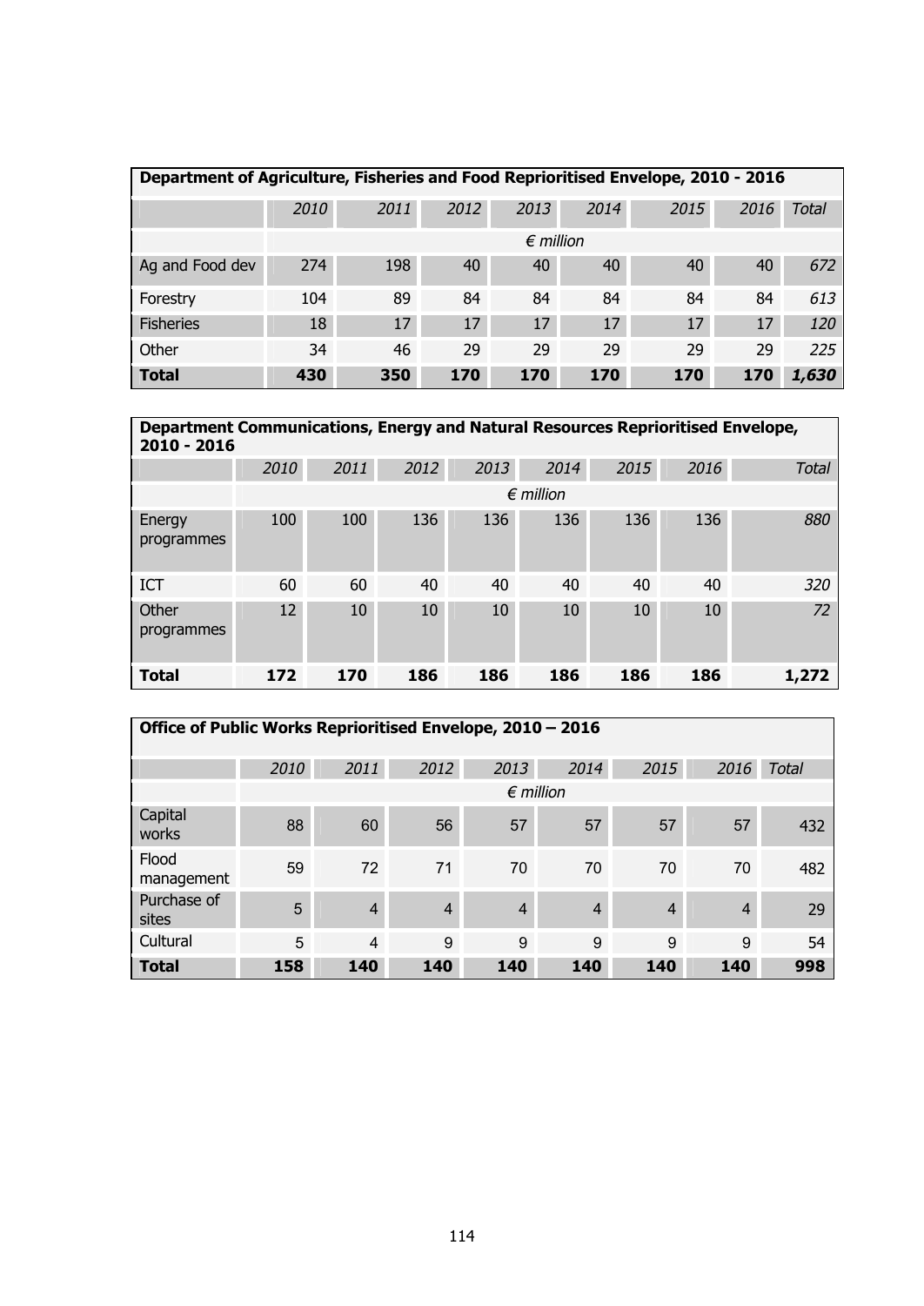| Department of Agriculture, Fisheries and Food Reprioritised Envelope, 2010 - 2016 | | | | | | | | |
|---|---|---|---|---|---|---|---|---|
| | *2010* | *2011* | *2012* | *2013* | *2014* | *2015* | *2016* | *Total* |
| | *€ million* | | | | | | | |
| Ag and Food dev | 274 | 198 | 40 | 40 | 40 | 40 | 40 | *672* |
| Forestry | 104 | 89 | 84 | 84 | 84 | 84 | 84 | *613* |
| Fisheries | 18 | 17 | 17 | 17 | 17 | 17 | 17 | *120* |
| Other | 34 | 46 | 29 | 29 | 29 | 29 | 29 | *225* |
| **Total** | **430** | **350** | **170** | **170** | **170** | **170** | **170** | ***1,630*** |

| Department Communications, Energy and Natural Resources Reprioritised Envelope, 2010 - 2016 | | | | | | | | |
|---|---|---|---|---|---|---|---|---|
| | *2010* | *2011* | *2012* | *2013* | *2014* | *2015* | *2016* | *Total* |
| | *€ million* | | | | | | | |
| Energy programmes | 100 | 100 | 136 | 136 | 136 | 136 | 136 | *880* |
| ICT | 60 | 60 | 40 | 40 | 40 | 40 | 40 | *320* |
| Other programmes | 12 | 10 | 10 | 10 | 10 | 10 | 10 | *72* |
| **Total** | **172** | **170** | **186** | **186** | **186** | **186** | **186** | **1,272** |

| Office of Public Works Reprioritised Envelope, 2010 – 2016 | | | | | | | | |
|---|---|---|---|---|---|---|---|---|
| | *2010* | *2011* | *2012* | *2013* | *2014* | *2015* | *2016* | *Total* |
| | *€ million* | | | | | | | |
| Capital works | 88 | 60 | 56 | 57 | 57 | 57 | 57 | 432 |
| Flood management | 59 | 72 | 71 | 70 | 70 | 70 | 70 | 482 |
| Purchase of sites | 5 | 4 | 4 | 4 | 4 | 4 | 4 | 29 |
| Cultural | 5 | 4 | 9 | 9 | 9 | 9 | 9 | 54 |
| **Total** | **158** | **140** | **140** | **140** | **140** | **140** | **140** | **998** |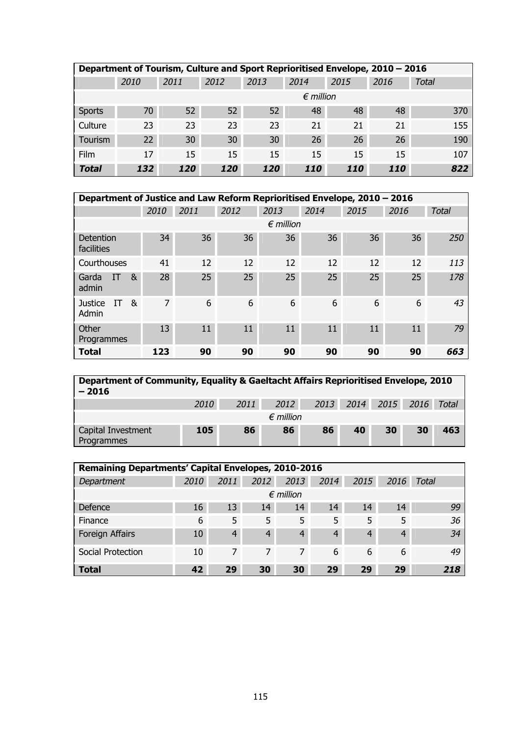| Department of Tourism, Culture and Sport Reprioritised Envelope, 2010 – 2016 | | | | | | | | |
|---|---|---|---|---|---|---|---|---|
| | *2010* | *2011* | *2012* | *2013* | *2014* | *2015* | *2016* | *Total* |
| | | | | | *€ million* | | | |
| Sports | 70 | 52 | 52 | 52 | 48 | 48 | 48 | 370 |
| Culture | 23 | 23 | 23 | 23 | 21 | 21 | 21 | 155 |
| Tourism | 22 | 30 | 30 | 30 | 26 | 26 | 26 | 190 |
| Film | 17 | 15 | 15 | 15 | 15 | 15 | 15 | 107 |
| ***Total*** | ***132*** | ***120*** | ***120*** | ***120*** | ***110*** | ***110*** | ***110*** | ***822*** |

| Department of Justice and Law Reform Reprioritised Envelope, 2010 – 2016 | | | | | | | | |
|---|---|---|---|---|---|---|---|---|
| | *2010* | *2011* | *2012* | *2013* | *2014* | *2015* | *2016* | *Total* |
| | | | | *€ million* | | | | |
| Detention facilities | 34 | 36 | 36 | 36 | 36 | 36 | 36 | *250* |
| Courthouses | 41 | 12 | 12 | 12 | 12 | 12 | 12 | *113* |
| Garda IT & admin | 28 | 25 | 25 | 25 | 25 | 25 | 25 | *178* |
| Justice IT & Admin | 7 | 6 | 6 | 6 | 6 | 6 | 6 | *43* |
| Other Programmes | 13 | 11 | 11 | 11 | 11 | 11 | 11 | *79* |
| **Total** | **123** | **90** | **90** | **90** | **90** | **90** | **90** | ***663*** |

| Department of Community, Equality & Gaeltacht Affairs Reprioritised Envelope, 2010 – 2016 | | | | | | | | |
|---|---|---|---|---|---|---|---|---|
| | *2010* | *2011* | *2012* | *2013* | *2014* | *2015* | *2016* | *Total* |
| | | | *€ million* | | | | | |
| Capital Investment Programmes | **105** | **86** | **86** | **86** | **40** | **30** | **30** | **463** |

| Remaining Departments' Capital Envelopes, 2010-2016 | | | | | | | | |
|---|---|---|---|---|---|---|---|---|
| *Department* | *2010* | *2011* | *2012* | *2013* | *2014* | *2015* | *2016* | *Total* |
| | | | | *€ million* | | | | |
| Defence | 16 | 13 | 14 | 14 | 14 | 14 | 14 | *99* |
| Finance | 6 | 5 | 5 | 5 | 5 | 5 | 5 | *36* |
| Foreign Affairs | 10 | 4 | 4 | 4 | 4 | 4 | 4 | *34* |
| Social Protection | 10 | 7 | 7 | 7 | 6 | 6 | 6 | *49* |
| **Total** | **42** | **29** | **30** | **30** | **29** | **29** | **29** | ***218*** |